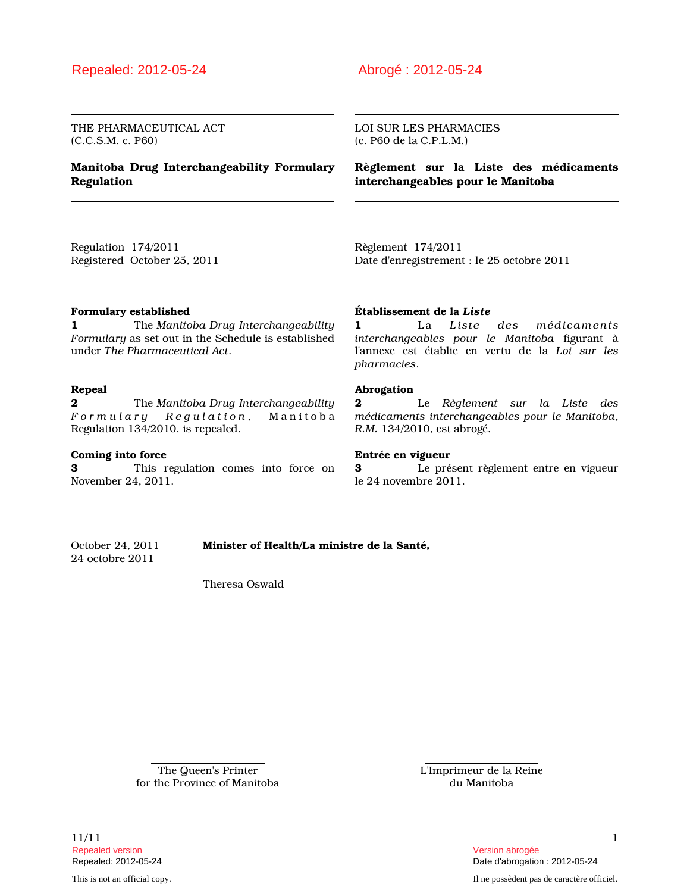Repealed: 2012-05-24

THE PHARMACEUTICAL ACT
(C.C.S.M. c. P60)

# Manitoba Drug Interchangeability Formulary Regulation

Regulation 174/2011
Registered October 25, 2011

**Formulary established**

**1** The *Manitoba Drug Interchangeability Formulary* as set out in the Schedule is established under *The Pharmaceutical Act*.

**Repeal**

**2** The *Manitoba Drug Interchangeability Formulary Regulation*, Manitoba Regulation 134/2010, is repealed.

**Coming into force**

**3** This regulation comes into force on November 24, 2011.

Abrogé : 2012-05-24

LOI SUR LES PHARMACIES
(c. P60 de la C.P.L.M.)

# Règlement sur la Liste des médicaments interchangeables pour le Manitoba

Règlement 174/2011
Date d'enregistrement : le 25 octobre 2011

**Établissement de la *Liste***

**1** La *Liste des médicaments interchangeables pour le Manitoba* figurant à l'annexe est établie en vertu de la *Loi sur les pharmacies*.

**Abrogation**

**2** Le *Règlement sur la Liste des médicaments interchangeables pour le Manitoba*, *R.M.* 134/2010, est abrogé.

**Entrée en vigueur**

**3** Le présent règlement entre en vigueur le 24 novembre 2011.

October 24, 2011
24 octobre 2011

**Minister of Health/La ministre de la Santé,**

Theresa Oswald

The Queen's Printer
for the Province of Manitoba

L'Imprimeur de la Reine
du Manitoba

Repealed version
Repealed: 2012-05-24

Version abrogée
Date d'abrogation : 2012-05-24

This is not an official copy.

Il ne possèdent pas de caractère officiel.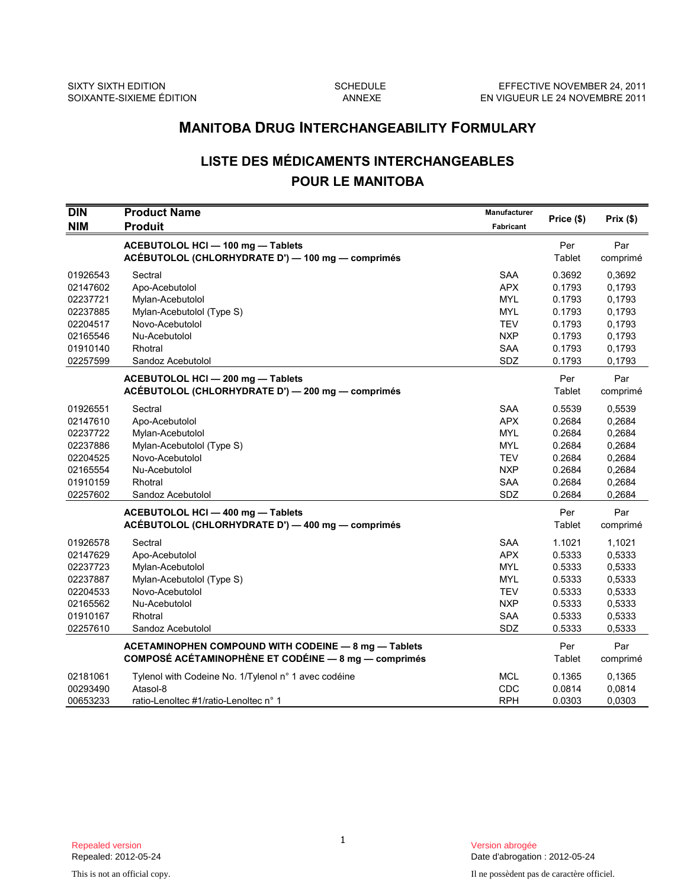SIXTY SIXTH EDITION
SOIXANTE-SIXIEME ÉDITION

SCHEDULE
ANNEXE

EFFECTIVE NOVEMBER 24, 2011
EN VIGUEUR LE 24 NOVEMBRE 2011

# MANITOBA DRUG INTERCHANGEABILITY FORMULARY

## LISTE DES MÉDICAMENTS INTERCHANGEABLES POUR LE MANITOBA

| DIN / NIM | Product Name / Produit | Manufacturer / Fabricant | Price ($) | Prix ($) |
|---|---|---|---|---|
| | **ACEBUTOLOL HCl — 100 mg — Tablets**<br>**ACÉBUTOLOL (CHLORHYDRATE D') — 100 mg — comprimés** | | Per Tablet | Par comprimé |
| 01926543 | Sectral | SAA | 0.3692 | 0,3692 |
| 02147602 | Apo-Acebutolol | APX | 0.1793 | 0,1793 |
| 02237721 | Mylan-Acebutolol | MYL | 0.1793 | 0,1793 |
| 02237885 | Mylan-Acebutolol (Type S) | MYL | 0.1793 | 0,1793 |
| 02204517 | Novo-Acebutolol | TEV | 0.1793 | 0,1793 |
| 02165546 | Nu-Acebutolol | NXP | 0.1793 | 0,1793 |
| 01910140 | Rhotral | SAA | 0.1793 | 0,1793 |
| 02257599 | Sandoz Acebutolol | SDZ | 0.1793 | 0,1793 |
| | **ACEBUTOLOL HCl — 200 mg — Tablets**<br>**ACÉBUTOLOL (CHLORHYDRATE D') — 200 mg — comprimés** | | Per Tablet | Par comprimé |
| 01926551 | Sectral | SAA | 0.5539 | 0,5539 |
| 02147610 | Apo-Acebutolol | APX | 0.2684 | 0,2684 |
| 02237722 | Mylan-Acebutolol | MYL | 0.2684 | 0,2684 |
| 02237886 | Mylan-Acebutolol (Type S) | MYL | 0.2684 | 0,2684 |
| 02204525 | Novo-Acebutolol | TEV | 0.2684 | 0,2684 |
| 02165554 | Nu-Acebutolol | NXP | 0.2684 | 0,2684 |
| 01910159 | Rhotral | SAA | 0.2684 | 0,2684 |
| 02257602 | Sandoz Acebutolol | SDZ | 0.2684 | 0,2684 |
| | **ACEBUTOLOL HCl — 400 mg — Tablets**<br>**ACÉBUTOLOL (CHLORHYDRATE D') — 400 mg — comprimés** | | Per Tablet | Par comprimé |
| 01926578 | Sectral | SAA | 1.1021 | 1,1021 |
| 02147629 | Apo-Acebutolol | APX | 0.5333 | 0,5333 |
| 02237723 | Mylan-Acebutolol | MYL | 0.5333 | 0,5333 |
| 02237887 | Mylan-Acebutolol (Type S) | MYL | 0.5333 | 0,5333 |
| 02204533 | Novo-Acebutolol | TEV | 0.5333 | 0,5333 |
| 02165562 | Nu-Acebutolol | NXP | 0.5333 | 0,5333 |
| 01910167 | Rhotral | SAA | 0.5333 | 0,5333 |
| 02257610 | Sandoz Acebutolol | SDZ | 0.5333 | 0,5333 |
| | **ACETAMINOPHEN COMPOUND WITH CODEINE — 8 mg — Tablets**<br>**COMPOSÉ ACÉTAMINOPHÈNE ET CODÉINE — 8 mg — comprimés** | | Per Tablet | Par comprimé |
| 02181061 | Tylenol with Codeine No. 1/Tylenol n° 1 avec codéine | MCL | 0.1365 | 0,1365 |
| 00293490 | Atasol-8 | CDC | 0.0814 | 0,0814 |
| 00653233 | ratio-Lenoltec #1/ratio-Lenoltec n° 1 | RPH | 0.0303 | 0,0303 |

Repealed version
Repealed: 2012-05-24

This is not an official copy.

Version abrogée
Date d'abrogation : 2012-05-24

Il ne possèdent pas de caractère officiel.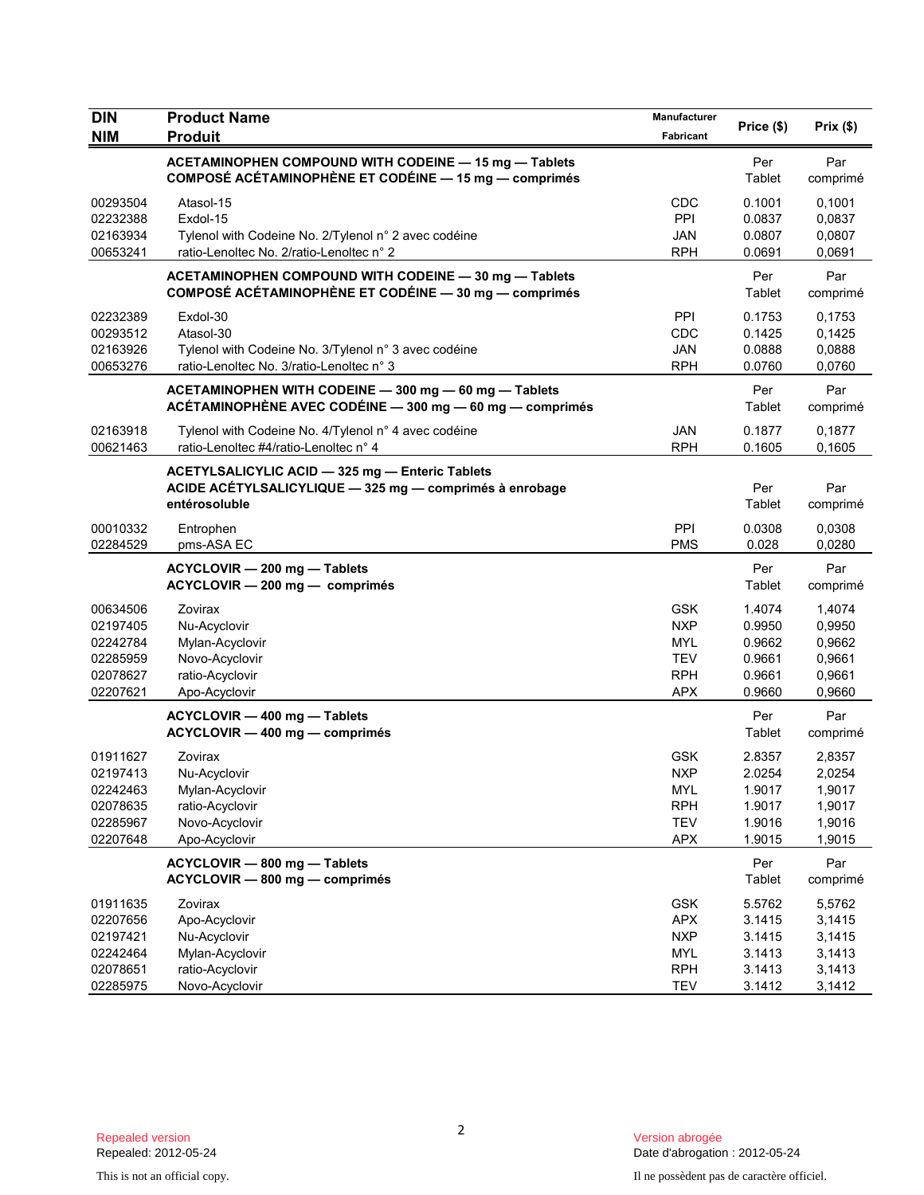| DIN<br>NIM | Product Name<br>Produit | Manufacturer<br>Fabricant | Price ($) | Prix ($) |
|---|---|---|---|---|
| | **ACETAMINOPHEN COMPOUND WITH CODEINE — 15 mg — Tablets**<br>**COMPOSÉ ACÉTAMINOPHÈNE ET CODÉINE — 15 mg — comprimés** | | Per Tablet | Par comprimé |
| 00293504 | Atasol-15 | CDC | 0.1001 | 0,1001 |
| 02232388 | Exdol-15 | PPI | 0.0837 | 0,0837 |
| 02163934 | Tylenol with Codeine No. 2/Tylenol n° 2 avec codéine | JAN | 0.0807 | 0,0807 |
| 00653241 | ratio-Lenoltec No. 2/ratio-Lenoltec n° 2 | RPH | 0.0691 | 0,0691 |
| | **ACETAMINOPHEN COMPOUND WITH CODEINE — 30 mg — Tablets**<br>**COMPOSÉ ACÉTAMINOPHÈNE ET CODÉINE — 30 mg — comprimés** | | Per Tablet | Par comprimé |
| 02232389 | Exdol-30 | PPI | 0.1753 | 0,1753 |
| 00293512 | Atasol-30 | CDC | 0.1425 | 0,1425 |
| 02163926 | Tylenol with Codeine No. 3/Tylenol n° 3 avec codéine | JAN | 0.0888 | 0,0888 |
| 00653276 | ratio-Lenoltec No. 3/ratio-Lenoltec n° 3 | RPH | 0.0760 | 0,0760 |
| | **ACETAMINOPHEN WITH CODEINE — 300 mg — 60 mg — Tablets**<br>**ACÉTAMINOPHÈNE AVEC CODÉINE — 300 mg — 60 mg — comprimés** | | Per Tablet | Par comprimé |
| 02163918 | Tylenol with Codeine No. 4/Tylenol n° 4 avec codéine | JAN | 0.1877 | 0,1877 |
| 00621463 | ratio-Lenoltec #4/ratio-Lenoltec n° 4 | RPH | 0.1605 | 0,1605 |
| | **ACETYLSALICYLIC ACID — 325 mg — Enteric Tablets**<br>**ACIDE ACÉTYLSALICYLIQUE — 325 mg — comprimés à enrobage entérosoluble** | | Per Tablet | Par comprimé |
| 00010332 | Entrophen | PPI | 0.0308 | 0,0308 |
| 02284529 | pms-ASA EC | PMS | 0.028 | 0,0280 |
| | **ACYCLOVIR — 200 mg — Tablets**<br>**ACYCLOVIR — 200 mg — comprimés** | | Per Tablet | Par comprimé |
| 00634506 | Zovirax | GSK | 1.4074 | 1,4074 |
| 02197405 | Nu-Acyclovir | NXP | 0.9950 | 0,9950 |
| 02242784 | Mylan-Acyclovir | MYL | 0.9662 | 0,9662 |
| 02285959 | Novo-Acyclovir | TEV | 0.9661 | 0,9661 |
| 02078627 | ratio-Acyclovir | RPH | 0.9661 | 0,9661 |
| 02207621 | Apo-Acyclovir | APX | 0.9660 | 0,9660 |
| | **ACYCLOVIR — 400 mg — Tablets**<br>**ACYCLOVIR — 400 mg — comprimés** | | Per Tablet | Par comprimé |
| 01911627 | Zovirax | GSK | 2.8357 | 2,8357 |
| 02197413 | Nu-Acyclovir | NXP | 2.0254 | 2,0254 |
| 02242463 | Mylan-Acyclovir | MYL | 1.9017 | 1,9017 |
| 02078635 | ratio-Acyclovir | RPH | 1.9017 | 1,9017 |
| 02285967 | Novo-Acyclovir | TEV | 1.9016 | 1,9016 |
| 02207648 | Apo-Acyclovir | APX | 1.9015 | 1,9015 |
| | **ACYCLOVIR — 800 mg — Tablets**<br>**ACYCLOVIR — 800 mg — comprimés** | | Per Tablet | Par comprimé |
| 01911635 | Zovirax | GSK | 5.5762 | 5,5762 |
| 02207656 | Apo-Acyclovir | APX | 3.1415 | 3,1415 |
| 02197421 | Nu-Acyclovir | NXP | 3.1415 | 3,1415 |
| 02242464 | Mylan-Acyclovir | MYL | 3.1413 | 3,1413 |
| 02078651 | ratio-Acyclovir | RPH | 3.1413 | 3,1413 |
| 02285975 | Novo-Acyclovir | TEV | 3.1412 | 3,1412 |

Repealed version
Repealed: 2012-05-24

Version abrogée
Date d'abrogation : 2012-05-24

This is not an official copy.

Il ne possèdent pas de caractère officiel.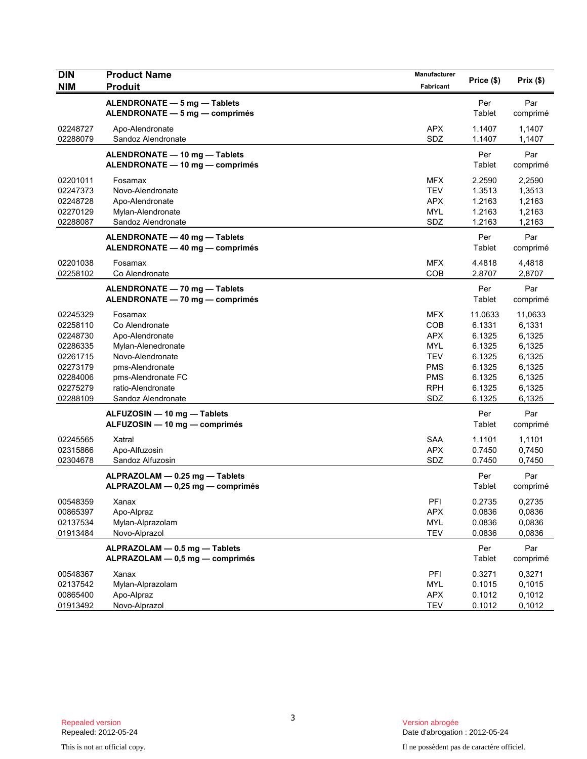| DIN<br>NIM | Product Name<br>Produit | Manufacturer<br>Fabricant | Price ($) | Prix ($) |
|---|---|---|---|---|
| | **ALENDRONATE — 5 mg — Tablets**<br>**ALENDRONATE — 5 mg — comprimés** | | Per Tablet | Par comprimé |
| 02248727 | Apo-Alendronate | APX | 1.1407 | 1,1407 |
| 02288079 | Sandoz Alendronate | SDZ | 1.1407 | 1,1407 |
| | **ALENDRONATE — 10 mg — Tablets**<br>**ALENDRONATE — 10 mg — comprimés** | | Per Tablet | Par comprimé |
| 02201011 | Fosamax | MFX | 2.2590 | 2,2590 |
| 02247373 | Novo-Alendronate | TEV | 1.3513 | 1,3513 |
| 02248728 | Apo-Alendronate | APX | 1.2163 | 1,2163 |
| 02270129 | Mylan-Alendronate | MYL | 1.2163 | 1,2163 |
| 02288087 | Sandoz Alendronate | SDZ | 1.2163 | 1,2163 |
| | **ALENDRONATE — 40 mg — Tablets**<br>**ALENDRONATE — 40 mg — comprimés** | | Per Tablet | Par comprimé |
| 02201038 | Fosamax | MFX | 4.4818 | 4,4818 |
| 02258102 | Co Alendronate | COB | 2.8707 | 2,8707 |
| | **ALENDRONATE — 70 mg — Tablets**<br>**ALENDRONATE — 70 mg — comprimés** | | Per Tablet | Par comprimé |
| 02245329 | Fosamax | MFX | 11.0633 | 11,0633 |
| 02258110 | Co Alendronate | COB | 6.1331 | 6,1331 |
| 02248730 | Apo-Alendronate | APX | 6.1325 | 6,1325 |
| 02286335 | Mylan-Alenedronate | MYL | 6.1325 | 6,1325 |
| 02261715 | Novo-Alendronate | TEV | 6.1325 | 6,1325 |
| 02273179 | pms-Alendronate | PMS | 6.1325 | 6,1325 |
| 02284006 | pms-Alendronate FC | PMS | 6.1325 | 6,1325 |
| 02275279 | ratio-Alendronate | RPH | 6.1325 | 6,1325 |
| 02288109 | Sandoz Alendronate | SDZ | 6.1325 | 6,1325 |
| | **ALFUZOSIN — 10 mg — Tablets**<br>**ALFUZOSIN — 10 mg — comprimés** | | Per Tablet | Par comprimé |
| 02245565 | Xatral | SAA | 1.1101 | 1,1101 |
| 02315866 | Apo-Alfuzosin | APX | 0.7450 | 0,7450 |
| 02304678 | Sandoz Alfuzosin | SDZ | 0.7450 | 0,7450 |
| | **ALPRAZOLAM — 0.25 mg — Tablets**<br>**ALPRAZOLAM — 0,25 mg — comprimés** | | Per Tablet | Par comprimé |
| 00548359 | Xanax | PFI | 0.2735 | 0,2735 |
| 00865397 | Apo-Alpraz | APX | 0.0836 | 0,0836 |
| 02137534 | Mylan-Alprazolam | MYL | 0.0836 | 0,0836 |
| 01913484 | Novo-Alprazol | TEV | 0.0836 | 0,0836 |
| | **ALPRAZOLAM — 0.5 mg — Tablets**<br>**ALPRAZOLAM — 0,5 mg — comprimés** | | Per Tablet | Par comprimé |
| 00548367 | Xanax | PFI | 0.3271 | 0,3271 |
| 02137542 | Mylan-Alprazolam | MYL | 0.1015 | 0,1015 |
| 00865400 | Apo-Alpraz | APX | 0.1012 | 0,1012 |
| 01913492 | Novo-Alprazol | TEV | 0.1012 | 0,1012 |

Repealed version
Repealed: 2012-05-24

Version abrogée
Date d'abrogation : 2012-05-24

This is not an official copy.

Il ne possèdent pas de caractère officiel.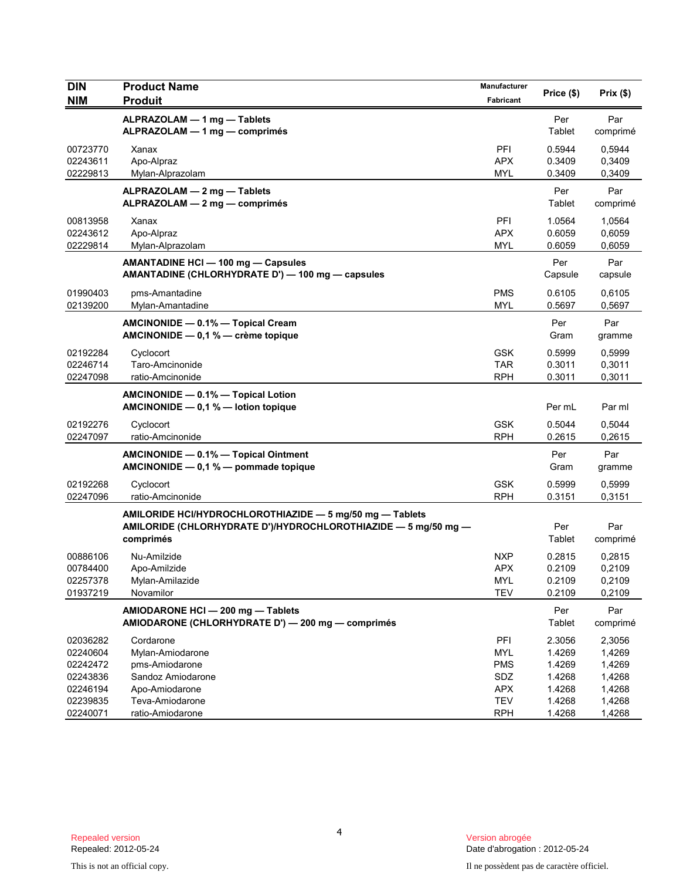| DIN<br>NIM | Product Name<br>Produit | Manufacturer<br>Fabricant | Price ($) | Prix ($) |
|---|---|---|---|---|
| | **ALPRAZOLAM — 1 mg — Tablets**<br>**ALPRAZOLAM — 1 mg — comprimés** | | Per Tablet | Par comprimé |
| 00723770 | Xanax | PFI | 0.5944 | 0,5944 |
| 02243611 | Apo-Alpraz | APX | 0.3409 | 0,3409 |
| 02229813 | Mylan-Alprazolam | MYL | 0.3409 | 0,3409 |
| | **ALPRAZOLAM — 2 mg — Tablets**<br>**ALPRAZOLAM — 2 mg — comprimés** | | Per Tablet | Par comprimé |
| 00813958 | Xanax | PFI | 1.0564 | 1,0564 |
| 02243612 | Apo-Alpraz | APX | 0.6059 | 0,6059 |
| 02229814 | Mylan-Alprazolam | MYL | 0.6059 | 0,6059 |
| | **AMANTADINE HCl — 100 mg — Capsules**<br>**AMANTADINE (CHLORHYDRATE D') — 100 mg — capsules** | | Per Capsule | Par capsule |
| 01990403 | pms-Amantadine | PMS | 0.6105 | 0,6105 |
| 02139200 | Mylan-Amantadine | MYL | 0.5697 | 0,5697 |
| | **AMCINONIDE — 0.1% — Topical Cream**<br>**AMCINONIDE — 0,1 % — crème topique** | | Per Gram | Par gramme |
| 02192284 | Cyclocort | GSK | 0.5999 | 0,5999 |
| 02246714 | Taro-Amcinonide | TAR | 0.3011 | 0,3011 |
| 02247098 | ratio-Amcinonide | RPH | 0.3011 | 0,3011 |
| | **AMCINONIDE — 0.1% — Topical Lotion**<br>**AMCINONIDE — 0,1 % — lotion topique** | | Per mL | Par ml |
| 02192276 | Cyclocort | GSK | 0.5044 | 0,5044 |
| 02247097 | ratio-Amcinonide | RPH | 0.2615 | 0,2615 |
| | **AMCINONIDE — 0.1% — Topical Ointment**<br>**AMCINONIDE — 0,1 % — pommade topique** | | Per Gram | Par gramme |
| 02192268 | Cyclocort | GSK | 0.5999 | 0,5999 |
| 02247096 | ratio-Amcinonide | RPH | 0.3151 | 0,3151 |
| | **AMILORIDE HCl/HYDROCHLOROTHIAZIDE — 5 mg/50 mg — Tablets**<br>**AMILORIDE (CHLORHYDRATE D')/HYDROCHLOROTHIAZIDE — 5 mg/50 mg — comprimés** | | Per Tablet | Par comprimé |
| 00886106 | Nu-Amilzide | NXP | 0.2815 | 0,2815 |
| 00784400 | Apo-Amilzide | APX | 0.2109 | 0,2109 |
| 02257378 | Mylan-Amilazide | MYL | 0.2109 | 0,2109 |
| 01937219 | Novamilor | TEV | 0.2109 | 0,2109 |
| | **AMIODARONE HCl — 200 mg — Tablets**<br>**AMIODARONE (CHLORHYDRATE D') — 200 mg — comprimés** | | Per Tablet | Par comprimé |
| 02036282 | Cordarone | PFI | 2.3056 | 2,3056 |
| 02240604 | Mylan-Amiodarone | MYL | 1.4269 | 1,4269 |
| 02242472 | pms-Amiodarone | PMS | 1.4269 | 1,4269 |
| 02243836 | Sandoz Amiodarone | SDZ | 1.4268 | 1,4268 |
| 02246194 | Apo-Amiodarone | APX | 1.4268 | 1,4268 |
| 02239835 | Teva-Amiodarone | TEV | 1.4268 | 1,4268 |
| 02240071 | ratio-Amiodarone | RPH | 1.4268 | 1,4268 |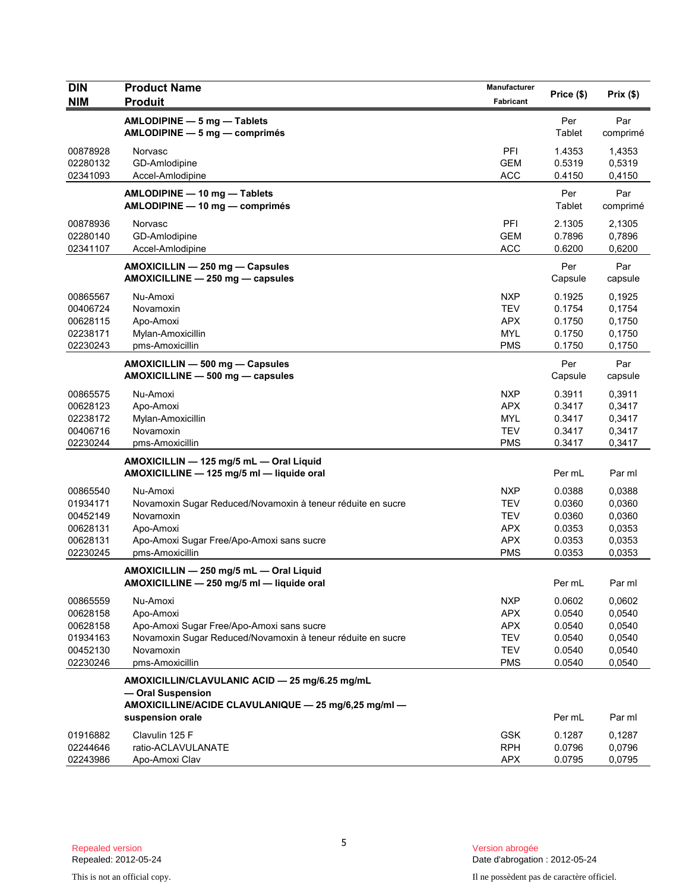| DIN<br>NIM | Product Name<br>Produit | Manufacturer<br>Fabricant | Price ($) | Prix ($) |
|---|---|---|---|---|
| | **AMLODIPINE — 5 mg — Tablets**<br>**AMLODIPINE — 5 mg — comprimés** | | Per Tablet | Par comprimé |
| 00878928 | Norvasc | PFI | 1.4353 | 1,4353 |
| 02280132 | GD-Amlodipine | GEM | 0.5319 | 0,5319 |
| 02341093 | Accel-Amlodipine | ACC | 0.4150 | 0,4150 |
| | **AMLODIPINE — 10 mg — Tablets**<br>**AMLODIPINE — 10 mg — comprimés** | | Per Tablet | Par comprimé |
| 00878936 | Norvasc | PFI | 2.1305 | 2,1305 |
| 02280140 | GD-Amlodipine | GEM | 0.7896 | 0,7896 |
| 02341107 | Accel-Amlodipine | ACC | 0.6200 | 0,6200 |
| | **AMOXICILLIN — 250 mg — Capsules**<br>**AMOXICILLINE — 250 mg — capsules** | | Per Capsule | Par capsule |
| 00865567 | Nu-Amoxi | NXP | 0.1925 | 0,1925 |
| 00406724 | Novamoxin | TEV | 0.1754 | 0,1754 |
| 00628115 | Apo-Amoxi | APX | 0.1750 | 0,1750 |
| 02238171 | Mylan-Amoxicillin | MYL | 0.1750 | 0,1750 |
| 02230243 | pms-Amoxicillin | PMS | 0.1750 | 0,1750 |
| | **AMOXICILLIN — 500 mg — Capsules**<br>**AMOXICILLINE — 500 mg — capsules** | | Per Capsule | Par capsule |
| 00865575 | Nu-Amoxi | NXP | 0.3911 | 0,3911 |
| 00628123 | Apo-Amoxi | APX | 0.3417 | 0,3417 |
| 02238172 | Mylan-Amoxicillin | MYL | 0.3417 | 0,3417 |
| 00406716 | Novamoxin | TEV | 0.3417 | 0,3417 |
| 02230244 | pms-Amoxicillin | PMS | 0.3417 | 0,3417 |
| | **AMOXICILLIN — 125 mg/5 mL — Oral Liquid**<br>**AMOXICILLINE — 125 mg/5 ml — liquide oral** | | Per mL | Par ml |
| 00865540 | Nu-Amoxi | NXP | 0.0388 | 0,0388 |
| 01934171 | Novamoxin Sugar Reduced/Novamoxin à teneur réduite en sucre | TEV | 0.0360 | 0,0360 |
| 00452149 | Novamoxin | TEV | 0.0360 | 0,0360 |
| 00628131 | Apo-Amoxi | APX | 0.0353 | 0,0353 |
| 00628131 | Apo-Amoxi Sugar Free/Apo-Amoxi sans sucre | APX | 0.0353 | 0,0353 |
| 02230245 | pms-Amoxicillin | PMS | 0.0353 | 0,0353 |
| | **AMOXICILLIN — 250 mg/5 mL — Oral Liquid**<br>**AMOXICILLINE — 250 mg/5 ml — liquide oral** | | Per mL | Par ml |
| 00865559 | Nu-Amoxi | NXP | 0.0602 | 0,0602 |
| 00628158 | Apo-Amoxi | APX | 0.0540 | 0,0540 |
| 00628158 | Apo-Amoxi Sugar Free/Apo-Amoxi sans sucre | APX | 0.0540 | 0,0540 |
| 01934163 | Novamoxin Sugar Reduced/Novamoxin à teneur réduite en sucre | TEV | 0.0540 | 0,0540 |
| 00452130 | Novamoxin | TEV | 0.0540 | 0,0540 |
| 02230246 | pms-Amoxicillin | PMS | 0.0540 | 0,0540 |
| | **AMOXICILLIN/CLAVULANIC ACID — 25 mg/6.25 mg/mL — Oral Suspension**<br>**AMOXICILLINE/ACIDE CLAVULANIQUE — 25 mg/6,25 mg/ml — suspension orale** | | Per mL | Par ml |
| 01916882 | Clavulin 125 F | GSK | 0.1287 | 0,1287 |
| 02244646 | ratio-ACLAVULANATE | RPH | 0.0796 | 0,0796 |
| 02243986 | Apo-Amoxi Clav | APX | 0.0795 | 0,0795 |

Repealed version
Repealed: 2012-05-24

This is not an official copy.

Version abrogée
Date d'abrogation : 2012-05-24

Il ne possèdent pas de caractère officiel.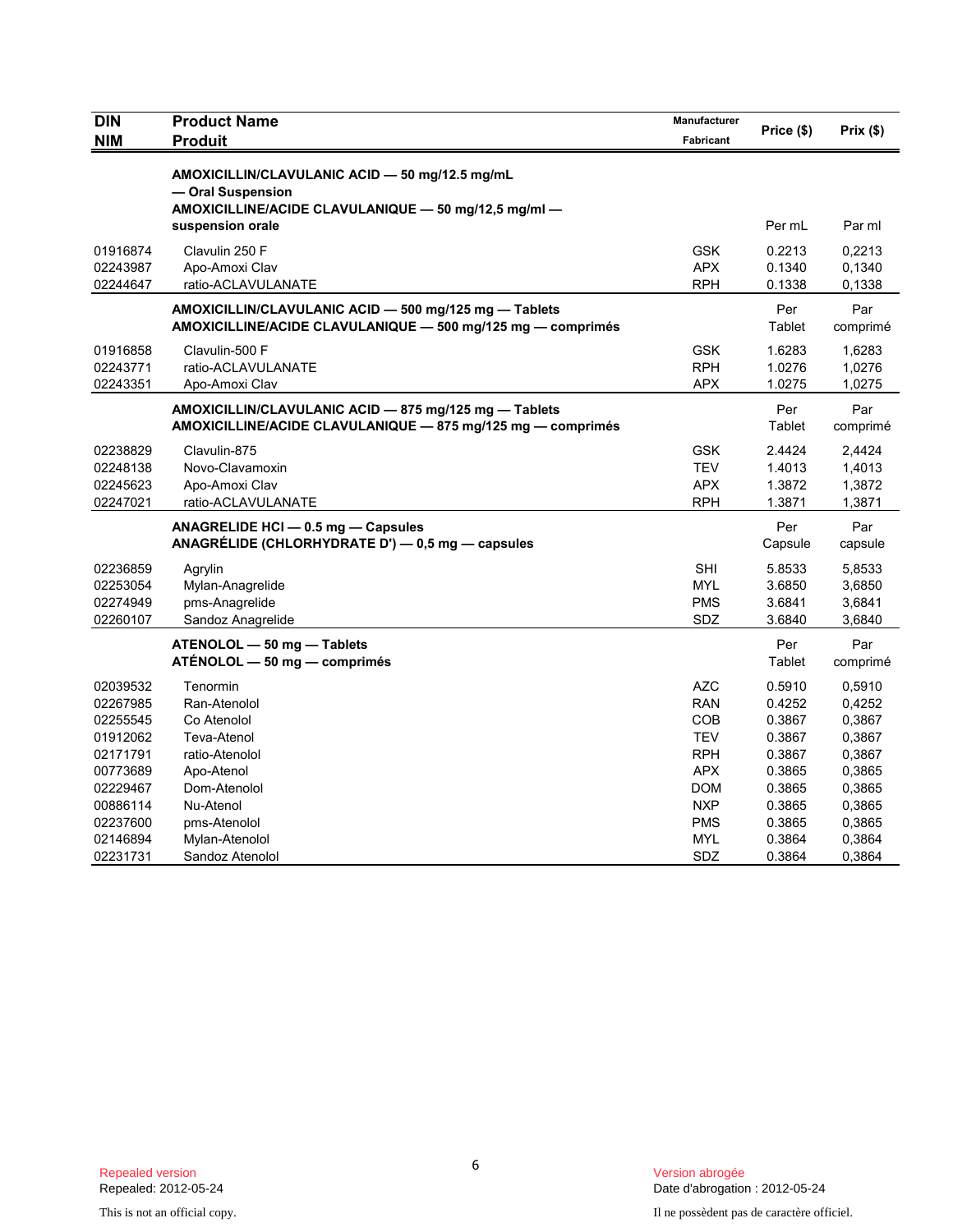| DIN<br>NIM | Product Name<br>Produit | Manufacturer<br>Fabricant | Price ($) | Prix ($) |
|---|---|---|---|---|
| | **AMOXICILLIN/CLAVULANIC ACID — 50 mg/12.5 mg/mL — Oral Suspension**<br>**AMOXICILLINE/ACIDE CLAVULANIQUE — 50 mg/12,5 mg/ml — suspension orale** | | Per mL | Par ml |
| 01916874 | Clavulin 250 F | GSK | 0.2213 | 0,2213 |
| 02243987 | Apo-Amoxi Clav | APX | 0.1340 | 0,1340 |
| 02244647 | ratio-ACLAVULANATE | RPH | 0.1338 | 0,1338 |
| | **AMOXICILLIN/CLAVULANIC ACID — 500 mg/125 mg — Tablets**<br>**AMOXICILLINE/ACIDE CLAVULANIQUE — 500 mg/125 mg — comprimés** | | Per Tablet | Par comprimé |
| 01916858 | Clavulin-500 F | GSK | 1.6283 | 1,6283 |
| 02243771 | ratio-ACLAVULANATE | RPH | 1.0276 | 1,0276 |
| 02243351 | Apo-Amoxi Clav | APX | 1.0275 | 1,0275 |
| | **AMOXICILLIN/CLAVULANIC ACID — 875 mg/125 mg — Tablets**<br>**AMOXICILLINE/ACIDE CLAVULANIQUE — 875 mg/125 mg — comprimés** | | Per Tablet | Par comprimé |
| 02238829 | Clavulin-875 | GSK | 2.4424 | 2,4424 |
| 02248138 | Novo-Clavamoxin | TEV | 1.4013 | 1,4013 |
| 02245623 | Apo-Amoxi Clav | APX | 1.3872 | 1,3872 |
| 02247021 | ratio-ACLAVULANATE | RPH | 1.3871 | 1,3871 |
| | **ANAGRELIDE HCl — 0.5 mg — Capsules**<br>**ANAGRÉLIDE (CHLORHYDRATE D') — 0,5 mg — capsules** | | Per Capsule | Par capsule |
| 02236859 | Agrylin | SHI | 5.8533 | 5,8533 |
| 02253054 | Mylan-Anagrelide | MYL | 3.6850 | 3,6850 |
| 02274949 | pms-Anagrelide | PMS | 3.6841 | 3,6841 |
| 02260107 | Sandoz Anagrelide | SDZ | 3.6840 | 3,6840 |
| | **ATENOLOL — 50 mg — Tablets**<br>**ATÉNOLOL — 50 mg — comprimés** | | Per Tablet | Par comprimé |
| 02039532 | Tenormin | AZC | 0.5910 | 0,5910 |
| 02267985 | Ran-Atenolol | RAN | 0.4252 | 0,4252 |
| 02255545 | Co Atenolol | COB | 0.3867 | 0,3867 |
| 01912062 | Teva-Atenol | TEV | 0.3867 | 0,3867 |
| 02171791 | ratio-Atenolol | RPH | 0.3867 | 0,3867 |
| 00773689 | Apo-Atenol | APX | 0.3865 | 0,3865 |
| 02229467 | Dom-Atenolol | DOM | 0.3865 | 0,3865 |
| 00886114 | Nu-Atenol | NXP | 0.3865 | 0,3865 |
| 02237600 | pms-Atenolol | PMS | 0.3865 | 0,3865 |
| 02146894 | Mylan-Atenolol | MYL | 0.3864 | 0,3864 |
| 02231731 | Sandoz Atenolol | SDZ | 0.3864 | 0,3864 |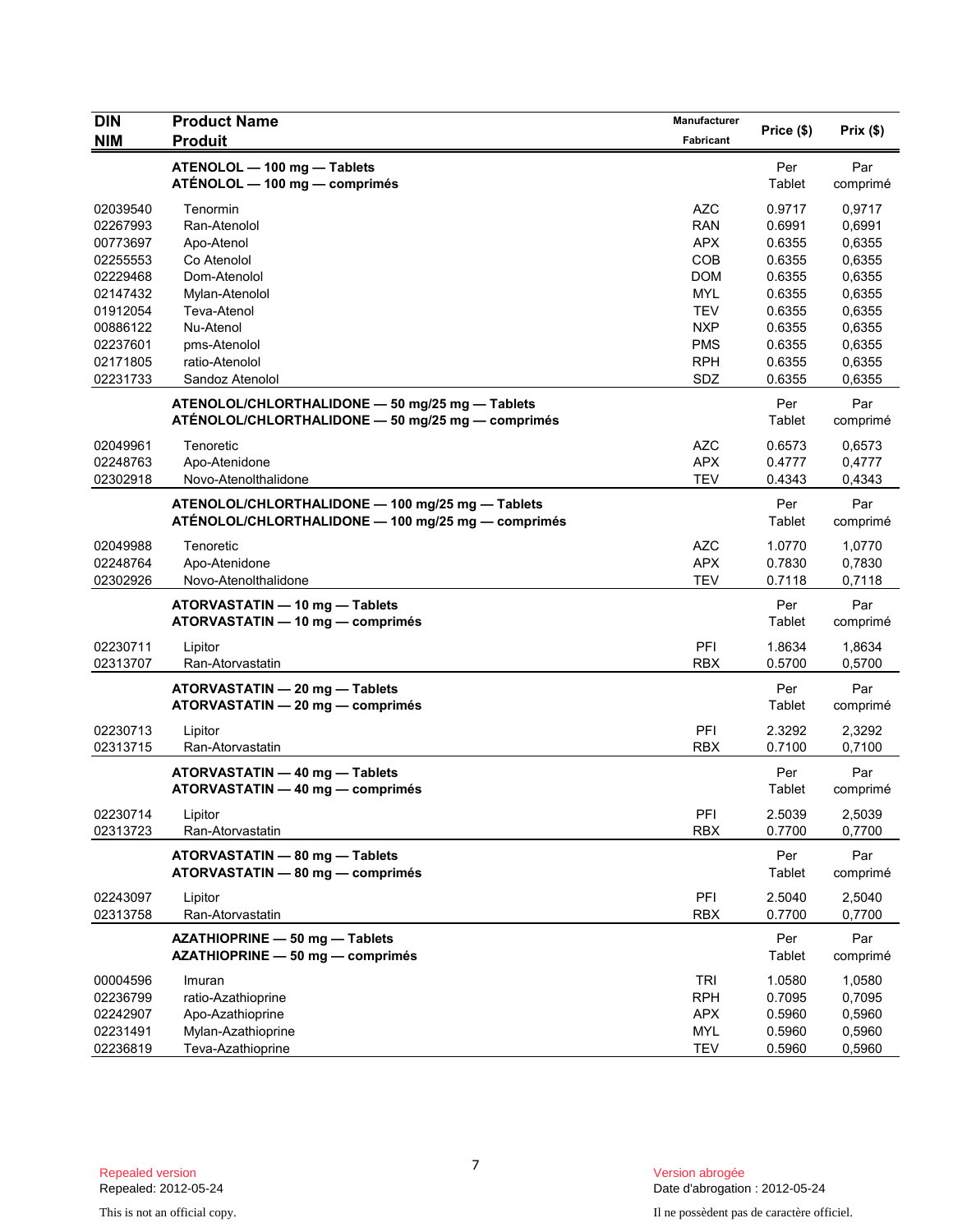| DIN<br>NIM | Product Name<br>Produit | Manufacturer<br>Fabricant | Price ($) | Prix ($) |
|---|---|---|---|---|
| | **ATENOLOL — 100 mg — Tablets**<br>**ATÉNOLOL — 100 mg — comprimés** | | Per Tablet | Par comprimé |
| 02039540 | Tenormin | AZC | 0.9717 | 0,9717 |
| 02267993 | Ran-Atenolol | RAN | 0.6991 | 0,6991 |
| 00773697 | Apo-Atenol | APX | 0.6355 | 0,6355 |
| 02255553 | Co Atenolol | COB | 0.6355 | 0,6355 |
| 02229468 | Dom-Atenolol | DOM | 0.6355 | 0,6355 |
| 02147432 | Mylan-Atenolol | MYL | 0.6355 | 0,6355 |
| 01912054 | Teva-Atenol | TEV | 0.6355 | 0,6355 |
| 00886122 | Nu-Atenol | NXP | 0.6355 | 0,6355 |
| 02237601 | pms-Atenolol | PMS | 0.6355 | 0,6355 |
| 02171805 | ratio-Atenolol | RPH | 0.6355 | 0,6355 |
| 02231733 | Sandoz Atenolol | SDZ | 0.6355 | 0,6355 |
| | **ATENOLOL/CHLORTHALIDONE — 50 mg/25 mg — Tablets**<br>**ATÉNOLOL/CHLORTHALIDONE — 50 mg/25 mg — comprimés** | | Per Tablet | Par comprimé |
| 02049961 | Tenoretic | AZC | 0.6573 | 0,6573 |
| 02248763 | Apo-Atenidone | APX | 0.4777 | 0,4777 |
| 02302918 | Novo-Atenolthalidone | TEV | 0.4343 | 0,4343 |
| | **ATENOLOL/CHLORTHALIDONE — 100 mg/25 mg — Tablets**<br>**ATÉNOLOL/CHLORTHALIDONE — 100 mg/25 mg — comprimés** | | Per Tablet | Par comprimé |
| 02049988 | Tenoretic | AZC | 1.0770 | 1,0770 |
| 02248764 | Apo-Atenidone | APX | 0.7830 | 0,7830 |
| 02302926 | Novo-Atenolthalidone | TEV | 0.7118 | 0,7118 |
| | **ATORVASTATIN — 10 mg — Tablets**<br>**ATORVASTATIN — 10 mg — comprimés** | | Per Tablet | Par comprimé |
| 02230711 | Lipitor | PFI | 1.8634 | 1,8634 |
| 02313707 | Ran-Atorvastatin | RBX | 0.5700 | 0,5700 |
| | **ATORVASTATIN — 20 mg — Tablets**<br>**ATORVASTATIN — 20 mg — comprimés** | | Per Tablet | Par comprimé |
| 02230713 | Lipitor | PFI | 2.3292 | 2,3292 |
| 02313715 | Ran-Atorvastatin | RBX | 0.7100 | 0,7100 |
| | **ATORVASTATIN — 40 mg — Tablets**<br>**ATORVASTATIN — 40 mg — comprimés** | | Per Tablet | Par comprimé |
| 02230714 | Lipitor | PFI | 2.5039 | 2,5039 |
| 02313723 | Ran-Atorvastatin | RBX | 0.7700 | 0,7700 |
| | **ATORVASTATIN — 80 mg — Tablets**<br>**ATORVASTATIN — 80 mg — comprimés** | | Per Tablet | Par comprimé |
| 02243097 | Lipitor | PFI | 2.5040 | 2,5040 |
| 02313758 | Ran-Atorvastatin | RBX | 0.7700 | 0,7700 |
| | **AZATHIOPRINE — 50 mg — Tablets**<br>**AZATHIOPRINE — 50 mg — comprimés** | | Per Tablet | Par comprimé |
| 00004596 | Imuran | TRI | 1.0580 | 1,0580 |
| 02236799 | ratio-Azathioprine | RPH | 0.7095 | 0,7095 |
| 02242907 | Apo-Azathioprine | APX | 0.5960 | 0,5960 |
| 02231491 | Mylan-Azathioprine | MYL | 0.5960 | 0,5960 |
| 02236819 | Teva-Azathioprine | TEV | 0.5960 | 0,5960 |

Repealed version
Repealed: 2012-05-24

Version abrogée
Date d'abrogation : 2012-05-24

This is not an official copy.

Il ne possèdent pas de caractère officiel.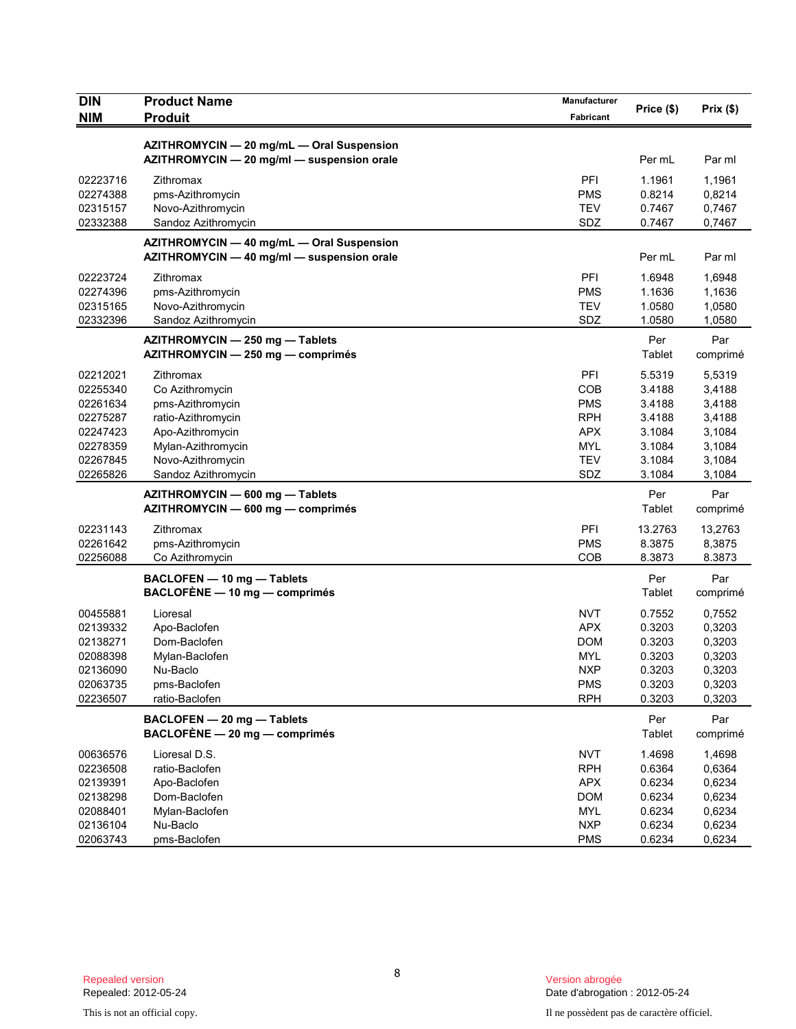| DIN<br>NIM | Product Name<br>Produit | Manufacturer<br>Fabricant | Price ($) | Prix ($) |
|---|---|---|---|---|
| | **AZITHROMYCIN — 20 mg/mL — Oral Suspension**<br>**AZITHROMYCIN — 20 mg/ml — suspension orale** | | Per mL | Par ml |
| 02223716 | Zithromax | PFI | 1.1961 | 1,1961 |
| 02274388 | pms-Azithromycin | PMS | 0.8214 | 0,8214 |
| 02315157 | Novo-Azithromycin | TEV | 0.7467 | 0,7467 |
| 02332388 | Sandoz Azithromycin | SDZ | 0.7467 | 0,7467 |
| | **AZITHROMYCIN — 40 mg/mL — Oral Suspension**<br>**AZITHROMYCIN — 40 mg/ml — suspension orale** | | Per mL | Par ml |
| 02223724 | Zithromax | PFI | 1.6948 | 1,6948 |
| 02274396 | pms-Azithromycin | PMS | 1.1636 | 1,1636 |
| 02315165 | Novo-Azithromycin | TEV | 1.0580 | 1,0580 |
| 02332396 | Sandoz Azithromycin | SDZ | 1.0580 | 1,0580 |
| | **AZITHROMYCIN — 250 mg — Tablets**<br>**AZITHROMYCIN — 250 mg — comprimés** | | Per Tablet | Par comprimé |
| 02212021 | Zithromax | PFI | 5.5319 | 5,5319 |
| 02255340 | Co Azithromycin | COB | 3.4188 | 3,4188 |
| 02261634 | pms-Azithromycin | PMS | 3.4188 | 3,4188 |
| 02275287 | ratio-Azithromycin | RPH | 3.4188 | 3,4188 |
| 02247423 | Apo-Azithromycin | APX | 3.1084 | 3,1084 |
| 02278359 | Mylan-Azithromycin | MYL | 3.1084 | 3,1084 |
| 02267845 | Novo-Azithromycin | TEV | 3.1084 | 3,1084 |
| 02265826 | Sandoz Azithromycin | SDZ | 3.1084 | 3,1084 |
| | **AZITHROMYCIN — 600 mg — Tablets**<br>**AZITHROMYCIN — 600 mg — comprimés** | | Per Tablet | Par comprimé |
| 02231143 | Zithromax | PFI | 13.2763 | 13,2763 |
| 02261642 | pms-Azithromycin | PMS | 8.3875 | 8,3875 |
| 02256088 | Co Azithromycin | COB | 8.3873 | 8.3873 |
| | **BACLOFEN — 10 mg — Tablets**<br>**BACLOFÈNE — 10 mg — comprimés** | | Per Tablet | Par comprimé |
| 00455881 | Lioresal | NVT | 0.7552 | 0,7552 |
| 02139332 | Apo-Baclofen | APX | 0.3203 | 0,3203 |
| 02138271 | Dom-Baclofen | DOM | 0.3203 | 0,3203 |
| 02088398 | Mylan-Baclofen | MYL | 0.3203 | 0,3203 |
| 02136090 | Nu-Baclo | NXP | 0.3203 | 0,3203 |
| 02063735 | pms-Baclofen | PMS | 0.3203 | 0,3203 |
| 02236507 | ratio-Baclofen | RPH | 0.3203 | 0,3203 |
| | **BACLOFEN — 20 mg — Tablets**<br>**BACLOFÈNE — 20 mg — comprimés** | | Per Tablet | Par comprimé |
| 00636576 | Lioresal D.S. | NVT | 1.4698 | 1,4698 |
| 02236508 | ratio-Baclofen | RPH | 0.6364 | 0,6364 |
| 02139391 | Apo-Baclofen | APX | 0.6234 | 0,6234 |
| 02138298 | Dom-Baclofen | DOM | 0.6234 | 0,6234 |
| 02088401 | Mylan-Baclofen | MYL | 0.6234 | 0,6234 |
| 02136104 | Nu-Baclo | NXP | 0.6234 | 0,6234 |
| 02063743 | pms-Baclofen | PMS | 0.6234 | 0,6234 |

Repealed version
Repealed: 2012-05-24

Version abrogée
Date d'abrogation : 2012-05-24

This is not an official copy.

Il ne possèdent pas de caractère officiel.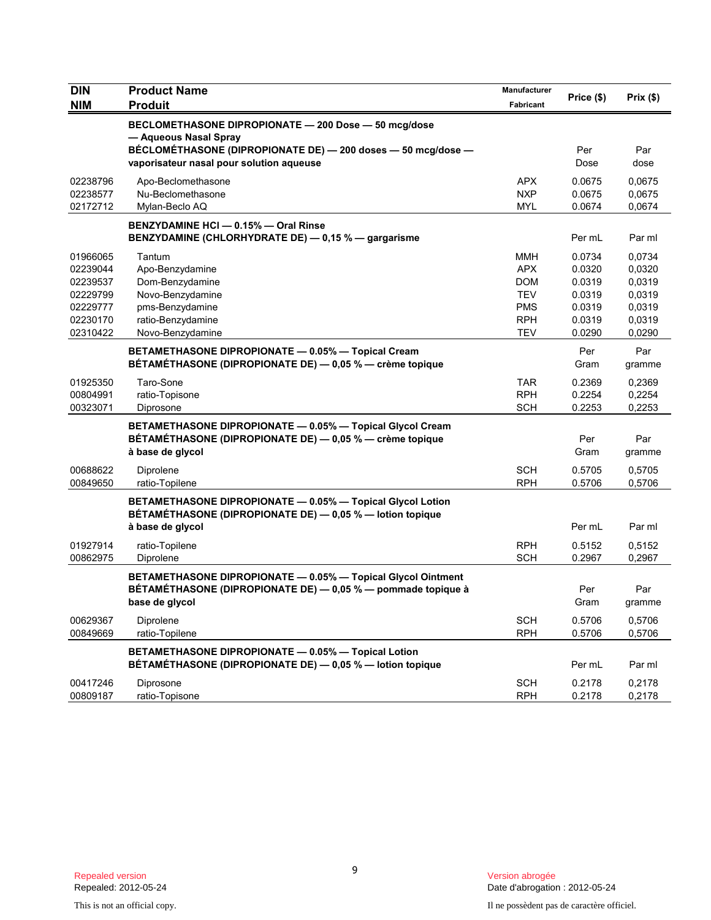| DIN<br>NIM | Product Name<br>Produit | Manufacturer<br>Fabricant | Price ($) | Prix ($) |
|---|---|---|---|---|
| | **BECLOMETHASONE DIPROPIONATE — 200 Dose — 50 mcg/dose — Aqueous Nasal Spray**<br>**BÉCLOMÉTHASONE (DIPROPIONATE DE) — 200 doses — 50 mcg/dose — vaporisateur nasal pour solution aqueuse** | | Per Dose | Par dose |
| 02238796 | Apo-Beclomethasone | APX | 0.0675 | 0,0675 |
| 02238577 | Nu-Beclomethasone | NXP | 0.0675 | 0,0675 |
| 02172712 | Mylan-Beclo AQ | MYL | 0.0674 | 0,0674 |
| | **BENZYDAMINE HCl — 0.15% — Oral Rinse**<br>**BENZYDAMINE (CHLORHYDRATE DE) — 0,15 % — gargarisme** | | Per mL | Par ml |
| 01966065 | Tantum | MMH | 0.0734 | 0,0734 |
| 02239044 | Apo-Benzydamine | APX | 0.0320 | 0,0320 |
| 02239537 | Dom-Benzydamine | DOM | 0.0319 | 0,0319 |
| 02229799 | Novo-Benzydamine | TEV | 0.0319 | 0,0319 |
| 02229777 | pms-Benzydamine | PMS | 0.0319 | 0,0319 |
| 02230170 | ratio-Benzydamine | RPH | 0.0319 | 0,0319 |
| 02310422 | Novo-Benzydamine | TEV | 0.0290 | 0,0290 |
| | **BETAMETHASONE DIPROPIONATE — 0.05% — Topical Cream**<br>**BÉTAMÉTHASONE (DIPROPIONATE DE) — 0,05 % — crème topique** | | Per Gram | Par gramme |
| 01925350 | Taro-Sone | TAR | 0.2369 | 0,2369 |
| 00804991 | ratio-Topisone | RPH | 0.2254 | 0,2254 |
| 00323071 | Diprosone | SCH | 0.2253 | 0,2253 |
| | **BETAMETHASONE DIPROPIONATE — 0.05% — Topical Glycol Cream**<br>**BÉTAMÉTHASONE (DIPROPIONATE DE) — 0,05 % — crème topique à base de glycol** | | Per Gram | Par gramme |
| 00688622 | Diprolene | SCH | 0.5705 | 0,5705 |
| 00849650 | ratio-Topilene | RPH | 0.5706 | 0,5706 |
| | **BETAMETHASONE DIPROPIONATE — 0.05% — Topical Glycol Lotion**<br>**BÉTAMÉTHASONE (DIPROPIONATE DE) — 0,05 % — lotion topique à base de glycol** | | Per mL | Par ml |
| 01927914 | ratio-Topilene | RPH | 0.5152 | 0,5152 |
| 00862975 | Diprolene | SCH | 0.2967 | 0,2967 |
| | **BETAMETHASONE DIPROPIONATE — 0.05% — Topical Glycol Ointment**<br>**BÉTAMÉTHASONE (DIPROPIONATE DE) — 0,05 % — pommade topique à base de glycol** | | Per Gram | Par gramme |
| 00629367 | Diprolene | SCH | 0.5706 | 0,5706 |
| 00849669 | ratio-Topilene | RPH | 0.5706 | 0,5706 |
| | **BETAMETHASONE DIPROPIONATE — 0.05% — Topical Lotion**<br>**BÉTAMÉTHASONE (DIPROPIONATE DE) — 0,05 % — lotion topique** | | Per mL | Par ml |
| 00417246 | Diprosone | SCH | 0.2178 | 0,2178 |
| 00809187 | ratio-Topisone | RPH | 0.2178 | 0,2178 |

Repealed version
Repealed: 2012-05-24

This is not an official copy.

Version abrogée
Date d'abrogation : 2012-05-24

Il ne possèdent pas de caractère officiel.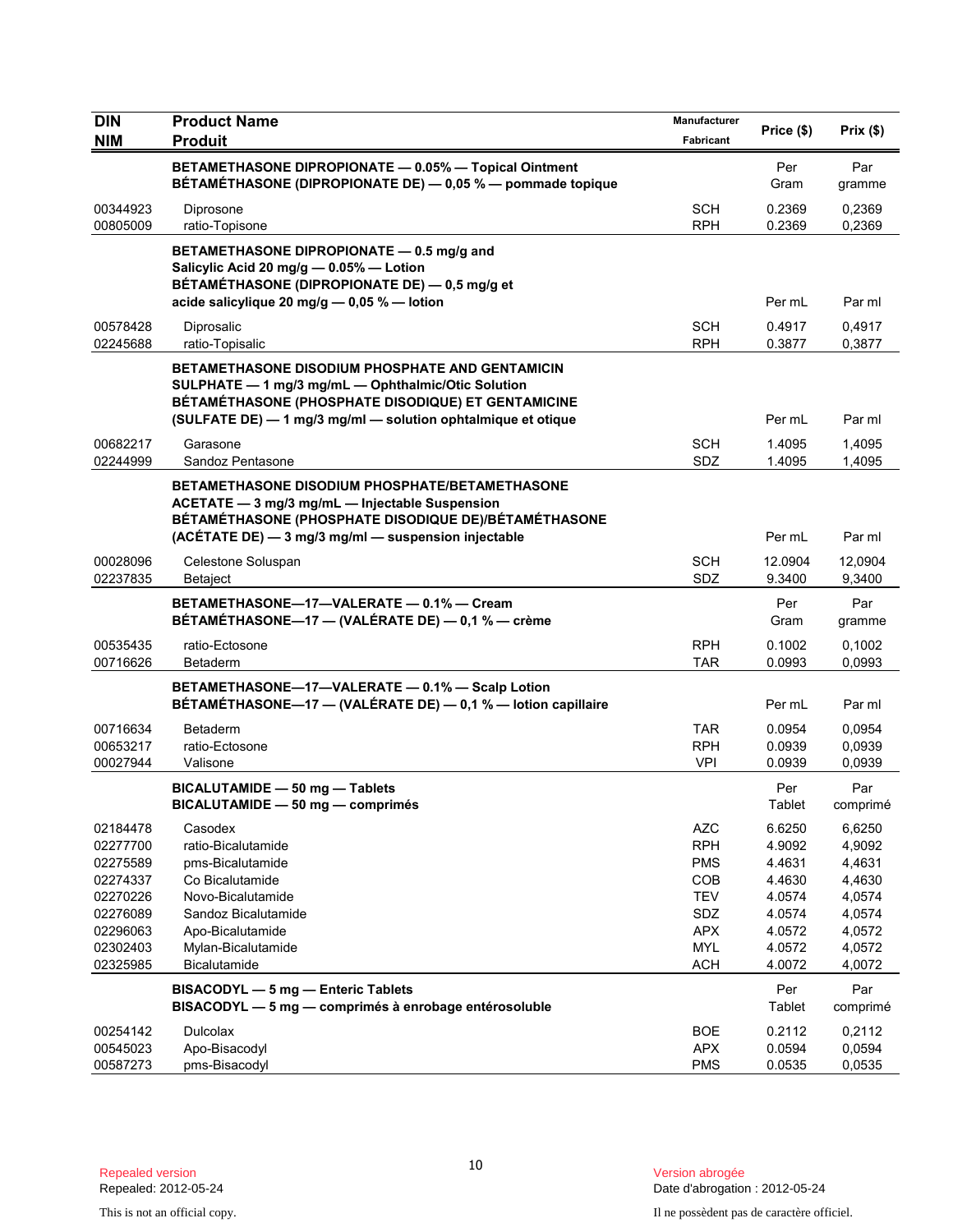| DIN<br>NIM | Product Name<br>Produit | Manufacturer<br>Fabricant | Price ($) | Prix ($) |
|---|---|---|---|---|
| | **BETAMETHASONE DIPROPIONATE — 0.05% — Topical Ointment**<br>**BÉTAMÉTHASONE (DIPROPIONATE DE) — 0,05 % — pommade topique** | | Per Gram | Par gramme |
| 00344923 | Diprosone | SCH | 0.2369 | 0,2369 |
| 00805009 | ratio-Topisone | RPH | 0.2369 | 0,2369 |
| | **BETAMETHASONE DIPROPIONATE — 0.5 mg/g and Salicylic Acid 20 mg/g — 0.05% — Lotion**<br>**BÉTAMÉTHASONE (DIPROPIONATE DE) — 0,5 mg/g et acide salicylique 20 mg/g — 0,05 % — lotion** | | Per mL | Par ml |
| 00578428 | Diprosalic | SCH | 0.4917 | 0,4917 |
| 02245688 | ratio-Topisalic | RPH | 0.3877 | 0,3877 |
| | **BETAMETHASONE DISODIUM PHOSPHATE AND GENTAMICIN SULPHATE — 1 mg/3 mg/mL — Ophthalmic/Otic Solution**<br>**BÉTAMÉTHASONE (PHOSPHATE DISODIQUE) ET GENTAMICINE (SULFATE DE) — 1 mg/3 mg/ml — solution ophtalmique et otique** | | Per mL | Par ml |
| 00682217 | Garasone | SCH | 1.4095 | 1,4095 |
| 02244999 | Sandoz Pentasone | SDZ | 1.4095 | 1,4095 |
| | **BETAMETHASONE DISODIUM PHOSPHATE/BETAMETHASONE ACETATE — 3 mg/3 mg/mL — Injectable Suspension**<br>**BÉTAMÉTHASONE (PHOSPHATE DISODIQUE DE)/BÉTAMÉTHASONE (ACÉTATE DE) — 3 mg/3 mg/ml — suspension injectable** | | Per mL | Par ml |
| 00028096 | Celestone Soluspan | SCH | 12.0904 | 12,0904 |
| 02237835 | Betaject | SDZ | 9.3400 | 9,3400 |
| | **BETAMETHASONE—17—VALERATE — 0.1% — Cream**<br>**BÉTAMÉTHASONE—17 — (VALÉRATE DE) — 0,1 % — crème** | | Per Gram | Par gramme |
| 00535435 | ratio-Ectosone | RPH | 0.1002 | 0,1002 |
| 00716626 | Betaderm | TAR | 0.0993 | 0,0993 |
| | **BETAMETHASONE—17—VALERATE — 0.1% — Scalp Lotion**<br>**BÉTAMÉTHASONE—17 — (VALÉRATE DE) — 0,1 % — lotion capillaire** | | Per mL | Par ml |
| 00716634 | Betaderm | TAR | 0.0954 | 0,0954 |
| 00653217 | ratio-Ectosone | RPH | 0.0939 | 0,0939 |
| 00027944 | Valisone | VPI | 0.0939 | 0,0939 |
| | **BICALUTAMIDE — 50 mg — Tablets**<br>**BICALUTAMIDE — 50 mg — comprimés** | | Per Tablet | Par comprimé |
| 02184478 | Casodex | AZC | 6.6250 | 6,6250 |
| 02277700 | ratio-Bicalutamide | RPH | 4.9092 | 4,9092 |
| 02275589 | pms-Bicalutamide | PMS | 4.4631 | 4,4631 |
| 02274337 | Co Bicalutamide | COB | 4.4630 | 4,4630 |
| 02270226 | Novo-Bicalutamide | TEV | 4.0574 | 4,0574 |
| 02276089 | Sandoz Bicalutamide | SDZ | 4.0574 | 4,0574 |
| 02296063 | Apo-Bicalutamide | APX | 4.0572 | 4,0572 |
| 02302403 | Mylan-Bicalutamide | MYL | 4.0572 | 4,0572 |
| 02325985 | Bicalutamide | ACH | 4.0072 | 4,0072 |
| | **BISACODYL — 5 mg — Enteric Tablets**<br>**BISACODYL — 5 mg — comprimés à enrobage entérosoluble** | | Per Tablet | Par comprimé |
| 00254142 | Dulcolax | BOE | 0.2112 | 0,2112 |
| 00545023 | Apo-Bisacodyl | APX | 0.0594 | 0,0594 |
| 00587273 | pms-Bisacodyl | PMS | 0.0535 | 0,0535 |

Repealed version
Repealed: 2012-05-24

Version abrogée
Date d'abrogation : 2012-05-24

This is not an official copy.

Il ne possèdent pas de caractère officiel.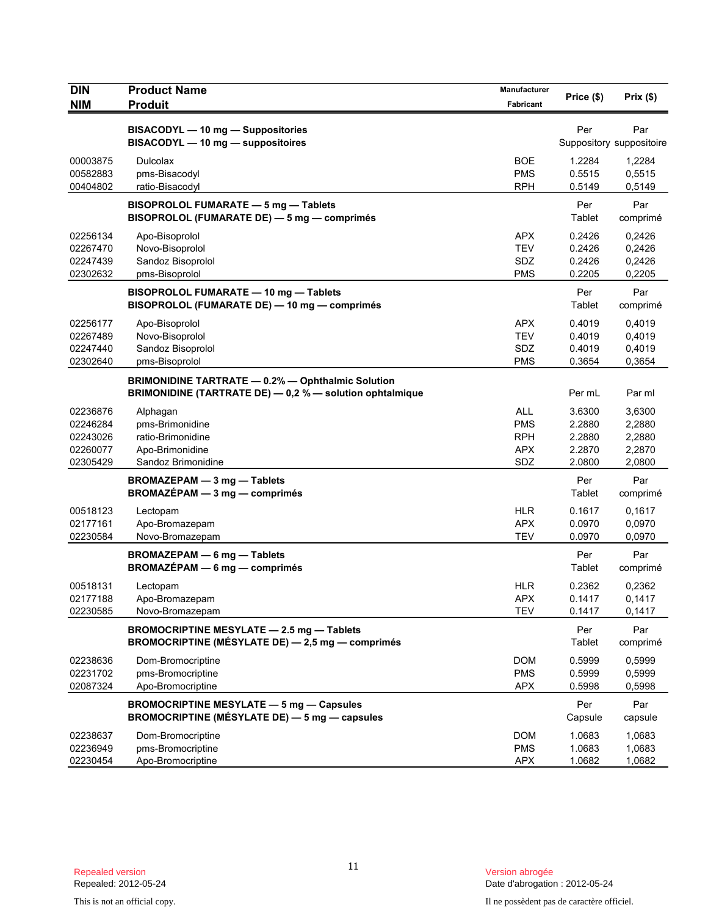| DIN<br>NIM | Product Name<br>Produit | Manufacturer<br>Fabricant | Price ($) | Prix ($) |
|---|---|---|---|---|
| | **BISACODYL — 10 mg — Suppositories**<br>**BISACODYL — 10 mg — suppositoires** | | Per<br>Suppository | Par<br>suppositoire |
| 00003875 | Dulcolax | BOE | 1.2284 | 1,2284 |
| 00582883 | pms-Bisacodyl | PMS | 0.5515 | 0,5515 |
| 00404802 | ratio-Bisacodyl | RPH | 0.5149 | 0,5149 |
| | **BISOPROLOL FUMARATE — 5 mg — Tablets**<br>**BISOPROLOL (FUMARATE DE) — 5 mg — comprimés** | | Per<br>Tablet | Par<br>comprimé |
| 02256134 | Apo-Bisoprolol | APX | 0.2426 | 0,2426 |
| 02267470 | Novo-Bisoprolol | TEV | 0.2426 | 0,2426 |
| 02247439 | Sandoz Bisoprolol | SDZ | 0.2426 | 0,2426 |
| 02302632 | pms-Bisoprolol | PMS | 0.2205 | 0,2205 |
| | **BISOPROLOL FUMARATE — 10 mg — Tablets**<br>**BISOPROLOL (FUMARATE DE) — 10 mg — comprimés** | | Per<br>Tablet | Par<br>comprimé |
| 02256177 | Apo-Bisoprolol | APX | 0.4019 | 0,4019 |
| 02267489 | Novo-Bisoprolol | TEV | 0.4019 | 0,4019 |
| 02247440 | Sandoz Bisoprolol | SDZ | 0.4019 | 0,4019 |
| 02302640 | pms-Bisoprolol | PMS | 0.3654 | 0,3654 |
| | **BRIMONIDINE TARTRATE — 0.2% — Ophthalmic Solution**<br>**BRIMONIDINE (TARTRATE DE) — 0,2 % — solution ophtalmique** | | Per mL | Par ml |
| 02236876 | Alphagan | ALL | 3.6300 | 3,6300 |
| 02246284 | pms-Brimonidine | PMS | 2.2880 | 2,2880 |
| 02243026 | ratio-Brimonidine | RPH | 2.2880 | 2,2880 |
| 02260077 | Apo-Brimonidine | APX | 2.2870 | 2,2870 |
| 02305429 | Sandoz Brimonidine | SDZ | 2.0800 | 2,0800 |
| | **BROMAZEPAM — 3 mg — Tablets**<br>**BROMAZÉPAM — 3 mg — comprimés** | | Per<br>Tablet | Par<br>comprimé |
| 00518123 | Lectopam | HLR | 0.1617 | 0,1617 |
| 02177161 | Apo-Bromazepam | APX | 0.0970 | 0,0970 |
| 02230584 | Novo-Bromazepam | TEV | 0.0970 | 0,0970 |
| | **BROMAZEPAM — 6 mg — Tablets**<br>**BROMAZÉPAM — 6 mg — comprimés** | | Per<br>Tablet | Par<br>comprimé |
| 00518131 | Lectopam | HLR | 0.2362 | 0,2362 |
| 02177188 | Apo-Bromazepam | APX | 0.1417 | 0,1417 |
| 02230585 | Novo-Bromazepam | TEV | 0.1417 | 0,1417 |
| | **BROMOCRIPTINE MESYLATE — 2.5 mg — Tablets**<br>**BROMOCRIPTINE (MÉSYLATE DE) — 2,5 mg — comprimés** | | Per<br>Tablet | Par<br>comprimé |
| 02238636 | Dom-Bromocriptine | DOM | 0.5999 | 0,5999 |
| 02231702 | pms-Bromocriptine | PMS | 0.5999 | 0,5999 |
| 02087324 | Apo-Bromocriptine | APX | 0.5998 | 0,5998 |
| | **BROMOCRIPTINE MESYLATE — 5 mg — Capsules**<br>**BROMOCRIPTINE (MÉSYLATE DE) — 5 mg — capsules** | | Per<br>Capsule | Par<br>capsule |
| 02238637 | Dom-Bromocriptine | DOM | 1.0683 | 1,0683 |
| 02236949 | pms-Bromocriptine | PMS | 1.0683 | 1,0683 |
| 02230454 | Apo-Bromocriptine | APX | 1.0682 | 1,0682 |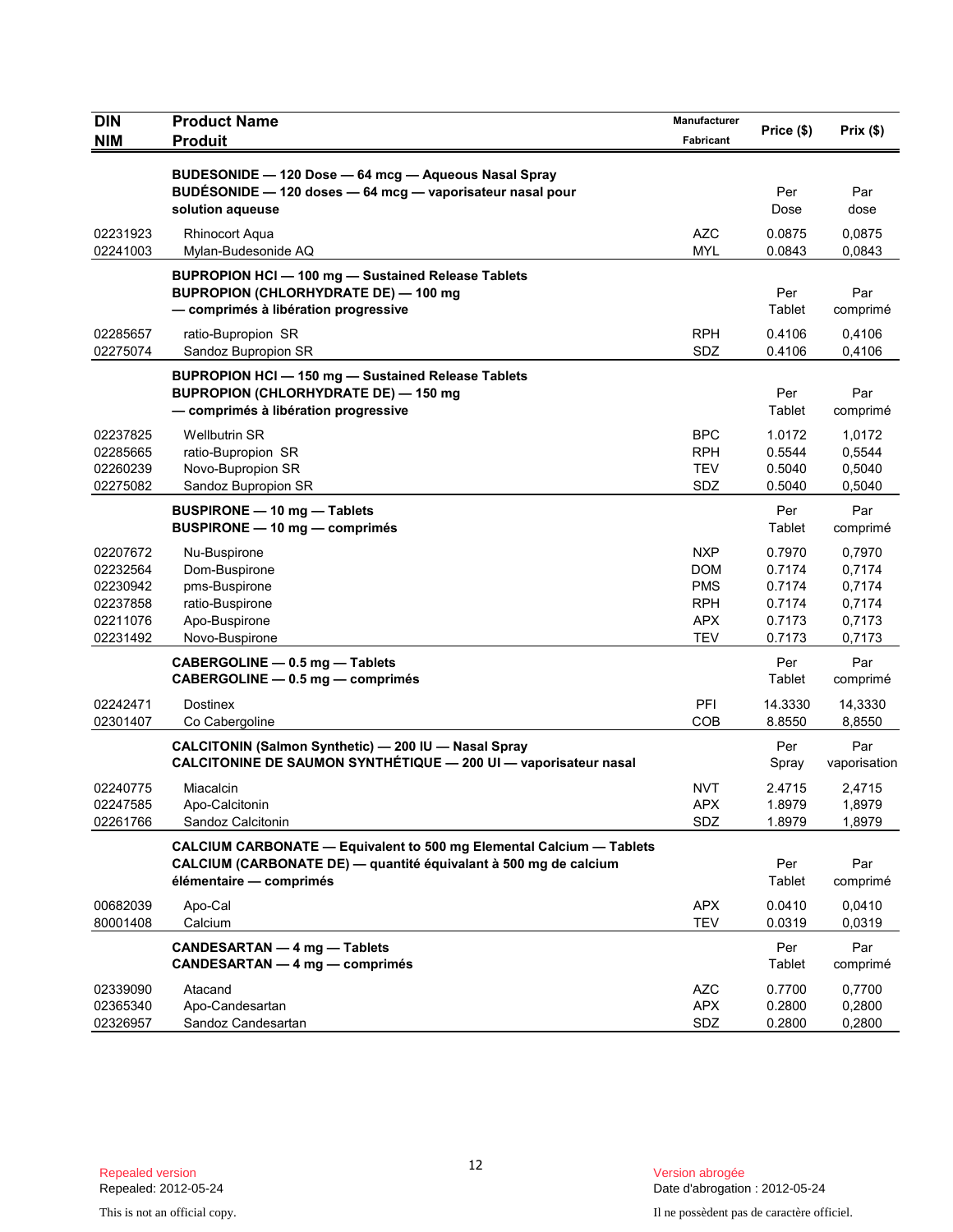| DIN<br>NIM | Product Name<br>Produit | Manufacturer<br>Fabricant | Price ($) | Prix ($) |
|---|---|---|---|---|
| | **BUDESONIDE — 120 Dose — 64 mcg — Aqueous Nasal Spray<br>BUDÉSONIDE — 120 doses — 64 mcg — vaporisateur nasal pour solution aqueuse** | | Per Dose | Par dose |
| 02231923 | Rhinocort Aqua | AZC | 0.0875 | 0,0875 |
| 02241003 | Mylan-Budesonide AQ | MYL | 0.0843 | 0,0843 |
| | **BUPROPION HCl — 100 mg — Sustained Release Tablets<br>BUPROPION (CHLORHYDRATE DE) — 100 mg — comprimés à libération progressive** | | Per Tablet | Par comprimé |
| 02285657 | ratio-Bupropion SR | RPH | 0.4106 | 0,4106 |
| 02275074 | Sandoz Bupropion SR | SDZ | 0.4106 | 0,4106 |
| | **BUPROPION HCl — 150 mg — Sustained Release Tablets<br>BUPROPION (CHLORHYDRATE DE) — 150 mg — comprimés à libération progressive** | | Per Tablet | Par comprimé |
| 02237825 | Wellbutrin SR | BPC | 1.0172 | 1,0172 |
| 02285665 | ratio-Bupropion SR | RPH | 0.5544 | 0,5544 |
| 02260239 | Novo-Bupropion SR | TEV | 0.5040 | 0,5040 |
| 02275082 | Sandoz Bupropion SR | SDZ | 0.5040 | 0,5040 |
| | **BUSPIRONE — 10 mg — Tablets<br>BUSPIRONE — 10 mg — comprimés** | | Per Tablet | Par comprimé |
| 02207672 | Nu-Buspirone | NXP | 0.7970 | 0,7970 |
| 02232564 | Dom-Buspirone | DOM | 0.7174 | 0,7174 |
| 02230942 | pms-Buspirone | PMS | 0.7174 | 0,7174 |
| 02237858 | ratio-Buspirone | RPH | 0.7174 | 0,7174 |
| 02211076 | Apo-Buspirone | APX | 0.7173 | 0,7173 |
| 02231492 | Novo-Buspirone | TEV | 0.7173 | 0,7173 |
| | **CABERGOLINE — 0.5 mg — Tablets<br>CABERGOLINE — 0.5 mg — comprimés** | | Per Tablet | Par comprimé |
| 02242471 | Dostinex | PFI | 14.3330 | 14,3330 |
| 02301407 | Co Cabergoline | COB | 8.8550 | 8,8550 |
| | **CALCITONIN (Salmon Synthetic) — 200 IU — Nasal Spray<br>CALCITONINE DE SAUMON SYNTHÉTIQUE — 200 UI — vaporisateur nasal** | | Per Spray | Par vaporisation |
| 02240775 | Miacalcin | NVT | 2.4715 | 2,4715 |
| 02247585 | Apo-Calcitonin | APX | 1.8979 | 1,8979 |
| 02261766 | Sandoz Calcitonin | SDZ | 1.8979 | 1,8979 |
| | **CALCIUM CARBONATE — Equivalent to 500 mg Elemental Calcium — Tablets<br>CALCIUM (CARBONATE DE) — quantité équivalant à 500 mg de calcium élémentaire — comprimés** | | Per Tablet | Par comprimé |
| 00682039 | Apo-Cal | APX | 0.0410 | 0,0410 |
| 80001408 | Calcium | TEV | 0.0319 | 0,0319 |
| | **CANDESARTAN — 4 mg — Tablets<br>CANDESARTAN — 4 mg — comprimés** | | Per Tablet | Par comprimé |
| 02339090 | Atacand | AZC | 0.7700 | 0,7700 |
| 02365340 | Apo-Candesartan | APX | 0.2800 | 0,2800 |
| 02326957 | Sandoz Candesartan | SDZ | 0.2800 | 0,2800 |

Repealed version
Repealed: 2012-05-24

Version abrogée
Date d'abrogation : 2012-05-24

This is not an official copy.

Il ne possèdent pas de caractère officiel.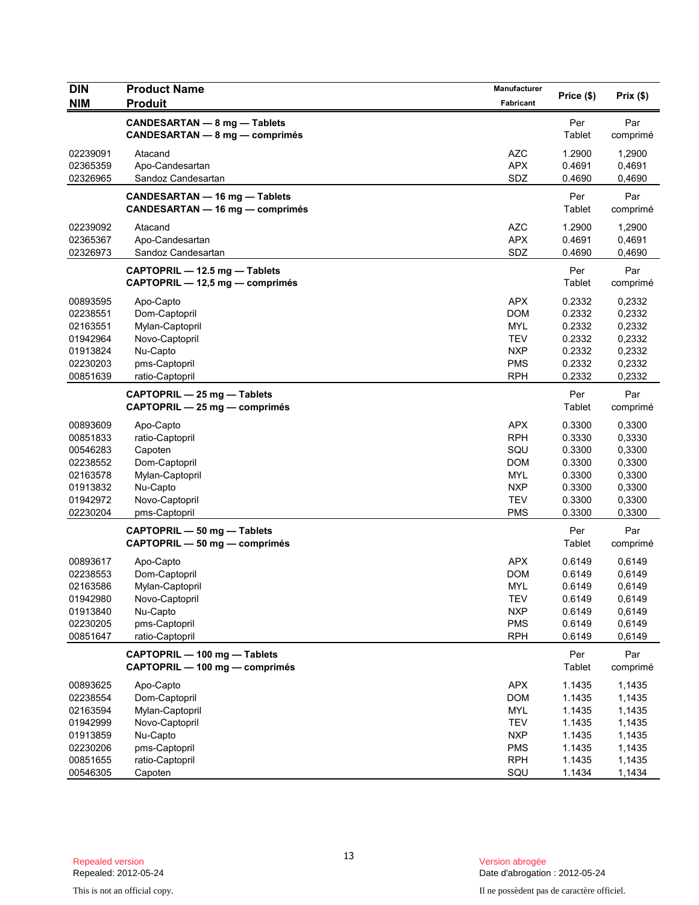| DIN<br>NIM | Product Name<br>Produit | Manufacturer<br>Fabricant | Price ($) | Prix ($) |
|---|---|---|---|---|
| | **CANDESARTAN — 8 mg — Tablets**<br>**CANDESARTAN — 8 mg — comprimés** | | Per Tablet | Par comprimé |
| 02239091 | Atacand | AZC | 1.2900 | 1,2900 |
| 02365359 | Apo-Candesartan | APX | 0.4691 | 0,4691 |
| 02326965 | Sandoz Candesartan | SDZ | 0.4690 | 0,4690 |
| | **CANDESARTAN — 16 mg — Tablets**<br>**CANDESARTAN — 16 mg — comprimés** | | Per Tablet | Par comprimé |
| 02239092 | Atacand | AZC | 1.2900 | 1,2900 |
| 02365367 | Apo-Candesartan | APX | 0.4691 | 0,4691 |
| 02326973 | Sandoz Candesartan | SDZ | 0.4690 | 0,4690 |
| | **CAPTOPRIL — 12.5 mg — Tablets**<br>**CAPTOPRIL — 12,5 mg — comprimés** | | Per Tablet | Par comprimé |
| 00893595 | Apo-Capto | APX | 0.2332 | 0,2332 |
| 02238551 | Dom-Captopril | DOM | 0.2332 | 0,2332 |
| 02163551 | Mylan-Captopril | MYL | 0.2332 | 0,2332 |
| 01942964 | Novo-Captopril | TEV | 0.2332 | 0,2332 |
| 01913824 | Nu-Capto | NXP | 0.2332 | 0,2332 |
| 02230203 | pms-Captopril | PMS | 0.2332 | 0,2332 |
| 00851639 | ratio-Captopril | RPH | 0.2332 | 0,2332 |
| | **CAPTOPRIL — 25 mg — Tablets**<br>**CAPTOPRIL — 25 mg — comprimés** | | Per Tablet | Par comprimé |
| 00893609 | Apo-Capto | APX | 0.3300 | 0,3300 |
| 00851833 | ratio-Captopril | RPH | 0.3330 | 0,3330 |
| 00546283 | Capoten | SQU | 0.3300 | 0,3300 |
| 02238552 | Dom-Captopril | DOM | 0.3300 | 0,3300 |
| 02163578 | Mylan-Captopril | MYL | 0.3300 | 0,3300 |
| 01913832 | Nu-Capto | NXP | 0.3300 | 0,3300 |
| 01942972 | Novo-Captopril | TEV | 0.3300 | 0,3300 |
| 02230204 | pms-Captopril | PMS | 0.3300 | 0,3300 |
| | **CAPTOPRIL — 50 mg — Tablets**<br>**CAPTOPRIL — 50 mg — comprimés** | | Per Tablet | Par comprimé |
| 00893617 | Apo-Capto | APX | 0.6149 | 0,6149 |
| 02238553 | Dom-Captopril | DOM | 0.6149 | 0,6149 |
| 02163586 | Mylan-Captopril | MYL | 0.6149 | 0,6149 |
| 01942980 | Novo-Captopril | TEV | 0.6149 | 0,6149 |
| 01913840 | Nu-Capto | NXP | 0.6149 | 0,6149 |
| 02230205 | pms-Captopril | PMS | 0.6149 | 0,6149 |
| 00851647 | ratio-Captopril | RPH | 0.6149 | 0,6149 |
| | **CAPTOPRIL — 100 mg — Tablets**<br>**CAPTOPRIL — 100 mg — comprimés** | | Per Tablet | Par comprimé |
| 00893625 | Apo-Capto | APX | 1.1435 | 1,1435 |
| 02238554 | Dom-Captopril | DOM | 1.1435 | 1,1435 |
| 02163594 | Mylan-Captopril | MYL | 1.1435 | 1,1435 |
| 01942999 | Novo-Captopril | TEV | 1.1435 | 1,1435 |
| 01913859 | Nu-Capto | NXP | 1.1435 | 1,1435 |
| 02230206 | pms-Captopril | PMS | 1.1435 | 1,1435 |
| 00851655 | ratio-Captopril | RPH | 1.1435 | 1,1435 |
| 00546305 | Capoten | SQU | 1.1434 | 1,1434 |

Repealed version
Repealed: 2012-05-24

Version abrogée
Date d'abrogation : 2012-05-24

This is not an official copy.

Il ne possèdent pas de caractère officiel.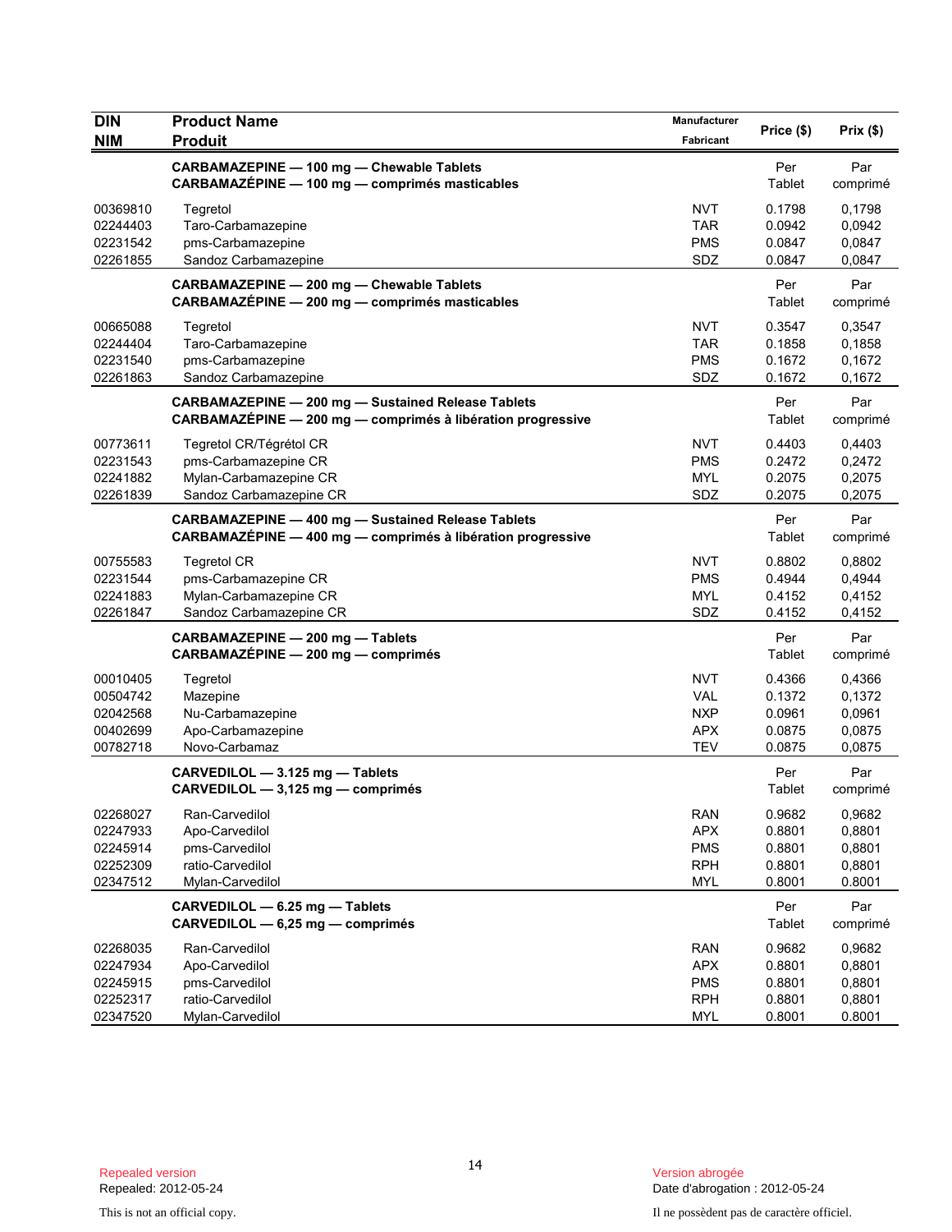| DIN<br>NIM | Product Name<br>Produit | Manufacturer<br>Fabricant | Price ($) | Prix ($) |
|---|---|---|---|---|
| | **CARBAMAZEPINE — 100 mg — Chewable Tablets**<br>**CARBAMAZÉPINE — 100 mg — comprimés masticables** | | Per Tablet | Par comprimé |
| 00369810 | Tegretol | NVT | 0.1798 | 0,1798 |
| 02244403 | Taro-Carbamazepine | TAR | 0.0942 | 0,0942 |
| 02231542 | pms-Carbamazepine | PMS | 0.0847 | 0,0847 |
| 02261855 | Sandoz Carbamazepine | SDZ | 0.0847 | 0,0847 |
| | **CARBAMAZEPINE — 200 mg — Chewable Tablets**<br>**CARBAMAZÉPINE — 200 mg — comprimés masticables** | | Per Tablet | Par comprimé |
| 00665088 | Tegretol | NVT | 0.3547 | 0,3547 |
| 02244404 | Taro-Carbamazepine | TAR | 0.1858 | 0,1858 |
| 02231540 | pms-Carbamazepine | PMS | 0.1672 | 0,1672 |
| 02261863 | Sandoz Carbamazepine | SDZ | 0.1672 | 0,1672 |
| | **CARBAMAZEPINE — 200 mg — Sustained Release Tablets**<br>**CARBAMAZÉPINE — 200 mg — comprimés à libération progressive** | | Per Tablet | Par comprimé |
| 00773611 | Tegretol CR/Tégrétol CR | NVT | 0.4403 | 0,4403 |
| 02231543 | pms-Carbamazepine CR | PMS | 0.2472 | 0,2472 |
| 02241882 | Mylan-Carbamazepine CR | MYL | 0.2075 | 0,2075 |
| 02261839 | Sandoz Carbamazepine CR | SDZ | 0.2075 | 0,2075 |
| | **CARBAMAZEPINE — 400 mg — Sustained Release Tablets**<br>**CARBAMAZÉPINE — 400 mg — comprimés à libération progressive** | | Per Tablet | Par comprimé |
| 00755583 | Tegretol CR | NVT | 0.8802 | 0,8802 |
| 02231544 | pms-Carbamazepine CR | PMS | 0.4944 | 0,4944 |
| 02241883 | Mylan-Carbamazepine CR | MYL | 0.4152 | 0,4152 |
| 02261847 | Sandoz Carbamazepine CR | SDZ | 0.4152 | 0,4152 |
| | **CARBAMAZEPINE — 200 mg — Tablets**<br>**CARBAMAZÉPINE — 200 mg — comprimés** | | Per Tablet | Par comprimé |
| 00010405 | Tegretol | NVT | 0.4366 | 0,4366 |
| 00504742 | Mazepine | VAL | 0.1372 | 0,1372 |
| 02042568 | Nu-Carbamazepine | NXP | 0.0961 | 0,0961 |
| 00402699 | Apo-Carbamazepine | APX | 0.0875 | 0,0875 |
| 00782718 | Novo-Carbamaz | TEV | 0.0875 | 0,0875 |
| | **CARVEDILOL — 3.125 mg — Tablets**<br>**CARVEDILOL — 3,125 mg — comprimés** | | Per Tablet | Par comprimé |
| 02268027 | Ran-Carvedilol | RAN | 0.9682 | 0,9682 |
| 02247933 | Apo-Carvedilol | APX | 0.8801 | 0,8801 |
| 02245914 | pms-Carvedilol | PMS | 0.8801 | 0,8801 |
| 02252309 | ratio-Carvedilol | RPH | 0.8801 | 0,8801 |
| 02347512 | Mylan-Carvedilol | MYL | 0.8001 | 0.8001 |
| | **CARVEDILOL — 6.25 mg — Tablets**<br>**CARVEDILOL — 6,25 mg — comprimés** | | Per Tablet | Par comprimé |
| 02268035 | Ran-Carvedilol | RAN | 0.9682 | 0,9682 |
| 02247934 | Apo-Carvedilol | APX | 0.8801 | 0,8801 |
| 02245915 | pms-Carvedilol | PMS | 0.8801 | 0,8801 |
| 02252317 | ratio-Carvedilol | RPH | 0.8801 | 0,8801 |
| 02347520 | Mylan-Carvedilol | MYL | 0.8001 | 0.8001 |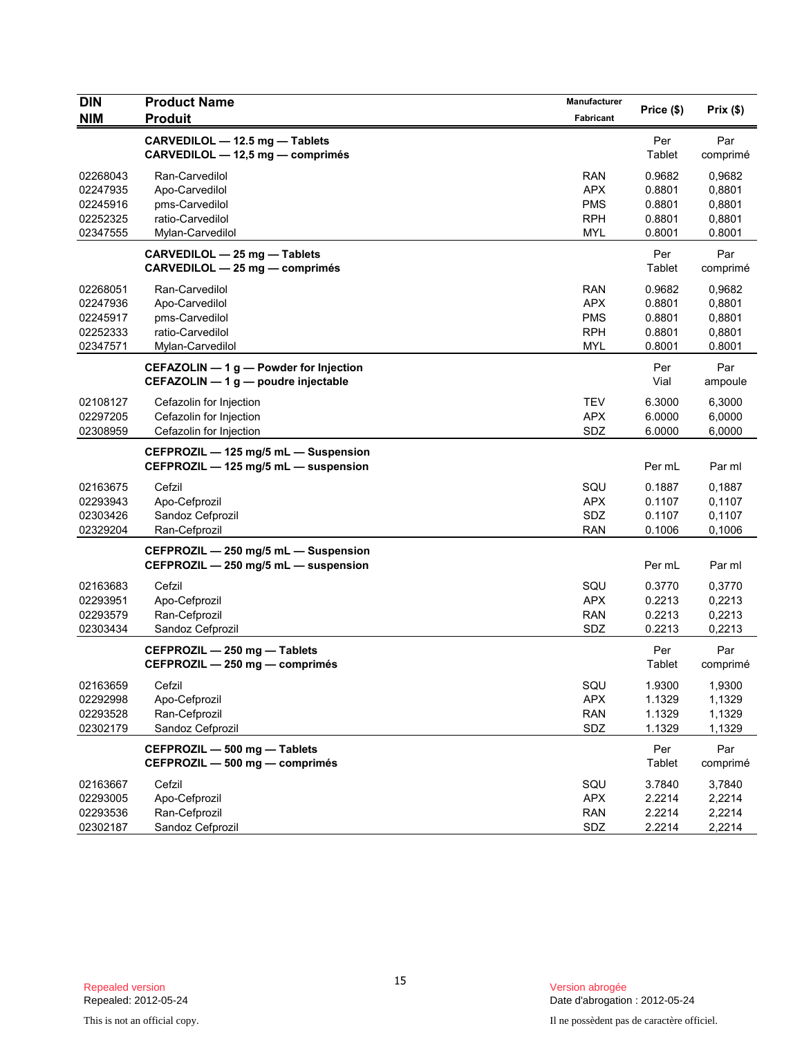| DIN<br>NIM | Product Name<br>Produit | Manufacturer<br>Fabricant | Price ($) | Prix ($) |
|---|---|---|---|---|
| | **CARVEDILOL — 12.5 mg — Tablets**<br>**CARVEDILOL — 12,5 mg — comprimés** | | Per Tablet | Par comprimé |
| 02268043 | Ran-Carvedilol | RAN | 0.9682 | 0,9682 |
| 02247935 | Apo-Carvedilol | APX | 0.8801 | 0,8801 |
| 02245916 | pms-Carvedilol | PMS | 0.8801 | 0,8801 |
| 02252325 | ratio-Carvedilol | RPH | 0.8801 | 0,8801 |
| 02347555 | Mylan-Carvedilol | MYL | 0.8001 | 0.8001 |
| | **CARVEDILOL — 25 mg — Tablets**<br>**CARVEDILOL — 25 mg — comprimés** | | Per Tablet | Par comprimé |
| 02268051 | Ran-Carvedilol | RAN | 0.9682 | 0,9682 |
| 02247936 | Apo-Carvedilol | APX | 0.8801 | 0,8801 |
| 02245917 | pms-Carvedilol | PMS | 0.8801 | 0,8801 |
| 02252333 | ratio-Carvedilol | RPH | 0.8801 | 0,8801 |
| 02347571 | Mylan-Carvedilol | MYL | 0.8001 | 0.8001 |
| | **CEFAZOLIN — 1 g — Powder for Injection**<br>**CEFAZOLIN — 1 g — poudre injectable** | | Per Vial | Par ampoule |
| 02108127 | Cefazolin for Injection | TEV | 6.3000 | 6,3000 |
| 02297205 | Cefazolin for Injection | APX | 6.0000 | 6,0000 |
| 02308959 | Cefazolin for Injection | SDZ | 6.0000 | 6,0000 |
| | **CEFPROZIL — 125 mg/5 mL — Suspension**<br>**CEFPROZIL — 125 mg/5 mL — suspension** | | Per mL | Par ml |
| 02163675 | Cefzil | SQU | 0.1887 | 0,1887 |
| 02293943 | Apo-Cefprozil | APX | 0.1107 | 0,1107 |
| 02303426 | Sandoz Cefprozil | SDZ | 0.1107 | 0,1107 |
| 02329204 | Ran-Cefprozil | RAN | 0.1006 | 0,1006 |
| | **CEFPROZIL — 250 mg/5 mL — Suspension**<br>**CEFPROZIL — 250 mg/5 mL — suspension** | | Per mL | Par ml |
| 02163683 | Cefzil | SQU | 0.3770 | 0,3770 |
| 02293951 | Apo-Cefprozil | APX | 0.2213 | 0,2213 |
| 02293579 | Ran-Cefprozil | RAN | 0.2213 | 0,2213 |
| 02303434 | Sandoz Cefprozil | SDZ | 0.2213 | 0,2213 |
| | **CEFPROZIL — 250 mg — Tablets**<br>**CEFPROZIL — 250 mg — comprimés** | | Per Tablet | Par comprimé |
| 02163659 | Cefzil | SQU | 1.9300 | 1,9300 |
| 02292998 | Apo-Cefprozil | APX | 1.1329 | 1,1329 |
| 02293528 | Ran-Cefprozil | RAN | 1.1329 | 1,1329 |
| 02302179 | Sandoz Cefprozil | SDZ | 1.1329 | 1,1329 |
| | **CEFPROZIL — 500 mg — Tablets**<br>**CEFPROZIL — 500 mg — comprimés** | | Per Tablet | Par comprimé |
| 02163667 | Cefzil | SQU | 3.7840 | 3,7840 |
| 02293005 | Apo-Cefprozil | APX | 2.2214 | 2,2214 |
| 02293536 | Ran-Cefprozil | RAN | 2.2214 | 2,2214 |
| 02302187 | Sandoz Cefprozil | SDZ | 2.2214 | 2,2214 |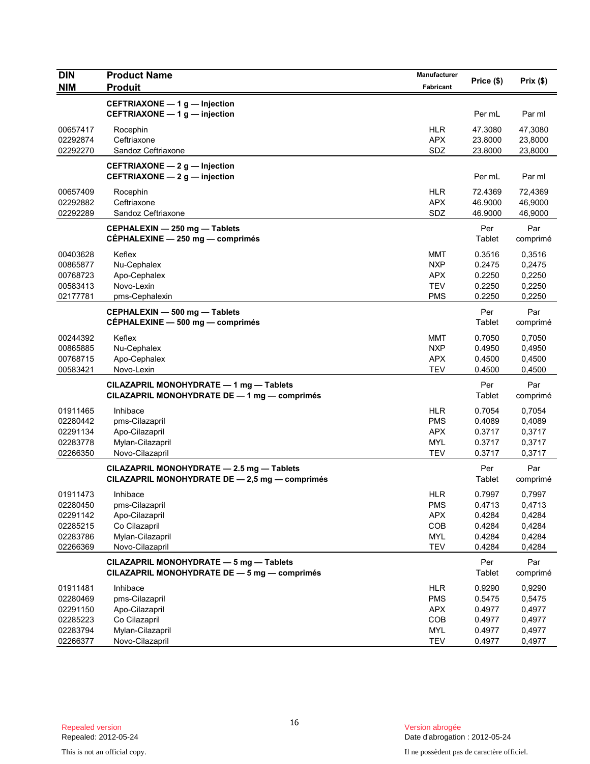| DIN<br>NIM | Product Name<br>Produit | Manufacturer<br>Fabricant | Price ($) | Prix ($) |
|---|---|---|---|---|
| | **CEFTRIAXONE — 1 g — Injection**<br>**CEFTRIAXONE — 1 g — injection** | | Per mL | Par ml |
| 00657417 | Rocephin | HLR | 47.3080 | 47,3080 |
| 02292874 | Ceftriaxone | APX | 23.8000 | 23,8000 |
| 02292270 | Sandoz Ceftriaxone | SDZ | 23.8000 | 23,8000 |
| | **CEFTRIAXONE — 2 g — Injection**<br>**CEFTRIAXONE — 2 g — injection** | | Per mL | Par ml |
| 00657409 | Rocephin | HLR | 72.4369 | 72,4369 |
| 02292882 | Ceftriaxone | APX | 46.9000 | 46,9000 |
| 02292289 | Sandoz Ceftriaxone | SDZ | 46.9000 | 46,9000 |
| | **CEPHALEXIN — 250 mg — Tablets**<br>**CÉPHALEXINE — 250 mg — comprimés** | | Per Tablet | Par comprimé |
| 00403628 | Keflex | MMT | 0.3516 | 0,3516 |
| 00865877 | Nu-Cephalex | NXP | 0.2475 | 0,2475 |
| 00768723 | Apo-Cephalex | APX | 0.2250 | 0,2250 |
| 00583413 | Novo-Lexin | TEV | 0.2250 | 0,2250 |
| 02177781 | pms-Cephalexin | PMS | 0.2250 | 0,2250 |
| | **CEPHALEXIN — 500 mg — Tablets**<br>**CÉPHALEXINE — 500 mg — comprimés** | | Per Tablet | Par comprimé |
| 00244392 | Keflex | MMT | 0.7050 | 0,7050 |
| 00865885 | Nu-Cephalex | NXP | 0.4950 | 0,4950 |
| 00768715 | Apo-Cephalex | APX | 0.4500 | 0,4500 |
| 00583421 | Novo-Lexin | TEV | 0.4500 | 0,4500 |
| | **CILAZAPRIL MONOHYDRATE — 1 mg — Tablets**<br>**CILAZAPRIL MONOHYDRATE DE — 1 mg — comprimés** | | Per Tablet | Par comprimé |
| 01911465 | Inhibace | HLR | 0.7054 | 0,7054 |
| 02280442 | pms-Cilazapril | PMS | 0.4089 | 0,4089 |
| 02291134 | Apo-Cilazapril | APX | 0.3717 | 0,3717 |
| 02283778 | Mylan-Cilazapril | MYL | 0.3717 | 0,3717 |
| 02266350 | Novo-Cilazapril | TEV | 0.3717 | 0,3717 |
| | **CILAZAPRIL MONOHYDRATE — 2.5 mg — Tablets**<br>**CILAZAPRIL MONOHYDRATE DE — 2,5 mg — comprimés** | | Per Tablet | Par comprimé |
| 01911473 | Inhibace | HLR | 0.7997 | 0,7997 |
| 02280450 | pms-Cilazapril | PMS | 0.4713 | 0,4713 |
| 02291142 | Apo-Cilazapril | APX | 0.4284 | 0,4284 |
| 02285215 | Co Cilazapril | COB | 0.4284 | 0,4284 |
| 02283786 | Mylan-Cilazapril | MYL | 0.4284 | 0,4284 |
| 02266369 | Novo-Cilazapril | TEV | 0.4284 | 0,4284 |
| | **CILAZAPRIL MONOHYDRATE — 5 mg — Tablets**<br>**CILAZAPRIL MONOHYDRATE DE — 5 mg — comprimés** | | Per Tablet | Par comprimé |
| 01911481 | Inhibace | HLR | 0.9290 | 0,9290 |
| 02280469 | pms-Cilazapril | PMS | 0.5475 | 0,5475 |
| 02291150 | Apo-Cilazapril | APX | 0.4977 | 0,4977 |
| 02285223 | Co Cilazapril | COB | 0.4977 | 0,4977 |
| 02283794 | Mylan-Cilazapril | MYL | 0.4977 | 0,4977 |
| 02266377 | Novo-Cilazapril | TEV | 0.4977 | 0,4977 |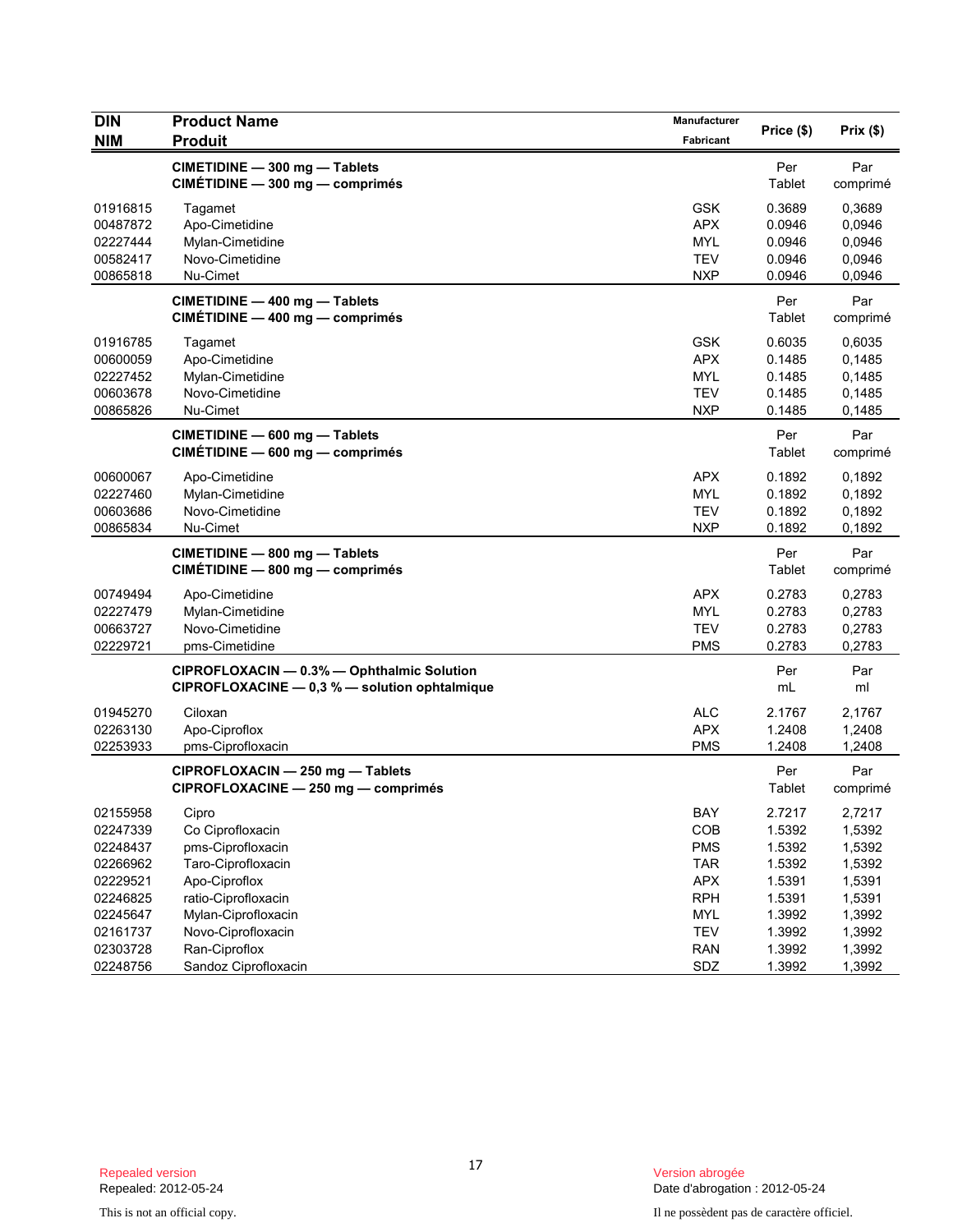| DIN<br>NIM | Product Name<br>Produit | Manufacturer<br>Fabricant | Price ($) | Prix ($) |
|---|---|---|---|---|
| | **CIMETIDINE — 300 mg — Tablets**<br>**CIMÉTIDINE — 300 mg — comprimés** | | Per<br>Tablet | Par<br>comprimé |
| 01916815 | Tagamet | GSK | 0.3689 | 0,3689 |
| 00487872 | Apo-Cimetidine | APX | 0.0946 | 0,0946 |
| 02227444 | Mylan-Cimetidine | MYL | 0.0946 | 0,0946 |
| 00582417 | Novo-Cimetidine | TEV | 0.0946 | 0,0946 |
| 00865818 | Nu-Cimet | NXP | 0.0946 | 0,0946 |
| | **CIMETIDINE — 400 mg — Tablets**<br>**CIMÉTIDINE — 400 mg — comprimés** | | Per<br>Tablet | Par<br>comprimé |
| 01916785 | Tagamet | GSK | 0.6035 | 0,6035 |
| 00600059 | Apo-Cimetidine | APX | 0.1485 | 0,1485 |
| 02227452 | Mylan-Cimetidine | MYL | 0.1485 | 0,1485 |
| 00603678 | Novo-Cimetidine | TEV | 0.1485 | 0,1485 |
| 00865826 | Nu-Cimet | NXP | 0.1485 | 0,1485 |
| | **CIMETIDINE — 600 mg — Tablets**<br>**CIMÉTIDINE — 600 mg — comprimés** | | Per<br>Tablet | Par<br>comprimé |
| 00600067 | Apo-Cimetidine | APX | 0.1892 | 0,1892 |
| 02227460 | Mylan-Cimetidine | MYL | 0.1892 | 0,1892 |
| 00603686 | Novo-Cimetidine | TEV | 0.1892 | 0,1892 |
| 00865834 | Nu-Cimet | NXP | 0.1892 | 0,1892 |
| | **CIMETIDINE — 800 mg — Tablets**<br>**CIMÉTIDINE — 800 mg — comprimés** | | Per<br>Tablet | Par<br>comprimé |
| 00749494 | Apo-Cimetidine | APX | 0.2783 | 0,2783 |
| 02227479 | Mylan-Cimetidine | MYL | 0.2783 | 0,2783 |
| 00663727 | Novo-Cimetidine | TEV | 0.2783 | 0,2783 |
| 02229721 | pms-Cimetidine | PMS | 0.2783 | 0,2783 |
| | **CIPROFLOXACIN — 0.3% — Ophthalmic Solution**<br>**CIPROFLOXACINE — 0,3 % — solution ophtalmique** | | Per<br>mL | Par<br>ml |
| 01945270 | Ciloxan | ALC | 2.1767 | 2,1767 |
| 02263130 | Apo-Ciproflox | APX | 1.2408 | 1,2408 |
| 02253933 | pms-Ciprofloxacin | PMS | 1.2408 | 1,2408 |
| | **CIPROFLOXACIN — 250 mg — Tablets**<br>**CIPROFLOXACINE — 250 mg — comprimés** | | Per<br>Tablet | Par<br>comprimé |
| 02155958 | Cipro | BAY | 2.7217 | 2,7217 |
| 02247339 | Co Ciprofloxacin | COB | 1.5392 | 1,5392 |
| 02248437 | pms-Ciprofloxacin | PMS | 1.5392 | 1,5392 |
| 02266962 | Taro-Ciprofloxacin | TAR | 1.5392 | 1,5392 |
| 02229521 | Apo-Ciproflox | APX | 1.5391 | 1,5391 |
| 02246825 | ratio-Ciprofloxacin | RPH | 1.5391 | 1,5391 |
| 02245647 | Mylan-Ciprofloxacin | MYL | 1.3992 | 1,3992 |
| 02161737 | Novo-Ciprofloxacin | TEV | 1.3992 | 1,3992 |
| 02303728 | Ran-Ciproflox | RAN | 1.3992 | 1,3992 |
| 02248756 | Sandoz Ciprofloxacin | SDZ | 1.3992 | 1,3992 |

Repealed version
Repealed: 2012-05-24

Version abrogée
Date d'abrogation : 2012-05-24

This is not an official copy.

Il ne possèdent pas de caractère officiel.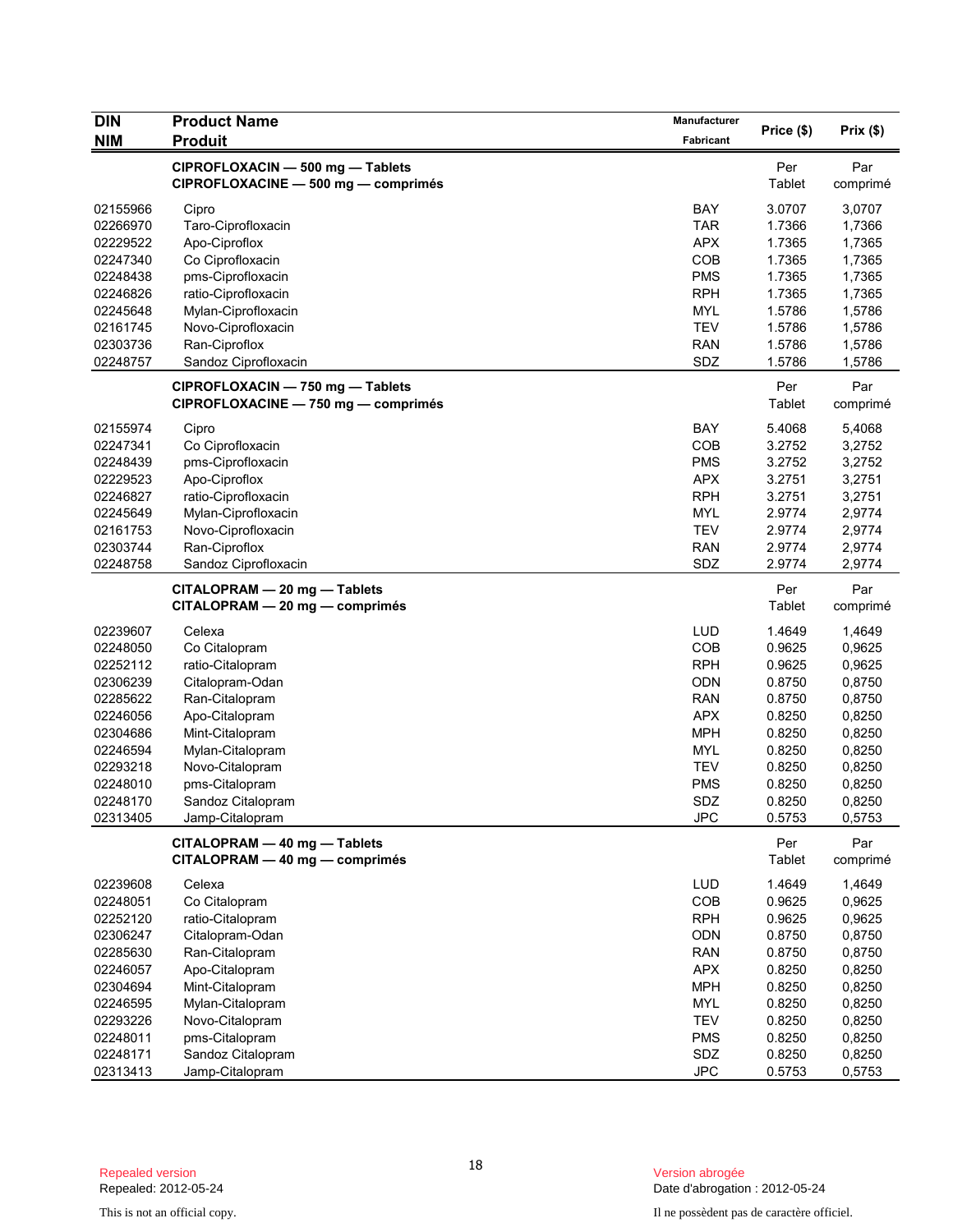| DIN<br>NIM | Product Name<br>Produit | Manufacturer<br>Fabricant | Price ($) | Prix ($) |
|---|---|---|---|---|
| | **CIPROFLOXACIN — 500 mg — Tablets**<br>**CIPROFLOXACINE — 500 mg — comprimés** | | Per Tablet | Par comprimé |
| 02155966 | Cipro | BAY | 3.0707 | 3,0707 |
| 02266970 | Taro-Ciprofloxacin | TAR | 1.7366 | 1,7366 |
| 02229522 | Apo-Ciproflox | APX | 1.7365 | 1,7365 |
| 02247340 | Co Ciprofloxacin | COB | 1.7365 | 1,7365 |
| 02248438 | pms-Ciprofloxacin | PMS | 1.7365 | 1,7365 |
| 02246826 | ratio-Ciprofloxacin | RPH | 1.7365 | 1,7365 |
| 02245648 | Mylan-Ciprofloxacin | MYL | 1.5786 | 1,5786 |
| 02161745 | Novo-Ciprofloxacin | TEV | 1.5786 | 1,5786 |
| 02303736 | Ran-Ciproflox | RAN | 1.5786 | 1,5786 |
| 02248757 | Sandoz Ciprofloxacin | SDZ | 1.5786 | 1,5786 |
| | **CIPROFLOXACIN — 750 mg — Tablets**<br>**CIPROFLOXACINE — 750 mg — comprimés** | | Per Tablet | Par comprimé |
| 02155974 | Cipro | BAY | 5.4068 | 5,4068 |
| 02247341 | Co Ciprofloxacin | COB | 3.2752 | 3,2752 |
| 02248439 | pms-Ciprofloxacin | PMS | 3.2752 | 3,2752 |
| 02229523 | Apo-Ciproflox | APX | 3.2751 | 3,2751 |
| 02246827 | ratio-Ciprofloxacin | RPH | 3.2751 | 3,2751 |
| 02245649 | Mylan-Ciprofloxacin | MYL | 2.9774 | 2,9774 |
| 02161753 | Novo-Ciprofloxacin | TEV | 2.9774 | 2,9774 |
| 02303744 | Ran-Ciproflox | RAN | 2.9774 | 2,9774 |
| 02248758 | Sandoz Ciprofloxacin | SDZ | 2.9774 | 2,9774 |
| | **CITALOPRAM — 20 mg — Tablets**<br>**CITALOPRAM — 20 mg — comprimés** | | Per Tablet | Par comprimé |
| 02239607 | Celexa | LUD | 1.4649 | 1,4649 |
| 02248050 | Co Citalopram | COB | 0.9625 | 0,9625 |
| 02252112 | ratio-Citalopram | RPH | 0.9625 | 0,9625 |
| 02306239 | Citalopram-Odan | ODN | 0.8750 | 0,8750 |
| 02285622 | Ran-Citalopram | RAN | 0.8750 | 0,8750 |
| 02246056 | Apo-Citalopram | APX | 0.8250 | 0,8250 |
| 02304686 | Mint-Citalopram | MPH | 0.8250 | 0,8250 |
| 02246594 | Mylan-Citalopram | MYL | 0.8250 | 0,8250 |
| 02293218 | Novo-Citalopram | TEV | 0.8250 | 0,8250 |
| 02248010 | pms-Citalopram | PMS | 0.8250 | 0,8250 |
| 02248170 | Sandoz Citalopram | SDZ | 0.8250 | 0,8250 |
| 02313405 | Jamp-Citalopram | JPC | 0.5753 | 0,5753 |
| | **CITALOPRAM — 40 mg — Tablets**<br>**CITALOPRAM — 40 mg — comprimés** | | Per Tablet | Par comprimé |
| 02239608 | Celexa | LUD | 1.4649 | 1,4649 |
| 02248051 | Co Citalopram | COB | 0.9625 | 0,9625 |
| 02252120 | ratio-Citalopram | RPH | 0.9625 | 0,9625 |
| 02306247 | Citalopram-Odan | ODN | 0.8750 | 0,8750 |
| 02285630 | Ran-Citalopram | RAN | 0.8750 | 0,8750 |
| 02246057 | Apo-Citalopram | APX | 0.8250 | 0,8250 |
| 02304694 | Mint-Citalopram | MPH | 0.8250 | 0,8250 |
| 02246595 | Mylan-Citalopram | MYL | 0.8250 | 0,8250 |
| 02293226 | Novo-Citalopram | TEV | 0.8250 | 0,8250 |
| 02248011 | pms-Citalopram | PMS | 0.8250 | 0,8250 |
| 02248171 | Sandoz Citalopram | SDZ | 0.8250 | 0,8250 |
| 02313413 | Jamp-Citalopram | JPC | 0.5753 | 0,5753 |

Repealed version
Repealed: 2012-05-24

Version abrogée
Date d'abrogation : 2012-05-24

This is not an official copy.

Il ne possèdent pas de caractère officiel.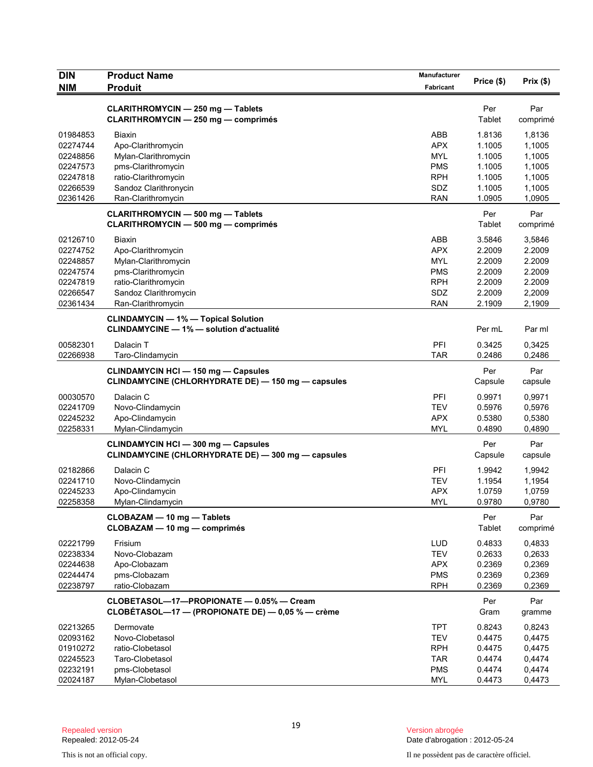| DIN<br>NIM | Product Name<br>Produit | Manufacturer<br>Fabricant | Price ($) | Prix ($) |
|---|---|---|---|---|
| | **CLARITHROMYCIN — 250 mg — Tablets**<br>**CLARITHROMYCIN — 250 mg — comprimés** | | Per<br>Tablet | Par<br>comprimé |
| 01984853 | Biaxin | ABB | 1.8136 | 1,8136 |
| 02274744 | Apo-Clarithromycin | APX | 1.1005 | 1,1005 |
| 02248856 | Mylan-Clarithromycin | MYL | 1.1005 | 1,1005 |
| 02247573 | pms-Clarithromycin | PMS | 1.1005 | 1,1005 |
| 02247818 | ratio-Clarithromycin | RPH | 1.1005 | 1,1005 |
| 02266539 | Sandoz Clarithronycin | SDZ | 1.1005 | 1,1005 |
| 02361426 | Ran-Clarithromycin | RAN | 1.0905 | 1,0905 |
| | **CLARITHROMYCIN — 500 mg — Tablets**<br>**CLARITHROMYCIN — 500 mg — comprimés** | | Per<br>Tablet | Par<br>comprimé |
| 02126710 | Biaxin | ABB | 3.5846 | 3,5846 |
| 02274752 | Apo-Clarithromycin | APX | 2.2009 | 2.2009 |
| 02248857 | Mylan-Clarithromycin | MYL | 2.2009 | 2.2009 |
| 02247574 | pms-Clarithromycin | PMS | 2.2009 | 2.2009 |
| 02247819 | ratio-Clarithromycin | RPH | 2.2009 | 2.2009 |
| 02266547 | Sandoz Clarithromycin | SDZ | 2.2009 | 2,2009 |
| 02361434 | Ran-Clarithromycin | RAN | 2.1909 | 2,1909 |
| | **CLINDAMYCIN — 1% — Topical Solution**<br>**CLINDAMYCINE — 1% — solution d'actualité** | | Per mL | Par ml |
| 00582301 | Dalacin T | PFI | 0.3425 | 0,3425 |
| 02266938 | Taro-Clindamycin | TAR | 0.2486 | 0,2486 |
| | **CLINDAMYCIN HCl — 150 mg — Capsules**<br>**CLINDAMYCINE (CHLORHYDRATE DE) — 150 mg — capsules** | | Per<br>Capsule | Par<br>capsule |
| 00030570 | Dalacin C | PFI | 0.9971 | 0,9971 |
| 02241709 | Novo-Clindamycin | TEV | 0.5976 | 0,5976 |
| 02245232 | Apo-Clindamycin | APX | 0.5380 | 0,5380 |
| 02258331 | Mylan-Clindamycin | MYL | 0.4890 | 0,4890 |
| | **CLINDAMYCIN HCl — 300 mg — Capsules**<br>**CLINDAMYCINE (CHLORHYDRATE DE) — 300 mg — capsules** | | Per<br>Capsule | Par<br>capsule |
| 02182866 | Dalacin C | PFI | 1.9942 | 1,9942 |
| 02241710 | Novo-Clindamycin | TEV | 1.1954 | 1,1954 |
| 02245233 | Apo-Clindamycin | APX | 1.0759 | 1,0759 |
| 02258358 | Mylan-Clindamycin | MYL | 0.9780 | 0,9780 |
| | **CLOBAZAM — 10 mg — Tablets**<br>**CLOBAZAM — 10 mg — comprimés** | | Per<br>Tablet | Par<br>comprimé |
| 02221799 | Frisium | LUD | 0.4833 | 0,4833 |
| 02238334 | Novo-Clobazam | TEV | 0.2633 | 0,2633 |
| 02244638 | Apo-Clobazam | APX | 0.2369 | 0,2369 |
| 02244474 | pms-Clobazam | PMS | 0.2369 | 0,2369 |
| 02238797 | ratio-Clobazam | RPH | 0.2369 | 0,2369 |
| | **CLOBETASOL—17—PROPIONATE — 0.05% — Cream**<br>**CLOBÉTASOL—17 — (PROPIONATE DE) — 0,05 % — crème** | | Per<br>Gram | Par<br>gramme |
| 02213265 | Dermovate | TPT | 0.8243 | 0,8243 |
| 02093162 | Novo-Clobetasol | TEV | 0.4475 | 0,4475 |
| 01910272 | ratio-Clobetasol | RPH | 0.4475 | 0,4475 |
| 02245523 | Taro-Clobetasol | TAR | 0.4474 | 0,4474 |
| 02232191 | pms-Clobetasol | PMS | 0.4474 | 0,4474 |
| 02024187 | Mylan-Clobetasol | MYL | 0.4473 | 0,4473 |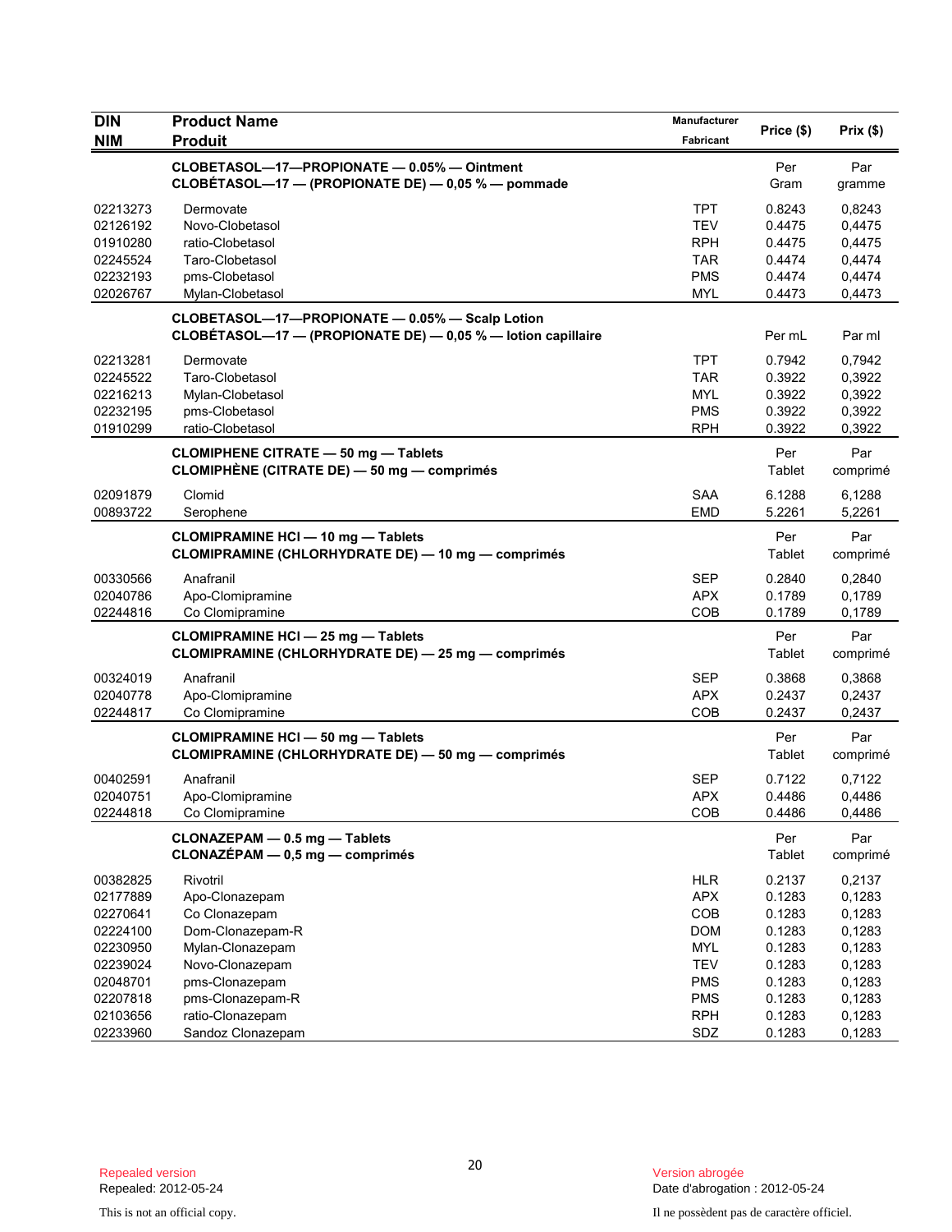| DIN<br>NIM | Product Name<br>Produit | Manufacturer<br>Fabricant | Price ($) | Prix ($) |
|---|---|---|---|---|
| | **CLOBETASOL—17—PROPIONATE — 0.05% — Ointment**<br>**CLOBÉTASOL—17 — (PROPIONATE DE) — 0,05 % — pommade** | | Per Gram | Par gramme |
| 02213273 | Dermovate | TPT | 0.8243 | 0,8243 |
| 02126192 | Novo-Clobetasol | TEV | 0.4475 | 0,4475 |
| 01910280 | ratio-Clobetasol | RPH | 0.4475 | 0,4475 |
| 02245524 | Taro-Clobetasol | TAR | 0.4474 | 0,4474 |
| 02232193 | pms-Clobetasol | PMS | 0.4474 | 0,4474 |
| 02026767 | Mylan-Clobetasol | MYL | 0.4473 | 0,4473 |
| | **CLOBETASOL—17—PROPIONATE — 0.05% — Scalp Lotion**<br>**CLOBÉTASOL—17 — (PROPIONATE DE) — 0,05 % — lotion capillaire** | | Per mL | Par ml |
| 02213281 | Dermovate | TPT | 0.7942 | 0,7942 |
| 02245522 | Taro-Clobetasol | TAR | 0.3922 | 0,3922 |
| 02216213 | Mylan-Clobetasol | MYL | 0.3922 | 0,3922 |
| 02232195 | pms-Clobetasol | PMS | 0.3922 | 0,3922 |
| 01910299 | ratio-Clobetasol | RPH | 0.3922 | 0,3922 |
| | **CLOMIPHENE CITRATE — 50 mg — Tablets**<br>**CLOMIPHÈNE (CITRATE DE) — 50 mg — comprimés** | | Per Tablet | Par comprimé |
| 02091879 | Clomid | SAA | 6.1288 | 6,1288 |
| 00893722 | Serophene | EMD | 5.2261 | 5,2261 |
| | **CLOMIPRAMINE HCl — 10 mg — Tablets**<br>**CLOMIPRAMINE (CHLORHYDRATE DE) — 10 mg — comprimés** | | Per Tablet | Par comprimé |
| 00330566 | Anafranil | SEP | 0.2840 | 0,2840 |
| 02040786 | Apo-Clomipramine | APX | 0.1789 | 0,1789 |
| 02244816 | Co Clomipramine | COB | 0.1789 | 0,1789 |
| | **CLOMIPRAMINE HCl — 25 mg — Tablets**<br>**CLOMIPRAMINE (CHLORHYDRATE DE) — 25 mg — comprimés** | | Per Tablet | Par comprimé |
| 00324019 | Anafranil | SEP | 0.3868 | 0,3868 |
| 02040778 | Apo-Clomipramine | APX | 0.2437 | 0,2437 |
| 02244817 | Co Clomipramine | COB | 0.2437 | 0,2437 |
| | **CLOMIPRAMINE HCl — 50 mg — Tablets**<br>**CLOMIPRAMINE (CHLORHYDRATE DE) — 50 mg — comprimés** | | Per Tablet | Par comprimé |
| 00402591 | Anafranil | SEP | 0.7122 | 0,7122 |
| 02040751 | Apo-Clomipramine | APX | 0.4486 | 0,4486 |
| 02244818 | Co Clomipramine | COB | 0.4486 | 0,4486 |
| | **CLONAZEPAM — 0.5 mg — Tablets**<br>**CLONAZÉPAM — 0,5 mg — comprimés** | | Per Tablet | Par comprimé |
| 00382825 | Rivotril | HLR | 0.2137 | 0,2137 |
| 02177889 | Apo-Clonazepam | APX | 0.1283 | 0,1283 |
| 02270641 | Co Clonazepam | COB | 0.1283 | 0,1283 |
| 02224100 | Dom-Clonazepam-R | DOM | 0.1283 | 0,1283 |
| 02230950 | Mylan-Clonazepam | MYL | 0.1283 | 0,1283 |
| 02239024 | Novo-Clonazepam | TEV | 0.1283 | 0,1283 |
| 02048701 | pms-Clonazepam | PMS | 0.1283 | 0,1283 |
| 02207818 | pms-Clonazepam-R | PMS | 0.1283 | 0,1283 |
| 02103656 | ratio-Clonazepam | RPH | 0.1283 | 0,1283 |
| 02233960 | Sandoz Clonazepam | SDZ | 0.1283 | 0,1283 |

Repealed version
Repealed: 2012-05-24

This is not an official copy.

Version abrogée
Date d'abrogation : 2012-05-24

Il ne possèdent pas de caractère officiel.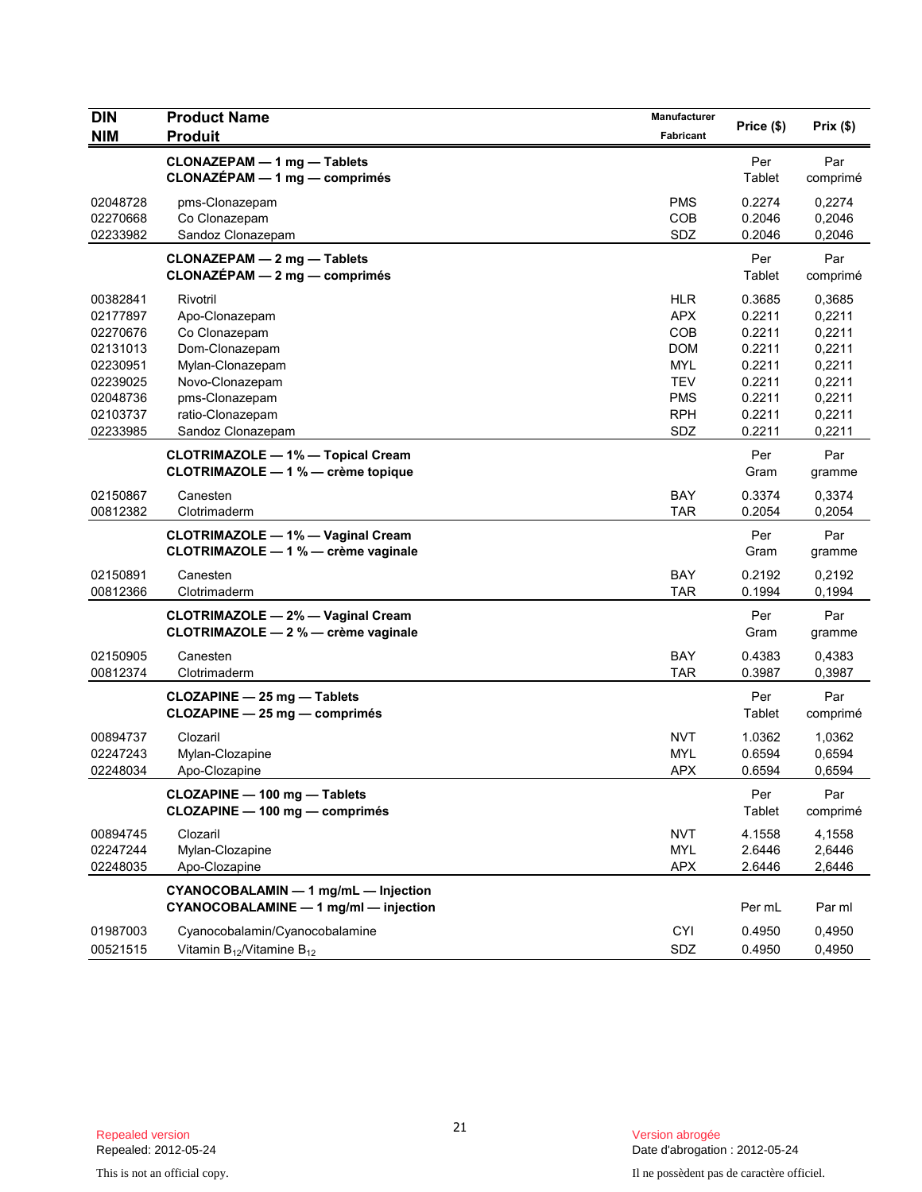| DIN<br>NIM | Product Name<br>Produit | Manufacturer<br>Fabricant | Price ($) | Prix ($) |
|---|---|---|---|---|
| | **CLONAZEPAM — 1 mg — Tablets**<br>**CLONAZÉPAM — 1 mg — comprimés** | | Per<br>Tablet | Par<br>comprimé |
| 02048728 | pms-Clonazepam | PMS | 0.2274 | 0,2274 |
| 02270668 | Co Clonazepam | COB | 0.2046 | 0,2046 |
| 02233982 | Sandoz Clonazepam | SDZ | 0.2046 | 0,2046 |
| | **CLONAZEPAM — 2 mg — Tablets**<br>**CLONAZÉPAM — 2 mg — comprimés** | | Per<br>Tablet | Par<br>comprimé |
| 00382841 | Rivotril | HLR | 0.3685 | 0,3685 |
| 02177897 | Apo-Clonazepam | APX | 0.2211 | 0,2211 |
| 02270676 | Co Clonazepam | COB | 0.2211 | 0,2211 |
| 02131013 | Dom-Clonazepam | DOM | 0.2211 | 0,2211 |
| 02230951 | Mylan-Clonazepam | MYL | 0.2211 | 0,2211 |
| 02239025 | Novo-Clonazepam | TEV | 0.2211 | 0,2211 |
| 02048736 | pms-Clonazepam | PMS | 0.2211 | 0,2211 |
| 02103737 | ratio-Clonazepam | RPH | 0.2211 | 0,2211 |
| 02233985 | Sandoz Clonazepam | SDZ | 0.2211 | 0,2211 |
| | **CLOTRIMAZOLE — 1% — Topical Cream**<br>**CLOTRIMAZOLE — 1 % — crème topique** | | Per<br>Gram | Par<br>gramme |
| 02150867 | Canesten | BAY | 0.3374 | 0,3374 |
| 00812382 | Clotrimaderm | TAR | 0.2054 | 0,2054 |
| | **CLOTRIMAZOLE — 1% — Vaginal Cream**<br>**CLOTRIMAZOLE — 1 % — crème vaginale** | | Per<br>Gram | Par<br>gramme |
| 02150891 | Canesten | BAY | 0.2192 | 0,2192 |
| 00812366 | Clotrimaderm | TAR | 0.1994 | 0,1994 |
| | **CLOTRIMAZOLE — 2% — Vaginal Cream**<br>**CLOTRIMAZOLE — 2 % — crème vaginale** | | Per<br>Gram | Par<br>gramme |
| 02150905 | Canesten | BAY | 0.4383 | 0,4383 |
| 00812374 | Clotrimaderm | TAR | 0.3987 | 0,3987 |
| | **CLOZAPINE — 25 mg — Tablets**<br>**CLOZAPINE — 25 mg — comprimés** | | Per<br>Tablet | Par<br>comprimé |
| 00894737 | Clozaril | NVT | 1.0362 | 1,0362 |
| 02247243 | Mylan-Clozapine | MYL | 0.6594 | 0,6594 |
| 02248034 | Apo-Clozapine | APX | 0.6594 | 0,6594 |
| | **CLOZAPINE — 100 mg — Tablets**<br>**CLOZAPINE — 100 mg — comprimés** | | Per<br>Tablet | Par<br>comprimé |
| 00894745 | Clozaril | NVT | 4.1558 | 4,1558 |
| 02247244 | Mylan-Clozapine | MYL | 2.6446 | 2,6446 |
| 02248035 | Apo-Clozapine | APX | 2.6446 | 2,6446 |
| | **CYANOCOBALAMIN — 1 mg/mL — Injection**<br>**CYANOCOBALAMINE — 1 mg/ml — injection** | | Per mL | Par ml |
| 01987003 | Cyanocobalamin/Cyanocobalamine | CYI | 0.4950 | 0,4950 |
| 00521515 | Vitamin $B_{12}$/Vitamine $B_{12}$ | SDZ | 0.4950 | 0,4950 |

Repealed version
Repealed: 2012-05-24

Version abrogée
Date d'abrogation : 2012-05-24

This is not an official copy.

Il ne possèdent pas de caractère officiel.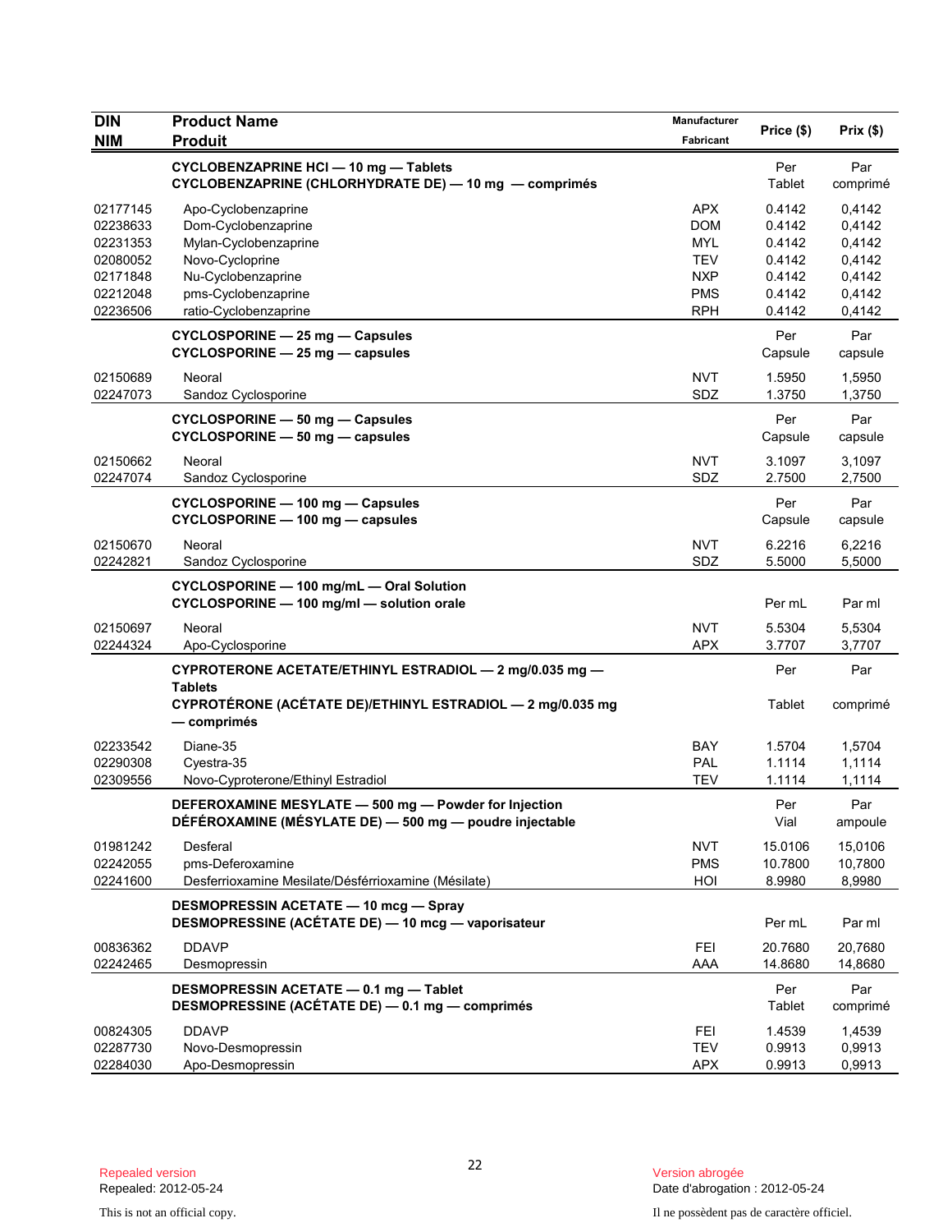| DIN<br>NIM | Product Name<br>Produit | Manufacturer<br>Fabricant | Price ($) | Prix ($) |
|---|---|---|---|---|
| | **CYCLOBENZAPRINE HCl — 10 mg — Tablets**<br>**CYCLOBENZAPRINE (CHLORHYDRATE DE) — 10 mg — comprimés** | | Per Tablet | Par comprimé |
| 02177145 | Apo-Cyclobenzaprine | APX | 0.4142 | 0,4142 |
| 02238633 | Dom-Cyclobenzaprine | DOM | 0.4142 | 0,4142 |
| 02231353 | Mylan-Cyclobenzaprine | MYL | 0.4142 | 0,4142 |
| 02080052 | Novo-Cycloprine | TEV | 0.4142 | 0,4142 |
| 02171848 | Nu-Cyclobenzaprine | NXP | 0.4142 | 0,4142 |
| 02212048 | pms-Cyclobenzaprine | PMS | 0.4142 | 0,4142 |
| 02236506 | ratio-Cyclobenzaprine | RPH | 0.4142 | 0,4142 |
| | **CYCLOSPORINE — 25 mg — Capsules**<br>**CYCLOSPORINE — 25 mg — capsules** | | Per Capsule | Par capsule |
| 02150689 | Neoral | NVT | 1.5950 | 1,5950 |
| 02247073 | Sandoz Cyclosporine | SDZ | 1.3750 | 1,3750 |
| | **CYCLOSPORINE — 50 mg — Capsules**<br>**CYCLOSPORINE — 50 mg — capsules** | | Per Capsule | Par capsule |
| 02150662 | Neoral | NVT | 3.1097 | 3,1097 |
| 02247074 | Sandoz Cyclosporine | SDZ | 2.7500 | 2,7500 |
| | **CYCLOSPORINE — 100 mg — Capsules**<br>**CYCLOSPORINE — 100 mg — capsules** | | Per Capsule | Par capsule |
| 02150670 | Neoral | NVT | 6.2216 | 6,2216 |
| 02242821 | Sandoz Cyclosporine | SDZ | 5.5000 | 5,5000 |
| | **CYCLOSPORINE — 100 mg/mL — Oral Solution**<br>**CYCLOSPORINE — 100 mg/ml — solution orale** | | Per mL | Par ml |
| 02150697 | Neoral | NVT | 5.5304 | 5,5304 |
| 02244324 | Apo-Cyclosporine | APX | 3.7707 | 3,7707 |
| | **CYPROTERONE ACETATE/ETHINYL ESTRADIOL — 2 mg/0.035 mg — Tablets**<br>**CYPROTÉRONE (ACÉTATE DE)/ETHINYL ESTRADIOL — 2 mg/0.035 mg — comprimés** | | Per Tablet | Par comprimé |
| 02233542 | Diane-35 | BAY | 1.5704 | 1,5704 |
| 02290308 | Cyestra-35 | PAL | 1.1114 | 1,1114 |
| 02309556 | Novo-Cyproterone/Ethinyl Estradiol | TEV | 1.1114 | 1,1114 |
| | **DEFEROXAMINE MESYLATE — 500 mg — Powder for Injection**<br>**DÉFÉROXAMINE (MÉSYLATE DE) — 500 mg — poudre injectable** | | Per Vial | Par ampoule |
| 01981242 | Desferal | NVT | 15.0106 | 15,0106 |
| 02242055 | pms-Deferoxamine | PMS | 10.7800 | 10,7800 |
| 02241600 | Desferrioxamine Mesilate/Désférrioxamine (Mésilate) | HOI | 8.9980 | 8,9980 |
| | **DESMOPRESSIN ACETATE — 10 mcg — Spray**<br>**DESMOPRESSINE (ACÉTATE DE) — 10 mcg — vaporisateur** | | Per mL | Par ml |
| 00836362 | DDAVP | FEI | 20.7680 | 20,7680 |
| 02242465 | Desmopressin | AAA | 14.8680 | 14,8680 |
| | **DESMOPRESSIN ACETATE — 0.1 mg — Tablet**<br>**DESMOPRESSINE (ACÉTATE DE) — 0.1 mg — comprimés** | | Per Tablet | Par comprimé |
| 00824305 | DDAVP | FEI | 1.4539 | 1,4539 |
| 02287730 | Novo-Desmopressin | TEV | 0.9913 | 0,9913 |
| 02284030 | Apo-Desmopressin | APX | 0.9913 | 0,9913 |

Repealed version
Repealed: 2012-05-24

Version abrogée
Date d'abrogation : 2012-05-24

This is not an official copy.

Il ne possèdent pas de caractère officiel.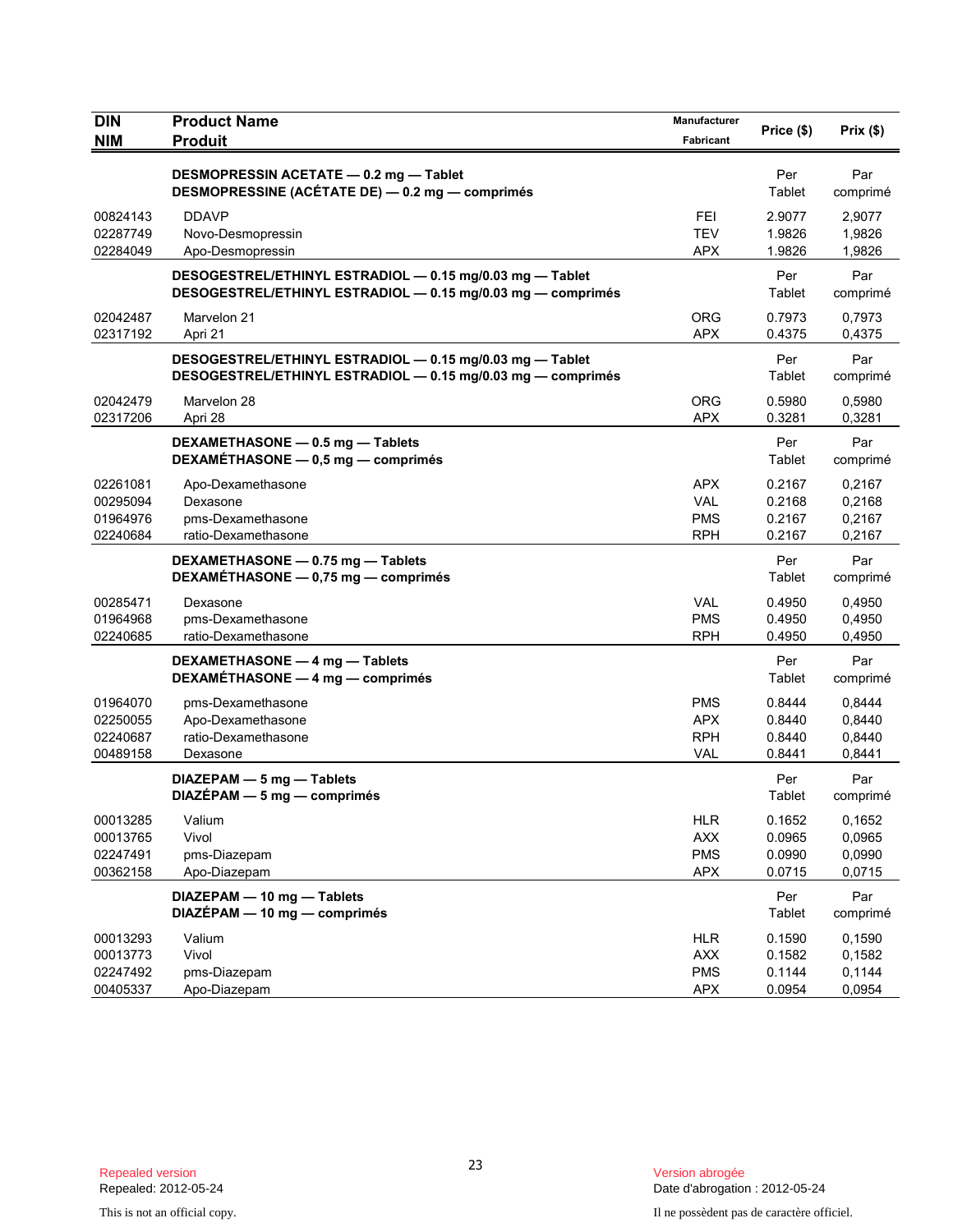| DIN<br>NIM | Product Name<br>Produit | Manufacturer<br>Fabricant | Price ($) | Prix ($) |
|---|---|---|---|---|
| | **DESMOPRESSIN ACETATE — 0.2 mg — Tablet**<br>**DESMOPRESSINE (ACÉTATE DE) — 0.2 mg — comprimés** | | Per Tablet | Par comprimé |
| 00824143 | DDAVP | FEI | 2.9077 | 2,9077 |
| 02287749 | Novo-Desmopressin | TEV | 1.9826 | 1,9826 |
| 02284049 | Apo-Desmopressin | APX | 1.9826 | 1,9826 |
| | **DESOGESTREL/ETHINYL ESTRADIOL — 0.15 mg/0.03 mg — Tablet**<br>**DESOGESTREL/ETHINYL ESTRADIOL — 0.15 mg/0.03 mg — comprimés** | | Per Tablet | Par comprimé |
| 02042487 | Marvelon 21 | ORG | 0.7973 | 0,7973 |
| 02317192 | Apri 21 | APX | 0.4375 | 0,4375 |
| | **DESOGESTREL/ETHINYL ESTRADIOL — 0.15 mg/0.03 mg — Tablet**<br>**DESOGESTREL/ETHINYL ESTRADIOL — 0.15 mg/0.03 mg — comprimés** | | Per Tablet | Par comprimé |
| 02042479 | Marvelon 28 | ORG | 0.5980 | 0,5980 |
| 02317206 | Apri 28 | APX | 0.3281 | 0,3281 |
| | **DEXAMETHASONE — 0.5 mg — Tablets**<br>**DEXAMÉTHASONE — 0,5 mg — comprimés** | | Per Tablet | Par comprimé |
| 02261081 | Apo-Dexamethasone | APX | 0.2167 | 0,2167 |
| 00295094 | Dexasone | VAL | 0.2168 | 0,2168 |
| 01964976 | pms-Dexamethasone | PMS | 0.2167 | 0,2167 |
| 02240684 | ratio-Dexamethasone | RPH | 0.2167 | 0,2167 |
| | **DEXAMETHASONE — 0.75 mg — Tablets**<br>**DEXAMÉTHASONE — 0,75 mg — comprimés** | | Per Tablet | Par comprimé |
| 00285471 | Dexasone | VAL | 0.4950 | 0,4950 |
| 01964968 | pms-Dexamethasone | PMS | 0.4950 | 0,4950 |
| 02240685 | ratio-Dexamethasone | RPH | 0.4950 | 0,4950 |
| | **DEXAMETHASONE — 4 mg — Tablets**<br>**DEXAMÉTHASONE — 4 mg — comprimés** | | Per Tablet | Par comprimé |
| 01964070 | pms-Dexamethasone | PMS | 0.8444 | 0,8444 |
| 02250055 | Apo-Dexamethasone | APX | 0.8440 | 0,8440 |
| 02240687 | ratio-Dexamethasone | RPH | 0.8440 | 0,8440 |
| 00489158 | Dexasone | VAL | 0.8441 | 0,8441 |
| | **DIAZEPAM — 5 mg — Tablets**<br>**DIAZÉPAM — 5 mg — comprimés** | | Per Tablet | Par comprimé |
| 00013285 | Valium | HLR | 0.1652 | 0,1652 |
| 00013765 | Vivol | AXX | 0.0965 | 0,0965 |
| 02247491 | pms-Diazepam | PMS | 0.0990 | 0,0990 |
| 00362158 | Apo-Diazepam | APX | 0.0715 | 0,0715 |
| | **DIAZEPAM — 10 mg — Tablets**<br>**DIAZÉPAM — 10 mg — comprimés** | | Per Tablet | Par comprimé |
| 00013293 | Valium | HLR | 0.1590 | 0,1590 |
| 00013773 | Vivol | AXX | 0.1582 | 0,1582 |
| 02247492 | pms-Diazepam | PMS | 0.1144 | 0,1144 |
| 00405337 | Apo-Diazepam | APX | 0.0954 | 0,0954 |

Repealed version
Repealed: 2012-05-24

Version abrogée
Date d'abrogation : 2012-05-24

This is not an official copy.

Il ne possèdent pas de caractère officiel.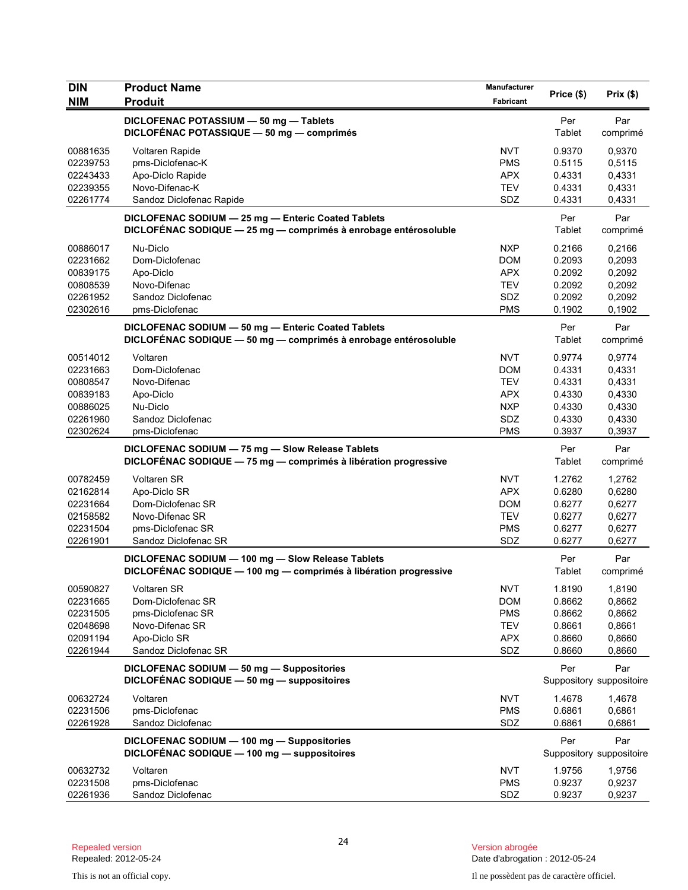| DIN / NIM | Product Name / Produit | Manufacturer / Fabricant | Price ($) | Prix ($) |
|---|---|---|---|---|
| | **DICLOFENAC POTASSIUM — 50 mg — Tablets / DICLOFÉNAC POTASSIQUE — 50 mg — comprimés** | | Per Tablet | Par comprimé |
| 00881635 | Voltaren Rapide | NVT | 0.9370 | 0,9370 |
| 02239753 | pms-Diclofenac-K | PMS | 0.5115 | 0,5115 |
| 02243433 | Apo-Diclo Rapide | APX | 0.4331 | 0,4331 |
| 02239355 | Novo-Difenac-K | TEV | 0.4331 | 0,4331 |
| 02261774 | Sandoz Diclofenac Rapide | SDZ | 0.4331 | 0,4331 |
| | **DICLOFENAC SODIUM — 25 mg — Enteric Coated Tablets / DICLOFÉNAC SODIQUE — 25 mg — comprimés à enrobage entérosoluble** | | Per Tablet | Par comprimé |
| 00886017 | Nu-Diclo | NXP | 0.2166 | 0,2166 |
| 02231662 | Dom-Diclofenac | DOM | 0.2093 | 0,2093 |
| 00839175 | Apo-Diclo | APX | 0.2092 | 0,2092 |
| 00808539 | Novo-Difenac | TEV | 0.2092 | 0,2092 |
| 02261952 | Sandoz Diclofenac | SDZ | 0.2092 | 0,2092 |
| 02302616 | pms-Diclofenac | PMS | 0.1902 | 0,1902 |
| | **DICLOFENAC SODIUM — 50 mg — Enteric Coated Tablets / DICLOFÉNAC SODIQUE — 50 mg — comprimés à enrobage entérosoluble** | | Per Tablet | Par comprimé |
| 00514012 | Voltaren | NVT | 0.9774 | 0,9774 |
| 02231663 | Dom-Diclofenac | DOM | 0.4331 | 0,4331 |
| 00808547 | Novo-Difenac | TEV | 0.4331 | 0,4331 |
| 00839183 | Apo-Diclo | APX | 0.4330 | 0,4330 |
| 00886025 | Nu-Diclo | NXP | 0.4330 | 0,4330 |
| 02261960 | Sandoz Diclofenac | SDZ | 0.4330 | 0,4330 |
| 02302624 | pms-Diclofenac | PMS | 0.3937 | 0,3937 |
| | **DICLOFENAC SODIUM — 75 mg — Slow Release Tablets / DICLOFÉNAC SODIQUE — 75 mg — comprimés à libération progressive** | | Per Tablet | Par comprimé |
| 00782459 | Voltaren SR | NVT | 1.2762 | 1,2762 |
| 02162814 | Apo-Diclo SR | APX | 0.6280 | 0,6280 |
| 02231664 | Dom-Diclofenac SR | DOM | 0.6277 | 0,6277 |
| 02158582 | Novo-Difenac SR | TEV | 0.6277 | 0,6277 |
| 02231504 | pms-Diclofenac SR | PMS | 0.6277 | 0,6277 |
| 02261901 | Sandoz Diclofenac SR | SDZ | 0.6277 | 0,6277 |
| | **DICLOFENAC SODIUM — 100 mg — Slow Release Tablets / DICLOFÉNAC SODIQUE — 100 mg — comprimés à libération progressive** | | Per Tablet | Par comprimé |
| 00590827 | Voltaren SR | NVT | 1.8190 | 1,8190 |
| 02231665 | Dom-Diclofenac SR | DOM | 0.8662 | 0,8662 |
| 02231505 | pms-Diclofenac SR | PMS | 0.8662 | 0,8662 |
| 02048698 | Novo-Difenac SR | TEV | 0.8661 | 0,8661 |
| 02091194 | Apo-Diclo SR | APX | 0.8660 | 0,8660 |
| 02261944 | Sandoz Diclofenac SR | SDZ | 0.8660 | 0,8660 |
| | **DICLOFENAC SODIUM — 50 mg — Suppositories / DICLOFÉNAC SODIQUE — 50 mg — suppositoires** | | Per Suppository | Par suppositoire |
| 00632724 | Voltaren | NVT | 1.4678 | 1,4678 |
| 02231506 | pms-Diclofenac | PMS | 0.6861 | 0,6861 |
| 02261928 | Sandoz Diclofenac | SDZ | 0.6861 | 0,6861 |
| | **DICLOFENAC SODIUM — 100 mg — Suppositories / DICLOFÉNAC SODIQUE — 100 mg — suppositoires** | | Per Suppository | Par suppositoire |
| 00632732 | Voltaren | NVT | 1.9756 | 1,9756 |
| 02231508 | pms-Diclofenac | PMS | 0.9237 | 0,9237 |
| 02261936 | Sandoz Diclofenac | SDZ | 0.9237 | 0,9237 |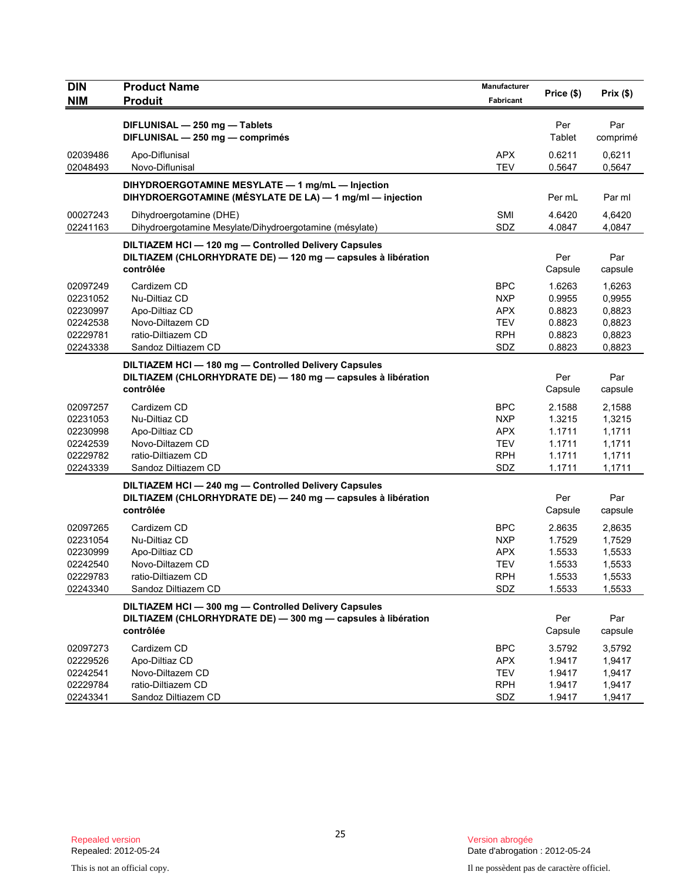| DIN<br>NIM | Product Name<br>Produit | Manufacturer<br>Fabricant | Price ($) | Prix ($) |
|---|---|---|---|---|
| | **DIFLUNISAL — 250 mg — Tablets**<br>**DIFLUNISAL — 250 mg — comprimés** | | Per Tablet | Par comprimé |
| 02039486 | Apo-Diflunisal | APX | 0.6211 | 0,6211 |
| 02048493 | Novo-Diflunisal | TEV | 0.5647 | 0,5647 |
| | **DIHYDROERGOTAMINE MESYLATE — 1 mg/mL — Injection**<br>**DIHYDROERGOTAMINE (MÉSYLATE DE LA) — 1 mg/ml — injection** | | Per mL | Par ml |
| 00027243 | Dihydroergotamine (DHE) | SMI | 4.6420 | 4,6420 |
| 02241163 | Dihydroergotamine Mesylate/Dihydroergotamine (mésylate) | SDZ | 4.0847 | 4,0847 |
| | **DILTIAZEM HCl — 120 mg — Controlled Delivery Capsules**<br>**DILTIAZEM (CHLORHYDRATE DE) — 120 mg — capsules à libération contrôlée** | | Per Capsule | Par capsule |
| 02097249 | Cardizem CD | BPC | 1.6263 | 1,6263 |
| 02231052 | Nu-Diltiaz CD | NXP | 0.9955 | 0,9955 |
| 02230997 | Apo-Diltiaz CD | APX | 0.8823 | 0,8823 |
| 02242538 | Novo-Diltazem CD | TEV | 0.8823 | 0,8823 |
| 02229781 | ratio-Diltiazem CD | RPH | 0.8823 | 0,8823 |
| 02243338 | Sandoz Diltiazem CD | SDZ | 0.8823 | 0,8823 |
| | **DILTIAZEM HCl — 180 mg — Controlled Delivery Capsules**<br>**DILTIAZEM (CHLORHYDRATE DE) — 180 mg — capsules à libération contrôlée** | | Per Capsule | Par capsule |
| 02097257 | Cardizem CD | BPC | 2.1588 | 2,1588 |
| 02231053 | Nu-Diltiaz CD | NXP | 1.3215 | 1,3215 |
| 02230998 | Apo-Diltiaz CD | APX | 1.1711 | 1,1711 |
| 02242539 | Novo-Diltazem CD | TEV | 1.1711 | 1,1711 |
| 02229782 | ratio-Diltiazem CD | RPH | 1.1711 | 1,1711 |
| 02243339 | Sandoz Diltiazem CD | SDZ | 1.1711 | 1,1711 |
| | **DILTIAZEM HCl — 240 mg — Controlled Delivery Capsules**<br>**DILTIAZEM (CHLORHYDRATE DE) — 240 mg — capsules à libération contrôlée** | | Per Capsule | Par capsule |
| 02097265 | Cardizem CD | BPC | 2.8635 | 2,8635 |
| 02231054 | Nu-Diltiaz CD | NXP | 1.7529 | 1,7529 |
| 02230999 | Apo-Diltiaz CD | APX | 1.5533 | 1,5533 |
| 02242540 | Novo-Diltazem CD | TEV | 1.5533 | 1,5533 |
| 02229783 | ratio-Diltiazem CD | RPH | 1.5533 | 1,5533 |
| 02243340 | Sandoz Diltiazem CD | SDZ | 1.5533 | 1,5533 |
| | **DILTIAZEM HCl — 300 mg — Controlled Delivery Capsules**<br>**DILTIAZEM (CHLORHYDRATE DE) — 300 mg — capsules à libération contrôlée** | | Per Capsule | Par capsule |
| 02097273 | Cardizem CD | BPC | 3.5792 | 3,5792 |
| 02229526 | Apo-Diltiaz CD | APX | 1.9417 | 1,9417 |
| 02242541 | Novo-Diltazem CD | TEV | 1.9417 | 1,9417 |
| 02229784 | ratio-Diltiazem CD | RPH | 1.9417 | 1,9417 |
| 02243341 | Sandoz Diltiazem CD | SDZ | 1.9417 | 1,9417 |

Repealed version
Repealed: 2012-05-24

Version abrogée
Date d'abrogation : 2012-05-24

This is not an official copy.

Il ne possèdent pas de caractère officiel.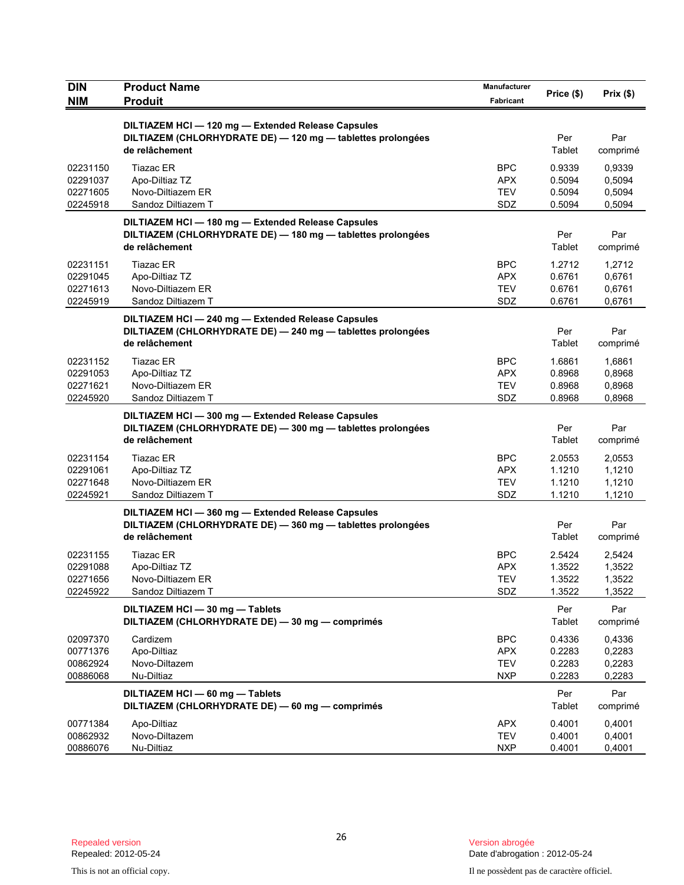| DIN<br>NIM | Product Name<br>Produit | Manufacturer<br>Fabricant | Price ($) | Prix ($) |
|---|---|---|---|---|
| | **DILTIAZEM HCl — 120 mg — Extended Release Capsules**<br>**DILTIAZEM (CHLORHYDRATE DE) — 120 mg — tablettes prolongées de relâchement** | | Per Tablet | Par comprimé |
| 02231150 | Tiazac ER | BPC | 0.9339 | 0,9339 |
| 02291037 | Apo-Diltiaz TZ | APX | 0.5094 | 0,5094 |
| 02271605 | Novo-Diltiazem ER | TEV | 0.5094 | 0,5094 |
| 02245918 | Sandoz Diltiazem T | SDZ | 0.5094 | 0,5094 |
| | **DILTIAZEM HCl — 180 mg — Extended Release Capsules**<br>**DILTIAZEM (CHLORHYDRATE DE) — 180 mg — tablettes prolongées de relâchement** | | Per Tablet | Par comprimé |
| 02231151 | Tiazac ER | BPC | 1.2712 | 1,2712 |
| 02291045 | Apo-Diltiaz TZ | APX | 0.6761 | 0,6761 |
| 02271613 | Novo-Diltiazem ER | TEV | 0.6761 | 0,6761 |
| 02245919 | Sandoz Diltiazem T | SDZ | 0.6761 | 0,6761 |
| | **DILTIAZEM HCl — 240 mg — Extended Release Capsules**<br>**DILTIAZEM (CHLORHYDRATE DE) — 240 mg — tablettes prolongées de relâchement** | | Per Tablet | Par comprimé |
| 02231152 | Tiazac ER | BPC | 1.6861 | 1,6861 |
| 02291053 | Apo-Diltiaz TZ | APX | 0.8968 | 0,8968 |
| 02271621 | Novo-Diltiazem ER | TEV | 0.8968 | 0,8968 |
| 02245920 | Sandoz Diltiazem T | SDZ | 0.8968 | 0,8968 |
| | **DILTIAZEM HCl — 300 mg — Extended Release Capsules**<br>**DILTIAZEM (CHLORHYDRATE DE) — 300 mg — tablettes prolongées de relâchement** | | Per Tablet | Par comprimé |
| 02231154 | Tiazac ER | BPC | 2.0553 | 2,0553 |
| 02291061 | Apo-Diltiaz TZ | APX | 1.1210 | 1,1210 |
| 02271648 | Novo-Diltiazem ER | TEV | 1.1210 | 1,1210 |
| 02245921 | Sandoz Diltiazem T | SDZ | 1.1210 | 1,1210 |
| | **DILTIAZEM HCl — 360 mg — Extended Release Capsules**<br>**DILTIAZEM (CHLORHYDRATE DE) — 360 mg — tablettes prolongées de relâchement** | | Per Tablet | Par comprimé |
| 02231155 | Tiazac ER | BPC | 2.5424 | 2,5424 |
| 02291088 | Apo-Diltiaz TZ | APX | 1.3522 | 1,3522 |
| 02271656 | Novo-Diltiazem ER | TEV | 1.3522 | 1,3522 |
| 02245922 | Sandoz Diltiazem T | SDZ | 1.3522 | 1,3522 |
| | **DILTIAZEM HCl — 30 mg — Tablets**<br>**DILTIAZEM (CHLORHYDRATE DE) — 30 mg — comprimés** | | Per Tablet | Par comprimé |
| 02097370 | Cardizem | BPC | 0.4336 | 0,4336 |
| 00771376 | Apo-Diltiaz | APX | 0.2283 | 0,2283 |
| 00862924 | Novo-Diltazem | TEV | 0.2283 | 0,2283 |
| 00886068 | Nu-Diltiaz | NXP | 0.2283 | 0,2283 |
| | **DILTIAZEM HCl — 60 mg — Tablets**<br>**DILTIAZEM (CHLORHYDRATE DE) — 60 mg — comprimés** | | Per Tablet | Par comprimé |
| 00771384 | Apo-Diltiaz | APX | 0.4001 | 0,4001 |
| 00862932 | Novo-Diltazem | TEV | 0.4001 | 0,4001 |
| 00886076 | Nu-Diltiaz | NXP | 0.4001 | 0,4001 |

Repealed version
Repealed: 2012-05-24

This is not an official copy.

Version abrogée
Date d'abrogation : 2012-05-24

Il ne possèdent pas de caractère officiel.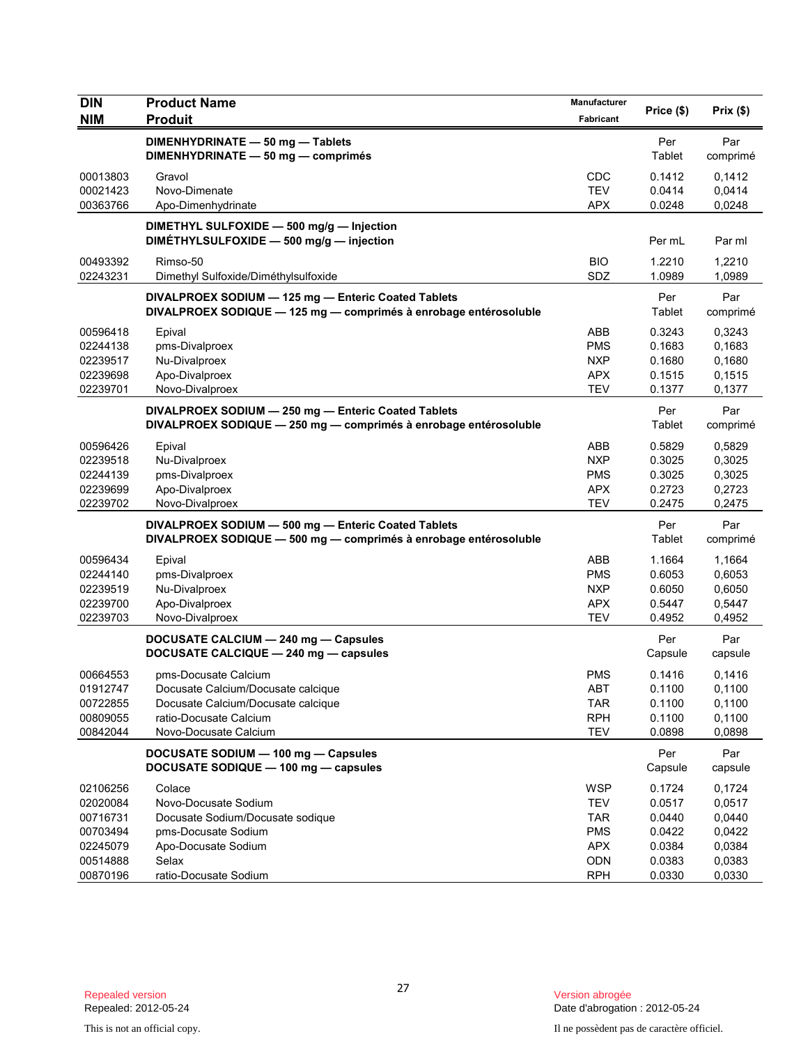| DIN<br>NIM | Product Name<br>Produit | Manufacturer<br>Fabricant | Price ($) | Prix ($) |
|---|---|---|---|---|
| | **DIMENHYDRINATE — 50 mg — Tablets**<br>**DIMENHYDRINATE — 50 mg — comprimés** | | Per Tablet | Par comprimé |
| 00013803 | Gravol | CDC | 0.1412 | 0,1412 |
| 00021423 | Novo-Dimenate | TEV | 0.0414 | 0,0414 |
| 00363766 | Apo-Dimenhydrinate | APX | 0.0248 | 0,0248 |
| | **DIMETHYL SULFOXIDE — 500 mg/g — Injection**<br>**DIMÉTHYLSULFOXIDE — 500 mg/g — injection** | | Per mL | Par ml |
| 00493392 | Rimso-50 | BIO | 1.2210 | 1,2210 |
| 02243231 | Dimethyl Sulfoxide/Diméthylsulfoxide | SDZ | 1.0989 | 1,0989 |
| | **DIVALPROEX SODIUM — 125 mg — Enteric Coated Tablets**<br>**DIVALPROEX SODIQUE — 125 mg — comprimés à enrobage entérosoluble** | | Per Tablet | Par comprimé |
| 00596418 | Epival | ABB | 0.3243 | 0,3243 |
| 02244138 | pms-Divalproex | PMS | 0.1683 | 0,1683 |
| 02239517 | Nu-Divalproex | NXP | 0.1680 | 0,1680 |
| 02239698 | Apo-Divalproex | APX | 0.1515 | 0,1515 |
| 02239701 | Novo-Divalproex | TEV | 0.1377 | 0,1377 |
| | **DIVALPROEX SODIUM — 250 mg — Enteric Coated Tablets**<br>**DIVALPROEX SODIQUE — 250 mg — comprimés à enrobage entérosoluble** | | Per Tablet | Par comprimé |
| 00596426 | Epival | ABB | 0.5829 | 0,5829 |
| 02239518 | Nu-Divalproex | NXP | 0.3025 | 0,3025 |
| 02244139 | pms-Divalproex | PMS | 0.3025 | 0,3025 |
| 02239699 | Apo-Divalproex | APX | 0.2723 | 0,2723 |
| 02239702 | Novo-Divalproex | TEV | 0.2475 | 0,2475 |
| | **DIVALPROEX SODIUM — 500 mg — Enteric Coated Tablets**<br>**DIVALPROEX SODIQUE — 500 mg — comprimés à enrobage entérosoluble** | | Per Tablet | Par comprimé |
| 00596434 | Epival | ABB | 1.1664 | 1,1664 |
| 02244140 | pms-Divalproex | PMS | 0.6053 | 0,6053 |
| 02239519 | Nu-Divalproex | NXP | 0.6050 | 0,6050 |
| 02239700 | Apo-Divalproex | APX | 0.5447 | 0,5447 |
| 02239703 | Novo-Divalproex | TEV | 0.4952 | 0,4952 |
| | **DOCUSATE CALCIUM — 240 mg — Capsules**<br>**DOCUSATE CALCIQUE — 240 mg — capsules** | | Per Capsule | Par capsule |
| 00664553 | pms-Docusate Calcium | PMS | 0.1416 | 0,1416 |
| 01912747 | Docusate Calcium/Docusate calcique | ABT | 0.1100 | 0,1100 |
| 00722855 | Docusate Calcium/Docusate calcique | TAR | 0.1100 | 0,1100 |
| 00809055 | ratio-Docusate Calcium | RPH | 0.1100 | 0,1100 |
| 00842044 | Novo-Docusate Calcium | TEV | 0.0898 | 0,0898 |
| | **DOCUSATE SODIUM — 100 mg — Capsules**<br>**DOCUSATE SODIQUE — 100 mg — capsules** | | Per Capsule | Par capsule |
| 02106256 | Colace | WSP | 0.1724 | 0,1724 |
| 02020084 | Novo-Docusate Sodium | TEV | 0.0517 | 0,0517 |
| 00716731 | Docusate Sodium/Docusate sodique | TAR | 0.0440 | 0,0440 |
| 00703494 | pms-Docusate Sodium | PMS | 0.0422 | 0,0422 |
| 02245079 | Apo-Docusate Sodium | APX | 0.0384 | 0,0384 |
| 00514888 | Selax | ODN | 0.0383 | 0,0383 |
| 00870196 | ratio-Docusate Sodium | RPH | 0.0330 | 0,0330 |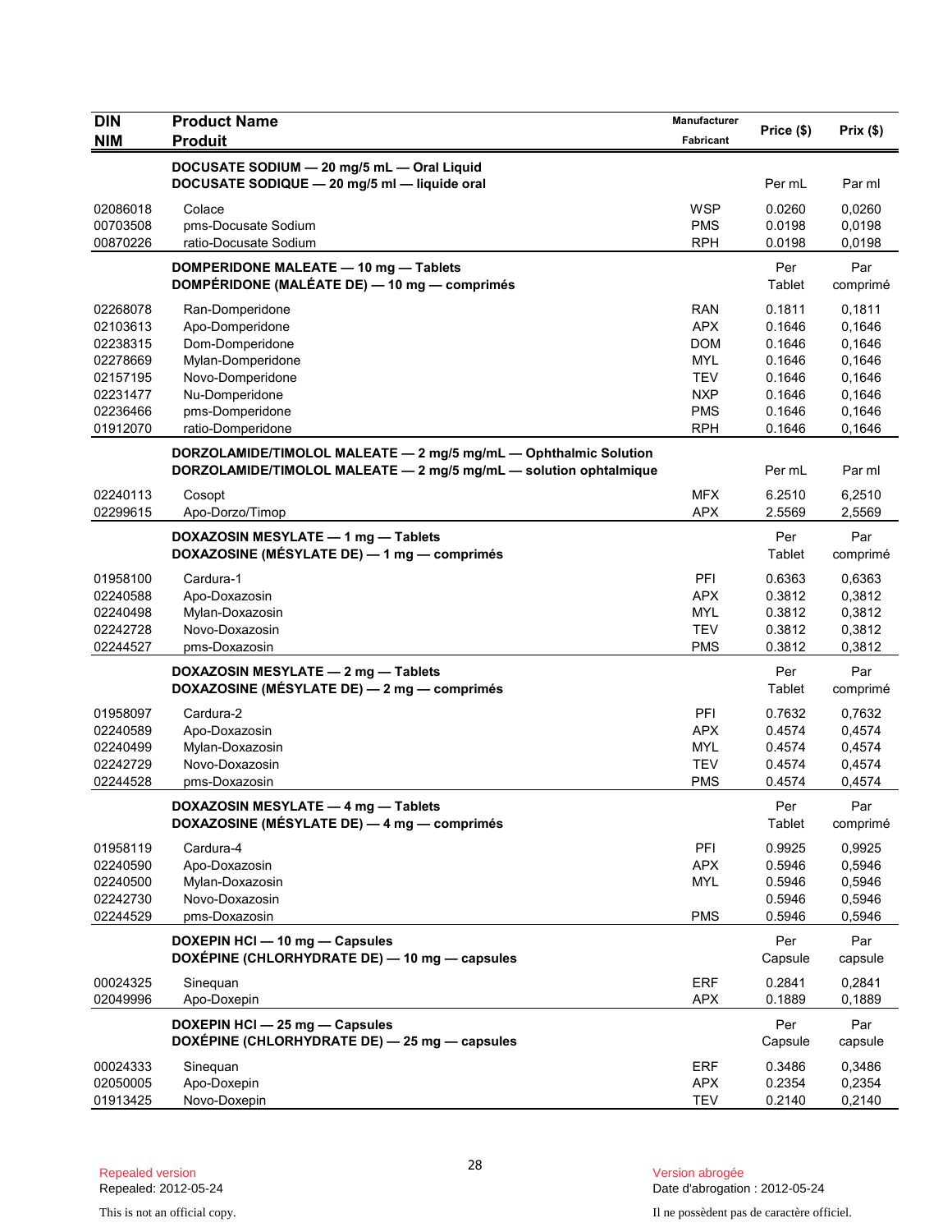| DIN<br>NIM | Product Name<br>Produit | Manufacturer<br>Fabricant | Price ($) | Prix ($) |
|---|---|---|---|---|
| | **DOCUSATE SODIUM — 20 mg/5 mL — Oral Liquid**<br>**DOCUSATE SODIQUE — 20 mg/5 ml — liquide oral** | | Per mL | Par ml |
| 02086018 | Colace | WSP | 0.0260 | 0,0260 |
| 00703508 | pms-Docusate Sodium | PMS | 0.0198 | 0,0198 |
| 00870226 | ratio-Docusate Sodium | RPH | 0.0198 | 0,0198 |
| | **DOMPERIDONE MALEATE — 10 mg — Tablets**<br>**DOMPÉRIDONE (MALÉATE DE) — 10 mg — comprimés** | | Per Tablet | Par comprimé |
| 02268078 | Ran-Domperidone | RAN | 0.1811 | 0,1811 |
| 02103613 | Apo-Domperidone | APX | 0.1646 | 0,1646 |
| 02238315 | Dom-Domperidone | DOM | 0.1646 | 0,1646 |
| 02278669 | Mylan-Domperidone | MYL | 0.1646 | 0,1646 |
| 02157195 | Novo-Domperidone | TEV | 0.1646 | 0,1646 |
| 02231477 | Nu-Domperidone | NXP | 0.1646 | 0,1646 |
| 02236466 | pms-Domperidone | PMS | 0.1646 | 0,1646 |
| 01912070 | ratio-Domperidone | RPH | 0.1646 | 0,1646 |
| | **DORZOLAMIDE/TIMOLOL MALEATE — 2 mg/5 mg/mL — Ophthalmic Solution**<br>**DORZOLAMIDE/TIMOLOL MALEATE — 2 mg/5 mg/mL — solution ophtalmique** | | Per mL | Par ml |
| 02240113 | Cosopt | MFX | 6.2510 | 6,2510 |
| 02299615 | Apo-Dorzo/Timop | APX | 2.5569 | 2,5569 |
| | **DOXAZOSIN MESYLATE — 1 mg — Tablets**<br>**DOXAZOSINE (MÉSYLATE DE) — 1 mg — comprimés** | | Per Tablet | Par comprimé |
| 01958100 | Cardura-1 | PFI | 0.6363 | 0,6363 |
| 02240588 | Apo-Doxazosin | APX | 0.3812 | 0,3812 |
| 02240498 | Mylan-Doxazosin | MYL | 0.3812 | 0,3812 |
| 02242728 | Novo-Doxazosin | TEV | 0.3812 | 0,3812 |
| 02244527 | pms-Doxazosin | PMS | 0.3812 | 0,3812 |
| | **DOXAZOSIN MESYLATE — 2 mg — Tablets**<br>**DOXAZOSINE (MÉSYLATE DE) — 2 mg — comprimés** | | Per Tablet | Par comprimé |
| 01958097 | Cardura-2 | PFI | 0.7632 | 0,7632 |
| 02240589 | Apo-Doxazosin | APX | 0.4574 | 0,4574 |
| 02240499 | Mylan-Doxazosin | MYL | 0.4574 | 0,4574 |
| 02242729 | Novo-Doxazosin | TEV | 0.4574 | 0,4574 |
| 02244528 | pms-Doxazosin | PMS | 0.4574 | 0,4574 |
| | **DOXAZOSIN MESYLATE — 4 mg — Tablets**<br>**DOXAZOSINE (MÉSYLATE DE) — 4 mg — comprimés** | | Per Tablet | Par comprimé |
| 01958119 | Cardura-4 | PFI | 0.9925 | 0,9925 |
| 02240590 | Apo-Doxazosin | APX | 0.5946 | 0,5946 |
| 02240500 | Mylan-Doxazosin | MYL | 0.5946 | 0,5946 |
| 02242730 | Novo-Doxazosin | | 0.5946 | 0,5946 |
| 02244529 | pms-Doxazosin | PMS | 0.5946 | 0,5946 |
| | **DOXEPIN HCl — 10 mg — Capsules**<br>**DOXÉPINE (CHLORHYDRATE DE) — 10 mg — capsules** | | Per Capsule | Par capsule |
| 00024325 | Sinequan | ERF | 0.2841 | 0,2841 |
| 02049996 | Apo-Doxepin | APX | 0.1889 | 0,1889 |
| | **DOXEPIN HCl — 25 mg — Capsules**<br>**DOXÉPINE (CHLORHYDRATE DE) — 25 mg — capsules** | | Per Capsule | Par capsule |
| 00024333 | Sinequan | ERF | 0.3486 | 0,3486 |
| 02050005 | Apo-Doxepin | APX | 0.2354 | 0,2354 |
| 01913425 | Novo-Doxepin | TEV | 0.2140 | 0,2140 |

Repealed version
Repealed: 2012-05-24

Version abrogée
Date d'abrogation : 2012-05-24

This is not an official copy.

Il ne possèdent pas de caractère officiel.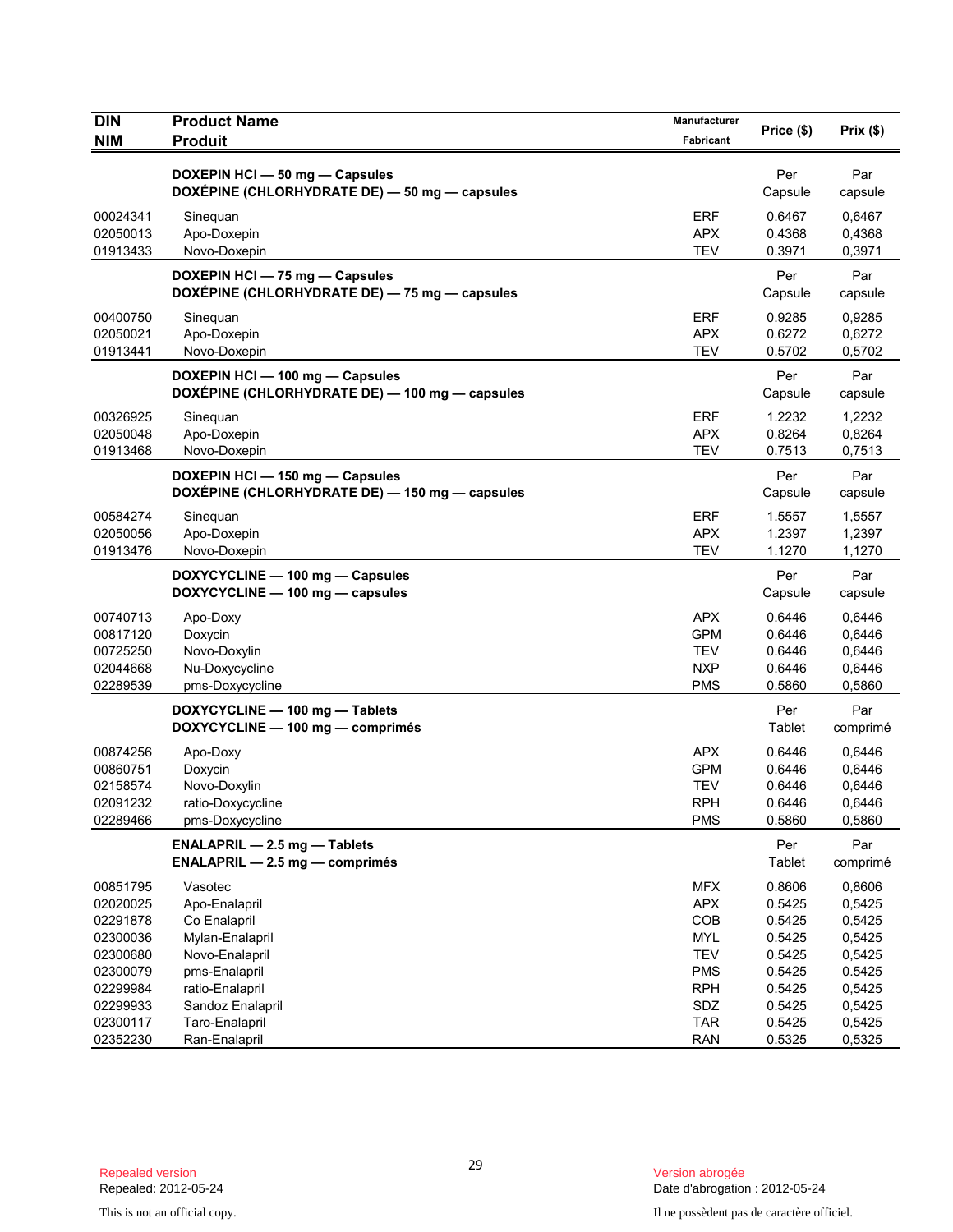| DIN<br>NIM | Product Name<br>Produit | Manufacturer<br>Fabricant | Price ($) | Prix ($) |
|---|---|---|---|---|
| | **DOXEPIN HCl — 50 mg — Capsules**<br>**DOXÉPINE (CHLORHYDRATE DE) — 50 mg — capsules** | | Per Capsule | Par capsule |
| 00024341 | Sinequan | ERF | 0.6467 | 0,6467 |
| 02050013 | Apo-Doxepin | APX | 0.4368 | 0,4368 |
| 01913433 | Novo-Doxepin | TEV | 0.3971 | 0,3971 |
| | **DOXEPIN HCl — 75 mg — Capsules**<br>**DOXÉPINE (CHLORHYDRATE DE) — 75 mg — capsules** | | Per Capsule | Par capsule |
| 00400750 | Sinequan | ERF | 0.9285 | 0,9285 |
| 02050021 | Apo-Doxepin | APX | 0.6272 | 0,6272 |
| 01913441 | Novo-Doxepin | TEV | 0.5702 | 0,5702 |
| | **DOXEPIN HCl — 100 mg — Capsules**<br>**DOXÉPINE (CHLORHYDRATE DE) — 100 mg — capsules** | | Per Capsule | Par capsule |
| 00326925 | Sinequan | ERF | 1.2232 | 1,2232 |
| 02050048 | Apo-Doxepin | APX | 0.8264 | 0,8264 |
| 01913468 | Novo-Doxepin | TEV | 0.7513 | 0,7513 |
| | **DOXEPIN HCl — 150 mg — Capsules**<br>**DOXÉPINE (CHLORHYDRATE DE) — 150 mg — capsules** | | Per Capsule | Par capsule |
| 00584274 | Sinequan | ERF | 1.5557 | 1,5557 |
| 02050056 | Apo-Doxepin | APX | 1.2397 | 1,2397 |
| 01913476 | Novo-Doxepin | TEV | 1.1270 | 1,1270 |
| | **DOXYCYCLINE — 100 mg — Capsules**<br>**DOXYCYCLINE — 100 mg — capsules** | | Per Capsule | Par capsule |
| 00740713 | Apo-Doxy | APX | 0.6446 | 0,6446 |
| 00817120 | Doxycin | GPM | 0.6446 | 0,6446 |
| 00725250 | Novo-Doxylin | TEV | 0.6446 | 0,6446 |
| 02044668 | Nu-Doxycycline | NXP | 0.6446 | 0,6446 |
| 02289539 | pms-Doxycycline | PMS | 0.5860 | 0,5860 |
| | **DOXYCYCLINE — 100 mg — Tablets**<br>**DOXYCYCLINE — 100 mg — comprimés** | | Per Tablet | Par comprimé |
| 00874256 | Apo-Doxy | APX | 0.6446 | 0,6446 |
| 00860751 | Doxycin | GPM | 0.6446 | 0,6446 |
| 02158574 | Novo-Doxylin | TEV | 0.6446 | 0,6446 |
| 02091232 | ratio-Doxycycline | RPH | 0.6446 | 0,6446 |
| 02289466 | pms-Doxycycline | PMS | 0.5860 | 0,5860 |
| | **ENALAPRIL — 2.5 mg — Tablets**<br>**ENALAPRIL — 2.5 mg — comprimés** | | Per Tablet | Par comprimé |
| 00851795 | Vasotec | MFX | 0.8606 | 0,8606 |
| 02020025 | Apo-Enalapril | APX | 0.5425 | 0,5425 |
| 02291878 | Co Enalapril | COB | 0.5425 | 0,5425 |
| 02300036 | Mylan-Enalapril | MYL | 0.5425 | 0,5425 |
| 02300680 | Novo-Enalapril | TEV | 0.5425 | 0,5425 |
| 02300079 | pms-Enalapril | PMS | 0.5425 | 0.5425 |
| 02299984 | ratio-Enalapril | RPH | 0.5425 | 0,5425 |
| 02299933 | Sandoz Enalapril | SDZ | 0.5425 | 0,5425 |
| 02300117 | Taro-Enalapril | TAR | 0.5425 | 0,5425 |
| 02352230 | Ran-Enalapril | RAN | 0.5325 | 0,5325 |

Repealed version
Repealed: 2012-05-24

This is not an official copy.

Version abrogée
Date d'abrogation : 2012-05-24

Il ne possèdent pas de caractère officiel.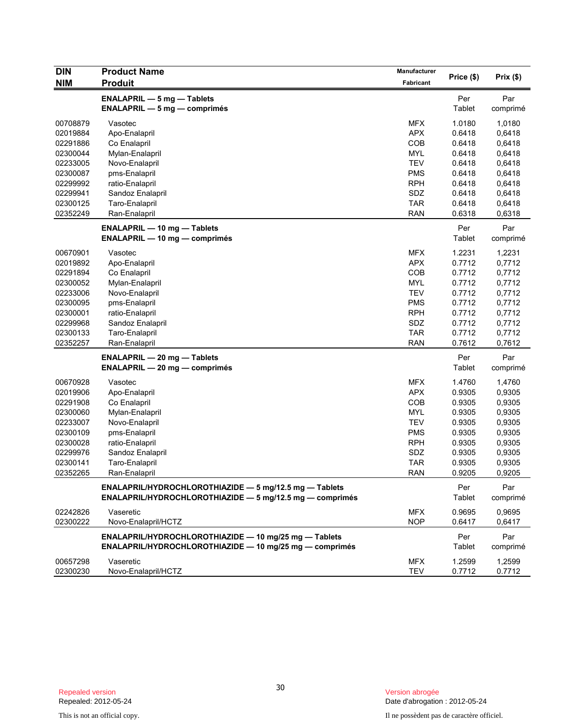| DIN<br>NIM | Product Name<br>Produit | Manufacturer<br>Fabricant | Price ($) | Prix ($) |
|---|---|---|---|---|
| | **ENALAPRIL — 5 mg — Tablets**<br>**ENALAPRIL — 5 mg — comprimés** | | Per<br>Tablet | Par<br>comprimé |
| 00708879 | Vasotec | MFX | 1.0180 | 1,0180 |
| 02019884 | Apo-Enalapril | APX | 0.6418 | 0,6418 |
| 02291886 | Co Enalapril | COB | 0.6418 | 0,6418 |
| 02300044 | Mylan-Enalapril | MYL | 0.6418 | 0,6418 |
| 02233005 | Novo-Enalapril | TEV | 0.6418 | 0,6418 |
| 02300087 | pms-Enalapril | PMS | 0.6418 | 0,6418 |
| 02299992 | ratio-Enalapril | RPH | 0.6418 | 0,6418 |
| 02299941 | Sandoz Enalapril | SDZ | 0.6418 | 0,6418 |
| 02300125 | Taro-Enalapril | TAR | 0.6418 | 0,6418 |
| 02352249 | Ran-Enalapril | RAN | 0.6318 | 0,6318 |
| | **ENALAPRIL — 10 mg — Tablets**<br>**ENALAPRIL — 10 mg — comprimés** | | Per<br>Tablet | Par<br>comprimé |
| 00670901 | Vasotec | MFX | 1.2231 | 1,2231 |
| 02019892 | Apo-Enalapril | APX | 0.7712 | 0,7712 |
| 02291894 | Co Enalapril | COB | 0.7712 | 0,7712 |
| 02300052 | Mylan-Enalapril | MYL | 0.7712 | 0,7712 |
| 02233006 | Novo-Enalapril | TEV | 0.7712 | 0,7712 |
| 02300095 | pms-Enalapril | PMS | 0.7712 | 0,7712 |
| 02300001 | ratio-Enalapril | RPH | 0.7712 | 0,7712 |
| 02299968 | Sandoz Enalapril | SDZ | 0.7712 | 0,7712 |
| 02300133 | Taro-Enalapril | TAR | 0.7712 | 0,7712 |
| 02352257 | Ran-Enalapril | RAN | 0.7612 | 0,7612 |
| | **ENALAPRIL — 20 mg — Tablets**<br>**ENALAPRIL — 20 mg — comprimés** | | Per<br>Tablet | Par<br>comprimé |
| 00670928 | Vasotec | MFX | 1.4760 | 1,4760 |
| 02019906 | Apo-Enalapril | APX | 0.9305 | 0,9305 |
| 02291908 | Co Enalapril | COB | 0.9305 | 0,9305 |
| 02300060 | Mylan-Enalapril | MYL | 0.9305 | 0,9305 |
| 02233007 | Novo-Enalapril | TEV | 0.9305 | 0,9305 |
| 02300109 | pms-Enalapril | PMS | 0.9305 | 0,9305 |
| 02300028 | ratio-Enalapril | RPH | 0.9305 | 0,9305 |
| 02299976 | Sandoz Enalapril | SDZ | 0.9305 | 0,9305 |
| 02300141 | Taro-Enalapril | TAR | 0.9305 | 0,9305 |
| 02352265 | Ran-Enalapril | RAN | 0.9205 | 0,9205 |
| | **ENALAPRIL/HYDROCHLOROTHIAZIDE — 5 mg/12.5 mg — Tablets**<br>**ENALAPRIL/HYDROCHLOROTHIAZIDE — 5 mg/12.5 mg — comprimés** | | Per<br>Tablet | Par<br>comprimé |
| 02242826 | Vaseretic | MFX | 0.9695 | 0,9695 |
| 02300222 | Novo-Enalapril/HCTZ | NOP | 0.6417 | 0,6417 |
| | **ENALAPRIL/HYDROCHLOROTHIAZIDE — 10 mg/25 mg — Tablets**<br>**ENALAPRIL/HYDROCHLOROTHIAZIDE — 10 mg/25 mg — comprimés** | | Per<br>Tablet | Par<br>comprimé |
| 00657298 | Vaseretic | MFX | 1.2599 | 1,2599 |
| 02300230 | Novo-Enalapril/HCTZ | TEV | 0.7712 | 0.7712 |

Repealed version
Repealed: 2012-05-24

Version abrogée
Date d'abrogation : 2012-05-24

This is not an official copy.

Il ne possèdent pas de caractère officiel.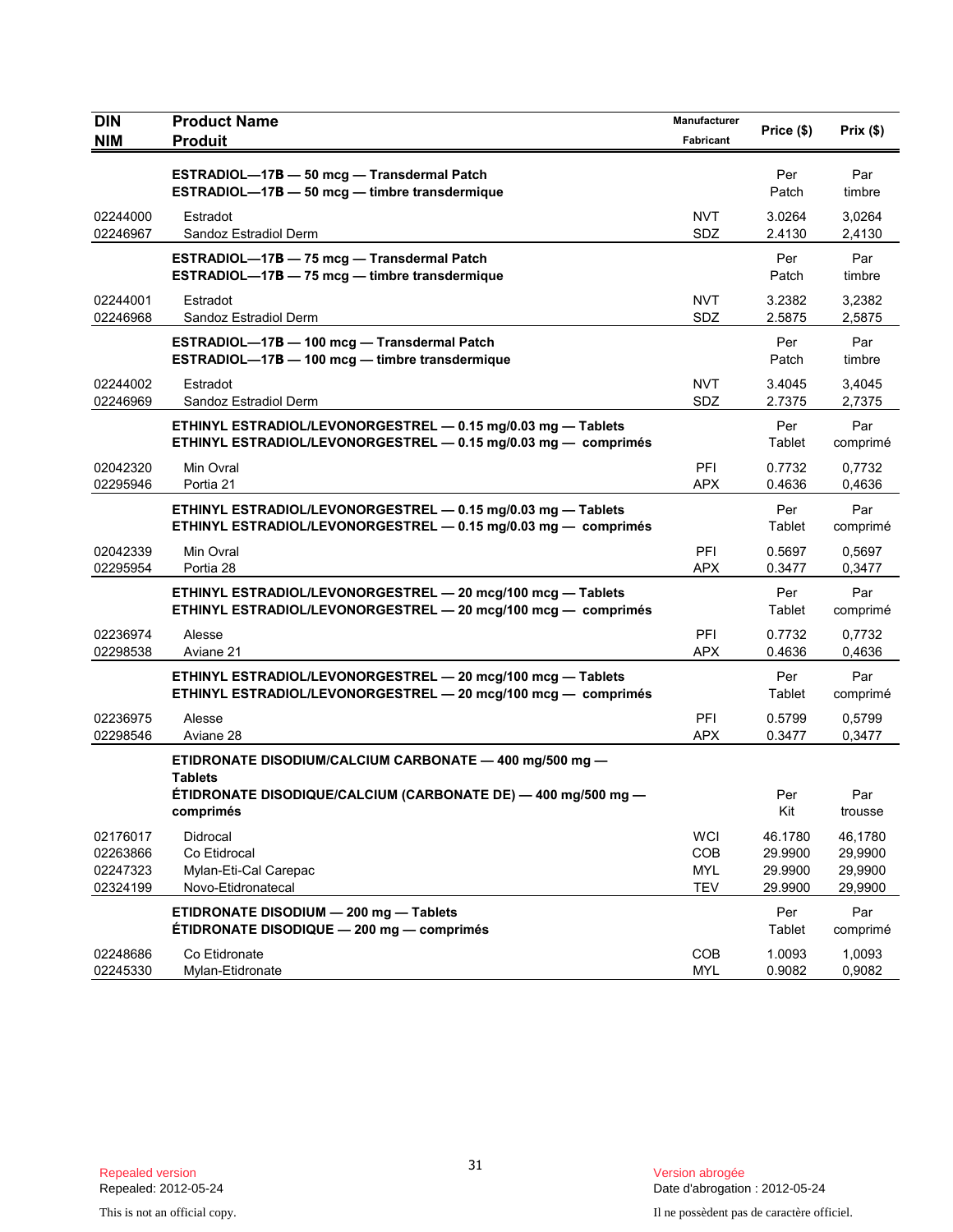| DIN<br>NIM | Product Name<br>Produit | Manufacturer<br>Fabricant | Price ($) | Prix ($) |
|---|---|---|---|---|
| | **ESTRADIOL—17B — 50 mcg — Transdermal Patch**<br>**ESTRADIOL—17B — 50 mcg — timbre transdermique** | | Per Patch | Par timbre |
| 02244000 | Estradot | NVT | 3.0264 | 3,0264 |
| 02246967 | Sandoz Estradiol Derm | SDZ | 2.4130 | 2,4130 |
| | **ESTRADIOL—17B — 75 mcg — Transdermal Patch**<br>**ESTRADIOL—17B — 75 mcg — timbre transdermique** | | Per Patch | Par timbre |
| 02244001 | Estradot | NVT | 3.2382 | 3,2382 |
| 02246968 | Sandoz Estradiol Derm | SDZ | 2.5875 | 2,5875 |
| | **ESTRADIOL—17B — 100 mcg — Transdermal Patch**<br>**ESTRADIOL—17B — 100 mcg — timbre transdermique** | | Per Patch | Par timbre |
| 02244002 | Estradot | NVT | 3.4045 | 3,4045 |
| 02246969 | Sandoz Estradiol Derm | SDZ | 2.7375 | 2,7375 |
| | **ETHINYL ESTRADIOL/LEVONORGESTREL — 0.15 mg/0.03 mg — Tablets**<br>**ETHINYL ESTRADIOL/LEVONORGESTREL — 0.15 mg/0.03 mg — comprimés** | | Per Tablet | Par comprimé |
| 02042320 | Min Ovral | PFI | 0.7732 | 0,7732 |
| 02295946 | Portia 21 | APX | 0.4636 | 0,4636 |
| | **ETHINYL ESTRADIOL/LEVONORGESTREL — 0.15 mg/0.03 mg — Tablets**<br>**ETHINYL ESTRADIOL/LEVONORGESTREL — 0.15 mg/0.03 mg — comprimés** | | Per Tablet | Par comprimé |
| 02042339 | Min Ovral | PFI | 0.5697 | 0,5697 |
| 02295954 | Portia 28 | APX | 0.3477 | 0,3477 |
| | **ETHINYL ESTRADIOL/LEVONORGESTREL — 20 mcg/100 mcg — Tablets**<br>**ETHINYL ESTRADIOL/LEVONORGESTREL — 20 mcg/100 mcg — comprimés** | | Per Tablet | Par comprimé |
| 02236974 | Alesse | PFI | 0.7732 | 0,7732 |
| 02298538 | Aviane 21 | APX | 0.4636 | 0,4636 |
| | **ETHINYL ESTRADIOL/LEVONORGESTREL — 20 mcg/100 mcg — Tablets**<br>**ETHINYL ESTRADIOL/LEVONORGESTREL — 20 mcg/100 mcg — comprimés** | | Per Tablet | Par comprimé |
| 02236975 | Alesse | PFI | 0.5799 | 0,5799 |
| 02298546 | Aviane 28 | APX | 0.3477 | 0,3477 |
| | **ETIDRONATE DISODIUM/CALCIUM CARBONATE — 400 mg/500 mg — Tablets**<br>**ÉTIDRONATE DISODIQUE/CALCIUM (CARBONATE DE) — 400 mg/500 mg — comprimés** | | Per Kit | Par trousse |
| 02176017 | Didrocal | WCI | 46.1780 | 46,1780 |
| 02263866 | Co Etidrocal | COB | 29.9900 | 29,9900 |
| 02247323 | Mylan-Eti-Cal Carepac | MYL | 29.9900 | 29,9900 |
| 02324199 | Novo-Etidronatecal | TEV | 29.9900 | 29,9900 |
| | **ETIDRONATE DISODIUM — 200 mg — Tablets**<br>**ÉTIDRONATE DISODIQUE — 200 mg — comprimés** | | Per Tablet | Par comprimé |
| 02248686 | Co Etidronate | COB | 1.0093 | 1,0093 |
| 02245330 | Mylan-Etidronate | MYL | 0.9082 | 0,9082 |

Repealed version
Repealed: 2012-05-24

Version abrogée
Date d'abrogation : 2012-05-24

This is not an official copy.

Il ne possèdent pas de caractère officiel.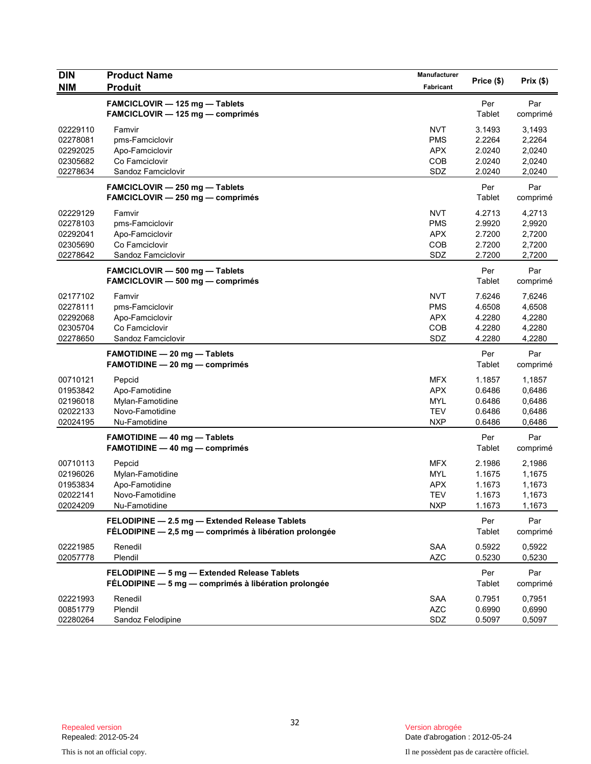| DIN<br>NIM | Product Name<br>Produit | Manufacturer<br>Fabricant | Price ($) | Prix ($) |
|---|---|---|---|---|
| | **FAMCICLOVIR — 125 mg — Tablets**<br>**FAMCICLOVIR — 125 mg — comprimés** | | Per Tablet | Par comprimé |
| 02229110 | Famvir | NVT | 3.1493 | 3,1493 |
| 02278081 | pms-Famciclovir | PMS | 2.2264 | 2,2264 |
| 02292025 | Apo-Famciclovir | APX | 2.0240 | 2,0240 |
| 02305682 | Co Famciclovir | COB | 2.0240 | 2,0240 |
| 02278634 | Sandoz Famciclovir | SDZ | 2.0240 | 2,0240 |
| | **FAMCICLOVIR — 250 mg — Tablets**<br>**FAMCICLOVIR — 250 mg — comprimés** | | Per Tablet | Par comprimé |
| 02229129 | Famvir | NVT | 4.2713 | 4,2713 |
| 02278103 | pms-Famciclovir | PMS | 2.9920 | 2,9920 |
| 02292041 | Apo-Famciclovir | APX | 2.7200 | 2,7200 |
| 02305690 | Co Famciclovir | COB | 2.7200 | 2,7200 |
| 02278642 | Sandoz Famciclovir | SDZ | 2.7200 | 2,7200 |
| | **FAMCICLOVIR — 500 mg — Tablets**<br>**FAMCICLOVIR — 500 mg — comprimés** | | Per Tablet | Par comprimé |
| 02177102 | Famvir | NVT | 7.6246 | 7,6246 |
| 02278111 | pms-Famciclovir | PMS | 4.6508 | 4,6508 |
| 02292068 | Apo-Famciclovir | APX | 4.2280 | 4,2280 |
| 02305704 | Co Famciclovir | COB | 4.2280 | 4,2280 |
| 02278650 | Sandoz Famciclovir | SDZ | 4.2280 | 4,2280 |
| | **FAMOTIDINE — 20 mg — Tablets**<br>**FAMOTIDINE — 20 mg — comprimés** | | Per Tablet | Par comprimé |
| 00710121 | Pepcid | MFX | 1.1857 | 1,1857 |
| 01953842 | Apo-Famotidine | APX | 0.6486 | 0,6486 |
| 02196018 | Mylan-Famotidine | MYL | 0.6486 | 0,6486 |
| 02022133 | Novo-Famotidine | TEV | 0.6486 | 0,6486 |
| 02024195 | Nu-Famotidine | NXP | 0.6486 | 0,6486 |
| | **FAMOTIDINE — 40 mg — Tablets**<br>**FAMOTIDINE — 40 mg — comprimés** | | Per Tablet | Par comprimé |
| 00710113 | Pepcid | MFX | 2.1986 | 2,1986 |
| 02196026 | Mylan-Famotidine | MYL | 1.1675 | 1,1675 |
| 01953834 | Apo-Famotidine | APX | 1.1673 | 1,1673 |
| 02022141 | Novo-Famotidine | TEV | 1.1673 | 1,1673 |
| 02024209 | Nu-Famotidine | NXP | 1.1673 | 1,1673 |
| | **FELODIPINE — 2.5 mg — Extended Release Tablets**<br>**FÉLODIPINE — 2,5 mg — comprimés à libération prolongée** | | Per Tablet | Par comprimé |
| 02221985 | Renedil | SAA | 0.5922 | 0,5922 |
| 02057778 | Plendil | AZC | 0.5230 | 0,5230 |
| | **FELODIPINE — 5 mg — Extended Release Tablets**<br>**FÉLODIPINE — 5 mg — comprimés à libération prolongée** | | Per Tablet | Par comprimé |
| 02221993 | Renedil | SAA | 0.7951 | 0,7951 |
| 00851779 | Plendil | AZC | 0.6990 | 0,6990 |
| 02280264 | Sandoz Felodipine | SDZ | 0.5097 | 0,5097 |

Repealed version
Repealed: 2012-05-24

Version abrogée
Date d'abrogation : 2012-05-24

This is not an official copy.

Il ne possèdent pas de caractère officiel.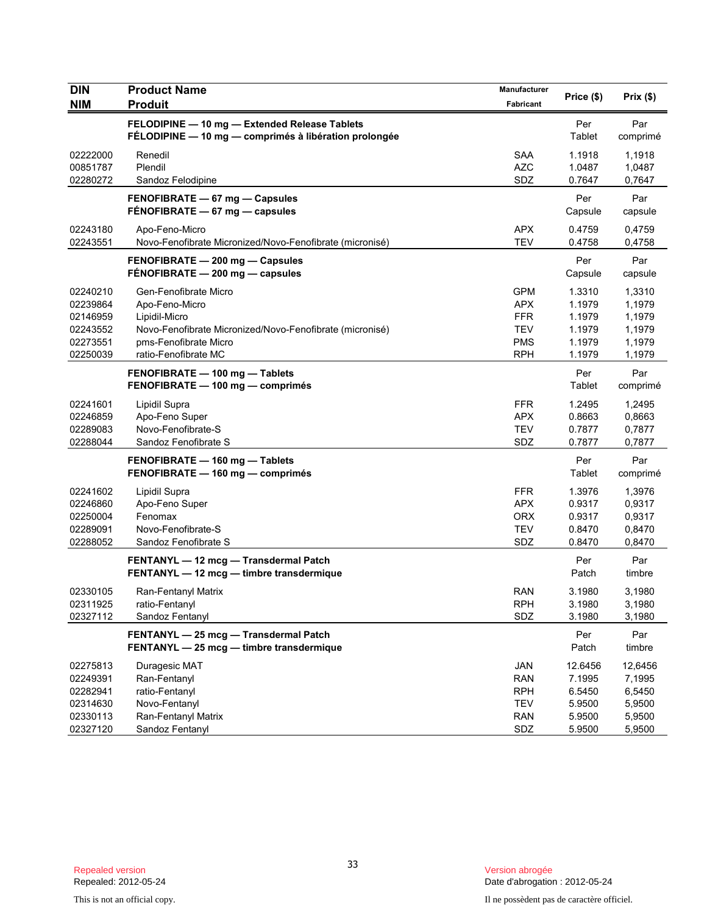| DIN<br>NIM | Product Name<br>Produit | Manufacturer<br>Fabricant | Price ($) | Prix ($) |
|---|---|---|---|---|
| | **FELODIPINE — 10 mg — Extended Release Tablets**<br>**FÉLODIPINE — 10 mg — comprimés à libération prolongée** | | Per<br>Tablet | Par<br>comprimé |
| 02222000 | Renedil | SAA | 1.1918 | 1,1918 |
| 00851787 | Plendil | AZC | 1.0487 | 1,0487 |
| 02280272 | Sandoz Felodipine | SDZ | 0.7647 | 0,7647 |
| | **FENOFIBRATE — 67 mg — Capsules**<br>**FÉNOFIBRATE — 67 mg — capsules** | | Per<br>Capsule | Par<br>capsule |
| 02243180 | Apo-Feno-Micro | APX | 0.4759 | 0,4759 |
| 02243551 | Novo-Fenofibrate Micronized/Novo-Fenofibrate (micronisé) | TEV | 0.4758 | 0,4758 |
| | **FENOFIBRATE — 200 mg — Capsules**<br>**FÉNOFIBRATE — 200 mg — capsules** | | Per<br>Capsule | Par<br>capsule |
| 02240210 | Gen-Fenofibrate Micro | GPM | 1.3310 | 1,3310 |
| 02239864 | Apo-Feno-Micro | APX | 1.1979 | 1,1979 |
| 02146959 | Lipidil-Micro | FFR | 1.1979 | 1,1979 |
| 02243552 | Novo-Fenofibrate Micronized/Novo-Fenofibrate (micronisé) | TEV | 1.1979 | 1,1979 |
| 02273551 | pms-Fenofibrate Micro | PMS | 1.1979 | 1,1979 |
| 02250039 | ratio-Fenofibrate MC | RPH | 1.1979 | 1,1979 |
| | **FENOFIBRATE — 100 mg — Tablets**<br>**FENOFIBRATE — 100 mg — comprimés** | | Per<br>Tablet | Par<br>comprimé |
| 02241601 | Lipidil Supra | FFR | 1.2495 | 1,2495 |
| 02246859 | Apo-Feno Super | APX | 0.8663 | 0,8663 |
| 02289083 | Novo-Fenofibrate-S | TEV | 0.7877 | 0,7877 |
| 02288044 | Sandoz Fenofibrate S | SDZ | 0.7877 | 0,7877 |
| | **FENOFIBRATE — 160 mg — Tablets**<br>**FENOFIBRATE — 160 mg — comprimés** | | Per<br>Tablet | Par<br>comprimé |
| 02241602 | Lipidil Supra | FFR | 1.3976 | 1,3976 |
| 02246860 | Apo-Feno Super | APX | 0.9317 | 0,9317 |
| 02250004 | Fenomax | ORX | 0.9317 | 0,9317 |
| 02289091 | Novo-Fenofibrate-S | TEV | 0.8470 | 0,8470 |
| 02288052 | Sandoz Fenofibrate S | SDZ | 0.8470 | 0,8470 |
| | **FENTANYL — 12 mcg — Transdermal Patch**<br>**FENTANYL — 12 mcg — timbre transdermique** | | Per<br>Patch | Par<br>timbre |
| 02330105 | Ran-Fentanyl Matrix | RAN | 3.1980 | 3,1980 |
| 02311925 | ratio-Fentanyl | RPH | 3.1980 | 3,1980 |
| 02327112 | Sandoz Fentanyl | SDZ | 3.1980 | 3,1980 |
| | **FENTANYL — 25 mcg — Transdermal Patch**<br>**FENTANYL — 25 mcg — timbre transdermique** | | Per<br>Patch | Par<br>timbre |
| 02275813 | Duragesic MAT | JAN | 12.6456 | 12,6456 |
| 02249391 | Ran-Fentanyl | RAN | 7.1995 | 7,1995 |
| 02282941 | ratio-Fentanyl | RPH | 6.5450 | 6,5450 |
| 02314630 | Novo-Fentanyl | TEV | 5.9500 | 5,9500 |
| 02330113 | Ran-Fentanyl Matrix | RAN | 5.9500 | 5,9500 |
| 02327120 | Sandoz Fentanyl | SDZ | 5.9500 | 5,9500 |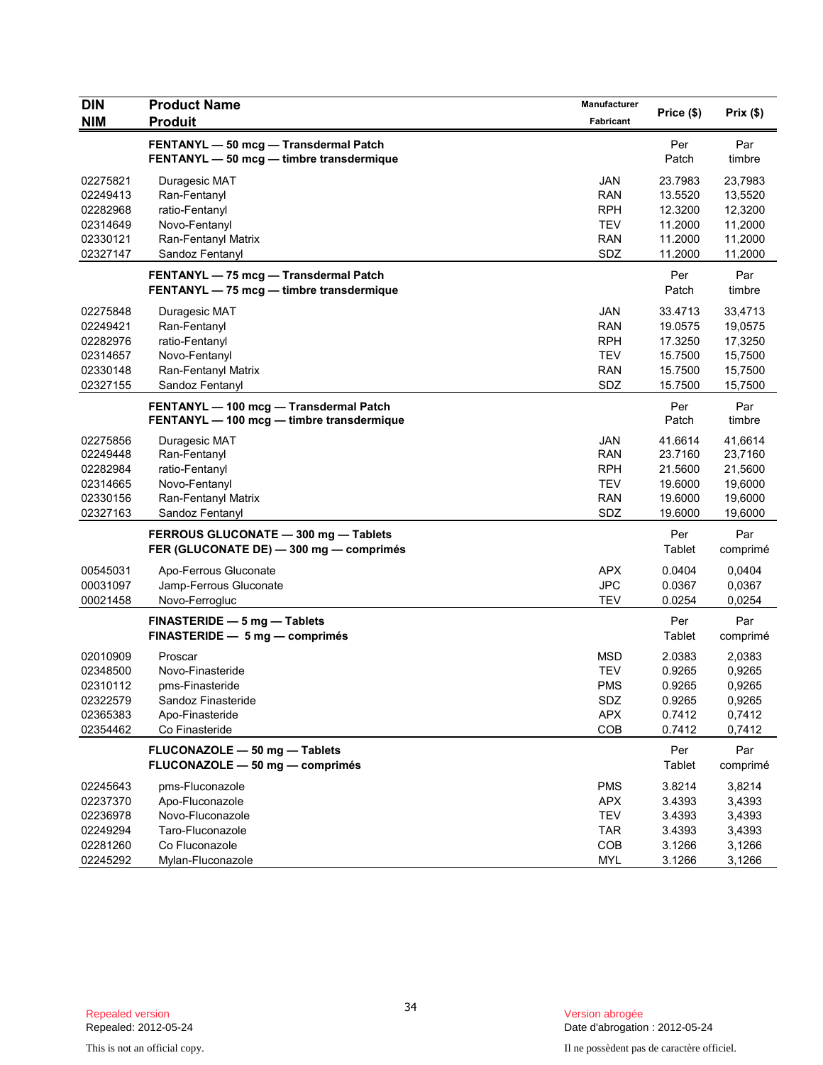| DIN<br>NIM | Product Name<br>Produit | Manufacturer<br>Fabricant | Price ($) | Prix ($) |
|---|---|---|---|---|
| | **FENTANYL — 50 mcg — Transdermal Patch**<br>**FENTANYL — 50 mcg — timbre transdermique** | | Per Patch | Par timbre |
| 02275821 | Duragesic MAT | JAN | 23.7983 | 23,7983 |
| 02249413 | Ran-Fentanyl | RAN | 13.5520 | 13,5520 |
| 02282968 | ratio-Fentanyl | RPH | 12.3200 | 12,3200 |
| 02314649 | Novo-Fentanyl | TEV | 11.2000 | 11,2000 |
| 02330121 | Ran-Fentanyl Matrix | RAN | 11.2000 | 11,2000 |
| 02327147 | Sandoz Fentanyl | SDZ | 11.2000 | 11,2000 |
| | **FENTANYL — 75 mcg — Transdermal Patch**<br>**FENTANYL — 75 mcg — timbre transdermique** | | Per Patch | Par timbre |
| 02275848 | Duragesic MAT | JAN | 33.4713 | 33,4713 |
| 02249421 | Ran-Fentanyl | RAN | 19.0575 | 19,0575 |
| 02282976 | ratio-Fentanyl | RPH | 17.3250 | 17,3250 |
| 02314657 | Novo-Fentanyl | TEV | 15.7500 | 15,7500 |
| 02330148 | Ran-Fentanyl Matrix | RAN | 15.7500 | 15,7500 |
| 02327155 | Sandoz Fentanyl | SDZ | 15.7500 | 15,7500 |
| | **FENTANYL — 100 mcg — Transdermal Patch**<br>**FENTANYL — 100 mcg — timbre transdermique** | | Per Patch | Par timbre |
| 02275856 | Duragesic MAT | JAN | 41.6614 | 41,6614 |
| 02249448 | Ran-Fentanyl | RAN | 23.7160 | 23,7160 |
| 02282984 | ratio-Fentanyl | RPH | 21.5600 | 21,5600 |
| 02314665 | Novo-Fentanyl | TEV | 19.6000 | 19,6000 |
| 02330156 | Ran-Fentanyl Matrix | RAN | 19.6000 | 19,6000 |
| 02327163 | Sandoz Fentanyl | SDZ | 19.6000 | 19,6000 |
| | **FERROUS GLUCONATE — 300 mg — Tablets**<br>**FER (GLUCONATE DE) — 300 mg — comprimés** | | Per Tablet | Par comprimé |
| 00545031 | Apo-Ferrous Gluconate | APX | 0.0404 | 0,0404 |
| 00031097 | Jamp-Ferrous Gluconate | JPC | 0.0367 | 0,0367 |
| 00021458 | Novo-Ferrogluc | TEV | 0.0254 | 0,0254 |
| | **FINASTERIDE — 5 mg — Tablets**<br>**FINASTERIDE — 5 mg — comprimés** | | Per Tablet | Par comprimé |
| 02010909 | Proscar | MSD | 2.0383 | 2,0383 |
| 02348500 | Novo-Finasteride | TEV | 0.9265 | 0,9265 |
| 02310112 | pms-Finasteride | PMS | 0.9265 | 0,9265 |
| 02322579 | Sandoz Finasteride | SDZ | 0.9265 | 0,9265 |
| 02365383 | Apo-Finasteride | APX | 0.7412 | 0,7412 |
| 02354462 | Co Finasteride | COB | 0.7412 | 0,7412 |
| | **FLUCONAZOLE — 50 mg — Tablets**<br>**FLUCONAZOLE — 50 mg — comprimés** | | Per Tablet | Par comprimé |
| 02245643 | pms-Fluconazole | PMS | 3.8214 | 3,8214 |
| 02237370 | Apo-Fluconazole | APX | 3.4393 | 3,4393 |
| 02236978 | Novo-Fluconazole | TEV | 3.4393 | 3,4393 |
| 02249294 | Taro-Fluconazole | TAR | 3.4393 | 3,4393 |
| 02281260 | Co Fluconazole | COB | 3.1266 | 3,1266 |
| 02245292 | Mylan-Fluconazole | MYL | 3.1266 | 3,1266 |

Repealed version
Repealed: 2012-05-24

Version abrogée
Date d'abrogation : 2012-05-24

This is not an official copy.

Il ne possèdent pas de caractère officiel.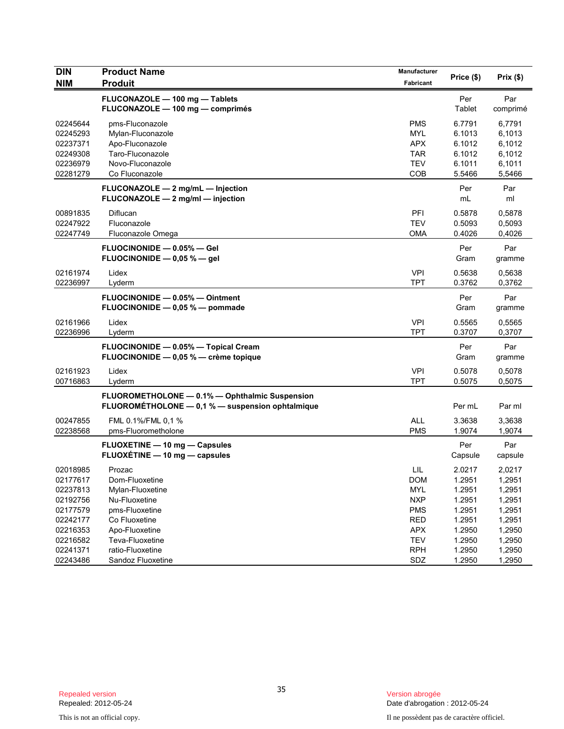| DIN<br>NIM | Product Name<br>Produit | Manufacturer<br>Fabricant | Price ($) | Prix ($) |
|---|---|---|---|---|
| | **FLUCONAZOLE — 100 mg — Tablets**<br>**FLUCONAZOLE — 100 mg — comprimés** | | Per<br>Tablet | Par<br>comprimé |
| 02245644 | pms-Fluconazole | PMS | 6.7791 | 6,7791 |
| 02245293 | Mylan-Fluconazole | MYL | 6.1013 | 6,1013 |
| 02237371 | Apo-Fluconazole | APX | 6.1012 | 6,1012 |
| 02249308 | Taro-Fluconazole | TAR | 6.1012 | 6,1012 |
| 02236979 | Novo-Fluconazole | TEV | 6.1011 | 6,1011 |
| 02281279 | Co Fluconazole | COB | 5.5466 | 5,5466 |
| | **FLUCONAZOLE — 2 mg/mL — Injection**<br>**FLUCONAZOLE — 2 mg/ml — injection** | | Per<br>mL | Par<br>ml |
| 00891835 | Diflucan | PFI | 0.5878 | 0,5878 |
| 02247922 | Fluconazole | TEV | 0.5093 | 0,5093 |
| 02247749 | Fluconazole Omega | OMA | 0.4026 | 0,4026 |
| | **FLUOCINONIDE — 0.05% — Gel**<br>**FLUOCINONIDE — 0,05 % — gel** | | Per<br>Gram | Par<br>gramme |
| 02161974 | Lidex | VPI | 0.5638 | 0,5638 |
| 02236997 | Lyderm | TPT | 0.3762 | 0,3762 |
| | **FLUOCINONIDE — 0.05% — Ointment**<br>**FLUOCINONIDE — 0,05 % — pommade** | | Per<br>Gram | Par<br>gramme |
| 02161966 | Lidex | VPI | 0.5565 | 0,5565 |
| 02236996 | Lyderm | TPT | 0.3707 | 0,3707 |
| | **FLUOCINONIDE — 0.05% — Topical Cream**<br>**FLUOCINONIDE — 0,05 % — crème topique** | | Per<br>Gram | Par<br>gramme |
| 02161923 | Lidex | VPI | 0.5078 | 0,5078 |
| 00716863 | Lyderm | TPT | 0.5075 | 0,5075 |
| | **FLUOROMETHOLONE — 0.1% — Ophthalmic Suspension**<br>**FLUOROMÉTHOLONE — 0,1 % — suspension ophtalmique** | | Per mL | Par ml |
| 00247855 | FML 0.1%/FML 0,1 % | ALL | 3.3638 | 3,3638 |
| 02238568 | pms-Fluorometholone | PMS | 1.9074 | 1,9074 |
| | **FLUOXETINE — 10 mg — Capsules**<br>**FLUOXÉTINE — 10 mg — capsules** | | Per<br>Capsule | Par<br>capsule |
| 02018985 | Prozac | LIL | 2.0217 | 2,0217 |
| 02177617 | Dom-Fluoxetine | DOM | 1.2951 | 1,2951 |
| 02237813 | Mylan-Fluoxetine | MYL | 1.2951 | 1,2951 |
| 02192756 | Nu-Fluoxetine | NXP | 1.2951 | 1,2951 |
| 02177579 | pms-Fluoxetine | PMS | 1.2951 | 1,2951 |
| 02242177 | Co Fluoxetine | RED | 1.2951 | 1,2951 |
| 02216353 | Apo-Fluoxetine | APX | 1.2950 | 1,2950 |
| 02216582 | Teva-Fluoxetine | TEV | 1.2950 | 1,2950 |
| 02241371 | ratio-Fluoxetine | RPH | 1.2950 | 1,2950 |
| 02243486 | Sandoz Fluoxetine | SDZ | 1.2950 | 1,2950 |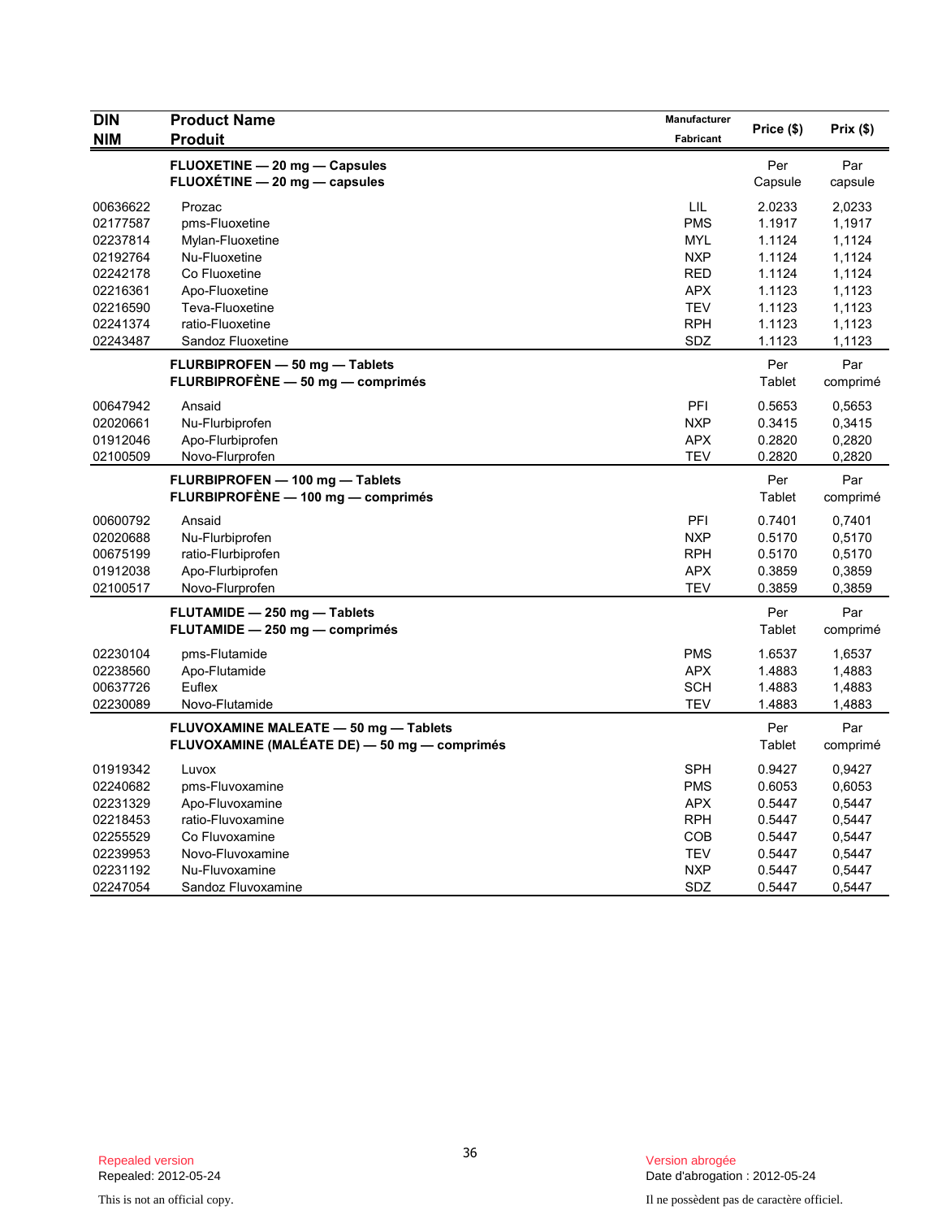| DIN<br>NIM | Product Name<br>Produit | Manufacturer<br>Fabricant | Price ($) | Prix ($) |
|---|---|---|---|---|
| | **FLUOXETINE — 20 mg — Capsules**<br>**FLUOXÉTINE — 20 mg — capsules** | | Per Capsule | Par capsule |
| 00636622 | Prozac | LIL | 2.0233 | 2,0233 |
| 02177587 | pms-Fluoxetine | PMS | 1.1917 | 1,1917 |
| 02237814 | Mylan-Fluoxetine | MYL | 1.1124 | 1,1124 |
| 02192764 | Nu-Fluoxetine | NXP | 1.1124 | 1,1124 |
| 02242178 | Co Fluoxetine | RED | 1.1124 | 1,1124 |
| 02216361 | Apo-Fluoxetine | APX | 1.1123 | 1,1123 |
| 02216590 | Teva-Fluoxetine | TEV | 1.1123 | 1,1123 |
| 02241374 | ratio-Fluoxetine | RPH | 1.1123 | 1,1123 |
| 02243487 | Sandoz Fluoxetine | SDZ | 1.1123 | 1,1123 |
| | **FLURBIPROFEN — 50 mg — Tablets**<br>**FLURBIPROFÈNE — 50 mg — comprimés** | | Per Tablet | Par comprimé |
| 00647942 | Ansaid | PFI | 0.5653 | 0,5653 |
| 02020661 | Nu-Flurbiprofen | NXP | 0.3415 | 0,3415 |
| 01912046 | Apo-Flurbiprofen | APX | 0.2820 | 0,2820 |
| 02100509 | Novo-Flurprofen | TEV | 0.2820 | 0,2820 |
| | **FLURBIPROFEN — 100 mg — Tablets**<br>**FLURBIPROFÈNE — 100 mg — comprimés** | | Per Tablet | Par comprimé |
| 00600792 | Ansaid | PFI | 0.7401 | 0,7401 |
| 02020688 | Nu-Flurbiprofen | NXP | 0.5170 | 0,5170 |
| 00675199 | ratio-Flurbiprofen | RPH | 0.5170 | 0,5170 |
| 01912038 | Apo-Flurbiprofen | APX | 0.3859 | 0,3859 |
| 02100517 | Novo-Flurprofen | TEV | 0.3859 | 0,3859 |
| | **FLUTAMIDE — 250 mg — Tablets**<br>**FLUTAMIDE — 250 mg — comprimés** | | Per Tablet | Par comprimé |
| 02230104 | pms-Flutamide | PMS | 1.6537 | 1,6537 |
| 02238560 | Apo-Flutamide | APX | 1.4883 | 1,4883 |
| 00637726 | Euflex | SCH | 1.4883 | 1,4883 |
| 02230089 | Novo-Flutamide | TEV | 1.4883 | 1,4883 |
| | **FLUVOXAMINE MALEATE — 50 mg — Tablets**<br>**FLUVOXAMINE (MALÉATE DE) — 50 mg — comprimés** | | Per Tablet | Par comprimé |
| 01919342 | Luvox | SPH | 0.9427 | 0,9427 |
| 02240682 | pms-Fluvoxamine | PMS | 0.6053 | 0,6053 |
| 02231329 | Apo-Fluvoxamine | APX | 0.5447 | 0,5447 |
| 02218453 | ratio-Fluvoxamine | RPH | 0.5447 | 0,5447 |
| 02255529 | Co Fluvoxamine | COB | 0.5447 | 0,5447 |
| 02239953 | Novo-Fluvoxamine | TEV | 0.5447 | 0,5447 |
| 02231192 | Nu-Fluvoxamine | NXP | 0.5447 | 0,5447 |
| 02247054 | Sandoz Fluvoxamine | SDZ | 0.5447 | 0,5447 |

Repealed version
Repealed: 2012-05-24

Version abrogée
Date d'abrogation : 2012-05-24

This is not an official copy.

Il ne possèdent pas de caractère officiel.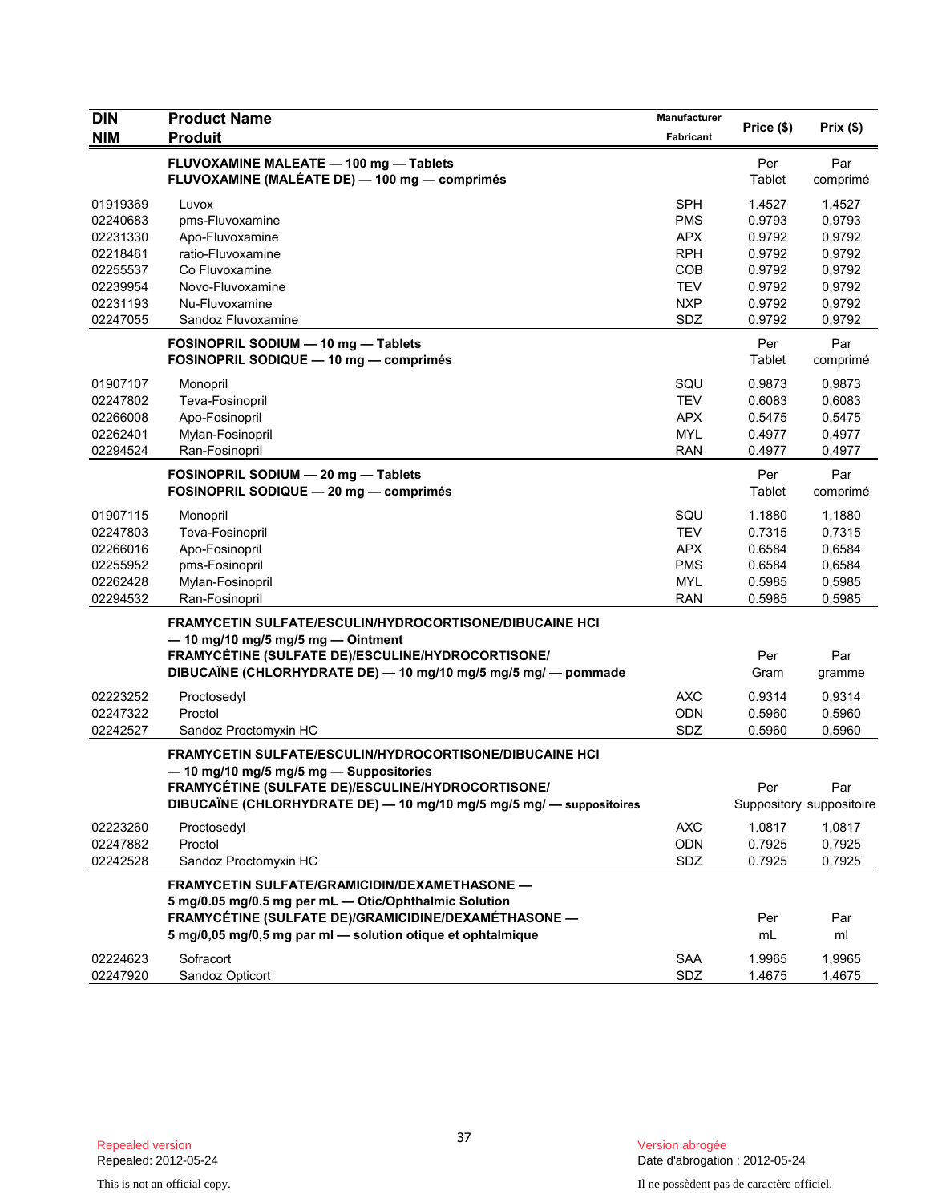| DIN<br>NIM | Product Name<br>Produit | Manufacturer<br>Fabricant | Price ($) | Prix ($) |
|---|---|---|---|---|
| | **FLUVOXAMINE MALEATE — 100 mg — Tablets<br>FLUVOXAMINE (MALÉATE DE) — 100 mg — comprimés** | | Per Tablet | Par comprimé |
| 01919369 | Luvox | SPH | 1.4527 | 1,4527 |
| 02240683 | pms-Fluvoxamine | PMS | 0.9793 | 0,9793 |
| 02231330 | Apo-Fluvoxamine | APX | 0.9792 | 0,9792 |
| 02218461 | ratio-Fluvoxamine | RPH | 0.9792 | 0,9792 |
| 02255537 | Co Fluvoxamine | COB | 0.9792 | 0,9792 |
| 02239954 | Novo-Fluvoxamine | TEV | 0.9792 | 0,9792 |
| 02231193 | Nu-Fluvoxamine | NXP | 0.9792 | 0,9792 |
| 02247055 | Sandoz Fluvoxamine | SDZ | 0.9792 | 0,9792 |
| | **FOSINOPRIL SODIUM — 10 mg — Tablets<br>FOSINOPRIL SODIQUE — 10 mg — comprimés** | | Per Tablet | Par comprimé |
| 01907107 | Monopril | SQU | 0.9873 | 0,9873 |
| 02247802 | Teva-Fosinopril | TEV | 0.6083 | 0,6083 |
| 02266008 | Apo-Fosinopril | APX | 0.5475 | 0,5475 |
| 02262401 | Mylan-Fosinopril | MYL | 0.4977 | 0,4977 |
| 02294524 | Ran-Fosinopril | RAN | 0.4977 | 0,4977 |
| | **FOSINOPRIL SODIUM — 20 mg — Tablets<br>FOSINOPRIL SODIQUE — 20 mg — comprimés** | | Per Tablet | Par comprimé |
| 01907115 | Monopril | SQU | 1.1880 | 1,1880 |
| 02247803 | Teva-Fosinopril | TEV | 0.7315 | 0,7315 |
| 02266016 | Apo-Fosinopril | APX | 0.6584 | 0,6584 |
| 02255952 | pms-Fosinopril | PMS | 0.6584 | 0,6584 |
| 02262428 | Mylan-Fosinopril | MYL | 0.5985 | 0,5985 |
| 02294532 | Ran-Fosinopril | RAN | 0.5985 | 0,5985 |
| | **FRAMYCETIN SULFATE/ESCULIN/HYDROCORTISONE/DIBUCAINE HCl — 10 mg/10 mg/5 mg/5 mg — Ointment<br>FRAMYCÉTINE (SULFATE DE)/ESCULINE/HYDROCORTISONE/ DIBUCAÏNE (CHLORHYDRATE DE) — 10 mg/10 mg/5 mg/5 mg/ — pommade** | | Per Gram | Par gramme |
| 02223252 | Proctosedyl | AXC | 0.9314 | 0,9314 |
| 02247322 | Proctol | ODN | 0.5960 | 0,5960 |
| 02242527 | Sandoz Proctomyxin HC | SDZ | 0.5960 | 0,5960 |
| | **FRAMYCETIN SULFATE/ESCULIN/HYDROCORTISONE/DIBUCAINE HCl — 10 mg/10 mg/5 mg/5 mg — Suppositories<br>FRAMYCÉTINE (SULFATE DE)/ESCULINE/HYDROCORTISONE/ DIBUCAÏNE (CHLORHYDRATE DE) — 10 mg/10 mg/5 mg/5 mg/ — suppositoires** | | Per Suppository | Par suppositoire |
| 02223260 | Proctosedyl | AXC | 1.0817 | 1,0817 |
| 02247882 | Proctol | ODN | 0.7925 | 0,7925 |
| 02242528 | Sandoz Proctomyxin HC | SDZ | 0.7925 | 0,7925 |
| | **FRAMYCETIN SULFATE/GRAMICIDIN/DEXAMETHASONE — 5 mg/0.05 mg/0.5 mg per mL — Otic/Ophthalmic Solution<br>FRAMYCÉTINE (SULFATE DE)/GRAMICIDINE/DEXAMÉTHASONE — 5 mg/0,05 mg/0,5 mg par ml — solution otique et ophtalmique** | | Per mL | Par ml |
| 02224623 | Sofracort | SAA | 1.9965 | 1,9965 |
| 02247920 | Sandoz Opticort | SDZ | 1.4675 | 1,4675 |

Repealed version
Repealed: 2012-05-24

Version abrogée
Date d'abrogation : 2012-05-24

This is not an official copy.

Il ne possèdent pas de caractère officiel.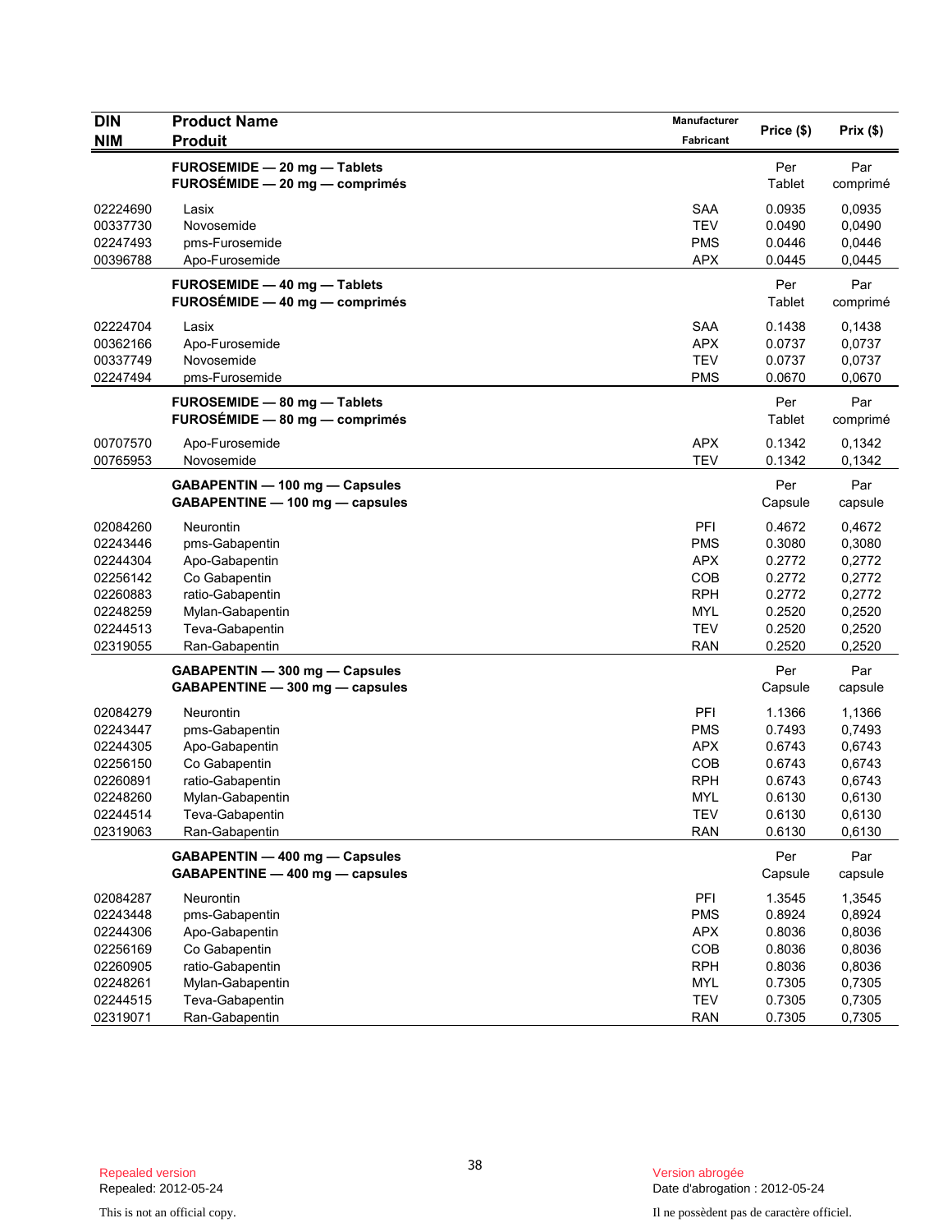| DIN<br>NIM | Product Name<br>Produit | Manufacturer<br>Fabricant | Price ($) | Prix ($) |
|---|---|---|---|---|
| | **FUROSEMIDE — 20 mg — Tablets**<br>**FUROSÉMIDE — 20 mg — comprimés** | | Per<br>Tablet | Par<br>comprimé |
| 02224690 | Lasix | SAA | 0.0935 | 0,0935 |
| 00337730 | Novosemide | TEV | 0.0490 | 0,0490 |
| 02247493 | pms-Furosemide | PMS | 0.0446 | 0,0446 |
| 00396788 | Apo-Furosemide | APX | 0.0445 | 0,0445 |
| | **FUROSEMIDE — 40 mg — Tablets**<br>**FUROSÉMIDE — 40 mg — comprimés** | | Per<br>Tablet | Par<br>comprimé |
| 02224704 | Lasix | SAA | 0.1438 | 0,1438 |
| 00362166 | Apo-Furosemide | APX | 0.0737 | 0,0737 |
| 00337749 | Novosemide | TEV | 0.0737 | 0,0737 |
| 02247494 | pms-Furosemide | PMS | 0.0670 | 0,0670 |
| | **FUROSEMIDE — 80 mg — Tablets**<br>**FUROSÉMIDE — 80 mg — comprimés** | | Per<br>Tablet | Par<br>comprimé |
| 00707570 | Apo-Furosemide | APX | 0.1342 | 0,1342 |
| 00765953 | Novosemide | TEV | 0.1342 | 0,1342 |
| | **GABAPENTIN — 100 mg — Capsules**<br>**GABAPENTINE — 100 mg — capsules** | | Per<br>Capsule | Par<br>capsule |
| 02084260 | Neurontin | PFI | 0.4672 | 0,4672 |
| 02243446 | pms-Gabapentin | PMS | 0.3080 | 0,3080 |
| 02244304 | Apo-Gabapentin | APX | 0.2772 | 0,2772 |
| 02256142 | Co Gabapentin | COB | 0.2772 | 0,2772 |
| 02260883 | ratio-Gabapentin | RPH | 0.2772 | 0,2772 |
| 02248259 | Mylan-Gabapentin | MYL | 0.2520 | 0,2520 |
| 02244513 | Teva-Gabapentin | TEV | 0.2520 | 0,2520 |
| 02319055 | Ran-Gabapentin | RAN | 0.2520 | 0,2520 |
| | **GABAPENTIN — 300 mg — Capsules**<br>**GABAPENTINE — 300 mg — capsules** | | Per<br>Capsule | Par<br>capsule |
| 02084279 | Neurontin | PFI | 1.1366 | 1,1366 |
| 02243447 | pms-Gabapentin | PMS | 0.7493 | 0,7493 |
| 02244305 | Apo-Gabapentin | APX | 0.6743 | 0,6743 |
| 02256150 | Co Gabapentin | COB | 0.6743 | 0,6743 |
| 02260891 | ratio-Gabapentin | RPH | 0.6743 | 0,6743 |
| 02248260 | Mylan-Gabapentin | MYL | 0.6130 | 0,6130 |
| 02244514 | Teva-Gabapentin | TEV | 0.6130 | 0,6130 |
| 02319063 | Ran-Gabapentin | RAN | 0.6130 | 0,6130 |
| | **GABAPENTIN — 400 mg — Capsules**<br>**GABAPENTINE — 400 mg — capsules** | | Per<br>Capsule | Par<br>capsule |
| 02084287 | Neurontin | PFI | 1.3545 | 1,3545 |
| 02243448 | pms-Gabapentin | PMS | 0.8924 | 0,8924 |
| 02244306 | Apo-Gabapentin | APX | 0.8036 | 0,8036 |
| 02256169 | Co Gabapentin | COB | 0.8036 | 0,8036 |
| 02260905 | ratio-Gabapentin | RPH | 0.8036 | 0,8036 |
| 02248261 | Mylan-Gabapentin | MYL | 0.7305 | 0,7305 |
| 02244515 | Teva-Gabapentin | TEV | 0.7305 | 0,7305 |
| 02319071 | Ran-Gabapentin | RAN | 0.7305 | 0,7305 |

Repealed version
Repealed: 2012-05-24

Version abrogée
Date d'abrogation : 2012-05-24

This is not an official copy.

Il ne possèdent pas de caractère officiel.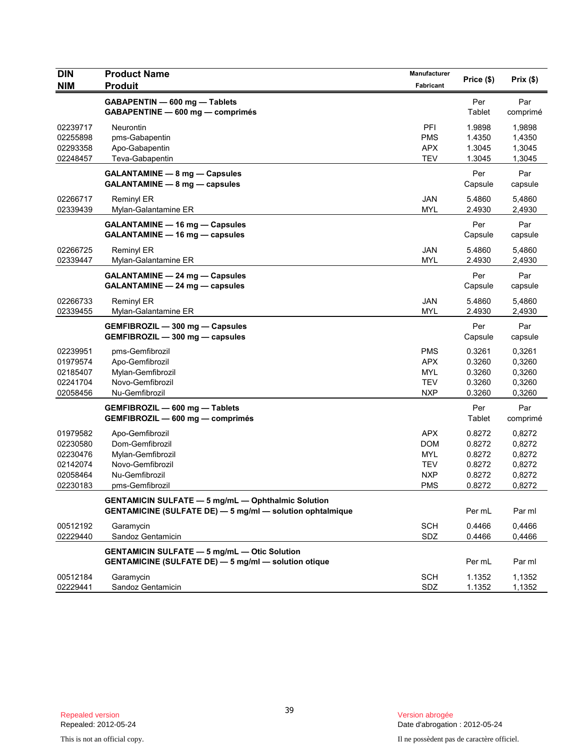| DIN<br>NIM | Product Name<br>Produit | Manufacturer<br>Fabricant | Price ($) | Prix ($) |
|---|---|---|---|---|
| | **GABAPENTIN — 600 mg — Tablets**<br>**GABAPENTINE — 600 mg — comprimés** | | Per Tablet | Par comprimé |
| 02239717 | Neurontin | PFI | 1.9898 | 1,9898 |
| 02255898 | pms-Gabapentin | PMS | 1.4350 | 1,4350 |
| 02293358 | Apo-Gabapentin | APX | 1.3045 | 1,3045 |
| 02248457 | Teva-Gabapentin | TEV | 1.3045 | 1,3045 |
| | **GALANTAMINE — 8 mg — Capsules**<br>**GALANTAMINE — 8 mg — capsules** | | Per Capsule | Par capsule |
| 02266717 | Reminyl ER | JAN | 5.4860 | 5,4860 |
| 02339439 | Mylan-Galantamine ER | MYL | 2.4930 | 2,4930 |
| | **GALANTAMINE — 16 mg — Capsules**<br>**GALANTAMINE — 16 mg — capsules** | | Per Capsule | Par capsule |
| 02266725 | Reminyl ER | JAN | 5.4860 | 5,4860 |
| 02339447 | Mylan-Galantamine ER | MYL | 2.4930 | 2,4930 |
| | **GALANTAMINE — 24 mg — Capsules**<br>**GALANTAMINE — 24 mg — capsules** | | Per Capsule | Par capsule |
| 02266733 | Reminyl ER | JAN | 5.4860 | 5,4860 |
| 02339455 | Mylan-Galantamine ER | MYL | 2.4930 | 2,4930 |
| | **GEMFIBROZIL — 300 mg — Capsules**<br>**GEMFIBROZIL — 300 mg — capsules** | | Per Capsule | Par capsule |
| 02239951 | pms-Gemfibrozil | PMS | 0.3261 | 0,3261 |
| 01979574 | Apo-Gemfibrozil | APX | 0.3260 | 0,3260 |
| 02185407 | Mylan-Gemfibrozil | MYL | 0.3260 | 0,3260 |
| 02241704 | Novo-Gemfibrozil | TEV | 0.3260 | 0,3260 |
| 02058456 | Nu-Gemfibrozil | NXP | 0.3260 | 0,3260 |
| | **GEMFIBROZIL — 600 mg — Tablets**<br>**GEMFIBROZIL — 600 mg — comprimés** | | Per Tablet | Par comprimé |
| 01979582 | Apo-Gemfibrozil | APX | 0.8272 | 0,8272 |
| 02230580 | Dom-Gemfibrozil | DOM | 0.8272 | 0,8272 |
| 02230476 | Mylan-Gemfibrozil | MYL | 0.8272 | 0,8272 |
| 02142074 | Novo-Gemfibrozil | TEV | 0.8272 | 0,8272 |
| 02058464 | Nu-Gemfibrozil | NXP | 0.8272 | 0,8272 |
| 02230183 | pms-Gemfibrozil | PMS | 0.8272 | 0,8272 |
| | **GENTAMICIN SULFATE — 5 mg/mL — Ophthalmic Solution**<br>**GENTAMICINE (SULFATE DE) — 5 mg/ml — solution ophtalmique** | | Per mL | Par ml |
| 00512192 | Garamycin | SCH | 0.4466 | 0,4466 |
| 02229440 | Sandoz Gentamicin | SDZ | 0.4466 | 0,4466 |
| | **GENTAMICIN SULFATE — 5 mg/mL — Otic Solution**<br>**GENTAMICINE (SULFATE DE) — 5 mg/ml — solution otique** | | Per mL | Par ml |
| 00512184 | Garamycin | SCH | 1.1352 | 1,1352 |
| 02229441 | Sandoz Gentamicin | SDZ | 1.1352 | 1,1352 |

Repealed version
Repealed: 2012-05-24

Version abrogée
Date d'abrogation : 2012-05-24

This is not an official copy.

Il ne possèdent pas de caractère officiel.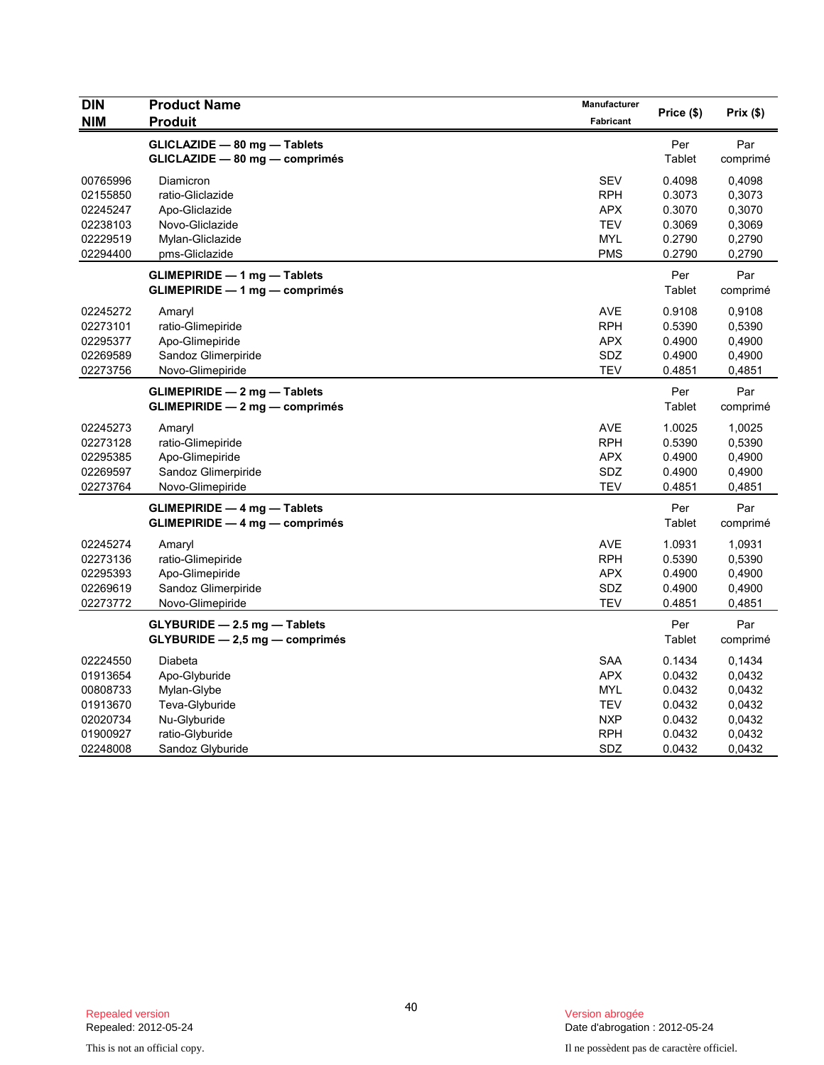| DIN<br>NIM | Product Name<br>Produit | Manufacturer<br>Fabricant | Price ($) | Prix ($) |
|---|---|---|---|---|
| | **GLICLAZIDE — 80 mg — Tablets**<br>**GLICLAZIDE — 80 mg — comprimés** | | Per Tablet | Par comprimé |
| 00765996 | Diamicron | SEV | 0.4098 | 0,4098 |
| 02155850 | ratio-Gliclazide | RPH | 0.3073 | 0,3073 |
| 02245247 | Apo-Gliclazide | APX | 0.3070 | 0,3070 |
| 02238103 | Novo-Gliclazide | TEV | 0.3069 | 0,3069 |
| 02229519 | Mylan-Gliclazide | MYL | 0.2790 | 0,2790 |
| 02294400 | pms-Gliclazide | PMS | 0.2790 | 0,2790 |
| | **GLIMEPIRIDE — 1 mg — Tablets**<br>**GLIMEPIRIDE — 1 mg — comprimés** | | Per Tablet | Par comprimé |
| 02245272 | Amaryl | AVE | 0.9108 | 0,9108 |
| 02273101 | ratio-Glimepiride | RPH | 0.5390 | 0,5390 |
| 02295377 | Apo-Glimepiride | APX | 0.4900 | 0,4900 |
| 02269589 | Sandoz Glimerpiride | SDZ | 0.4900 | 0,4900 |
| 02273756 | Novo-Glimepiride | TEV | 0.4851 | 0,4851 |
| | **GLIMEPIRIDE — 2 mg — Tablets**<br>**GLIMEPIRIDE — 2 mg — comprimés** | | Per Tablet | Par comprimé |
| 02245273 | Amaryl | AVE | 1.0025 | 1,0025 |
| 02273128 | ratio-Glimepiride | RPH | 0.5390 | 0,5390 |
| 02295385 | Apo-Glimepiride | APX | 0.4900 | 0,4900 |
| 02269597 | Sandoz Glimerpiride | SDZ | 0.4900 | 0,4900 |
| 02273764 | Novo-Glimepiride | TEV | 0.4851 | 0,4851 |
| | **GLIMEPIRIDE — 4 mg — Tablets**<br>**GLIMEPIRIDE — 4 mg — comprimés** | | Per Tablet | Par comprimé |
| 02245274 | Amaryl | AVE | 1.0931 | 1,0931 |
| 02273136 | ratio-Glimepiride | RPH | 0.5390 | 0,5390 |
| 02295393 | Apo-Glimepiride | APX | 0.4900 | 0,4900 |
| 02269619 | Sandoz Glimerpiride | SDZ | 0.4900 | 0,4900 |
| 02273772 | Novo-Glimepiride | TEV | 0.4851 | 0,4851 |
| | **GLYBURIDE — 2.5 mg — Tablets**<br>**GLYBURIDE — 2,5 mg — comprimés** | | Per Tablet | Par comprimé |
| 02224550 | Diabeta | SAA | 0.1434 | 0,1434 |
| 01913654 | Apo-Glyburide | APX | 0.0432 | 0,0432 |
| 00808733 | Mylan-Glybe | MYL | 0.0432 | 0,0432 |
| 01913670 | Teva-Glyburide | TEV | 0.0432 | 0,0432 |
| 02020734 | Nu-Glyburide | NXP | 0.0432 | 0,0432 |
| 01900927 | ratio-Glyburide | RPH | 0.0432 | 0,0432 |
| 02248008 | Sandoz Glyburide | SDZ | 0.0432 | 0,0432 |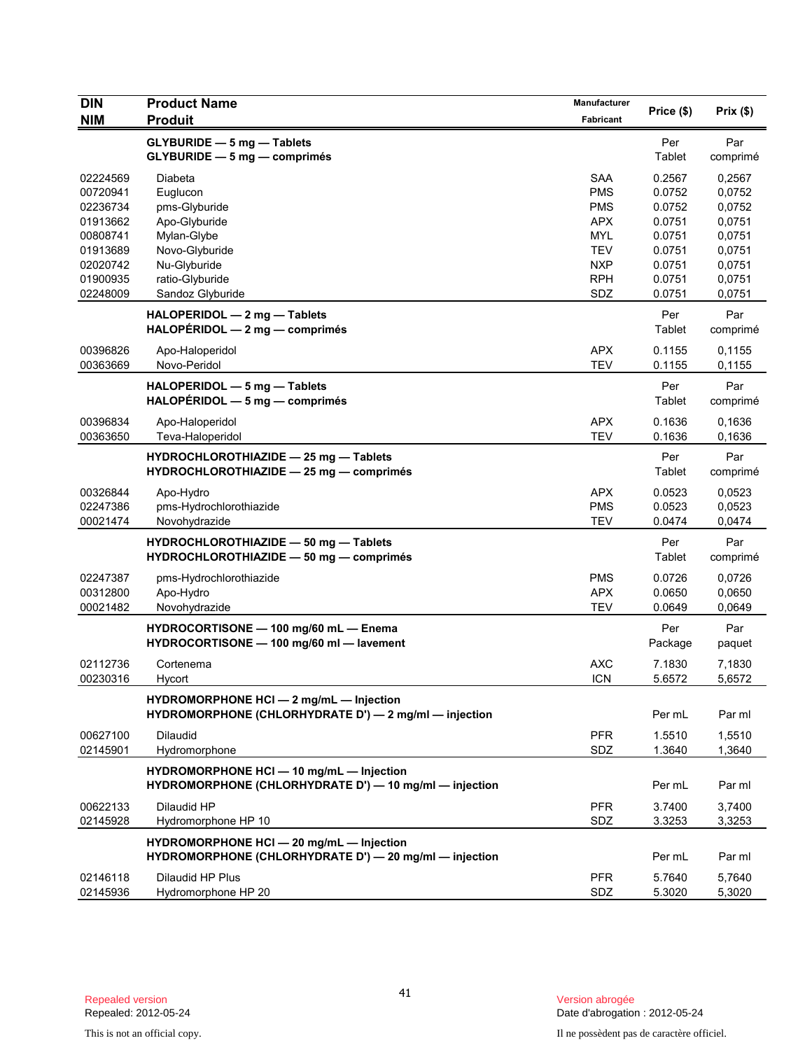| DIN<br>NIM | Product Name<br>Produit | Manufacturer<br>Fabricant | Price ($) | Prix ($) |
|---|---|---|---|---|
| | **GLYBURIDE — 5 mg — Tablets**<br>**GLYBURIDE — 5 mg — comprimés** | | Per<br>Tablet | Par<br>comprimé |
| 02224569 | Diabeta | SAA | 0.2567 | 0,2567 |
| 00720941 | Euglucon | PMS | 0.0752 | 0,0752 |
| 02236734 | pms-Glyburide | PMS | 0.0752 | 0,0752 |
| 01913662 | Apo-Glyburide | APX | 0.0751 | 0,0751 |
| 00808741 | Mylan-Glybe | MYL | 0.0751 | 0,0751 |
| 01913689 | Novo-Glyburide | TEV | 0.0751 | 0,0751 |
| 02020742 | Nu-Glyburide | NXP | 0.0751 | 0,0751 |
| 01900935 | ratio-Glyburide | RPH | 0.0751 | 0,0751 |
| 02248009 | Sandoz Glyburide | SDZ | 0.0751 | 0,0751 |
| | **HALOPERIDOL — 2 mg — Tablets**<br>**HALOPÉRIDOL — 2 mg — comprimés** | | Per<br>Tablet | Par<br>comprimé |
| 00396826 | Apo-Haloperidol | APX | 0.1155 | 0,1155 |
| 00363669 | Novo-Peridol | TEV | 0.1155 | 0,1155 |
| | **HALOPERIDOL — 5 mg — Tablets**<br>**HALOPÉRIDOL — 5 mg — comprimés** | | Per<br>Tablet | Par<br>comprimé |
| 00396834 | Apo-Haloperidol | APX | 0.1636 | 0,1636 |
| 00363650 | Teva-Haloperidol | TEV | 0.1636 | 0,1636 |
| | **HYDROCHLOROTHIAZIDE — 25 mg — Tablets**<br>**HYDROCHLOROTHIAZIDE — 25 mg — comprimés** | | Per<br>Tablet | Par<br>comprimé |
| 00326844 | Apo-Hydro | APX | 0.0523 | 0,0523 |
| 02247386 | pms-Hydrochlorothiazide | PMS | 0.0523 | 0,0523 |
| 00021474 | Novohydrazide | TEV | 0.0474 | 0,0474 |
| | **HYDROCHLOROTHIAZIDE — 50 mg — Tablets**<br>**HYDROCHLOROTHIAZIDE — 50 mg — comprimés** | | Per<br>Tablet | Par<br>comprimé |
| 02247387 | pms-Hydrochlorothiazide | PMS | 0.0726 | 0,0726 |
| 00312800 | Apo-Hydro | APX | 0.0650 | 0,0650 |
| 00021482 | Novohydrazide | TEV | 0.0649 | 0,0649 |
| | **HYDROCORTISONE — 100 mg/60 mL — Enema**<br>**HYDROCORTISONE — 100 mg/60 ml — lavement** | | Per<br>Package | Par<br>paquet |
| 02112736 | Cortenema | AXC | 7.1830 | 7,1830 |
| 00230316 | Hycort | ICN | 5.6572 | 5,6572 |
| | **HYDROMORPHONE HCl — 2 mg/mL — Injection**<br>**HYDROMORPHONE (CHLORHYDRATE D') — 2 mg/ml — injection** | | Per mL | Par ml |
| 00627100 | Dilaudid | PFR | 1.5510 | 1,5510 |
| 02145901 | Hydromorphone | SDZ | 1.3640 | 1,3640 |
| | **HYDROMORPHONE HCl — 10 mg/mL — Injection**<br>**HYDROMORPHONE (CHLORHYDRATE D') — 10 mg/ml — injection** | | Per mL | Par ml |
| 00622133 | Dilaudid HP | PFR | 3.7400 | 3,7400 |
| 02145928 | Hydromorphone HP 10 | SDZ | 3.3253 | 3,3253 |
| | **HYDROMORPHONE HCl — 20 mg/mL — Injection**<br>**HYDROMORPHONE (CHLORHYDRATE D') — 20 mg/ml — injection** | | Per mL | Par ml |
| 02146118 | Dilaudid HP Plus | PFR | 5.7640 | 5,7640 |
| 02145936 | Hydromorphone HP 20 | SDZ | 5.3020 | 5,3020 |

Repealed version
Repealed: 2012-05-24

Version abrogée
Date d'abrogation : 2012-05-24

This is not an official copy.

Il ne possèdent pas de caractère officiel.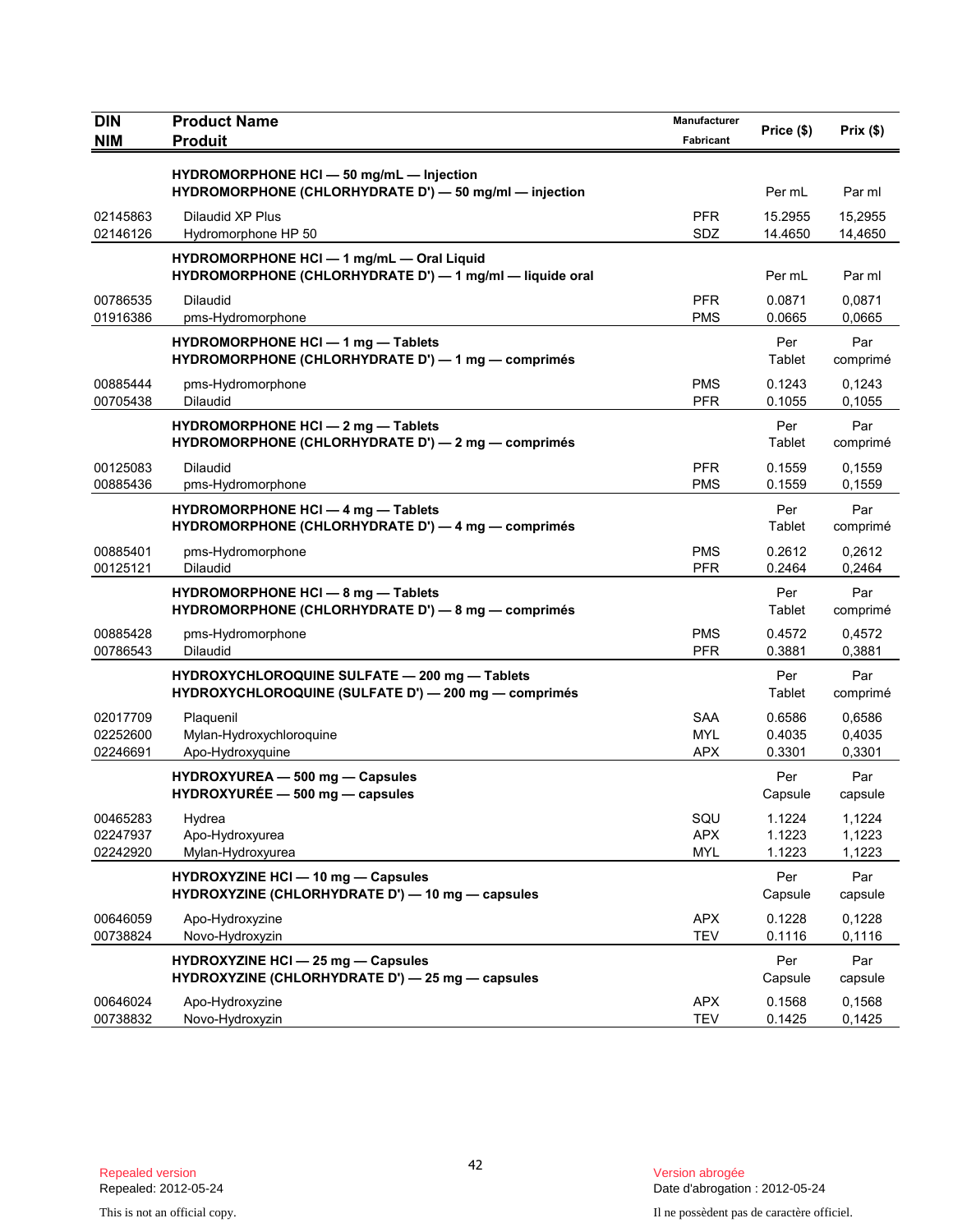| DIN<br>NIM | Product Name<br>Produit | Manufacturer<br>Fabricant | Price ($) | Prix ($) |
|---|---|---|---|---|
| | **HYDROMORPHONE HCl — 50 mg/mL — Injection**<br>**HYDROMORPHONE (CHLORHYDRATE D') — 50 mg/ml — injection** | | Per mL | Par ml |
| 02145863 | Dilaudid XP Plus | PFR | 15.2955 | 15,2955 |
| 02146126 | Hydromorphone HP 50 | SDZ | 14.4650 | 14,4650 |
| | **HYDROMORPHONE HCl — 1 mg/mL — Oral Liquid**<br>**HYDROMORPHONE (CHLORHYDRATE D') — 1 mg/ml — liquide oral** | | Per mL | Par ml |
| 00786535 | Dilaudid | PFR | 0.0871 | 0,0871 |
| 01916386 | pms-Hydromorphone | PMS | 0.0665 | 0,0665 |
| | **HYDROMORPHONE HCl — 1 mg — Tablets**<br>**HYDROMORPHONE (CHLORHYDRATE D') — 1 mg — comprimés** | | Per Tablet | Par comprimé |
| 00885444 | pms-Hydromorphone | PMS | 0.1243 | 0,1243 |
| 00705438 | Dilaudid | PFR | 0.1055 | 0,1055 |
| | **HYDROMORPHONE HCl — 2 mg — Tablets**<br>**HYDROMORPHONE (CHLORHYDRATE D') — 2 mg — comprimés** | | Per Tablet | Par comprimé |
| 00125083 | Dilaudid | PFR | 0.1559 | 0,1559 |
| 00885436 | pms-Hydromorphone | PMS | 0.1559 | 0,1559 |
| | **HYDROMORPHONE HCl — 4 mg — Tablets**<br>**HYDROMORPHONE (CHLORHYDRATE D') — 4 mg — comprimés** | | Per Tablet | Par comprimé |
| 00885401 | pms-Hydromorphone | PMS | 0.2612 | 0,2612 |
| 00125121 | Dilaudid | PFR | 0.2464 | 0,2464 |
| | **HYDROMORPHONE HCl — 8 mg — Tablets**<br>**HYDROMORPHONE (CHLORHYDRATE D') — 8 mg — comprimés** | | Per Tablet | Par comprimé |
| 00885428 | pms-Hydromorphone | PMS | 0.4572 | 0,4572 |
| 00786543 | Dilaudid | PFR | 0.3881 | 0,3881 |
| | **HYDROXYCHLOROQUINE SULFATE — 200 mg — Tablets**<br>**HYDROXYCHLOROQUINE (SULFATE D') — 200 mg — comprimés** | | Per Tablet | Par comprimé |
| 02017709 | Plaquenil | SAA | 0.6586 | 0,6586 |
| 02252600 | Mylan-Hydroxychloroquine | MYL | 0.4035 | 0,4035 |
| 02246691 | Apo-Hydroxyquine | APX | 0.3301 | 0,3301 |
| | **HYDROXYUREA — 500 mg — Capsules**<br>**HYDROXYURÉE — 500 mg — capsules** | | Per Capsule | Par capsule |
| 00465283 | Hydrea | SQU | 1.1224 | 1,1224 |
| 02247937 | Apo-Hydroxyurea | APX | 1.1223 | 1,1223 |
| 02242920 | Mylan-Hydroxyurea | MYL | 1.1223 | 1,1223 |
| | **HYDROXYZINE HCl — 10 mg — Capsules**<br>**HYDROXYZINE (CHLORHYDRATE D') — 10 mg — capsules** | | Per Capsule | Par capsule |
| 00646059 | Apo-Hydroxyzine | APX | 0.1228 | 0,1228 |
| 00738824 | Novo-Hydroxyzin | TEV | 0.1116 | 0,1116 |
| | **HYDROXYZINE HCl — 25 mg — Capsules**<br>**HYDROXYZINE (CHLORHYDRATE D') — 25 mg — capsules** | | Per Capsule | Par capsule |
| 00646024 | Apo-Hydroxyzine | APX | 0.1568 | 0,1568 |
| 00738832 | Novo-Hydroxyzin | TEV | 0.1425 | 0,1425 |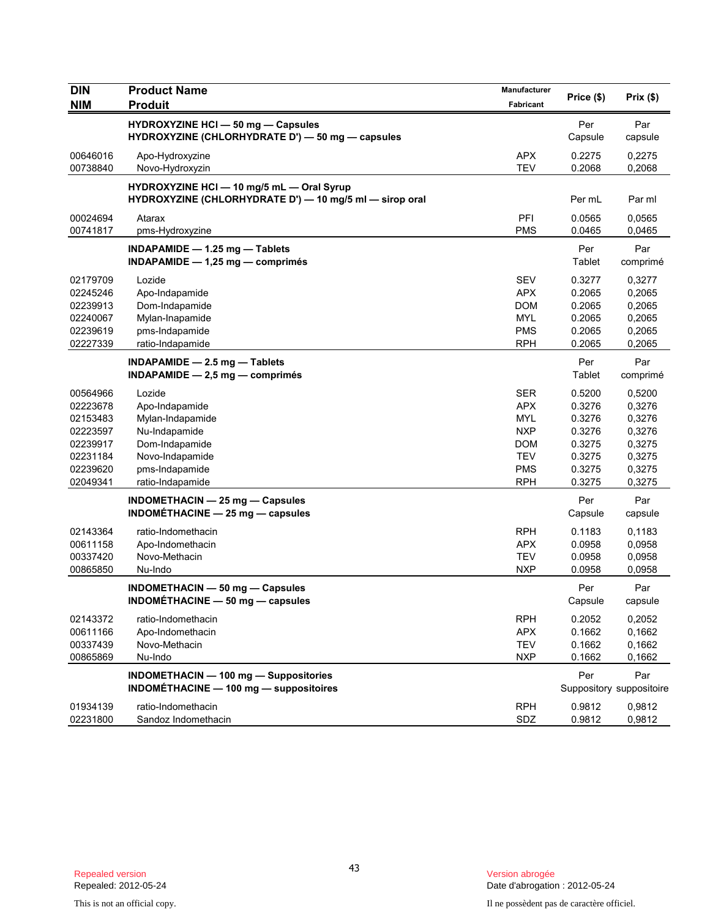| DIN<br>NIM | Product Name<br>Produit | Manufacturer<br>Fabricant | Price ($) | Prix ($) |
|---|---|---|---|---|
| | **HYDROXYZINE HCl — 50 mg — Capsules**<br>**HYDROXYZINE (CHLORHYDRATE D') — 50 mg — capsules** | | Per Capsule | Par capsule |
| 00646016 | Apo-Hydroxyzine | APX | 0.2275 | 0,2275 |
| 00738840 | Novo-Hydroxyzin | TEV | 0.2068 | 0,2068 |
| | **HYDROXYZINE HCl — 10 mg/5 mL — Oral Syrup**<br>**HYDROXYZINE (CHLORHYDRATE D') — 10 mg/5 ml — sirop oral** | | Per mL | Par ml |
| 00024694 | Atarax | PFI | 0.0565 | 0,0565 |
| 00741817 | pms-Hydroxyzine | PMS | 0.0465 | 0,0465 |
| | **INDAPAMIDE — 1.25 mg — Tablets**<br>**INDAPAMIDE — 1,25 mg — comprimés** | | Per Tablet | Par comprimé |
| 02179709 | Lozide | SEV | 0.3277 | 0,3277 |
| 02245246 | Apo-Indapamide | APX | 0.2065 | 0,2065 |
| 02239913 | Dom-Indapamide | DOM | 0.2065 | 0,2065 |
| 02240067 | Mylan-Inapamide | MYL | 0.2065 | 0,2065 |
| 02239619 | pms-Indapamide | PMS | 0.2065 | 0,2065 |
| 02227339 | ratio-Indapamide | RPH | 0.2065 | 0,2065 |
| | **INDAPAMIDE — 2.5 mg — Tablets**<br>**INDAPAMIDE — 2,5 mg — comprimés** | | Per Tablet | Par comprimé |
| 00564966 | Lozide | SER | 0.5200 | 0,5200 |
| 02223678 | Apo-Indapamide | APX | 0.3276 | 0,3276 |
| 02153483 | Mylan-Indapamide | MYL | 0.3276 | 0,3276 |
| 02223597 | Nu-Indapamide | NXP | 0.3276 | 0,3276 |
| 02239917 | Dom-Indapamide | DOM | 0.3275 | 0,3275 |
| 02231184 | Novo-Indapamide | TEV | 0.3275 | 0,3275 |
| 02239620 | pms-Indapamide | PMS | 0.3275 | 0,3275 |
| 02049341 | ratio-Indapamide | RPH | 0.3275 | 0,3275 |
| | **INDOMETHACIN — 25 mg — Capsules**<br>**INDOMÉTHACINE — 25 mg — capsules** | | Per Capsule | Par capsule |
| 02143364 | ratio-Indomethacin | RPH | 0.1183 | 0,1183 |
| 00611158 | Apo-Indomethacin | APX | 0.0958 | 0,0958 |
| 00337420 | Novo-Methacin | TEV | 0.0958 | 0,0958 |
| 00865850 | Nu-Indo | NXP | 0.0958 | 0,0958 |
| | **INDOMETHACIN — 50 mg — Capsules**<br>**INDOMÉTHACINE — 50 mg — capsules** | | Per Capsule | Par capsule |
| 02143372 | ratio-Indomethacin | RPH | 0.2052 | 0,2052 |
| 00611166 | Apo-Indomethacin | APX | 0.1662 | 0,1662 |
| 00337439 | Novo-Methacin | TEV | 0.1662 | 0,1662 |
| 00865869 | Nu-Indo | NXP | 0.1662 | 0,1662 |
| | **INDOMETHACIN — 100 mg — Suppositories**<br>**INDOMÉTHACINE — 100 mg — suppositoires** | | Per Suppository | Par suppositoire |
| 01934139 | ratio-Indomethacin | RPH | 0.9812 | 0,9812 |
| 02231800 | Sandoz Indomethacin | SDZ | 0.9812 | 0,9812 |

Repealed version
Repealed: 2012-05-24

This is not an official copy.

Version abrogée
Date d'abrogation : 2012-05-24

Il ne possèdent pas de caractère officiel.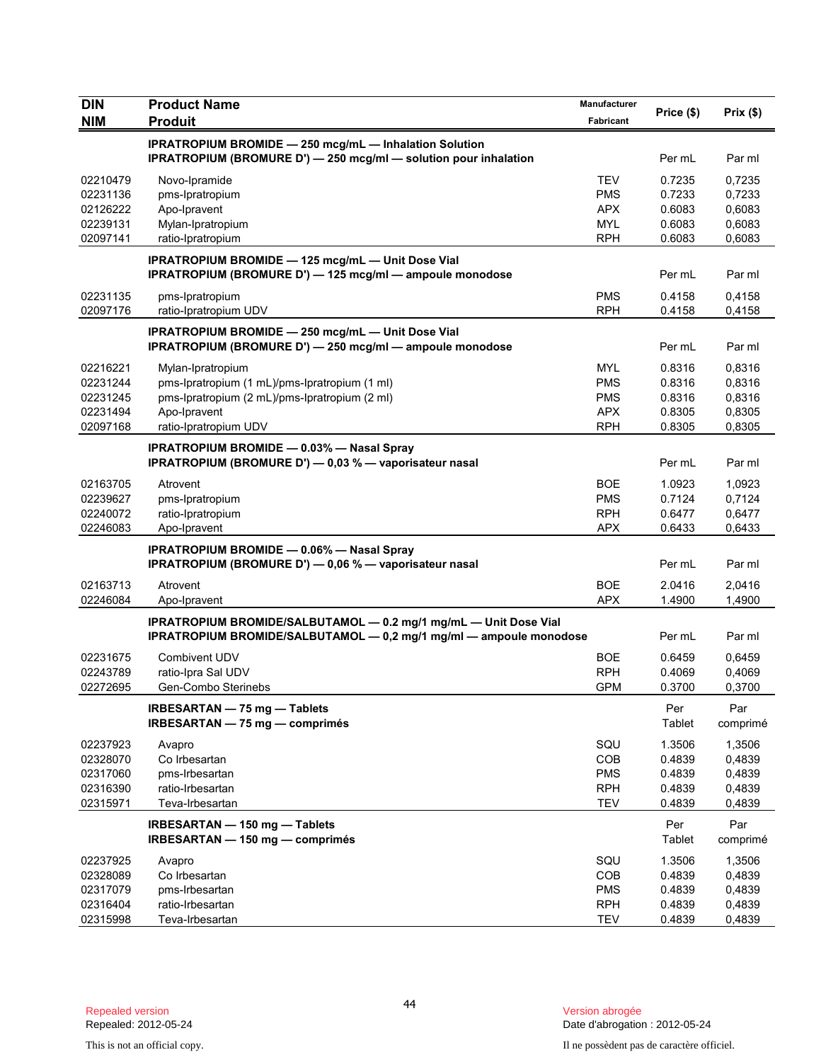| DIN<br>NIM | Product Name<br>Produit | Manufacturer<br>Fabricant | Price ($) | Prix ($) |
|---|---|---|---|---|
| | **IPRATROPIUM BROMIDE — 250 mcg/mL — Inhalation Solution**<br>**IPRATROPIUM (BROMURE D') — 250 mcg/ml — solution pour inhalation** | | Per mL | Par ml |
| 02210479 | Novo-Ipramide | TEV | 0.7235 | 0,7235 |
| 02231136 | pms-Ipratropium | PMS | 0.7233 | 0,7233 |
| 02126222 | Apo-Ipravent | APX | 0.6083 | 0,6083 |
| 02239131 | Mylan-Ipratropium | MYL | 0.6083 | 0,6083 |
| 02097141 | ratio-Ipratropium | RPH | 0.6083 | 0,6083 |
| | **IPRATROPIUM BROMIDE — 125 mcg/mL — Unit Dose Vial**<br>**IPRATROPIUM (BROMURE D') — 125 mcg/ml — ampoule monodose** | | Per mL | Par ml |
| 02231135 | pms-Ipratropium | PMS | 0.4158 | 0,4158 |
| 02097176 | ratio-Ipratropium UDV | RPH | 0.4158 | 0,4158 |
| | **IPRATROPIUM BROMIDE — 250 mcg/mL — Unit Dose Vial**<br>**IPRATROPIUM (BROMURE D') — 250 mcg/ml — ampoule monodose** | | Per mL | Par ml |
| 02216221 | Mylan-Ipratropium | MYL | 0.8316 | 0,8316 |
| 02231244 | pms-Ipratropium (1 mL)/pms-Ipratropium (1 ml) | PMS | 0.8316 | 0,8316 |
| 02231245 | pms-Ipratropium (2 mL)/pms-Ipratropium (2 ml) | PMS | 0.8316 | 0,8316 |
| 02231494 | Apo-Ipravent | APX | 0.8305 | 0,8305 |
| 02097168 | ratio-Ipratropium UDV | RPH | 0.8305 | 0,8305 |
| | **IPRATROPIUM BROMIDE — 0.03% — Nasal Spray**<br>**IPRATROPIUM (BROMURE D') — 0,03 % — vaporisateur nasal** | | Per mL | Par ml |
| 02163705 | Atrovent | BOE | 1.0923 | 1,0923 |
| 02239627 | pms-Ipratropium | PMS | 0.7124 | 0,7124 |
| 02240072 | ratio-Ipratropium | RPH | 0.6477 | 0,6477 |
| 02246083 | Apo-Ipravent | APX | 0.6433 | 0,6433 |
| | **IPRATROPIUM BROMIDE — 0.06% — Nasal Spray**<br>**IPRATROPIUM (BROMURE D') — 0,06 % — vaporisateur nasal** | | Per mL | Par ml |
| 02163713 | Atrovent | BOE | 2.0416 | 2,0416 |
| 02246084 | Apo-Ipravent | APX | 1.4900 | 1,4900 |
| | **IPRATROPIUM BROMIDE/SALBUTAMOL — 0.2 mg/1 mg/mL — Unit Dose Vial**<br>**IPRATROPIUM BROMIDE/SALBUTAMOL — 0,2 mg/1 mg/ml — ampoule monodose** | | Per mL | Par ml |
| 02231675 | Combivent UDV | BOE | 0.6459 | 0,6459 |
| 02243789 | ratio-Ipra Sal UDV | RPH | 0.4069 | 0,4069 |
| 02272695 | Gen-Combo Sterinebs | GPM | 0.3700 | 0,3700 |
| | **IRBESARTAN — 75 mg — Tablets**<br>**IRBESARTAN — 75 mg — comprimés** | | Per Tablet | Par comprimé |
| 02237923 | Avapro | SQU | 1.3506 | 1,3506 |
| 02328070 | Co Irbesartan | COB | 0.4839 | 0,4839 |
| 02317060 | pms-Irbesartan | PMS | 0.4839 | 0,4839 |
| 02316390 | ratio-Irbesartan | RPH | 0.4839 | 0,4839 |
| 02315971 | Teva-Irbesartan | TEV | 0.4839 | 0,4839 |
| | **IRBESARTAN — 150 mg — Tablets**<br>**IRBESARTAN — 150 mg — comprimés** | | Per Tablet | Par comprimé |
| 02237925 | Avapro | SQU | 1.3506 | 1,3506 |
| 02328089 | Co Irbesartan | COB | 0.4839 | 0,4839 |
| 02317079 | pms-Irbesartan | PMS | 0.4839 | 0,4839 |
| 02316404 | ratio-Irbesartan | RPH | 0.4839 | 0,4839 |
| 02315998 | Teva-Irbesartan | TEV | 0.4839 | 0,4839 |

Repealed version
Repealed: 2012-05-24

Version abrogée
Date d'abrogation : 2012-05-24

This is not an official copy.

Il ne possèdent pas de caractère officiel.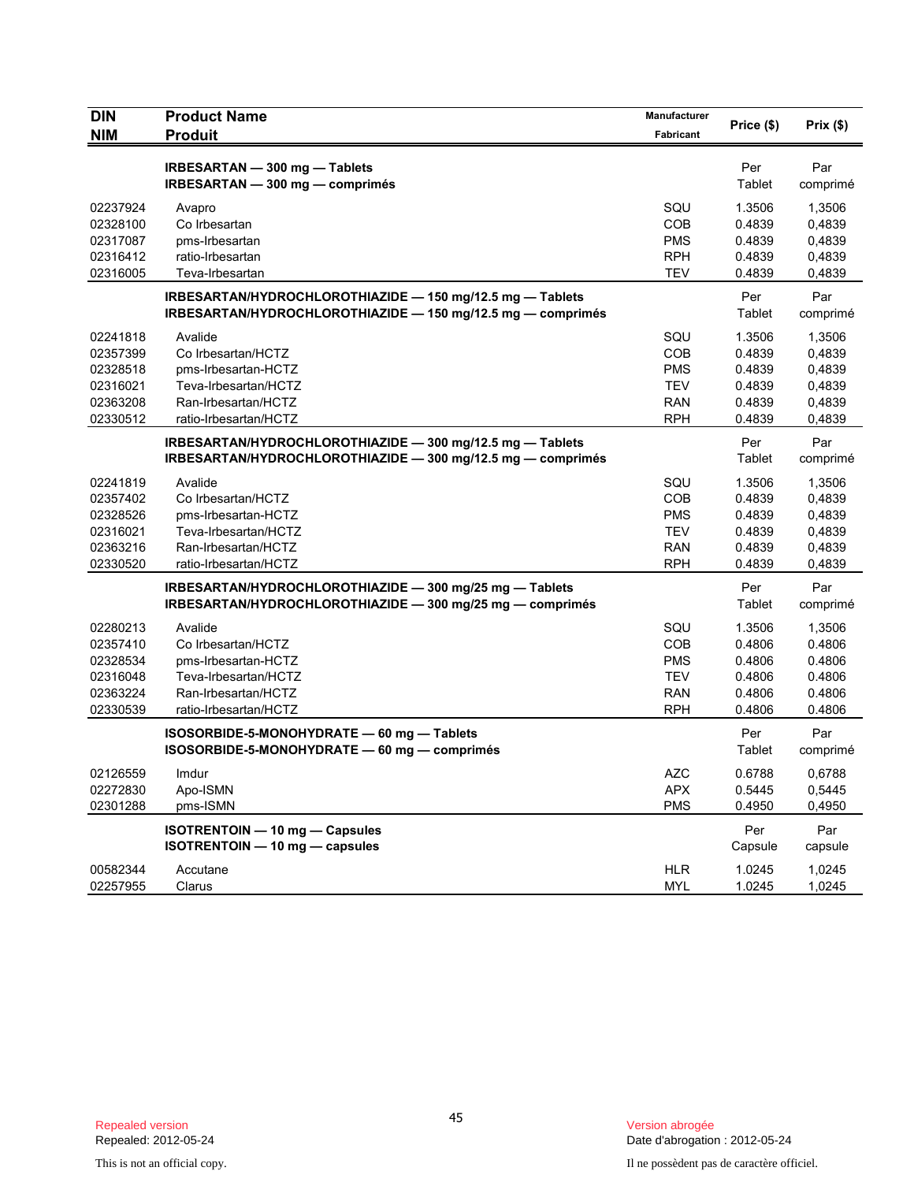| DIN<br>NIM | Product Name<br>Produit | Manufacturer<br>Fabricant | Price ($) | Prix ($) |
|---|---|---|---|---|
| | **IRBESARTAN — 300 mg — Tablets**<br>**IRBESARTAN — 300 mg — comprimés** | | Per<br>Tablet | Par<br>comprimé |
| 02237924 | Avapro | SQU | 1.3506 | 1,3506 |
| 02328100 | Co Irbesartan | COB | 0.4839 | 0,4839 |
| 02317087 | pms-Irbesartan | PMS | 0.4839 | 0,4839 |
| 02316412 | ratio-Irbesartan | RPH | 0.4839 | 0,4839 |
| 02316005 | Teva-Irbesartan | TEV | 0.4839 | 0,4839 |
| | **IRBESARTAN/HYDROCHLOROTHIAZIDE — 150 mg/12.5 mg — Tablets**<br>**IRBESARTAN/HYDROCHLOROTHIAZIDE — 150 mg/12.5 mg — comprimés** | | Per<br>Tablet | Par<br>comprimé |
| 02241818 | Avalide | SQU | 1.3506 | 1,3506 |
| 02357399 | Co Irbesartan/HCTZ | COB | 0.4839 | 0,4839 |
| 02328518 | pms-Irbesartan-HCTZ | PMS | 0.4839 | 0,4839 |
| 02316021 | Teva-Irbesartan/HCTZ | TEV | 0.4839 | 0,4839 |
| 02363208 | Ran-Irbesartan/HCTZ | RAN | 0.4839 | 0,4839 |
| 02330512 | ratio-Irbesartan/HCTZ | RPH | 0.4839 | 0,4839 |
| | **IRBESARTAN/HYDROCHLOROTHIAZIDE — 300 mg/12.5 mg — Tablets**<br>**IRBESARTAN/HYDROCHLOROTHIAZIDE — 300 mg/12.5 mg — comprimés** | | Per<br>Tablet | Par<br>comprimé |
| 02241819 | Avalide | SQU | 1.3506 | 1,3506 |
| 02357402 | Co Irbesartan/HCTZ | COB | 0.4839 | 0,4839 |
| 02328526 | pms-Irbesartan-HCTZ | PMS | 0.4839 | 0,4839 |
| 02316021 | Teva-Irbesartan/HCTZ | TEV | 0.4839 | 0,4839 |
| 02363216 | Ran-Irbesartan/HCTZ | RAN | 0.4839 | 0,4839 |
| 02330520 | ratio-Irbesartan/HCTZ | RPH | 0.4839 | 0,4839 |
| | **IRBESARTAN/HYDROCHLOROTHIAZIDE — 300 mg/25 mg — Tablets**<br>**IRBESARTAN/HYDROCHLOROTHIAZIDE — 300 mg/25 mg — comprimés** | | Per<br>Tablet | Par<br>comprimé |
| 02280213 | Avalide | SQU | 1.3506 | 1,3506 |
| 02357410 | Co Irbesartan/HCTZ | COB | 0.4806 | 0.4806 |
| 02328534 | pms-Irbesartan-HCTZ | PMS | 0.4806 | 0.4806 |
| 02316048 | Teva-Irbesartan/HCTZ | TEV | 0.4806 | 0.4806 |
| 02363224 | Ran-Irbesartan/HCTZ | RAN | 0.4806 | 0.4806 |
| 02330539 | ratio-Irbesartan/HCTZ | RPH | 0.4806 | 0.4806 |
| | **ISOSORBIDE-5-MONOHYDRATE — 60 mg — Tablets**<br>**ISOSORBIDE-5-MONOHYDRATE — 60 mg — comprimés** | | Per<br>Tablet | Par<br>comprimé |
| 02126559 | Imdur | AZC | 0.6788 | 0,6788 |
| 02272830 | Apo-ISMN | APX | 0.5445 | 0,5445 |
| 02301288 | pms-ISMN | PMS | 0.4950 | 0,4950 |
| | **ISOTRENTOIN — 10 mg — Capsules**<br>**ISOTRENTOIN — 10 mg — capsules** | | Per<br>Capsule | Par<br>capsule |
| 00582344 | Accutane | HLR | 1.0245 | 1,0245 |
| 02257955 | Clarus | MYL | 1.0245 | 1,0245 |

Repealed version
Repealed: 2012-05-24

Version abrogée
Date d'abrogation : 2012-05-24

This is not an official copy.

Il ne possèdent pas de caractère officiel.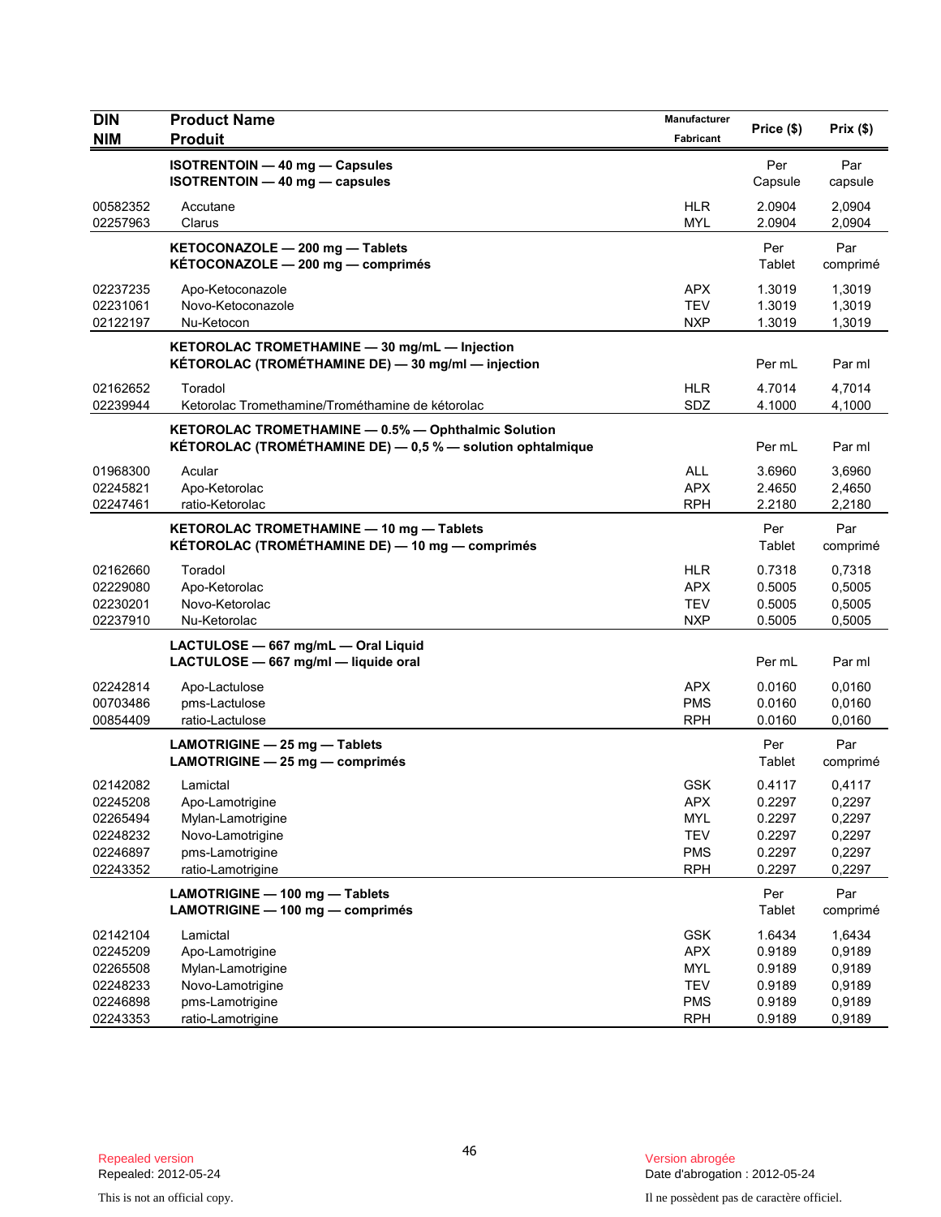| DIN<br>NIM | Product Name<br>Produit | Manufacturer<br>Fabricant | Price ($) | Prix ($) |
|---|---|---|---|---|
| | **ISOTRENTOIN — 40 mg — Capsules**<br>**ISOTRENTOIN — 40 mg — capsules** | | Per Capsule | Par capsule |
| 00582352 | Accutane | HLR | 2.0904 | 2,0904 |
| 02257963 | Clarus | MYL | 2.0904 | 2,0904 |
| | **KETOCONAZOLE — 200 mg — Tablets**<br>**KÉTOCONAZOLE — 200 mg — comprimés** | | Per Tablet | Par comprimé |
| 02237235 | Apo-Ketoconazole | APX | 1.3019 | 1,3019 |
| 02231061 | Novo-Ketoconazole | TEV | 1.3019 | 1,3019 |
| 02122197 | Nu-Ketocon | NXP | 1.3019 | 1,3019 |
| | **KETOROLAC TROMETHAMINE — 30 mg/mL — Injection**<br>**KÉTOROLAC (TROMÉTHAMINE DE) — 30 mg/ml — injection** | | Per mL | Par ml |
| 02162652 | Toradol | HLR | 4.7014 | 4,7014 |
| 02239944 | Ketorolac Tromethamine/Trométhamine de kétorolac | SDZ | 4.1000 | 4,1000 |
| | **KETOROLAC TROMETHAMINE — 0.5% — Ophthalmic Solution**<br>**KÉTOROLAC (TROMÉTHAMINE DE) — 0,5 % — solution ophtalmique** | | Per mL | Par ml |
| 01968300 | Acular | ALL | 3.6960 | 3,6960 |
| 02245821 | Apo-Ketorolac | APX | 2.4650 | 2,4650 |
| 02247461 | ratio-Ketorolac | RPH | 2.2180 | 2,2180 |
| | **KETOROLAC TROMETHAMINE — 10 mg — Tablets**<br>**KÉTOROLAC (TROMÉTHAMINE DE) — 10 mg — comprimés** | | Per Tablet | Par comprimé |
| 02162660 | Toradol | HLR | 0.7318 | 0,7318 |
| 02229080 | Apo-Ketorolac | APX | 0.5005 | 0,5005 |
| 02230201 | Novo-Ketorolac | TEV | 0.5005 | 0,5005 |
| 02237910 | Nu-Ketorolac | NXP | 0.5005 | 0,5005 |
| | **LACTULOSE — 667 mg/mL — Oral Liquid**<br>**LACTULOSE — 667 mg/ml — liquide oral** | | Per mL | Par ml |
| 02242814 | Apo-Lactulose | APX | 0.0160 | 0,0160 |
| 00703486 | pms-Lactulose | PMS | 0.0160 | 0,0160 |
| 00854409 | ratio-Lactulose | RPH | 0.0160 | 0,0160 |
| | **LAMOTRIGINE — 25 mg — Tablets**<br>**LAMOTRIGINE — 25 mg — comprimés** | | Per Tablet | Par comprimé |
| 02142082 | Lamictal | GSK | 0.4117 | 0,4117 |
| 02245208 | Apo-Lamotrigine | APX | 0.2297 | 0,2297 |
| 02265494 | Mylan-Lamotrigine | MYL | 0.2297 | 0,2297 |
| 02248232 | Novo-Lamotrigine | TEV | 0.2297 | 0,2297 |
| 02246897 | pms-Lamotrigine | PMS | 0.2297 | 0,2297 |
| 02243352 | ratio-Lamotrigine | RPH | 0.2297 | 0,2297 |
| | **LAMOTRIGINE — 100 mg — Tablets**<br>**LAMOTRIGINE — 100 mg — comprimés** | | Per Tablet | Par comprimé |
| 02142104 | Lamictal | GSK | 1.6434 | 1,6434 |
| 02245209 | Apo-Lamotrigine | APX | 0.9189 | 0,9189 |
| 02265508 | Mylan-Lamotrigine | MYL | 0.9189 | 0,9189 |
| 02248233 | Novo-Lamotrigine | TEV | 0.9189 | 0,9189 |
| 02246898 | pms-Lamotrigine | PMS | 0.9189 | 0,9189 |
| 02243353 | ratio-Lamotrigine | RPH | 0.9189 | 0,9189 |

Repealed version
Repealed: 2012-05-24

Version abrogée
Date d'abrogation : 2012-05-24

This is not an official copy.

Il ne possèdent pas de caractère officiel.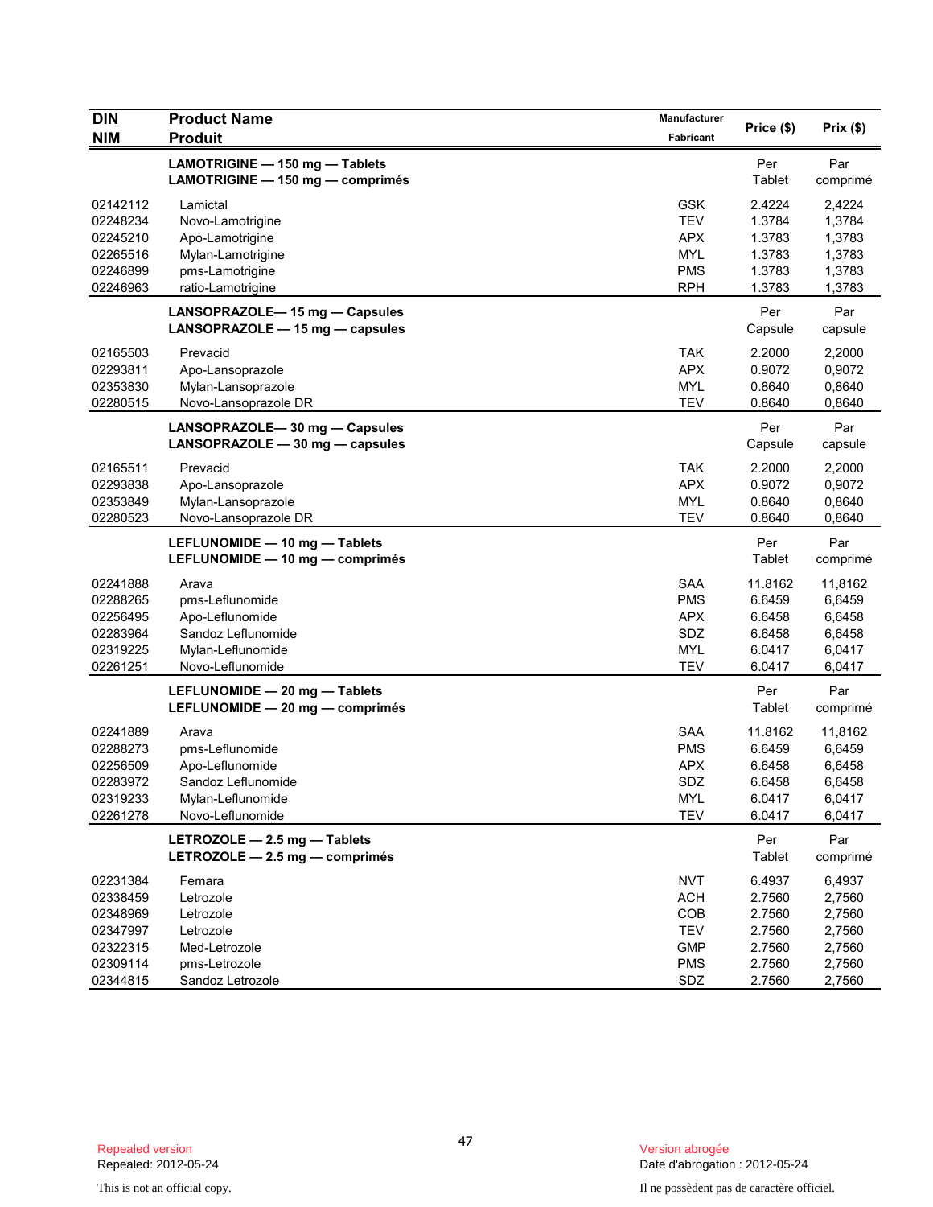| DIN<br>NIM | Product Name<br>Produit | Manufacturer<br>Fabricant | Price ($) | Prix ($) |
|---|---|---|---|---|
| | **LAMOTRIGINE — 150 mg — Tablets**<br>**LAMOTRIGINE — 150 mg — comprimés** | | Per<br>Tablet | Par<br>comprimé |
| 02142112 | Lamictal | GSK | 2.4224 | 2,4224 |
| 02248234 | Novo-Lamotrigine | TEV | 1.3784 | 1,3784 |
| 02245210 | Apo-Lamotrigine | APX | 1.3783 | 1,3783 |
| 02265516 | Mylan-Lamotrigine | MYL | 1.3783 | 1,3783 |
| 02246899 | pms-Lamotrigine | PMS | 1.3783 | 1,3783 |
| 02246963 | ratio-Lamotrigine | RPH | 1.3783 | 1,3783 |
| | **LANSOPRAZOLE— 15 mg — Capsules**<br>**LANSOPRAZOLE — 15 mg — capsules** | | Per<br>Capsule | Par<br>capsule |
| 02165503 | Prevacid | TAK | 2.2000 | 2,2000 |
| 02293811 | Apo-Lansoprazole | APX | 0.9072 | 0,9072 |
| 02353830 | Mylan-Lansoprazole | MYL | 0.8640 | 0,8640 |
| 02280515 | Novo-Lansoprazole DR | TEV | 0.8640 | 0,8640 |
| | **LANSOPRAZOLE— 30 mg — Capsules**<br>**LANSOPRAZOLE — 30 mg — capsules** | | Per<br>Capsule | Par<br>capsule |
| 02165511 | Prevacid | TAK | 2.2000 | 2,2000 |
| 02293838 | Apo-Lansoprazole | APX | 0.9072 | 0,9072 |
| 02353849 | Mylan-Lansoprazole | MYL | 0.8640 | 0,8640 |
| 02280523 | Novo-Lansoprazole DR | TEV | 0.8640 | 0,8640 |
| | **LEFLUNOMIDE — 10 mg — Tablets**<br>**LEFLUNOMIDE — 10 mg — comprimés** | | Per<br>Tablet | Par<br>comprimé |
| 02241888 | Arava | SAA | 11.8162 | 11,8162 |
| 02288265 | pms-Leflunomide | PMS | 6.6459 | 6,6459 |
| 02256495 | Apo-Leflunomide | APX | 6.6458 | 6,6458 |
| 02283964 | Sandoz Leflunomide | SDZ | 6.6458 | 6,6458 |
| 02319225 | Mylan-Leflunomide | MYL | 6.0417 | 6,0417 |
| 02261251 | Novo-Leflunomide | TEV | 6.0417 | 6,0417 |
| | **LEFLUNOMIDE — 20 mg — Tablets**<br>**LEFLUNOMIDE — 20 mg — comprimés** | | Per<br>Tablet | Par<br>comprimé |
| 02241889 | Arava | SAA | 11.8162 | 11,8162 |
| 02288273 | pms-Leflunomide | PMS | 6.6459 | 6,6459 |
| 02256509 | Apo-Leflunomide | APX | 6.6458 | 6,6458 |
| 02283972 | Sandoz Leflunomide | SDZ | 6.6458 | 6,6458 |
| 02319233 | Mylan-Leflunomide | MYL | 6.0417 | 6,0417 |
| 02261278 | Novo-Leflunomide | TEV | 6.0417 | 6,0417 |
| | **LETROZOLE — 2.5 mg — Tablets**<br>**LETROZOLE — 2.5 mg — comprimés** | | Per<br>Tablet | Par<br>comprimé |
| 02231384 | Femara | NVT | 6.4937 | 6,4937 |
| 02338459 | Letrozole | ACH | 2.7560 | 2,7560 |
| 02348969 | Letrozole | COB | 2.7560 | 2,7560 |
| 02347997 | Letrozole | TEV | 2.7560 | 2,7560 |
| 02322315 | Med-Letrozole | GMP | 2.7560 | 2,7560 |
| 02309114 | pms-Letrozole | PMS | 2.7560 | 2,7560 |
| 02344815 | Sandoz Letrozole | SDZ | 2.7560 | 2,7560 |

Repealed version
Repealed: 2012-05-24

This is not an official copy.

Version abrogée
Date d'abrogation : 2012-05-24

Il ne possèdent pas de caractère officiel.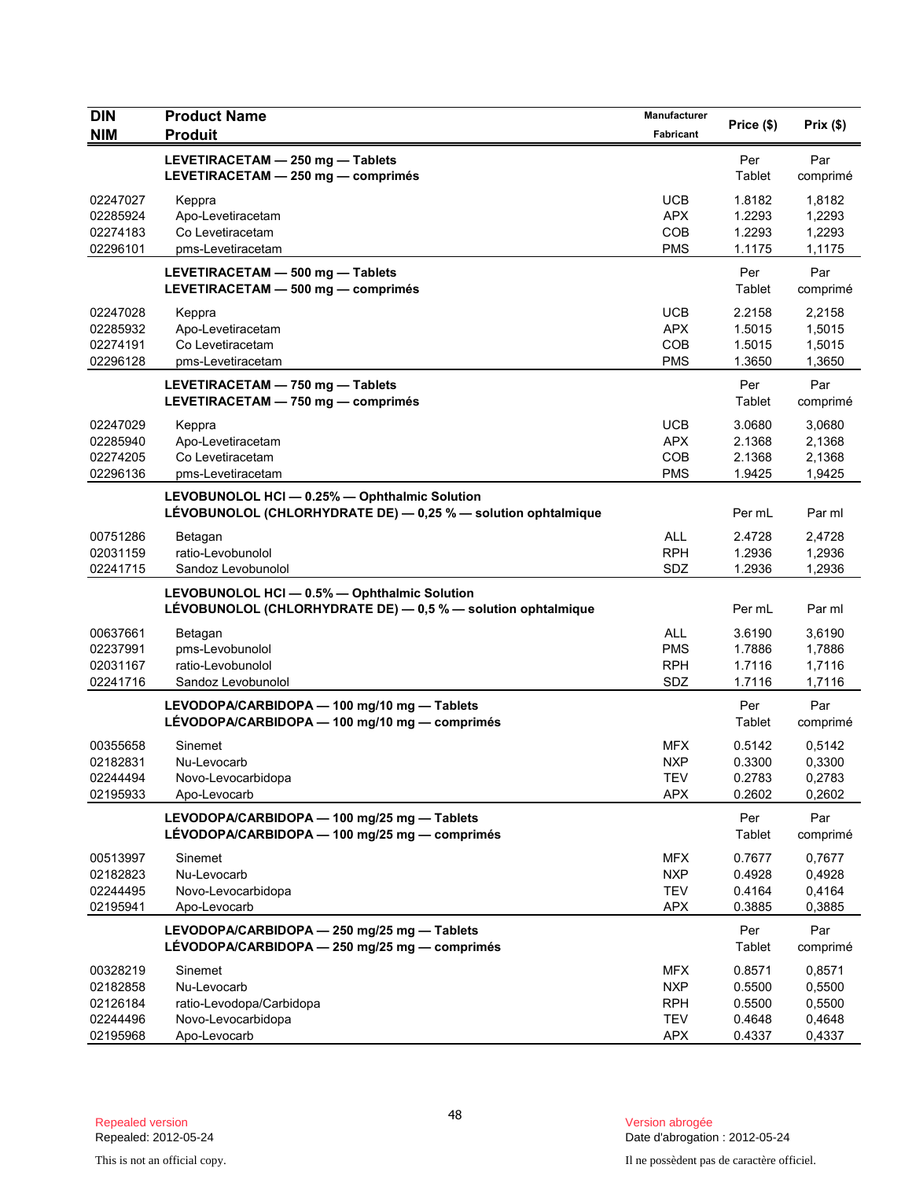| DIN<br>NIM | Product Name<br>Produit | Manufacturer<br>Fabricant | Price ($) | Prix ($) |
|---|---|---|---|---|
| | **LEVETIRACETAM — 250 mg — Tablets**<br>**LEVETIRACETAM — 250 mg — comprimés** | | Per Tablet | Par comprimé |
| 02247027 | Keppra | UCB | 1.8182 | 1,8182 |
| 02285924 | Apo-Levetiracetam | APX | 1.2293 | 1,2293 |
| 02274183 | Co Levetiracetam | COB | 1.2293 | 1,2293 |
| 02296101 | pms-Levetiracetam | PMS | 1.1175 | 1,1175 |
| | **LEVETIRACETAM — 500 mg — Tablets**<br>**LEVETIRACETAM — 500 mg — comprimés** | | Per Tablet | Par comprimé |
| 02247028 | Keppra | UCB | 2.2158 | 2,2158 |
| 02285932 | Apo-Levetiracetam | APX | 1.5015 | 1,5015 |
| 02274191 | Co Levetiracetam | COB | 1.5015 | 1,5015 |
| 02296128 | pms-Levetiracetam | PMS | 1.3650 | 1,3650 |
| | **LEVETIRACETAM — 750 mg — Tablets**<br>**LEVETIRACETAM — 750 mg — comprimés** | | Per Tablet | Par comprimé |
| 02247029 | Keppra | UCB | 3.0680 | 3,0680 |
| 02285940 | Apo-Levetiracetam | APX | 2.1368 | 2,1368 |
| 02274205 | Co Levetiracetam | COB | 2.1368 | 2,1368 |
| 02296136 | pms-Levetiracetam | PMS | 1.9425 | 1,9425 |
| | **LEVOBUNOLOL HCl — 0.25% — Ophthalmic Solution**<br>**LÉVOBUNOLOL (CHLORHYDRATE DE) — 0,25 % — solution ophtalmique** | | Per mL | Par ml |
| 00751286 | Betagan | ALL | 2.4728 | 2,4728 |
| 02031159 | ratio-Levobunolol | RPH | 1.2936 | 1,2936 |
| 02241715 | Sandoz Levobunolol | SDZ | 1.2936 | 1,2936 |
| | **LEVOBUNOLOL HCl — 0.5% — Ophthalmic Solution**<br>**LÉVOBUNOLOL (CHLORHYDRATE DE) — 0,5 % — solution ophtalmique** | | Per mL | Par ml |
| 00637661 | Betagan | ALL | 3.6190 | 3,6190 |
| 02237991 | pms-Levobunolol | PMS | 1.7886 | 1,7886 |
| 02031167 | ratio-Levobunolol | RPH | 1.7116 | 1,7116 |
| 02241716 | Sandoz Levobunolol | SDZ | 1.7116 | 1,7116 |
| | **LEVODOPA/CARBIDOPA — 100 mg/10 mg — Tablets**<br>**LÉVODOPA/CARBIDOPA — 100 mg/10 mg — comprimés** | | Per Tablet | Par comprimé |
| 00355658 | Sinemet | MFX | 0.5142 | 0,5142 |
| 02182831 | Nu-Levocarb | NXP | 0.3300 | 0,3300 |
| 02244494 | Novo-Levocarbidopa | TEV | 0.2783 | 0,2783 |
| 02195933 | Apo-Levocarb | APX | 0.2602 | 0,2602 |
| | **LEVODOPA/CARBIDOPA — 100 mg/25 mg — Tablets**<br>**LÉVODOPA/CARBIDOPA — 100 mg/25 mg — comprimés** | | Per Tablet | Par comprimé |
| 00513997 | Sinemet | MFX | 0.7677 | 0,7677 |
| 02182823 | Nu-Levocarb | NXP | 0.4928 | 0,4928 |
| 02244495 | Novo-Levocarbidopa | TEV | 0.4164 | 0,4164 |
| 02195941 | Apo-Levocarb | APX | 0.3885 | 0,3885 |
| | **LEVODOPA/CARBIDOPA — 250 mg/25 mg — Tablets**<br>**LÉVODOPA/CARBIDOPA — 250 mg/25 mg — comprimés** | | Per Tablet | Par comprimé |
| 00328219 | Sinemet | MFX | 0.8571 | 0,8571 |
| 02182858 | Nu-Levocarb | NXP | 0.5500 | 0,5500 |
| 02126184 | ratio-Levodopa/Carbidopa | RPH | 0.5500 | 0,5500 |
| 02244496 | Novo-Levocarbidopa | TEV | 0.4648 | 0,4648 |
| 02195968 | Apo-Levocarb | APX | 0.4337 | 0,4337 |

Repealed version
Repealed: 2012-05-24

Version abrogée
Date d'abrogation : 2012-05-24

This is not an official copy.

Il ne possèdent pas de caractère officiel.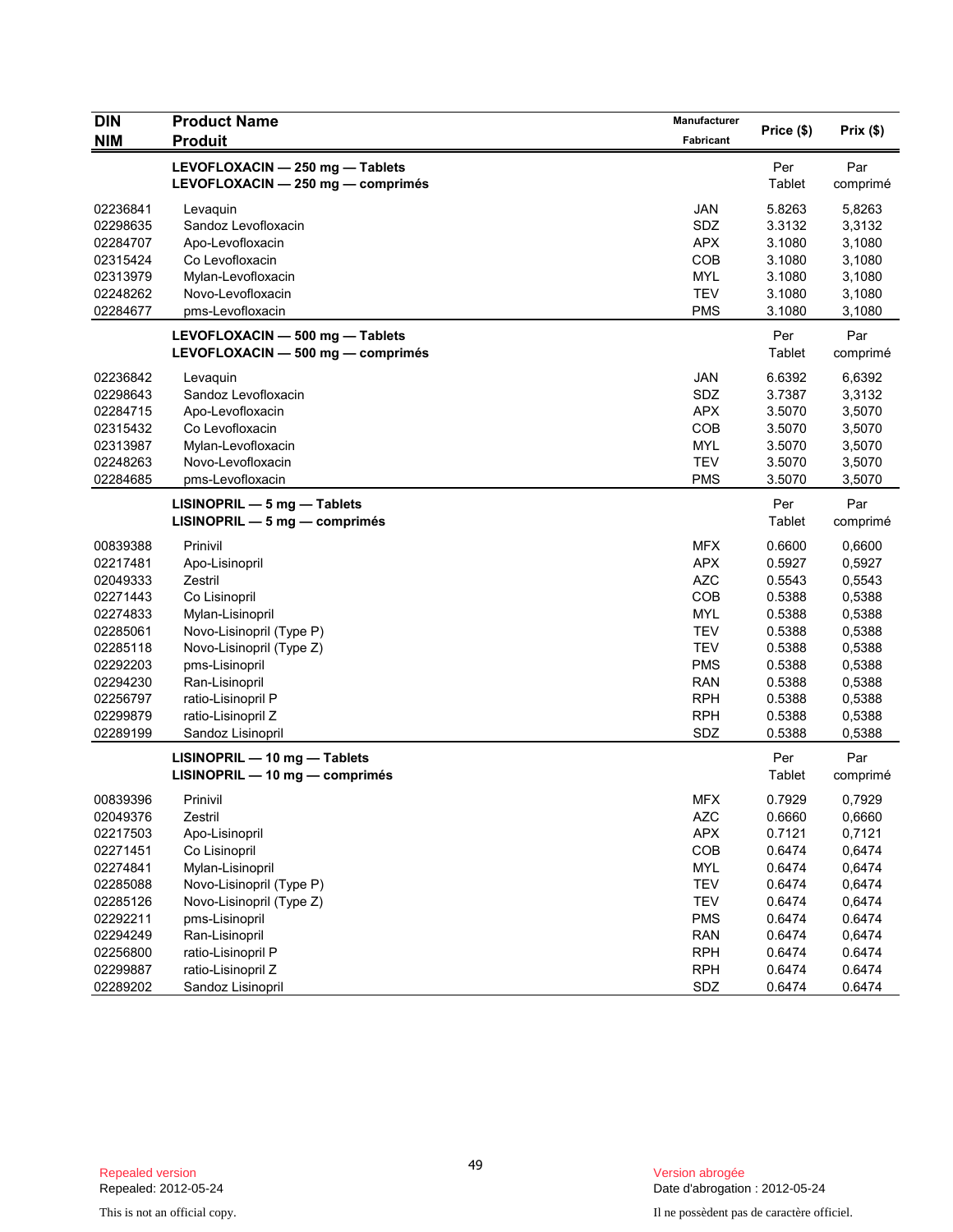| DIN<br>NIM | Product Name<br>Produit | Manufacturer<br>Fabricant | Price ($) | Prix ($) |
|---|---|---|---|---|
| | **LEVOFLOXACIN — 250 mg — Tablets**<br>**LEVOFLOXACIN — 250 mg — comprimés** | | Per Tablet | Par comprimé |
| 02236841 | Levaquin | JAN | 5.8263 | 5,8263 |
| 02298635 | Sandoz Levofloxacin | SDZ | 3.3132 | 3,3132 |
| 02284707 | Apo-Levofloxacin | APX | 3.1080 | 3,1080 |
| 02315424 | Co Levofloxacin | COB | 3.1080 | 3,1080 |
| 02313979 | Mylan-Levofloxacin | MYL | 3.1080 | 3,1080 |
| 02248262 | Novo-Levofloxacin | TEV | 3.1080 | 3,1080 |
| 02284677 | pms-Levofloxacin | PMS | 3.1080 | 3,1080 |
| | **LEVOFLOXACIN — 500 mg — Tablets**<br>**LEVOFLOXACIN — 500 mg — comprimés** | | Per Tablet | Par comprimé |
| 02236842 | Levaquin | JAN | 6.6392 | 6,6392 |
| 02298643 | Sandoz Levofloxacin | SDZ | 3.7387 | 3,3132 |
| 02284715 | Apo-Levofloxacin | APX | 3.5070 | 3,5070 |
| 02315432 | Co Levofloxacin | COB | 3.5070 | 3,5070 |
| 02313987 | Mylan-Levofloxacin | MYL | 3.5070 | 3,5070 |
| 02248263 | Novo-Levofloxacin | TEV | 3.5070 | 3,5070 |
| 02284685 | pms-Levofloxacin | PMS | 3.5070 | 3,5070 |
| | **LISINOPRIL — 5 mg — Tablets**<br>**LISINOPRIL — 5 mg — comprimés** | | Per Tablet | Par comprimé |
| 00839388 | Prinivil | MFX | 0.6600 | 0,6600 |
| 02217481 | Apo-Lisinopril | APX | 0.5927 | 0,5927 |
| 02049333 | Zestril | AZC | 0.5543 | 0,5543 |
| 02271443 | Co Lisinopril | COB | 0.5388 | 0,5388 |
| 02274833 | Mylan-Lisinopril | MYL | 0.5388 | 0,5388 |
| 02285061 | Novo-Lisinopril (Type P) | TEV | 0.5388 | 0,5388 |
| 02285118 | Novo-Lisinopril (Type Z) | TEV | 0.5388 | 0,5388 |
| 02292203 | pms-Lisinopril | PMS | 0.5388 | 0,5388 |
| 02294230 | Ran-Lisinopril | RAN | 0.5388 | 0,5388 |
| 02256797 | ratio-Lisinopril P | RPH | 0.5388 | 0,5388 |
| 02299879 | ratio-Lisinopril Z | RPH | 0.5388 | 0,5388 |
| 02289199 | Sandoz Lisinopril | SDZ | 0.5388 | 0,5388 |
| | **LISINOPRIL — 10 mg — Tablets**<br>**LISINOPRIL — 10 mg — comprimés** | | Per Tablet | Par comprimé |
| 00839396 | Prinivil | MFX | 0.7929 | 0,7929 |
| 02049376 | Zestril | AZC | 0.6660 | 0,6660 |
| 02217503 | Apo-Lisinopril | APX | 0.7121 | 0,7121 |
| 02271451 | Co Lisinopril | COB | 0.6474 | 0,6474 |
| 02274841 | Mylan-Lisinopril | MYL | 0.6474 | 0,6474 |
| 02285088 | Novo-Lisinopril (Type P) | TEV | 0.6474 | 0,6474 |
| 02285126 | Novo-Lisinopril (Type Z) | TEV | 0.6474 | 0,6474 |
| 02292211 | pms-Lisinopril | PMS | 0.6474 | 0.6474 |
| 02294249 | Ran-Lisinopril | RAN | 0.6474 | 0,6474 |
| 02256800 | ratio-Lisinopril P | RPH | 0.6474 | 0.6474 |
| 02299887 | ratio-Lisinopril Z | RPH | 0.6474 | 0.6474 |
| 02289202 | Sandoz Lisinopril | SDZ | 0.6474 | 0.6474 |

Repealed version
Repealed: 2012-05-24

Version abrogée
Date d'abrogation : 2012-05-24

This is not an official copy.

Il ne possèdent pas de caractère officiel.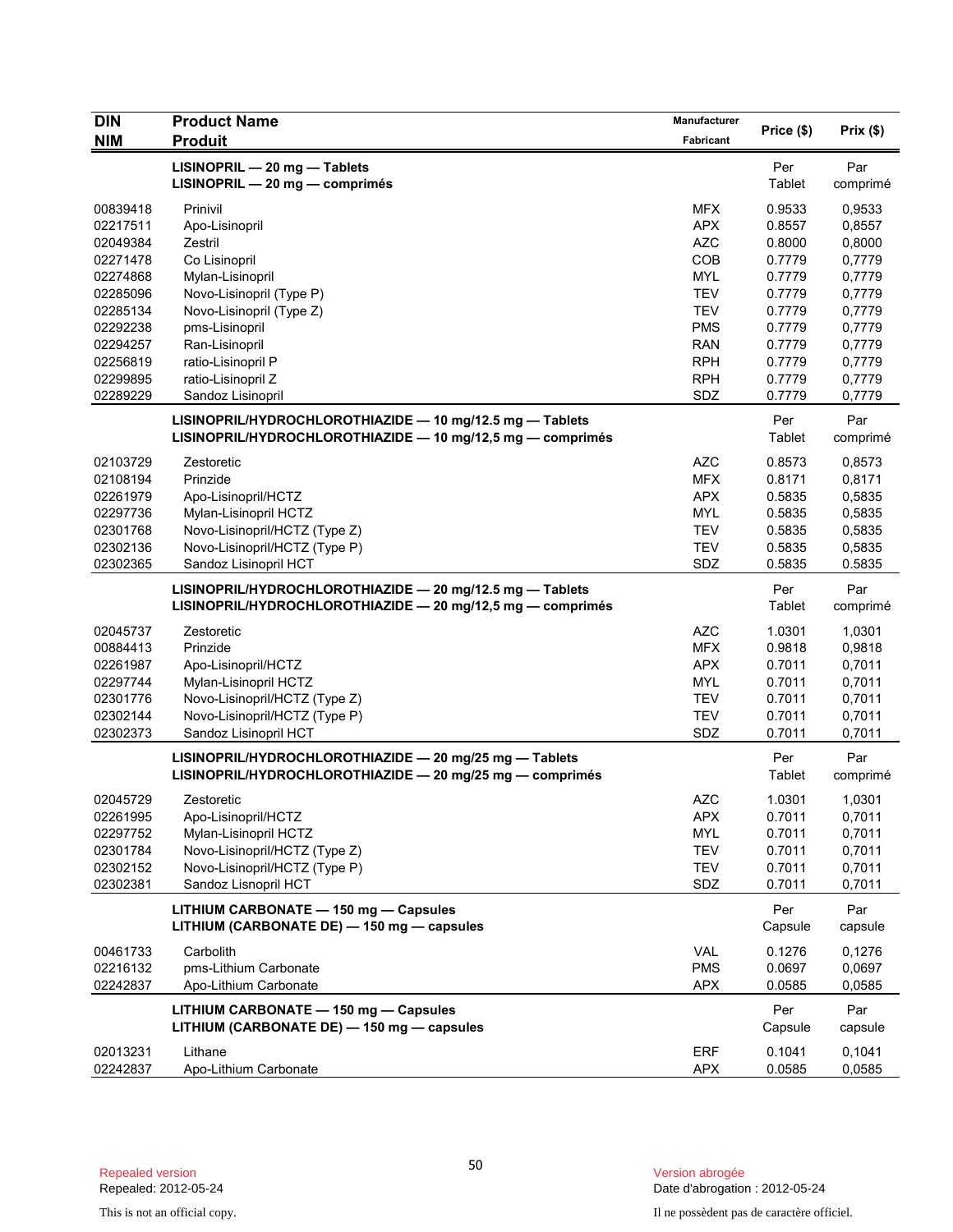| DIN<br>NIM | Product Name<br>Produit | Manufacturer<br>Fabricant | Price ($) | Prix ($) |
|---|---|---|---|---|
| | **LISINOPRIL — 20 mg — Tablets**<br>**LISINOPRIL — 20 mg — comprimés** | | Per<br>Tablet | Par<br>comprimé |
| 00839418 | Prinivil | MFX | 0.9533 | 0,9533 |
| 02217511 | Apo-Lisinopril | APX | 0.8557 | 0,8557 |
| 02049384 | Zestril | AZC | 0.8000 | 0,8000 |
| 02271478 | Co Lisinopril | COB | 0.7779 | 0,7779 |
| 02274868 | Mylan-Lisinopril | MYL | 0.7779 | 0,7779 |
| 02285096 | Novo-Lisinopril (Type P) | TEV | 0.7779 | 0,7779 |
| 02285134 | Novo-Lisinopril (Type Z) | TEV | 0.7779 | 0,7779 |
| 02292238 | pms-Lisinopril | PMS | 0.7779 | 0,7779 |
| 02294257 | Ran-Lisinopril | RAN | 0.7779 | 0,7779 |
| 02256819 | ratio-Lisinopril P | RPH | 0.7779 | 0,7779 |
| 02299895 | ratio-Lisinopril Z | RPH | 0.7779 | 0,7779 |
| 02289229 | Sandoz Lisinopril | SDZ | 0.7779 | 0,7779 |
| | **LISINOPRIL/HYDROCHLOROTHIAZIDE — 10 mg/12.5 mg — Tablets**<br>**LISINOPRIL/HYDROCHLOROTHIAZIDE — 10 mg/12,5 mg — comprimés** | | Per<br>Tablet | Par<br>comprimé |
| 02103729 | Zestoretic | AZC | 0.8573 | 0,8573 |
| 02108194 | Prinzide | MFX | 0.8171 | 0,8171 |
| 02261979 | Apo-Lisinopril/HCTZ | APX | 0.5835 | 0,5835 |
| 02297736 | Mylan-Lisinopril HCTZ | MYL | 0.5835 | 0,5835 |
| 02301768 | Novo-Lisinopril/HCTZ (Type Z) | TEV | 0.5835 | 0,5835 |
| 02302136 | Novo-Lisinopril/HCTZ (Type P) | TEV | 0.5835 | 0,5835 |
| 02302365 | Sandoz Lisinopril HCT | SDZ | 0.5835 | 0.5835 |
| | **LISINOPRIL/HYDROCHLOROTHIAZIDE — 20 mg/12.5 mg — Tablets**<br>**LISINOPRIL/HYDROCHLOROTHIAZIDE — 20 mg/12,5 mg — comprimés** | | Per<br>Tablet | Par<br>comprimé |
| 02045737 | Zestoretic | AZC | 1.0301 | 1,0301 |
| 00884413 | Prinzide | MFX | 0.9818 | 0,9818 |
| 02261987 | Apo-Lisinopril/HCTZ | APX | 0.7011 | 0,7011 |
| 02297744 | Mylan-Lisinopril HCTZ | MYL | 0.7011 | 0,7011 |
| 02301776 | Novo-Lisinopril/HCTZ (Type Z) | TEV | 0.7011 | 0,7011 |
| 02302144 | Novo-Lisinopril/HCTZ (Type P) | TEV | 0.7011 | 0,7011 |
| 02302373 | Sandoz Lisinopril HCT | SDZ | 0.7011 | 0,7011 |
| | **LISINOPRIL/HYDROCHLOROTHIAZIDE — 20 mg/25 mg — Tablets**<br>**LISINOPRIL/HYDROCHLOROTHIAZIDE — 20 mg/25 mg — comprimés** | | Per<br>Tablet | Par<br>comprimé |
| 02045729 | Zestoretic | AZC | 1.0301 | 1,0301 |
| 02261995 | Apo-Lisinopril/HCTZ | APX | 0.7011 | 0,7011 |
| 02297752 | Mylan-Lisinopril HCTZ | MYL | 0.7011 | 0,7011 |
| 02301784 | Novo-Lisinopril/HCTZ (Type Z) | TEV | 0.7011 | 0,7011 |
| 02302152 | Novo-Lisinopril/HCTZ (Type P) | TEV | 0.7011 | 0,7011 |
| 02302381 | Sandoz Lisnopril HCT | SDZ | 0.7011 | 0,7011 |
| | **LITHIUM CARBONATE — 150 mg — Capsules**<br>**LITHIUM (CARBONATE DE) — 150 mg — capsules** | | Per<br>Capsule | Par<br>capsule |
| 00461733 | Carbolith | VAL | 0.1276 | 0,1276 |
| 02216132 | pms-Lithium Carbonate | PMS | 0.0697 | 0,0697 |
| 02242837 | Apo-Lithium Carbonate | APX | 0.0585 | 0,0585 |
| | **LITHIUM CARBONATE — 150 mg — Capsules**<br>**LITHIUM (CARBONATE DE) — 150 mg — capsules** | | Per<br>Capsule | Par<br>capsule |
| 02013231 | Lithane | ERF | 0.1041 | 0,1041 |
| 02242837 | Apo-Lithium Carbonate | APX | 0.0585 | 0,0585 |

Repealed version
Repealed: 2012-05-24

Version abrogée
Date d'abrogation : 2012-05-24

This is not an official copy.

Il ne possèdent pas de caractère officiel.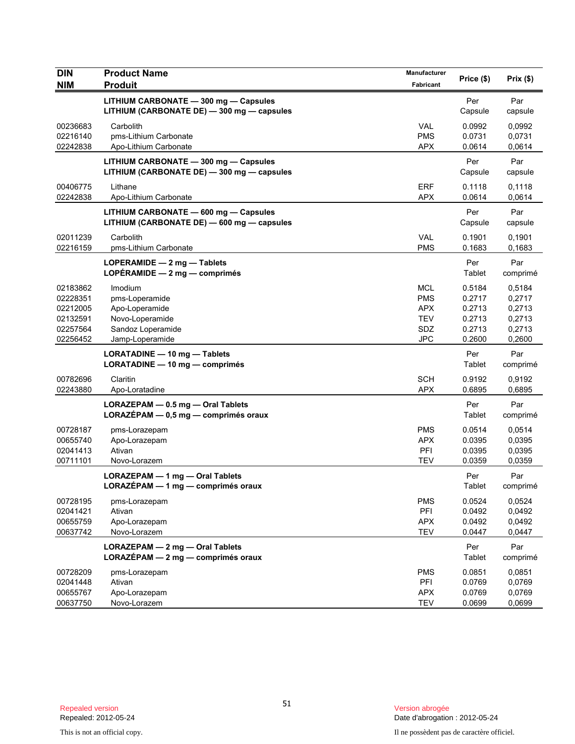| DIN<br>NIM | Product Name<br>Produit | Manufacturer<br>Fabricant | Price ($) | Prix ($) |
|---|---|---|---|---|
| | **LITHIUM CARBONATE — 300 mg — Capsules**<br>**LITHIUM (CARBONATE DE) — 300 mg — capsules** | | Per Capsule | Par capsule |
| 00236683 | Carbolith | VAL | 0.0992 | 0,0992 |
| 02216140 | pms-Lithium Carbonate | PMS | 0.0731 | 0,0731 |
| 02242838 | Apo-Lithium Carbonate | APX | 0.0614 | 0,0614 |
| | **LITHIUM CARBONATE — 300 mg — Capsules**<br>**LITHIUM (CARBONATE DE) — 300 mg — capsules** | | Per Capsule | Par capsule |
| 00406775 | Lithane | ERF | 0.1118 | 0,1118 |
| 02242838 | Apo-Lithium Carbonate | APX | 0.0614 | 0,0614 |
| | **LITHIUM CARBONATE — 600 mg — Capsules**<br>**LITHIUM (CARBONATE DE) — 600 mg — capsules** | | Per Capsule | Par capsule |
| 02011239 | Carbolith | VAL | 0.1901 | 0,1901 |
| 02216159 | pms-Lithium Carbonate | PMS | 0.1683 | 0,1683 |
| | **LOPERAMIDE — 2 mg — Tablets**<br>**LOPÉRAMIDE — 2 mg — comprimés** | | Per Tablet | Par comprimé |
| 02183862 | Imodium | MCL | 0.5184 | 0,5184 |
| 02228351 | pms-Loperamide | PMS | 0.2717 | 0,2717 |
| 02212005 | Apo-Loperamide | APX | 0.2713 | 0,2713 |
| 02132591 | Novo-Loperamide | TEV | 0.2713 | 0,2713 |
| 02257564 | Sandoz Loperamide | SDZ | 0.2713 | 0,2713 |
| 02256452 | Jamp-Loperamide | JPC | 0.2600 | 0,2600 |
| | **LORATADINE — 10 mg — Tablets**<br>**LORATADINE — 10 mg — comprimés** | | Per Tablet | Par comprimé |
| 00782696 | Claritin | SCH | 0.9192 | 0,9192 |
| 02243880 | Apo-Loratadine | APX | 0.6895 | 0,6895 |
| | **LORAZEPAM — 0.5 mg — Oral Tablets**<br>**LORAZÉPAM — 0,5 mg — comprimés oraux** | | Per Tablet | Par comprimé |
| 00728187 | pms-Lorazepam | PMS | 0.0514 | 0,0514 |
| 00655740 | Apo-Lorazepam | APX | 0.0395 | 0,0395 |
| 02041413 | Ativan | PFI | 0.0395 | 0,0395 |
| 00711101 | Novo-Lorazem | TEV | 0.0359 | 0,0359 |
| | **LORAZEPAM — 1 mg — Oral Tablets**<br>**LORAZÉPAM — 1 mg — comprimés oraux** | | Per Tablet | Par comprimé |
| 00728195 | pms-Lorazepam | PMS | 0.0524 | 0,0524 |
| 02041421 | Ativan | PFI | 0.0492 | 0,0492 |
| 00655759 | Apo-Lorazepam | APX | 0.0492 | 0,0492 |
| 00637742 | Novo-Lorazem | TEV | 0.0447 | 0,0447 |
| | **LORAZEPAM — 2 mg — Oral Tablets**<br>**LORAZÉPAM — 2 mg — comprimés oraux** | | Per Tablet | Par comprimé |
| 00728209 | pms-Lorazepam | PMS | 0.0851 | 0,0851 |
| 02041448 | Ativan | PFI | 0.0769 | 0,0769 |
| 00655767 | Apo-Lorazepam | APX | 0.0769 | 0,0769 |
| 00637750 | Novo-Lorazem | TEV | 0.0699 | 0,0699 |

Repealed version
Repealed: 2012-05-24

This is not an official copy.

Version abrogée
Date d'abrogation : 2012-05-24

Il ne possèdent pas de caractère officiel.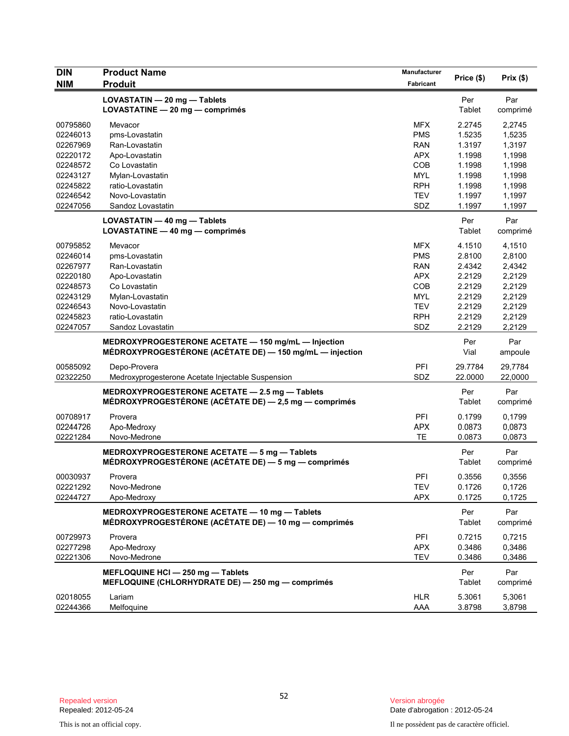| DIN<br>NIM | Product Name<br>Produit | Manufacturer<br>Fabricant | Price ($) | Prix ($) |
|---|---|---|---|---|
| | **LOVASTATIN — 20 mg — Tablets**<br>**LOVASTATINE — 20 mg — comprimés** | | Per<br>Tablet | Par<br>comprimé |
| 00795860 | Mevacor | MFX | 2.2745 | 2,2745 |
| 02246013 | pms-Lovastatin | PMS | 1.5235 | 1,5235 |
| 02267969 | Ran-Lovastatin | RAN | 1.3197 | 1,3197 |
| 02220172 | Apo-Lovastatin | APX | 1.1998 | 1,1998 |
| 02248572 | Co Lovastatin | COB | 1.1998 | 1,1998 |
| 02243127 | Mylan-Lovastatin | MYL | 1.1998 | 1,1998 |
| 02245822 | ratio-Lovastatin | RPH | 1.1998 | 1,1998 |
| 02246542 | Novo-Lovastatin | TEV | 1.1997 | 1,1997 |
| 02247056 | Sandoz Lovastatin | SDZ | 1.1997 | 1,1997 |
| | **LOVASTATIN — 40 mg — Tablets**<br>**LOVASTATINE — 40 mg — comprimés** | | Per<br>Tablet | Par<br>comprimé |
| 00795852 | Mevacor | MFX | 4.1510 | 4,1510 |
| 02246014 | pms-Lovastatin | PMS | 2.8100 | 2,8100 |
| 02267977 | Ran-Lovastatin | RAN | 2.4342 | 2,4342 |
| 02220180 | Apo-Lovastatin | APX | 2.2129 | 2,2129 |
| 02248573 | Co Lovastatin | COB | 2.2129 | 2,2129 |
| 02243129 | Mylan-Lovastatin | MYL | 2.2129 | 2,2129 |
| 02246543 | Novo-Lovastatin | TEV | 2.2129 | 2,2129 |
| 02245823 | ratio-Lovastatin | RPH | 2.2129 | 2,2129 |
| 02247057 | Sandoz Lovastatin | SDZ | 2.2129 | 2,2129 |
| | **MEDROXYPROGESTERONE ACETATE — 150 mg/mL — Injection**<br>**MÉDROXYPROGESTÉRONE (ACÉTATE DE) — 150 mg/mL — injection** | | Per<br>Vial | Par<br>ampoule |
| 00585092 | Depo-Provera | PFI | 29.7784 | 29,7784 |
| 02322250 | Medroxyprogesterone Acetate Injectable Suspension | SDZ | 22.0000 | 22,0000 |
| | **MEDROXYPROGESTERONE ACETATE — 2.5 mg — Tablets**<br>**MÉDROXYPROGESTÉRONE (ACÉTATE DE) — 2,5 mg — comprimés** | | Per<br>Tablet | Par<br>comprimé |
| 00708917 | Provera | PFI | 0.1799 | 0,1799 |
| 02244726 | Apo-Medroxy | APX | 0.0873 | 0,0873 |
| 02221284 | Novo-Medrone | TE | 0.0873 | 0,0873 |
| | **MEDROXYPROGESTERONE ACETATE — 5 mg — Tablets**<br>**MÉDROXYPROGESTÉRONE (ACÉTATE DE) — 5 mg — comprimés** | | Per<br>Tablet | Par<br>comprimé |
| 00030937 | Provera | PFI | 0.3556 | 0,3556 |
| 02221292 | Novo-Medrone | TEV | 0.1726 | 0,1726 |
| 02244727 | Apo-Medroxy | APX | 0.1725 | 0,1725 |
| | **MEDROXYPROGESTERONE ACETATE — 10 mg — Tablets**<br>**MÉDROXYPROGESTÉRONE (ACÉTATE DE) — 10 mg — comprimés** | | Per<br>Tablet | Par<br>comprimé |
| 00729973 | Provera | PFI | 0.7215 | 0,7215 |
| 02277298 | Apo-Medroxy | APX | 0.3486 | 0,3486 |
| 02221306 | Novo-Medrone | TEV | 0.3486 | 0,3486 |
| | **MEFLOQUINE HCl — 250 mg — Tablets**<br>**MEFLOQUINE (CHLORHYDRATE DE) — 250 mg — comprimés** | | Per<br>Tablet | Par<br>comprimé |
| 02018055 | Lariam | HLR | 5.3061 | 5,3061 |
| 02244366 | Melfoquine | AAA | 3.8798 | 3,8798 |

Repealed version
Repealed: 2012-05-24

This is not an official copy.

Version abrogée
Date d'abrogation : 2012-05-24

Il ne possèdent pas de caractère officiel.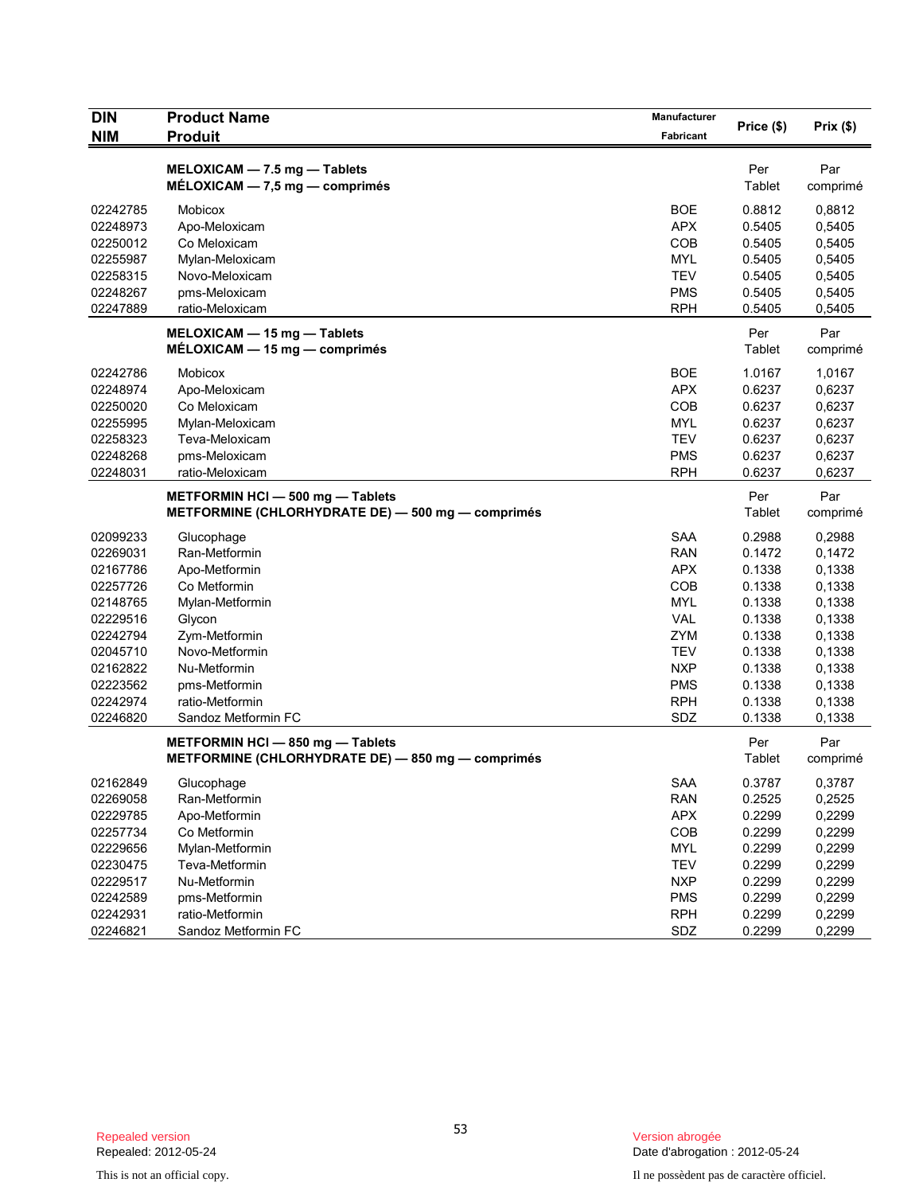| DIN<br>NIM | Product Name<br>Produit | Manufacturer<br>Fabricant | Price ($) | Prix ($) |
|---|---|---|---|---|
| | **MELOXICAM — 7.5 mg — Tablets**<br>**MÉLOXICAM — 7,5 mg — comprimés** | | Per<br>Tablet | Par<br>comprimé |
| 02242785 | Mobicox | BOE | 0.8812 | 0,8812 |
| 02248973 | Apo-Meloxicam | APX | 0.5405 | 0,5405 |
| 02250012 | Co Meloxicam | COB | 0.5405 | 0,5405 |
| 02255987 | Mylan-Meloxicam | MYL | 0.5405 | 0,5405 |
| 02258315 | Novo-Meloxicam | TEV | 0.5405 | 0,5405 |
| 02248267 | pms-Meloxicam | PMS | 0.5405 | 0,5405 |
| 02247889 | ratio-Meloxicam | RPH | 0.5405 | 0,5405 |
| | **MELOXICAM — 15 mg — Tablets**<br>**MÉLOXICAM — 15 mg — comprimés** | | Per<br>Tablet | Par<br>comprimé |
| 02242786 | Mobicox | BOE | 1.0167 | 1,0167 |
| 02248974 | Apo-Meloxicam | APX | 0.6237 | 0,6237 |
| 02250020 | Co Meloxicam | COB | 0.6237 | 0,6237 |
| 02255995 | Mylan-Meloxicam | MYL | 0.6237 | 0,6237 |
| 02258323 | Teva-Meloxicam | TEV | 0.6237 | 0,6237 |
| 02248268 | pms-Meloxicam | PMS | 0.6237 | 0,6237 |
| 02248031 | ratio-Meloxicam | RPH | 0.6237 | 0,6237 |
| | **METFORMIN HCl — 500 mg — Tablets**<br>**METFORMINE (CHLORHYDRATE DE) — 500 mg — comprimés** | | Per<br>Tablet | Par<br>comprimé |
| 02099233 | Glucophage | SAA | 0.2988 | 0,2988 |
| 02269031 | Ran-Metformin | RAN | 0.1472 | 0,1472 |
| 02167786 | Apo-Metformin | APX | 0.1338 | 0,1338 |
| 02257726 | Co Metformin | COB | 0.1338 | 0,1338 |
| 02148765 | Mylan-Metformin | MYL | 0.1338 | 0,1338 |
| 02229516 | Glycon | VAL | 0.1338 | 0,1338 |
| 02242794 | Zym-Metformin | ZYM | 0.1338 | 0,1338 |
| 02045710 | Novo-Metformin | TEV | 0.1338 | 0,1338 |
| 02162822 | Nu-Metformin | NXP | 0.1338 | 0,1338 |
| 02223562 | pms-Metformin | PMS | 0.1338 | 0,1338 |
| 02242974 | ratio-Metformin | RPH | 0.1338 | 0,1338 |
| 02246820 | Sandoz Metformin FC | SDZ | 0.1338 | 0,1338 |
| | **METFORMIN HCl — 850 mg — Tablets**<br>**METFORMINE (CHLORHYDRATE DE) — 850 mg — comprimés** | | Per<br>Tablet | Par<br>comprimé |
| 02162849 | Glucophage | SAA | 0.3787 | 0,3787 |
| 02269058 | Ran-Metformin | RAN | 0.2525 | 0,2525 |
| 02229785 | Apo-Metformin | APX | 0.2299 | 0,2299 |
| 02257734 | Co Metformin | COB | 0.2299 | 0,2299 |
| 02229656 | Mylan-Metformin | MYL | 0.2299 | 0,2299 |
| 02230475 | Teva-Metformin | TEV | 0.2299 | 0,2299 |
| 02229517 | Nu-Metformin | NXP | 0.2299 | 0,2299 |
| 02242589 | pms-Metformin | PMS | 0.2299 | 0,2299 |
| 02242931 | ratio-Metformin | RPH | 0.2299 | 0,2299 |
| 02246821 | Sandoz Metformin FC | SDZ | 0.2299 | 0,2299 |

Repealed version
Repealed: 2012-05-24

This is not an official copy.

Version abrogée
Date d'abrogation : 2012-05-24

Il ne possèdent pas de caractère officiel.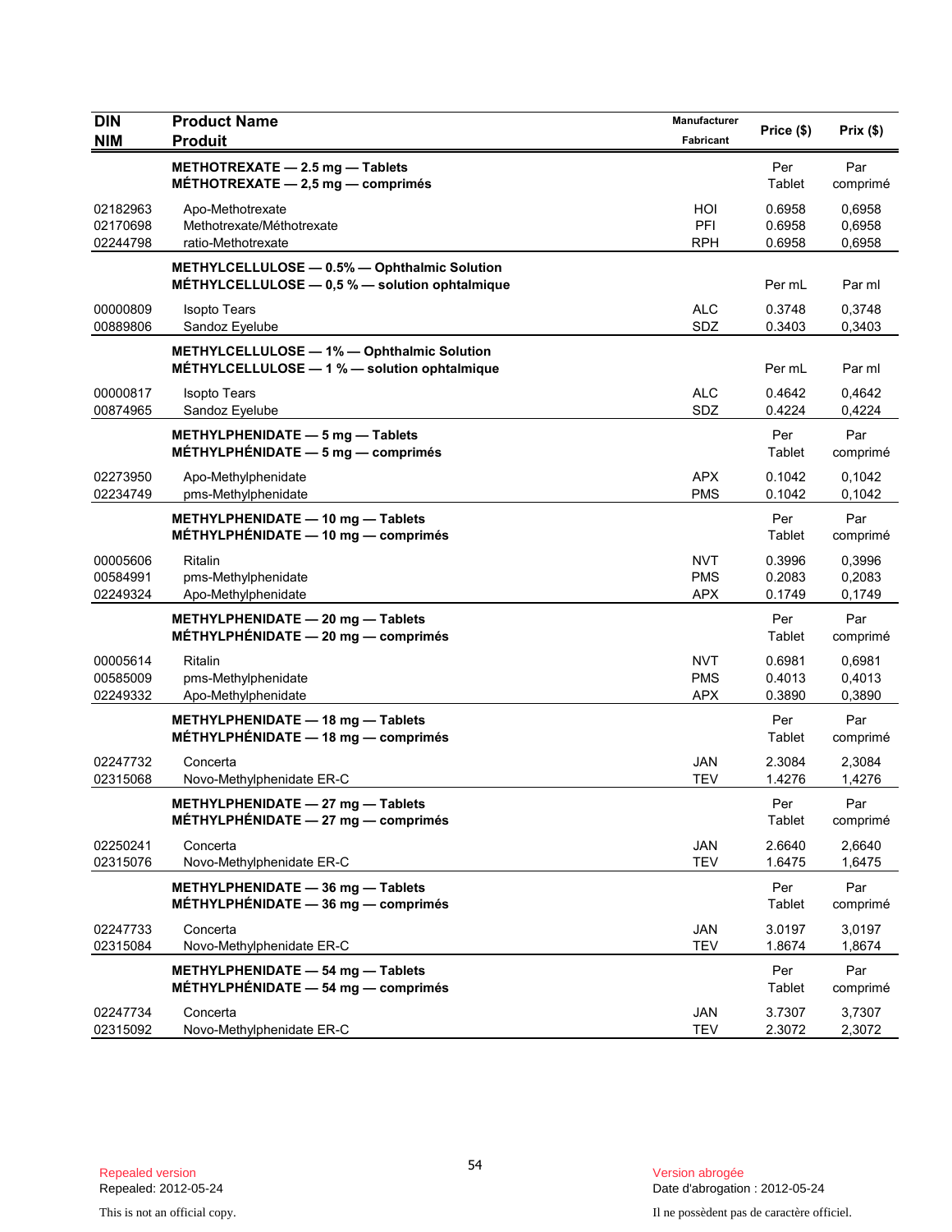| DIN<br>NIM | Product Name<br>Produit | Manufacturer<br>Fabricant | Price ($) | Prix ($) |
|---|---|---|---|---|
| | **METHOTREXATE — 2.5 mg — Tablets**<br>**MÉTHOTREXATE — 2,5 mg — comprimés** | | Per Tablet | Par comprimé |
| 02182963 | Apo-Methotrexate | HOI | 0.6958 | 0,6958 |
| 02170698 | Methotrexate/Méthotrexate | PFI | 0.6958 | 0,6958 |
| 02244798 | ratio-Methotrexate | RPH | 0.6958 | 0,6958 |
| | **METHYLCELLULOSE — 0.5% — Ophthalmic Solution**<br>**MÉTHYLCELLULOSE — 0,5 % — solution ophtalmique** | | Per mL | Par ml |
| 00000809 | Isopto Tears | ALC | 0.3748 | 0,3748 |
| 00889806 | Sandoz Eyelube | SDZ | 0.3403 | 0,3403 |
| | **METHYLCELLULOSE — 1% — Ophthalmic Solution**<br>**MÉTHYLCELLULOSE — 1 % — solution ophtalmique** | | Per mL | Par ml |
| 00000817 | Isopto Tears | ALC | 0.4642 | 0,4642 |
| 00874965 | Sandoz Eyelube | SDZ | 0.4224 | 0,4224 |
| | **METHYLPHENIDATE — 5 mg — Tablets**<br>**MÉTHYLPHÉNIDATE — 5 mg — comprimés** | | Per Tablet | Par comprimé |
| 02273950 | Apo-Methylphenidate | APX | 0.1042 | 0,1042 |
| 02234749 | pms-Methylphenidate | PMS | 0.1042 | 0,1042 |
| | **METHYLPHENIDATE — 10 mg — Tablets**<br>**MÉTHYLPHÉNIDATE — 10 mg — comprimés** | | Per Tablet | Par comprimé |
| 00005606 | Ritalin | NVT | 0.3996 | 0,3996 |
| 00584991 | pms-Methylphenidate | PMS | 0.2083 | 0,2083 |
| 02249324 | Apo-Methylphenidate | APX | 0.1749 | 0,1749 |
| | **METHYLPHENIDATE — 20 mg — Tablets**<br>**MÉTHYLPHÉNIDATE — 20 mg — comprimés** | | Per Tablet | Par comprimé |
| 00005614 | Ritalin | NVT | 0.6981 | 0,6981 |
| 00585009 | pms-Methylphenidate | PMS | 0.4013 | 0,4013 |
| 02249332 | Apo-Methylphenidate | APX | 0.3890 | 0,3890 |
| | **METHYLPHENIDATE — 18 mg — Tablets**<br>**MÉTHYLPHÉNIDATE — 18 mg — comprimés** | | Per Tablet | Par comprimé |
| 02247732 | Concerta | JAN | 2.3084 | 2,3084 |
| 02315068 | Novo-Methylphenidate ER-C | TEV | 1.4276 | 1,4276 |
| | **METHYLPHENIDATE — 27 mg — Tablets**<br>**MÉTHYLPHÉNIDATE — 27 mg — comprimés** | | Per Tablet | Par comprimé |
| 02250241 | Concerta | JAN | 2.6640 | 2,6640 |
| 02315076 | Novo-Methylphenidate ER-C | TEV | 1.6475 | 1,6475 |
| | **METHYLPHENIDATE — 36 mg — Tablets**<br>**MÉTHYLPHÉNIDATE — 36 mg — comprimés** | | Per Tablet | Par comprimé |
| 02247733 | Concerta | JAN | 3.0197 | 3,0197 |
| 02315084 | Novo-Methylphenidate ER-C | TEV | 1.8674 | 1,8674 |
| | **METHYLPHENIDATE — 54 mg — Tablets**<br>**MÉTHYLPHÉNIDATE — 54 mg — comprimés** | | Per Tablet | Par comprimé |
| 02247734 | Concerta | JAN | 3.7307 | 3,7307 |
| 02315092 | Novo-Methylphenidate ER-C | TEV | 2.3072 | 2,3072 |

Repealed version
Repealed: 2012-05-24

Version abrogée
Date d'abrogation : 2012-05-24

This is not an official copy.

Il ne possèdent pas de caractère officiel.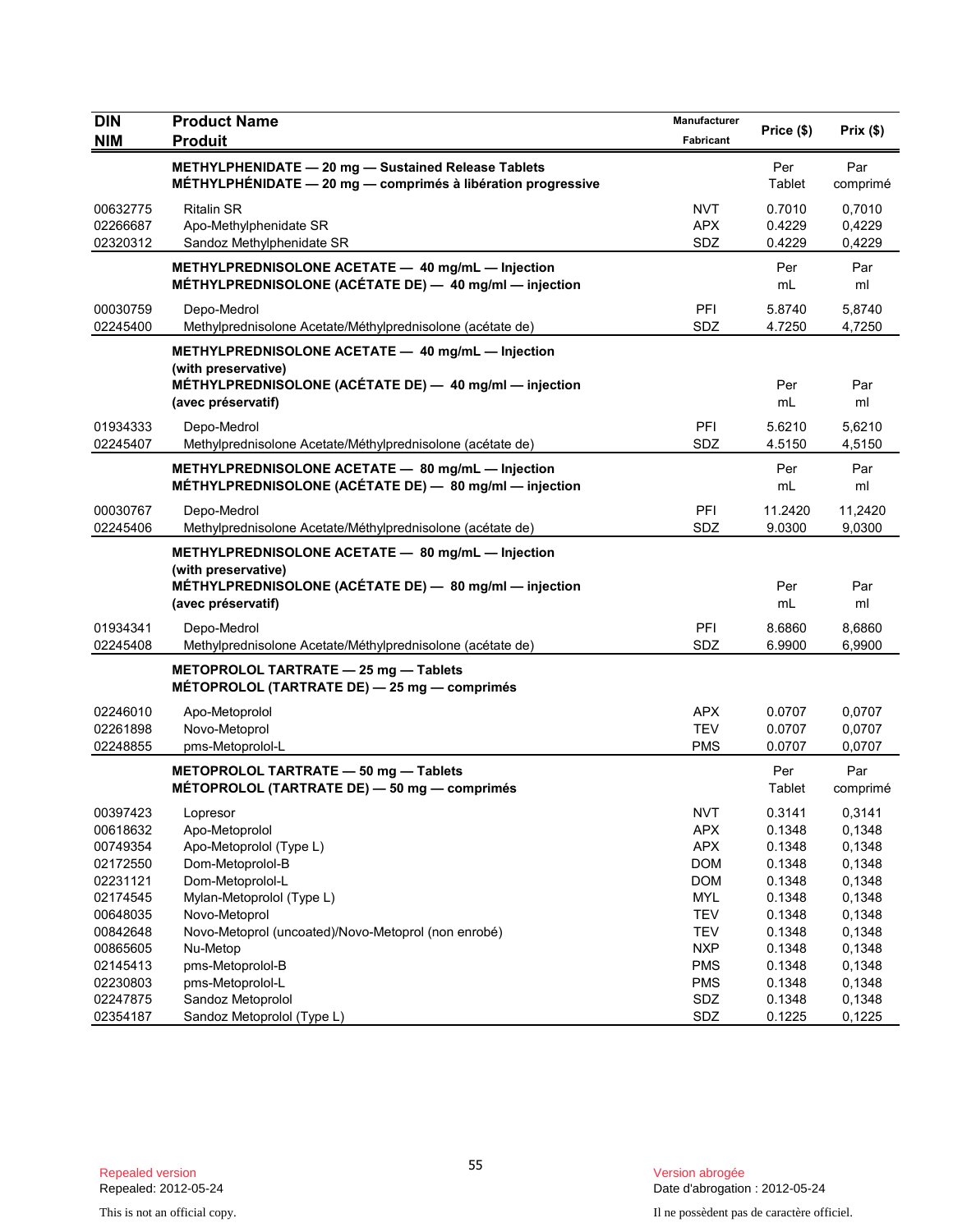| DIN<br>NIM | Product Name<br>Produit | Manufacturer<br>Fabricant | Price ($) | Prix ($) |
|---|---|---|---|---|
| | **METHYLPHENIDATE — 20 mg — Sustained Release Tablets**<br>**MÉTHYLPHÉNIDATE — 20 mg — comprimés à libération progressive** | | Per Tablet | Par comprimé |
| 00632775 | Ritalin SR | NVT | 0.7010 | 0,7010 |
| 02266687 | Apo-Methylphenidate SR | APX | 0.4229 | 0,4229 |
| 02320312 | Sandoz Methylphenidate SR | SDZ | 0.4229 | 0,4229 |
| | **METHYLPREDNISOLONE ACETATE — 40 mg/mL — Injection**<br>**MÉTHYLPREDNISOLONE (ACÉTATE DE) — 40 mg/ml — injection** | | Per mL | Par ml |
| 00030759 | Depo-Medrol | PFI | 5.8740 | 5,8740 |
| 02245400 | Methylprednisolone Acetate/Méthylprednisolone (acétate de) | SDZ | 4.7250 | 4,7250 |
| | **METHYLPREDNISOLONE ACETATE — 40 mg/mL — Injection (with preservative)**<br>**MÉTHYLPREDNISOLONE (ACÉTATE DE) — 40 mg/ml — injection (avec préservatif)** | | Per mL | Par ml |
| 01934333 | Depo-Medrol | PFI | 5.6210 | 5,6210 |
| 02245407 | Methylprednisolone Acetate/Méthylprednisolone (acétate de) | SDZ | 4.5150 | 4,5150 |
| | **METHYLPREDNISOLONE ACETATE — 80 mg/mL — Injection**<br>**MÉTHYLPREDNISOLONE (ACÉTATE DE) — 80 mg/ml — injection** | | Per mL | Par ml |
| 00030767 | Depo-Medrol | PFI | 11.2420 | 11,2420 |
| 02245406 | Methylprednisolone Acetate/Méthylprednisolone (acétate de) | SDZ | 9.0300 | 9,0300 |
| | **METHYLPREDNISOLONE ACETATE — 80 mg/mL — Injection (with preservative)**<br>**MÉTHYLPREDNISOLONE (ACÉTATE DE) — 80 mg/ml — injection (avec préservatif)** | | Per mL | Par ml |
| 01934341 | Depo-Medrol | PFI | 8.6860 | 8,6860 |
| 02245408 | Methylprednisolone Acetate/Méthylprednisolone (acétate de) | SDZ | 6.9900 | 6,9900 |
| | **METOPROLOL TARTRATE — 25 mg — Tablets**<br>**MÉTOPROLOL (TARTRATE DE) — 25 mg — comprimés** | | | |
| 02246010 | Apo-Metoprolol | APX | 0.0707 | 0,0707 |
| 02261898 | Novo-Metoprol | TEV | 0.0707 | 0,0707 |
| 02248855 | pms-Metoprolol-L | PMS | 0.0707 | 0,0707 |
| | **METOPROLOL TARTRATE — 50 mg — Tablets**<br>**MÉTOPROLOL (TARTRATE DE) — 50 mg — comprimés** | | Per Tablet | Par comprimé |
| 00397423 | Lopresor | NVT | 0.3141 | 0,3141 |
| 00618632 | Apo-Metoprolol | APX | 0.1348 | 0,1348 |
| 00749354 | Apo-Metoprolol (Type L) | APX | 0.1348 | 0,1348 |
| 02172550 | Dom-Metoprolol-B | DOM | 0.1348 | 0,1348 |
| 02231121 | Dom-Metoprolol-L | DOM | 0.1348 | 0,1348 |
| 02174545 | Mylan-Metoprolol (Type L) | MYL | 0.1348 | 0,1348 |
| 00648035 | Novo-Metoprol | TEV | 0.1348 | 0,1348 |
| 00842648 | Novo-Metoprol (uncoated)/Novo-Metoprol (non enrobé) | TEV | 0.1348 | 0,1348 |
| 00865605 | Nu-Metop | NXP | 0.1348 | 0,1348 |
| 02145413 | pms-Metoprolol-B | PMS | 0.1348 | 0,1348 |
| 02230803 | pms-Metoprolol-L | PMS | 0.1348 | 0,1348 |
| 02247875 | Sandoz Metoprolol | SDZ | 0.1348 | 0,1348 |
| 02354187 | Sandoz Metoprolol (Type L) | SDZ | 0.1225 | 0,1225 |

Repealed version
Repealed: 2012-05-24

This is not an official copy.

Version abrogée
Date d'abrogation : 2012-05-24

Il ne possèdent pas de caractère officiel.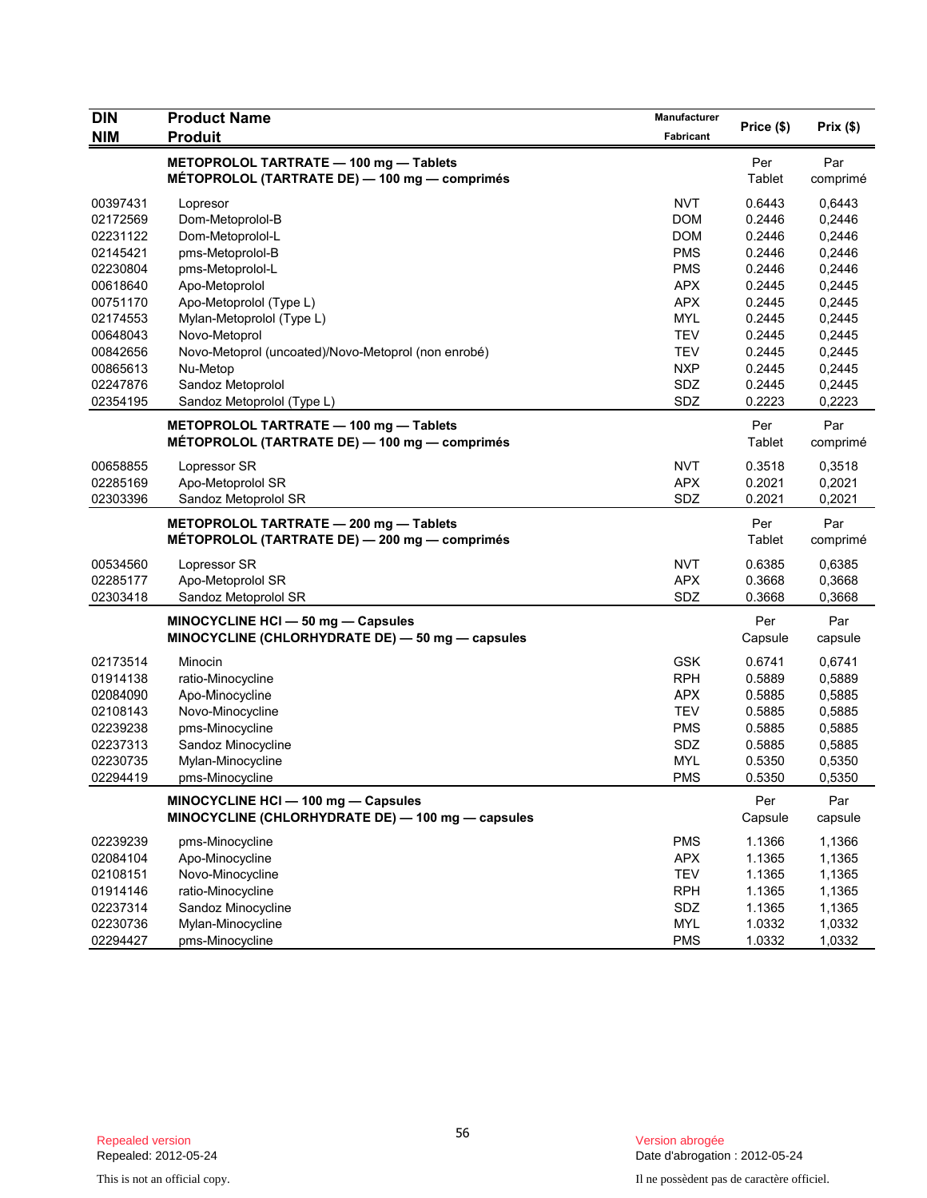| DIN<br>NIM | Product Name<br>Produit | Manufacturer<br>Fabricant | Price ($) | Prix ($) |
|---|---|---|---|---|
| | **METOPROLOL TARTRATE — 100 mg — Tablets**<br>**MÉTOPROLOL (TARTRATE DE) — 100 mg — comprimés** | | Per Tablet | Par comprimé |
| 00397431 | Lopresor | NVT | 0.6443 | 0,6443 |
| 02172569 | Dom-Metoprolol-B | DOM | 0.2446 | 0,2446 |
| 02231122 | Dom-Metoprolol-L | DOM | 0.2446 | 0,2446 |
| 02145421 | pms-Metoprolol-B | PMS | 0.2446 | 0,2446 |
| 02230804 | pms-Metoprolol-L | PMS | 0.2446 | 0,2446 |
| 00618640 | Apo-Metoprolol | APX | 0.2445 | 0,2445 |
| 00751170 | Apo-Metoprolol (Type L) | APX | 0.2445 | 0,2445 |
| 02174553 | Mylan-Metoprolol (Type L) | MYL | 0.2445 | 0,2445 |
| 00648043 | Novo-Metoprol | TEV | 0.2445 | 0,2445 |
| 00842656 | Novo-Metoprol (uncoated)/Novo-Metoprol (non enrobé) | TEV | 0.2445 | 0,2445 |
| 00865613 | Nu-Metop | NXP | 0.2445 | 0,2445 |
| 02247876 | Sandoz Metoprolol | SDZ | 0.2445 | 0,2445 |
| 02354195 | Sandoz Metoprolol (Type L) | SDZ | 0.2223 | 0,2223 |
| | **METOPROLOL TARTRATE — 100 mg — Tablets**<br>**MÉTOPROLOL (TARTRATE DE) — 100 mg — comprimés** | | Per Tablet | Par comprimé |
| 00658855 | Lopressor SR | NVT | 0.3518 | 0,3518 |
| 02285169 | Apo-Metoprolol SR | APX | 0.2021 | 0,2021 |
| 02303396 | Sandoz Metoprolol SR | SDZ | 0.2021 | 0,2021 |
| | **METOPROLOL TARTRATE — 200 mg — Tablets**<br>**MÉTOPROLOL (TARTRATE DE) — 200 mg — comprimés** | | Per Tablet | Par comprimé |
| 00534560 | Lopressor SR | NVT | 0.6385 | 0,6385 |
| 02285177 | Apo-Metoprolol SR | APX | 0.3668 | 0,3668 |
| 02303418 | Sandoz Metoprolol SR | SDZ | 0.3668 | 0,3668 |
| | **MINOCYCLINE HCl — 50 mg — Capsules**<br>**MINOCYCLINE (CHLORHYDRATE DE) — 50 mg — capsules** | | Per Capsule | Par capsule |
| 02173514 | Minocin | GSK | 0.6741 | 0,6741 |
| 01914138 | ratio-Minocycline | RPH | 0.5889 | 0,5889 |
| 02084090 | Apo-Minocycline | APX | 0.5885 | 0,5885 |
| 02108143 | Novo-Minocycline | TEV | 0.5885 | 0,5885 |
| 02239238 | pms-Minocycline | PMS | 0.5885 | 0,5885 |
| 02237313 | Sandoz Minocycline | SDZ | 0.5885 | 0,5885 |
| 02230735 | Mylan-Minocycline | MYL | 0.5350 | 0,5350 |
| 02294419 | pms-Minocycline | PMS | 0.5350 | 0,5350 |
| | **MINOCYCLINE HCl — 100 mg — Capsules**<br>**MINOCYCLINE (CHLORHYDRATE DE) — 100 mg — capsules** | | Per Capsule | Par capsule |
| 02239239 | pms-Minocycline | PMS | 1.1366 | 1,1366 |
| 02084104 | Apo-Minocycline | APX | 1.1365 | 1,1365 |
| 02108151 | Novo-Minocycline | TEV | 1.1365 | 1,1365 |
| 01914146 | ratio-Minocycline | RPH | 1.1365 | 1,1365 |
| 02237314 | Sandoz Minocycline | SDZ | 1.1365 | 1,1365 |
| 02230736 | Mylan-Minocycline | MYL | 1.0332 | 1,0332 |
| 02294427 | pms-Minocycline | PMS | 1.0332 | 1,0332 |

Repealed version
Repealed: 2012-05-24

This is not an official copy.

Version abrogée
Date d'abrogation : 2012-05-24

Il ne possèdent pas de caractère officiel.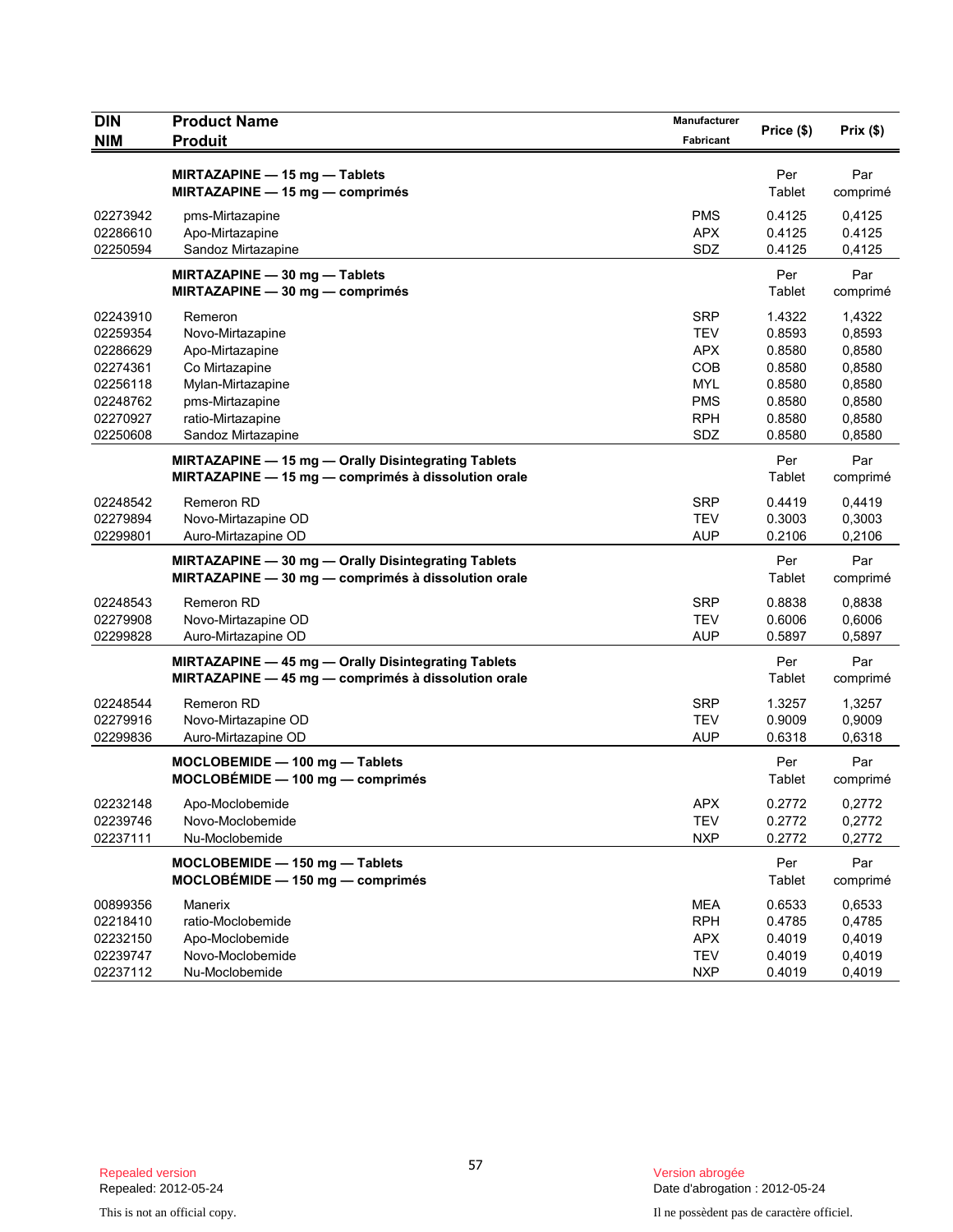| DIN<br>NIM | Product Name<br>Produit | Manufacturer<br>Fabricant | Price ($) | Prix ($) |
|---|---|---|---|---|
| | **MIRTAZAPINE — 15 mg — Tablets**<br>**MIRTAZAPINE — 15 mg — comprimés** | | Per Tablet | Par comprimé |
| 02273942 | pms-Mirtazapine | PMS | 0.4125 | 0,4125 |
| 02286610 | Apo-Mirtazapine | APX | 0.4125 | 0.4125 |
| 02250594 | Sandoz Mirtazapine | SDZ | 0.4125 | 0,4125 |
| | **MIRTAZAPINE — 30 mg — Tablets**<br>**MIRTAZAPINE — 30 mg — comprimés** | | Per Tablet | Par comprimé |
| 02243910 | Remeron | SRP | 1.4322 | 1,4322 |
| 02259354 | Novo-Mirtazapine | TEV | 0.8593 | 0,8593 |
| 02286629 | Apo-Mirtazapine | APX | 0.8580 | 0,8580 |
| 02274361 | Co Mirtazapine | COB | 0.8580 | 0,8580 |
| 02256118 | Mylan-Mirtazapine | MYL | 0.8580 | 0,8580 |
| 02248762 | pms-Mirtazapine | PMS | 0.8580 | 0,8580 |
| 02270927 | ratio-Mirtazapine | RPH | 0.8580 | 0,8580 |
| 02250608 | Sandoz Mirtazapine | SDZ | 0.8580 | 0,8580 |
| | **MIRTAZAPINE — 15 mg — Orally Disintegrating Tablets**<br>**MIRTAZAPINE — 15 mg — comprimés à dissolution orale** | | Per Tablet | Par comprimé |
| 02248542 | Remeron RD | SRP | 0.4419 | 0,4419 |
| 02279894 | Novo-Mirtazapine OD | TEV | 0.3003 | 0,3003 |
| 02299801 | Auro-Mirtazapine OD | AUP | 0.2106 | 0,2106 |
| | **MIRTAZAPINE — 30 mg — Orally Disintegrating Tablets**<br>**MIRTAZAPINE — 30 mg — comprimés à dissolution orale** | | Per Tablet | Par comprimé |
| 02248543 | Remeron RD | SRP | 0.8838 | 0,8838 |
| 02279908 | Novo-Mirtazapine OD | TEV | 0.6006 | 0,6006 |
| 02299828 | Auro-Mirtazapine OD | AUP | 0.5897 | 0,5897 |
| | **MIRTAZAPINE — 45 mg — Orally Disintegrating Tablets**<br>**MIRTAZAPINE — 45 mg — comprimés à dissolution orale** | | Per Tablet | Par comprimé |
| 02248544 | Remeron RD | SRP | 1.3257 | 1,3257 |
| 02279916 | Novo-Mirtazapine OD | TEV | 0.9009 | 0,9009 |
| 02299836 | Auro-Mirtazapine OD | AUP | 0.6318 | 0,6318 |
| | **MOCLOBEMIDE — 100 mg — Tablets**<br>**MOCLOBÉMIDE — 100 mg — comprimés** | | Per Tablet | Par comprimé |
| 02232148 | Apo-Moclobemide | APX | 0.2772 | 0,2772 |
| 02239746 | Novo-Moclobemide | TEV | 0.2772 | 0,2772 |
| 02237111 | Nu-Moclobemide | NXP | 0.2772 | 0,2772 |
| | **MOCLOBEMIDE — 150 mg — Tablets**<br>**MOCLOBÉMIDE — 150 mg — comprimés** | | Per Tablet | Par comprimé |
| 00899356 | Manerix | MEA | 0.6533 | 0,6533 |
| 02218410 | ratio-Moclobemide | RPH | 0.4785 | 0,4785 |
| 02232150 | Apo-Moclobemide | APX | 0.4019 | 0,4019 |
| 02239747 | Novo-Moclobemide | TEV | 0.4019 | 0,4019 |
| 02237112 | Nu-Moclobemide | NXP | 0.4019 | 0,4019 |

Repealed version
Repealed: 2012-05-24

This is not an official copy.

Version abrogée
Date d'abrogation : 2012-05-24

Il ne possèdent pas de caractère officiel.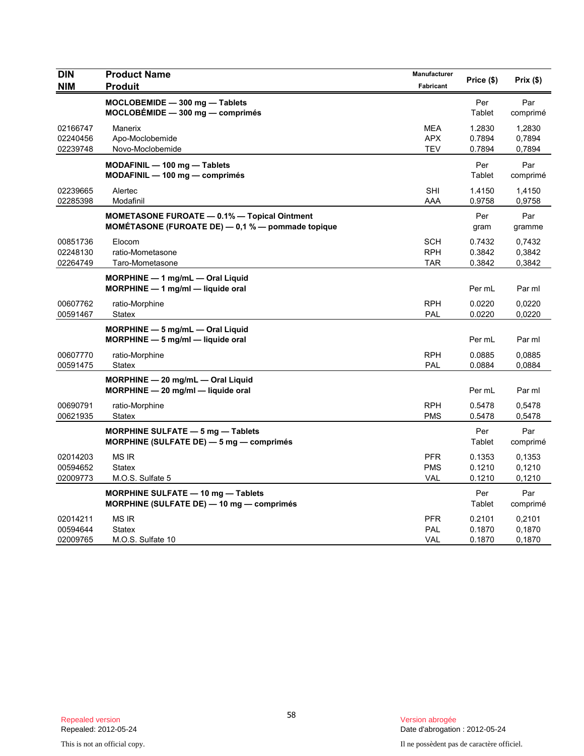| DIN<br>NIM | Product Name<br>Produit | Manufacturer<br>Fabricant | Price ($) | Prix ($) |
|---|---|---|---|---|
| | **MOCLOBEMIDE — 300 mg — Tablets**<br>**MOCLOBÉMIDE — 300 mg — comprimés** | | Per Tablet | Par comprimé |
| 02166747 | Manerix | MEA | 1.2830 | 1,2830 |
| 02240456 | Apo-Moclobemide | APX | 0.7894 | 0,7894 |
| 02239748 | Novo-Moclobemide | TEV | 0.7894 | 0,7894 |
| | **MODAFINIL — 100 mg — Tablets**<br>**MODAFINIL — 100 mg — comprimés** | | Per Tablet | Par comprimé |
| 02239665 | Alertec | SHI | 1.4150 | 1,4150 |
| 02285398 | Modafinil | AAA | 0.9758 | 0,9758 |
| | **MOMETASONE FUROATE — 0.1% — Topical Ointment**<br>**MOMÉTASONE (FUROATE DE) — 0,1 % — pommade topique** | | Per gram | Par gramme |
| 00851736 | Elocom | SCH | 0.7432 | 0,7432 |
| 02248130 | ratio-Mometasone | RPH | 0.3842 | 0,3842 |
| 02264749 | Taro-Mometasone | TAR | 0.3842 | 0,3842 |
| | **MORPHINE — 1 mg/mL — Oral Liquid**<br>**MORPHINE — 1 mg/ml — liquide oral** | | Per mL | Par ml |
| 00607762 | ratio-Morphine | RPH | 0.0220 | 0,0220 |
| 00591467 | Statex | PAL | 0.0220 | 0,0220 |
| | **MORPHINE — 5 mg/mL — Oral Liquid**<br>**MORPHINE — 5 mg/ml — liquide oral** | | Per mL | Par ml |
| 00607770 | ratio-Morphine | RPH | 0.0885 | 0,0885 |
| 00591475 | Statex | PAL | 0.0884 | 0,0884 |
| | **MORPHINE — 20 mg/mL — Oral Liquid**<br>**MORPHINE — 20 mg/ml — liquide oral** | | Per mL | Par ml |
| 00690791 | ratio-Morphine | RPH | 0.5478 | 0,5478 |
| 00621935 | Statex | PMS | 0.5478 | 0,5478 |
| | **MORPHINE SULFATE — 5 mg — Tablets**<br>**MORPHINE (SULFATE DE) — 5 mg — comprimés** | | Per Tablet | Par comprimé |
| 02014203 | MS IR | PFR | 0.1353 | 0,1353 |
| 00594652 | Statex | PMS | 0.1210 | 0,1210 |
| 02009773 | M.O.S. Sulfate 5 | VAL | 0.1210 | 0,1210 |
| | **MORPHINE SULFATE — 10 mg — Tablets**<br>**MORPHINE (SULFATE DE) — 10 mg — comprimés** | | Per Tablet | Par comprimé |
| 02014211 | MS IR | PFR | 0.2101 | 0,2101 |
| 00594644 | Statex | PAL | 0.1870 | 0,1870 |
| 02009765 | M.O.S. Sulfate 10 | VAL | 0.1870 | 0,1870 |

Repealed version
Repealed: 2012-05-24

Version abrogée
Date d'abrogation : 2012-05-24

This is not an official copy.

Il ne possèdent pas de caractère officiel.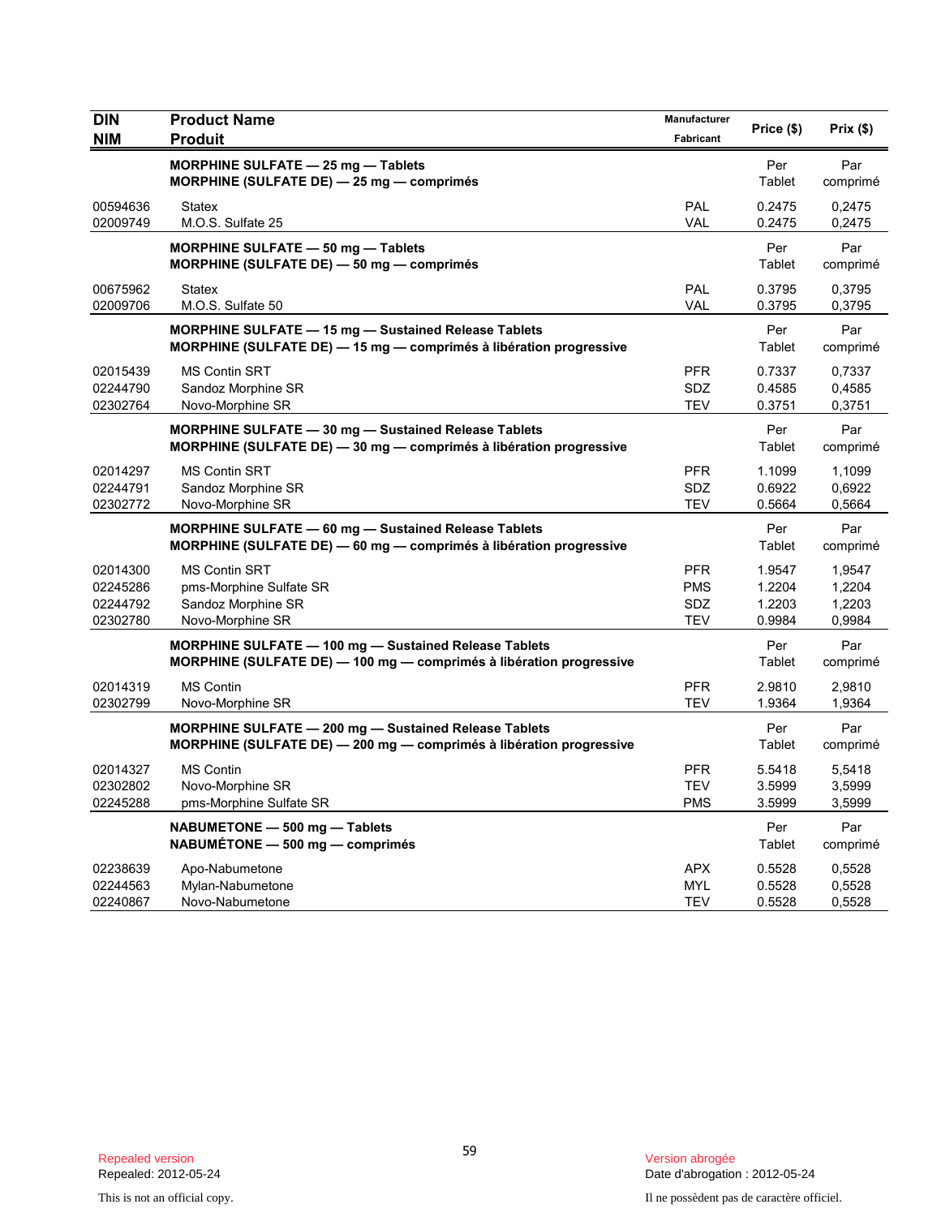| DIN<br>NIM | Product Name<br>Produit | Manufacturer<br>Fabricant | Price ($) | Prix ($) |
|---|---|---|---|---|
| | **MORPHINE SULFATE — 25 mg — Tablets**<br>**MORPHINE (SULFATE DE) — 25 mg — comprimés** | | Per Tablet | Par comprimé |
| 00594636 | Statex | PAL | 0.2475 | 0,2475 |
| 02009749 | M.O.S. Sulfate 25 | VAL | 0.2475 | 0,2475 |
| | **MORPHINE SULFATE — 50 mg — Tablets**<br>**MORPHINE (SULFATE DE) — 50 mg — comprimés** | | Per Tablet | Par comprimé |
| 00675962 | Statex | PAL | 0.3795 | 0,3795 |
| 02009706 | M.O.S. Sulfate 50 | VAL | 0.3795 | 0,3795 |
| | **MORPHINE SULFATE — 15 mg — Sustained Release Tablets**<br>**MORPHINE (SULFATE DE) — 15 mg — comprimés à libération progressive** | | Per Tablet | Par comprimé |
| 02015439 | MS Contin SRT | PFR | 0.7337 | 0,7337 |
| 02244790 | Sandoz Morphine SR | SDZ | 0.4585 | 0,4585 |
| 02302764 | Novo-Morphine SR | TEV | 0.3751 | 0,3751 |
| | **MORPHINE SULFATE — 30 mg — Sustained Release Tablets**<br>**MORPHINE (SULFATE DE) — 30 mg — comprimés à libération progressive** | | Per Tablet | Par comprimé |
| 02014297 | MS Contin SRT | PFR | 1.1099 | 1,1099 |
| 02244791 | Sandoz Morphine SR | SDZ | 0.6922 | 0,6922 |
| 02302772 | Novo-Morphine SR | TEV | 0.5664 | 0,5664 |
| | **MORPHINE SULFATE — 60 mg — Sustained Release Tablets**<br>**MORPHINE (SULFATE DE) — 60 mg — comprimés à libération progressive** | | Per Tablet | Par comprimé |
| 02014300 | MS Contin SRT | PFR | 1.9547 | 1,9547 |
| 02245286 | pms-Morphine Sulfate SR | PMS | 1.2204 | 1,2204 |
| 02244792 | Sandoz Morphine SR | SDZ | 1.2203 | 1,2203 |
| 02302780 | Novo-Morphine SR | TEV | 0.9984 | 0,9984 |
| | **MORPHINE SULFATE — 100 mg — Sustained Release Tablets**<br>**MORPHINE (SULFATE DE) — 100 mg — comprimés à libération progressive** | | Per Tablet | Par comprimé |
| 02014319 | MS Contin | PFR | 2.9810 | 2,9810 |
| 02302799 | Novo-Morphine SR | TEV | 1.9364 | 1,9364 |
| | **MORPHINE SULFATE — 200 mg — Sustained Release Tablets**<br>**MORPHINE (SULFATE DE) — 200 mg — comprimés à libération progressive** | | Per Tablet | Par comprimé |
| 02014327 | MS Contin | PFR | 5.5418 | 5,5418 |
| 02302802 | Novo-Morphine SR | TEV | 3.5999 | 3,5999 |
| 02245288 | pms-Morphine Sulfate SR | PMS | 3.5999 | 3,5999 |
| | **NABUMETONE — 500 mg — Tablets**<br>**NABUMÉTONE — 500 mg — comprimés** | | Per Tablet | Par comprimé |
| 02238639 | Apo-Nabumetone | APX | 0.5528 | 0,5528 |
| 02244563 | Mylan-Nabumetone | MYL | 0.5528 | 0,5528 |
| 02240867 | Novo-Nabumetone | TEV | 0.5528 | 0,5528 |

Repealed version
Repealed: 2012-05-24

This is not an official copy.

Version abrogée
Date d'abrogation : 2012-05-24

Il ne possèdent pas de caractère officiel.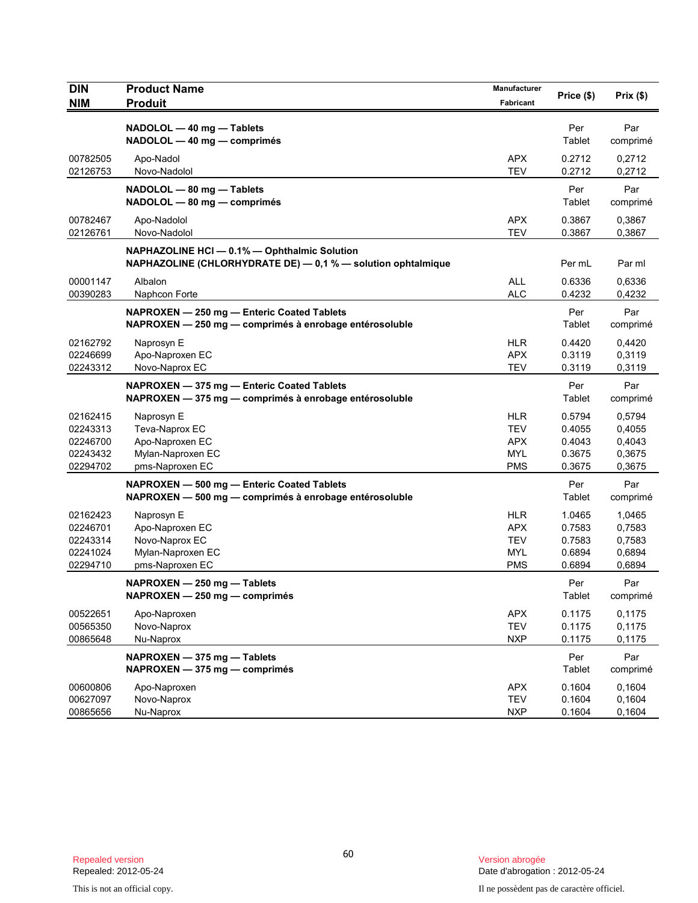| DIN<br>NIM | Product Name<br>Produit | Manufacturer<br>Fabricant | Price ($) | Prix ($) |
|---|---|---|---|---|
| | **NADOLOL — 40 mg — Tablets**<br>**NADOLOL — 40 mg — comprimés** | | Per<br>Tablet | Par<br>comprimé |
| 00782505 | Apo-Nadol | APX | 0.2712 | 0,2712 |
| 02126753 | Novo-Nadolol | TEV | 0.2712 | 0,2712 |
| | **NADOLOL — 80 mg — Tablets**<br>**NADOLOL — 80 mg — comprimés** | | Per<br>Tablet | Par<br>comprimé |
| 00782467 | Apo-Nadolol | APX | 0.3867 | 0,3867 |
| 02126761 | Novo-Nadolol | TEV | 0.3867 | 0,3867 |
| | **NAPHAZOLINE HCl — 0.1% — Ophthalmic Solution**<br>**NAPHAZOLINE (CHLORHYDRATE DE) — 0,1 % — solution ophtalmique** | | Per mL | Par ml |
| 00001147 | Albalon | ALL | 0.6336 | 0,6336 |
| 00390283 | Naphcon Forte | ALC | 0.4232 | 0,4232 |
| | **NAPROXEN — 250 mg — Enteric Coated Tablets**<br>**NAPROXEN — 250 mg — comprimés à enrobage entérosoluble** | | Per<br>Tablet | Par<br>comprimé |
| 02162792 | Naprosyn E | HLR | 0.4420 | 0,4420 |
| 02246699 | Apo-Naproxen EC | APX | 0.3119 | 0,3119 |
| 02243312 | Novo-Naprox EC | TEV | 0.3119 | 0,3119 |
| | **NAPROXEN — 375 mg — Enteric Coated Tablets**<br>**NAPROXEN — 375 mg — comprimés à enrobage entérosoluble** | | Per<br>Tablet | Par<br>comprimé |
| 02162415 | Naprosyn E | HLR | 0.5794 | 0,5794 |
| 02243313 | Teva-Naprox EC | TEV | 0.4055 | 0,4055 |
| 02246700 | Apo-Naproxen EC | APX | 0.4043 | 0,4043 |
| 02243432 | Mylan-Naproxen EC | MYL | 0.3675 | 0,3675 |
| 02294702 | pms-Naproxen EC | PMS | 0.3675 | 0,3675 |
| | **NAPROXEN — 500 mg — Enteric Coated Tablets**<br>**NAPROXEN — 500 mg — comprimés à enrobage entérosoluble** | | Per<br>Tablet | Par<br>comprimé |
| 02162423 | Naprosyn E | HLR | 1.0465 | 1,0465 |
| 02246701 | Apo-Naproxen EC | APX | 0.7583 | 0,7583 |
| 02243314 | Novo-Naprox EC | TEV | 0.7583 | 0,7583 |
| 02241024 | Mylan-Naproxen EC | MYL | 0.6894 | 0,6894 |
| 02294710 | pms-Naproxen EC | PMS | 0.6894 | 0,6894 |
| | **NAPROXEN — 250 mg — Tablets**<br>**NAPROXEN — 250 mg — comprimés** | | Per<br>Tablet | Par<br>comprimé |
| 00522651 | Apo-Naproxen | APX | 0.1175 | 0,1175 |
| 00565350 | Novo-Naprox | TEV | 0.1175 | 0,1175 |
| 00865648 | Nu-Naprox | NXP | 0.1175 | 0,1175 |
| | **NAPROXEN — 375 mg — Tablets**<br>**NAPROXEN — 375 mg — comprimés** | | Per<br>Tablet | Par<br>comprimé |
| 00600806 | Apo-Naproxen | APX | 0.1604 | 0,1604 |
| 00627097 | Novo-Naprox | TEV | 0.1604 | 0,1604 |
| 00865656 | Nu-Naprox | NXP | 0.1604 | 0,1604 |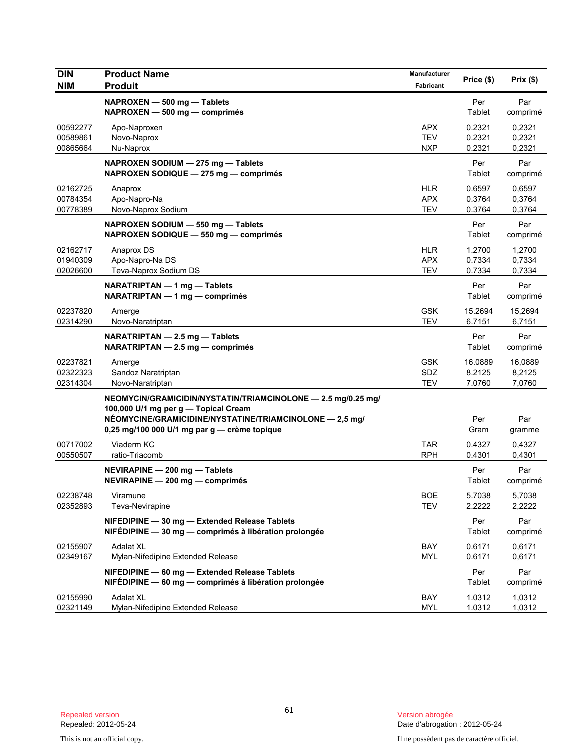| DIN<br>NIM | Product Name<br>Produit | Manufacturer<br>Fabricant | Price ($) | Prix ($) |
|---|---|---|---|---|
| | **NAPROXEN — 500 mg — Tablets**<br>**NAPROXEN — 500 mg — comprimés** | | Per Tablet | Par comprimé |
| 00592277 | Apo-Naproxen | APX | 0.2321 | 0,2321 |
| 00589861 | Novo-Naprox | TEV | 0.2321 | 0,2321 |
| 00865664 | Nu-Naprox | NXP | 0.2321 | 0,2321 |
| | **NAPROXEN SODIUM — 275 mg — Tablets**<br>**NAPROXEN SODIQUE — 275 mg — comprimés** | | Per Tablet | Par comprimé |
| 02162725 | Anaprox | HLR | 0.6597 | 0,6597 |
| 00784354 | Apo-Napro-Na | APX | 0.3764 | 0,3764 |
| 00778389 | Novo-Naprox Sodium | TEV | 0.3764 | 0,3764 |
| | **NAPROXEN SODIUM — 550 mg — Tablets**<br>**NAPROXEN SODIQUE — 550 mg — comprimés** | | Per Tablet | Par comprimé |
| 02162717 | Anaprox DS | HLR | 1.2700 | 1,2700 |
| 01940309 | Apo-Napro-Na DS | APX | 0.7334 | 0,7334 |
| 02026600 | Teva-Naprox Sodium DS | TEV | 0.7334 | 0,7334 |
| | **NARATRIPTAN — 1 mg — Tablets**<br>**NARATRIPTAN — 1 mg — comprimés** | | Per Tablet | Par comprimé |
| 02237820 | Amerge | GSK | 15.2694 | 15,2694 |
| 02314290 | Novo-Naratriptan | TEV | 6.7151 | 6,7151 |
| | **NARATRIPTAN — 2.5 mg — Tablets**<br>**NARATRIPTAN — 2.5 mg — comprimés** | | Per Tablet | Par comprimé |
| 02237821 | Amerge | GSK | 16.0889 | 16,0889 |
| 02322323 | Sandoz Naratriptan | SDZ | 8.2125 | 8,2125 |
| 02314304 | Novo-Naratriptan | TEV | 7.0760 | 7,0760 |
| | **NEOMYCIN/GRAMICIDIN/NYSTATIN/TRIAMCINOLONE — 2.5 mg/0.25 mg/ 100,000 U/1 mg per g — Topical Cream**<br>**NÉOMYCINE/GRAMICIDINE/NYSTATINE/TRIAMCINOLONE — 2,5 mg/ 0,25 mg/100 000 U/1 mg par g — crème topique** | | Per Gram | Par gramme |
| 00717002 | Viaderm KC | TAR | 0.4327 | 0,4327 |
| 00550507 | ratio-Triacomb | RPH | 0.4301 | 0,4301 |
| | **NEVIRAPINE — 200 mg — Tablets**<br>**NEVIRAPINE — 200 mg — comprimés** | | Per Tablet | Par comprimé |
| 02238748 | Viramune | BOE | 5.7038 | 5,7038 |
| 02352893 | Teva-Nevirapine | TEV | 2.2222 | 2,2222 |
| | **NIFEDIPINE — 30 mg — Extended Release Tablets**<br>**NIFÉDIPINE — 30 mg — comprimés à libération prolongée** | | Per Tablet | Par comprimé |
| 02155907 | Adalat XL | BAY | 0.6171 | 0,6171 |
| 02349167 | Mylan-Nifedipine Extended Release | MYL | 0.6171 | 0,6171 |
| | **NIFEDIPINE — 60 mg — Extended Release Tablets**<br>**NIFÉDIPINE — 60 mg — comprimés à libération prolongée** | | Per Tablet | Par comprimé |
| 02155990 | Adalat XL | BAY | 1.0312 | 1,0312 |
| 02321149 | Mylan-Nifedipine Extended Release | MYL | 1.0312 | 1,0312 |

Repealed version
Repealed: 2012-05-24

Version abrogée
Date d'abrogation : 2012-05-24

This is not an official copy.

Il ne possèdent pas de caractère officiel.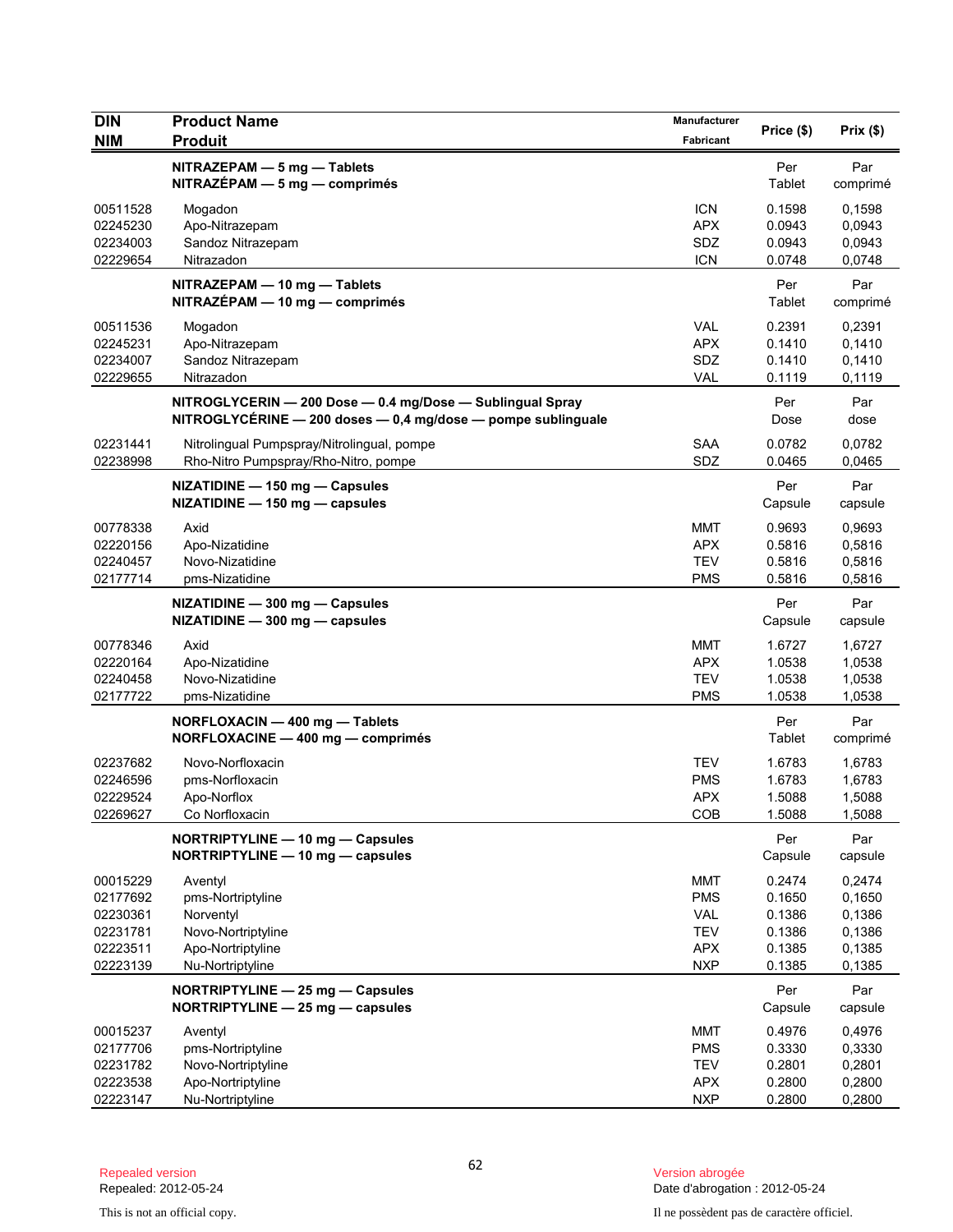| DIN<br>NIM | Product Name<br>Produit | Manufacturer<br>Fabricant | Price ($) | Prix ($) |
|---|---|---|---|---|
| | **NITRAZEPAM — 5 mg — Tablets<br>NITRAZÉPAM — 5 mg — comprimés** | | Per Tablet | Par comprimé |
| 00511528 | Mogadon | ICN | 0.1598 | 0,1598 |
| 02245230 | Apo-Nitrazepam | APX | 0.0943 | 0,0943 |
| 02234003 | Sandoz Nitrazepam | SDZ | 0.0943 | 0,0943 |
| 02229654 | Nitrazadon | ICN | 0.0748 | 0,0748 |
| | **NITRAZEPAM — 10 mg — Tablets<br>NITRAZÉPAM — 10 mg — comprimés** | | Per Tablet | Par comprimé |
| 00511536 | Mogadon | VAL | 0.2391 | 0,2391 |
| 02245231 | Apo-Nitrazepam | APX | 0.1410 | 0,1410 |
| 02234007 | Sandoz Nitrazepam | SDZ | 0.1410 | 0,1410 |
| 02229655 | Nitrazadon | VAL | 0.1119 | 0,1119 |
| | **NITROGLYCERIN — 200 Dose — 0.4 mg/Dose — Sublingual Spray<br>NITROGLYCÉRINE — 200 doses — 0,4 mg/dose — pompe sublinguale** | | Per Dose | Par dose |
| 02231441 | Nitrolingual Pumpspray/Nitrolingual, pompe | SAA | 0.0782 | 0,0782 |
| 02238998 | Rho-Nitro Pumpspray/Rho-Nitro, pompe | SDZ | 0.0465 | 0,0465 |
| | **NIZATIDINE — 150 mg — Capsules<br>NIZATIDINE — 150 mg — capsules** | | Per Capsule | Par capsule |
| 00778338 | Axid | MMT | 0.9693 | 0,9693 |
| 02220156 | Apo-Nizatidine | APX | 0.5816 | 0,5816 |
| 02240457 | Novo-Nizatidine | TEV | 0.5816 | 0,5816 |
| 02177714 | pms-Nizatidine | PMS | 0.5816 | 0,5816 |
| | **NIZATIDINE — 300 mg — Capsules<br>NIZATIDINE — 300 mg — capsules** | | Per Capsule | Par capsule |
| 00778346 | Axid | MMT | 1.6727 | 1,6727 |
| 02220164 | Apo-Nizatidine | APX | 1.0538 | 1,0538 |
| 02240458 | Novo-Nizatidine | TEV | 1.0538 | 1,0538 |
| 02177722 | pms-Nizatidine | PMS | 1.0538 | 1,0538 |
| | **NORFLOXACIN — 400 mg — Tablets<br>NORFLOXACINE — 400 mg — comprimés** | | Per Tablet | Par comprimé |
| 02237682 | Novo-Norfloxacin | TEV | 1.6783 | 1,6783 |
| 02246596 | pms-Norfloxacin | PMS | 1.6783 | 1,6783 |
| 02229524 | Apo-Norflox | APX | 1.5088 | 1,5088 |
| 02269627 | Co Norfloxacin | COB | 1.5088 | 1,5088 |
| | **NORTRIPTYLINE — 10 mg — Capsules<br>NORTRIPTYLINE — 10 mg — capsules** | | Per Capsule | Par capsule |
| 00015229 | Aventyl | MMT | 0.2474 | 0,2474 |
| 02177692 | pms-Nortriptyline | PMS | 0.1650 | 0,1650 |
| 02230361 | Norventyl | VAL | 0.1386 | 0,1386 |
| 02231781 | Novo-Nortriptyline | TEV | 0.1386 | 0,1386 |
| 02223511 | Apo-Nortriptyline | APX | 0.1385 | 0,1385 |
| 02223139 | Nu-Nortriptyline | NXP | 0.1385 | 0,1385 |
| | **NORTRIPTYLINE — 25 mg — Capsules<br>NORTRIPTYLINE — 25 mg — capsules** | | Per Capsule | Par capsule |
| 00015237 | Aventyl | MMT | 0.4976 | 0,4976 |
| 02177706 | pms-Nortriptyline | PMS | 0.3330 | 0,3330 |
| 02231782 | Novo-Nortriptyline | TEV | 0.2801 | 0,2801 |
| 02223538 | Apo-Nortriptyline | APX | 0.2800 | 0,2800 |
| 02223147 | Nu-Nortriptyline | NXP | 0.2800 | 0,2800 |

Repealed version
Repealed: 2012-05-24

Version abrogée
Date d'abrogation : 2012-05-24

This is not an official copy.

Il ne possèdent pas de caractère officiel.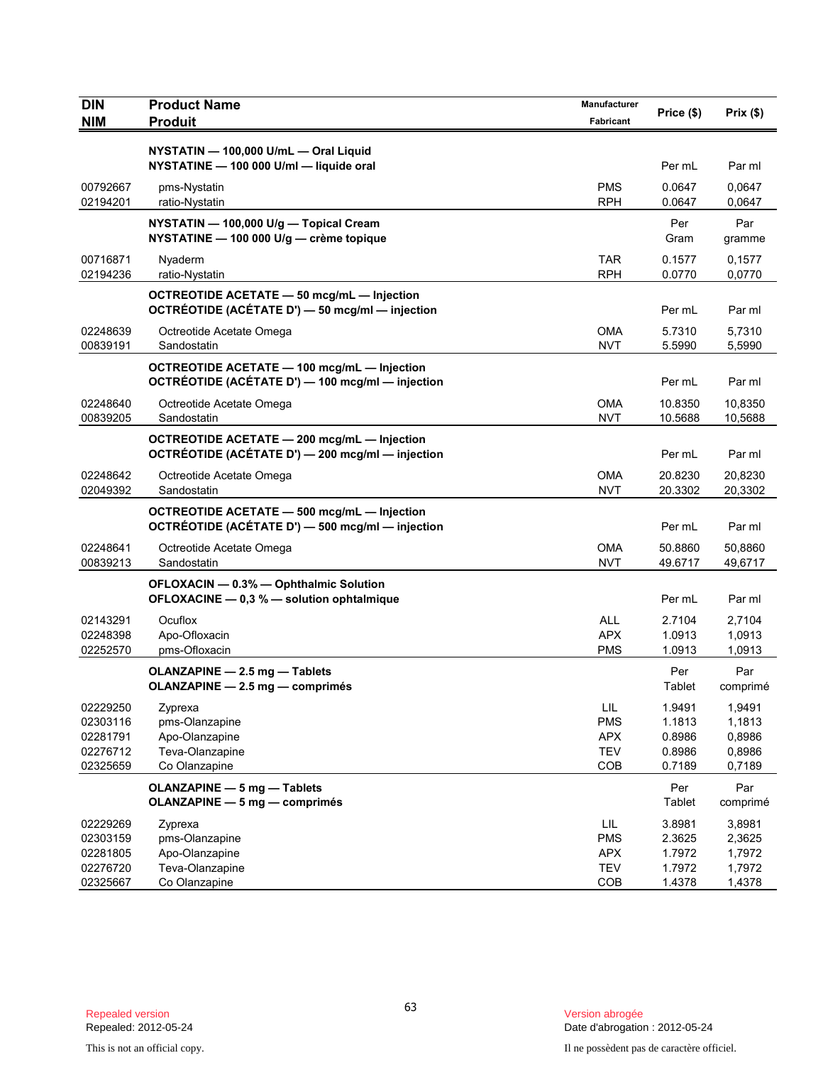| DIN<br>NIM | Product Name<br>Produit | Manufacturer<br>Fabricant | Price ($) | Prix ($) |
|---|---|---|---|---|
| | **NYSTATIN — 100,000 U/mL — Oral Liquid**<br>**NYSTATINE — 100 000 U/ml — liquide oral** | | Per mL | Par ml |
| 00792667 | pms-Nystatin | PMS | 0.0647 | 0,0647 |
| 02194201 | ratio-Nystatin | RPH | 0.0647 | 0,0647 |
| | **NYSTATIN — 100,000 U/g — Topical Cream**<br>**NYSTATINE — 100 000 U/g — crème topique** | | Per Gram | Par gramme |
| 00716871 | Nyaderm | TAR | 0.1577 | 0,1577 |
| 02194236 | ratio-Nystatin | RPH | 0.0770 | 0,0770 |
| | **OCTREOTIDE ACETATE — 50 mcg/mL — Injection**<br>**OCTRÉOTIDE (ACÉTATE D') — 50 mcg/ml — injection** | | Per mL | Par ml |
| 02248639 | Octreotide Acetate Omega | OMA | 5.7310 | 5,7310 |
| 00839191 | Sandostatin | NVT | 5.5990 | 5,5990 |
| | **OCTREOTIDE ACETATE — 100 mcg/mL — Injection**<br>**OCTRÉOTIDE (ACÉTATE D') — 100 mcg/ml — injection** | | Per mL | Par ml |
| 02248640 | Octreotide Acetate Omega | OMA | 10.8350 | 10,8350 |
| 00839205 | Sandostatin | NVT | 10.5688 | 10,5688 |
| | **OCTREOTIDE ACETATE — 200 mcg/mL — Injection**<br>**OCTRÉOTIDE (ACÉTATE D') — 200 mcg/ml — injection** | | Per mL | Par ml |
| 02248642 | Octreotide Acetate Omega | OMA | 20.8230 | 20,8230 |
| 02049392 | Sandostatin | NVT | 20.3302 | 20,3302 |
| | **OCTREOTIDE ACETATE — 500 mcg/mL — Injection**<br>**OCTRÉOTIDE (ACÉTATE D') — 500 mcg/ml — injection** | | Per mL | Par ml |
| 02248641 | Octreotide Acetate Omega | OMA | 50.8860 | 50,8860 |
| 00839213 | Sandostatin | NVT | 49.6717 | 49,6717 |
| | **OFLOXACIN — 0.3% — Ophthalmic Solution**<br>**OFLOXACINE — 0,3 % — solution ophtalmique** | | Per mL | Par ml |
| 02143291 | Ocuflox | ALL | 2.7104 | 2,7104 |
| 02248398 | Apo-Ofloxacin | APX | 1.0913 | 1,0913 |
| 02252570 | pms-Ofloxacin | PMS | 1.0913 | 1,0913 |
| | **OLANZAPINE — 2.5 mg — Tablets**<br>**OLANZAPINE — 2.5 mg — comprimés** | | Per Tablet | Par comprimé |
| 02229250 | Zyprexa | LIL | 1.9491 | 1,9491 |
| 02303116 | pms-Olanzapine | PMS | 1.1813 | 1,1813 |
| 02281791 | Apo-Olanzapine | APX | 0.8986 | 0,8986 |
| 02276712 | Teva-Olanzapine | TEV | 0.8986 | 0,8986 |
| 02325659 | Co Olanzapine | COB | 0.7189 | 0,7189 |
| | **OLANZAPINE — 5 mg — Tablets**<br>**OLANZAPINE — 5 mg — comprimés** | | Per Tablet | Par comprimé |
| 02229269 | Zyprexa | LIL | 3.8981 | 3,8981 |
| 02303159 | pms-Olanzapine | PMS | 2.3625 | 2,3625 |
| 02281805 | Apo-Olanzapine | APX | 1.7972 | 1,7972 |
| 02276720 | Teva-Olanzapine | TEV | 1.7972 | 1,7972 |
| 02325667 | Co Olanzapine | COB | 1.4378 | 1,4378 |

Repealed version
Repealed: 2012-05-24

Version abrogée
Date d'abrogation : 2012-05-24

This is not an official copy.

Il ne possèdent pas de caractère officiel.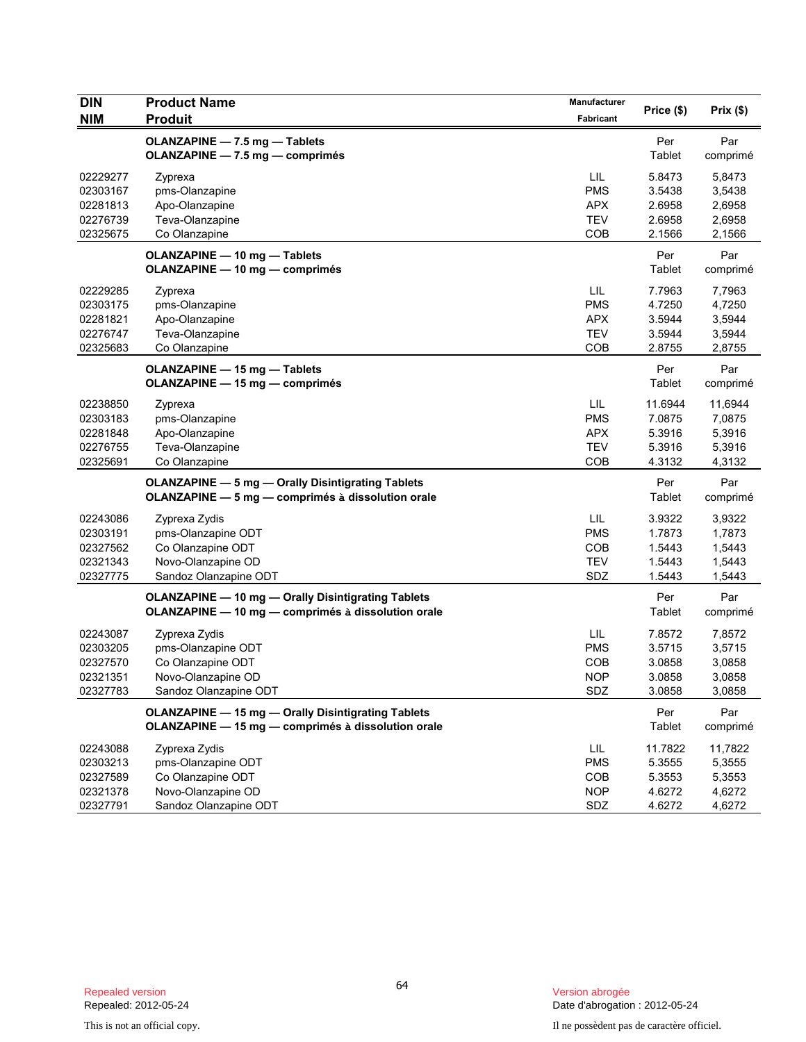| DIN<br>NIM | Product Name<br>Produit | Manufacturer<br>Fabricant | Price ($) | Prix ($) |
|---|---|---|---|---|
| | **OLANZAPINE — 7.5 mg — Tablets**<br>**OLANZAPINE — 7.5 mg — comprimés** | | Per Tablet | Par comprimé |
| 02229277 | Zyprexa | LIL | 5.8473 | 5,8473 |
| 02303167 | pms-Olanzapine | PMS | 3.5438 | 3,5438 |
| 02281813 | Apo-Olanzapine | APX | 2.6958 | 2,6958 |
| 02276739 | Teva-Olanzapine | TEV | 2.6958 | 2,6958 |
| 02325675 | Co Olanzapine | COB | 2.1566 | 2,1566 |
| | **OLANZAPINE — 10 mg — Tablets**<br>**OLANZAPINE — 10 mg — comprimés** | | Per Tablet | Par comprimé |
| 02229285 | Zyprexa | LIL | 7.7963 | 7,7963 |
| 02303175 | pms-Olanzapine | PMS | 4.7250 | 4,7250 |
| 02281821 | Apo-Olanzapine | APX | 3.5944 | 3,5944 |
| 02276747 | Teva-Olanzapine | TEV | 3.5944 | 3,5944 |
| 02325683 | Co Olanzapine | COB | 2.8755 | 2,8755 |
| | **OLANZAPINE — 15 mg — Tablets**<br>**OLANZAPINE — 15 mg — comprimés** | | Per Tablet | Par comprimé |
| 02238850 | Zyprexa | LIL | 11.6944 | 11,6944 |
| 02303183 | pms-Olanzapine | PMS | 7.0875 | 7,0875 |
| 02281848 | Apo-Olanzapine | APX | 5.3916 | 5,3916 |
| 02276755 | Teva-Olanzapine | TEV | 5.3916 | 5,3916 |
| 02325691 | Co Olanzapine | COB | 4.3132 | 4,3132 |
| | **OLANZAPINE — 5 mg — Orally Disintigrating Tablets**<br>**OLANZAPINE — 5 mg — comprimés à dissolution orale** | | Per Tablet | Par comprimé |
| 02243086 | Zyprexa Zydis | LIL | 3.9322 | 3,9322 |
| 02303191 | pms-Olanzapine ODT | PMS | 1.7873 | 1,7873 |
| 02327562 | Co Olanzapine ODT | COB | 1.5443 | 1,5443 |
| 02321343 | Novo-Olanzapine OD | TEV | 1.5443 | 1,5443 |
| 02327775 | Sandoz Olanzapine ODT | SDZ | 1.5443 | 1,5443 |
| | **OLANZAPINE — 10 mg — Orally Disintigrating Tablets**<br>**OLANZAPINE — 10 mg — comprimés à dissolution orale** | | Per Tablet | Par comprimé |
| 02243087 | Zyprexa Zydis | LIL | 7.8572 | 7,8572 |
| 02303205 | pms-Olanzapine ODT | PMS | 3.5715 | 3,5715 |
| 02327570 | Co Olanzapine ODT | COB | 3.0858 | 3,0858 |
| 02321351 | Novo-Olanzapine OD | NOP | 3.0858 | 3,0858 |
| 02327783 | Sandoz Olanzapine ODT | SDZ | 3.0858 | 3,0858 |
| | **OLANZAPINE — 15 mg — Orally Disintigrating Tablets**<br>**OLANZAPINE — 15 mg — comprimés à dissolution orale** | | Per Tablet | Par comprimé |
| 02243088 | Zyprexa Zydis | LIL | 11.7822 | 11,7822 |
| 02303213 | pms-Olanzapine ODT | PMS | 5.3555 | 5,3555 |
| 02327589 | Co Olanzapine ODT | COB | 5.3553 | 5,3553 |
| 02321378 | Novo-Olanzapine OD | NOP | 4.6272 | 4,6272 |
| 02327791 | Sandoz Olanzapine ODT | SDZ | 4.6272 | 4,6272 |

Repealed version
Repealed: 2012-05-24

This is not an official copy.

Version abrogée
Date d'abrogation : 2012-05-24

Il ne possèdent pas de caractère officiel.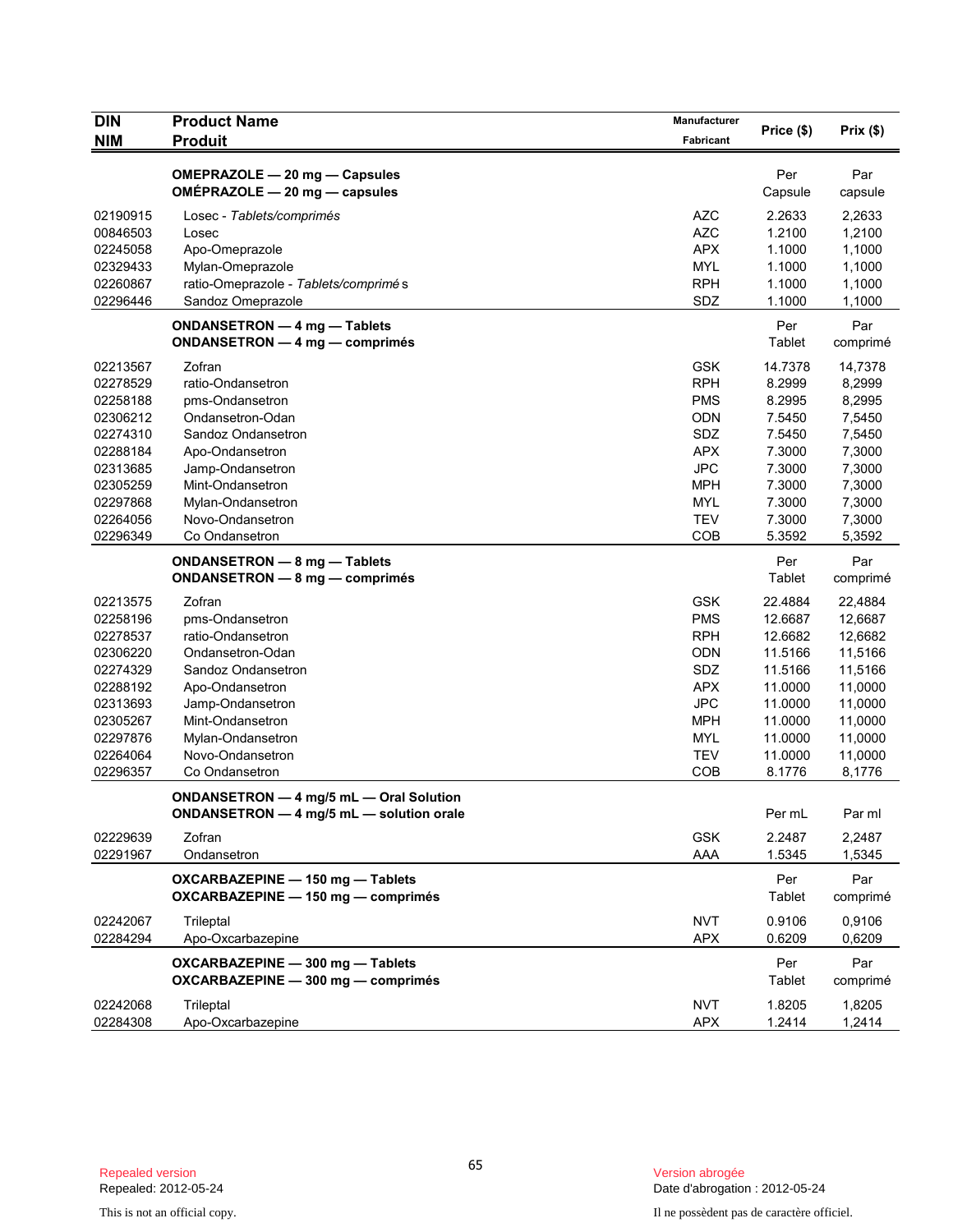| DIN<br>NIM | Product Name<br>Produit | Manufacturer<br>Fabricant | Price ($) | Prix ($) |
|---|---|---|---|---|
| | **OMEPRAZOLE — 20 mg — Capsules**<br>**OMÉPRAZOLE — 20 mg — capsules** | | Per Capsule | Par capsule |
| 02190915 | Losec - *Tablets/comprimés* | AZC | 2.2633 | 2,2633 |
| 00846503 | Losec | AZC | 1.2100 | 1,2100 |
| 02245058 | Apo-Omeprazole | APX | 1.1000 | 1,1000 |
| 02329433 | Mylan-Omeprazole | MYL | 1.1000 | 1,1000 |
| 02260867 | ratio-Omeprazole - *Tablets/comprimés* | RPH | 1.1000 | 1,1000 |
| 02296446 | Sandoz Omeprazole | SDZ | 1.1000 | 1,1000 |
| | **ONDANSETRON — 4 mg — Tablets**<br>**ONDANSETRON — 4 mg — comprimés** | | Per Tablet | Par comprimé |
| 02213567 | Zofran | GSK | 14.7378 | 14,7378 |
| 02278529 | ratio-Ondansetron | RPH | 8.2999 | 8,2999 |
| 02258188 | pms-Ondansetron | PMS | 8.2995 | 8,2995 |
| 02306212 | Ondansetron-Odan | ODN | 7.5450 | 7,5450 |
| 02274310 | Sandoz Ondansetron | SDZ | 7.5450 | 7,5450 |
| 02288184 | Apo-Ondansetron | APX | 7.3000 | 7,3000 |
| 02313685 | Jamp-Ondansetron | JPC | 7.3000 | 7,3000 |
| 02305259 | Mint-Ondansetron | MPH | 7.3000 | 7,3000 |
| 02297868 | Mylan-Ondansetron | MYL | 7.3000 | 7,3000 |
| 02264056 | Novo-Ondansetron | TEV | 7.3000 | 7,3000 |
| 02296349 | Co Ondansetron | COB | 5.3592 | 5,3592 |
| | **ONDANSETRON — 8 mg — Tablets**<br>**ONDANSETRON — 8 mg — comprimés** | | Per Tablet | Par comprimé |
| 02213575 | Zofran | GSK | 22.4884 | 22,4884 |
| 02258196 | pms-Ondansetron | PMS | 12.6687 | 12,6687 |
| 02278537 | ratio-Ondansetron | RPH | 12.6682 | 12,6682 |
| 02306220 | Ondansetron-Odan | ODN | 11.5166 | 11,5166 |
| 02274329 | Sandoz Ondansetron | SDZ | 11.5166 | 11,5166 |
| 02288192 | Apo-Ondansetron | APX | 11.0000 | 11,0000 |
| 02313693 | Jamp-Ondansetron | JPC | 11.0000 | 11,0000 |
| 02305267 | Mint-Ondansetron | MPH | 11.0000 | 11,0000 |
| 02297876 | Mylan-Ondansetron | MYL | 11.0000 | 11,0000 |
| 02264064 | Novo-Ondansetron | TEV | 11.0000 | 11,0000 |
| 02296357 | Co Ondansetron | COB | 8.1776 | 8,1776 |
| | **ONDANSETRON — 4 mg/5 mL — Oral Solution**<br>**ONDANSETRON — 4 mg/5 mL — solution orale** | | Per mL | Par ml |
| 02229639 | Zofran | GSK | 2.2487 | 2,2487 |
| 02291967 | Ondansetron | AAA | 1.5345 | 1,5345 |
| | **OXCARBAZEPINE — 150 mg — Tablets**<br>**OXCARBAZEPINE — 150 mg — comprimés** | | Per Tablet | Par comprimé |
| 02242067 | Trileptal | NVT | 0.9106 | 0,9106 |
| 02284294 | Apo-Oxcarbazepine | APX | 0.6209 | 0,6209 |
| | **OXCARBAZEPINE — 300 mg — Tablets**<br>**OXCARBAZEPINE — 300 mg — comprimés** | | Per Tablet | Par comprimé |
| 02242068 | Trileptal | NVT | 1.8205 | 1,8205 |
| 02284308 | Apo-Oxcarbazepine | APX | 1.2414 | 1,2414 |

Repealed version
Repealed: 2012-05-24

This is not an official copy.

Version abrogée
Date d'abrogation : 2012-05-24

Il ne possèdent pas de caractère officiel.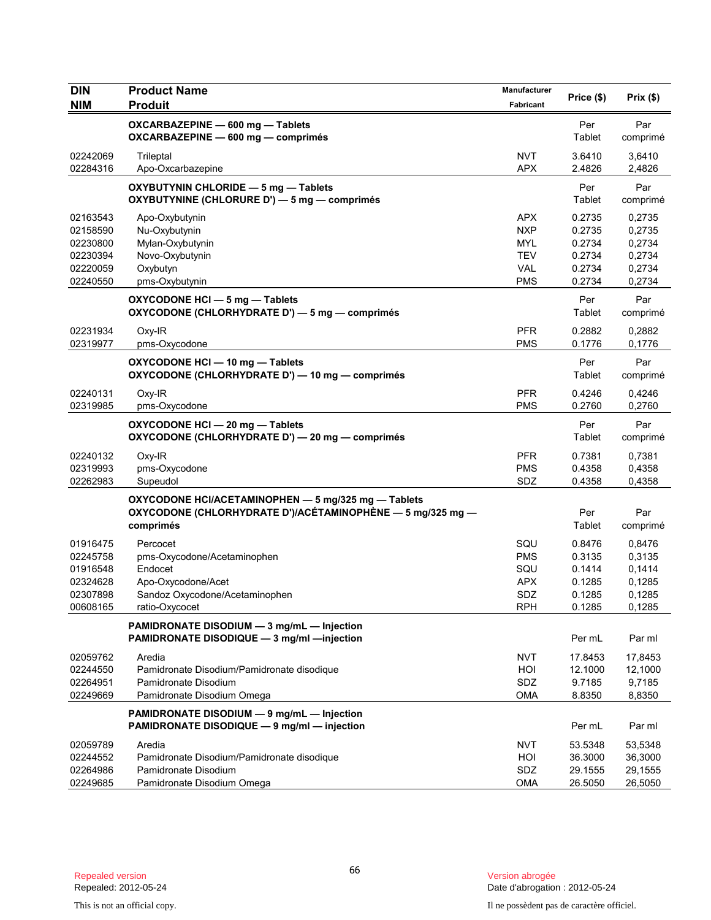| DIN<br>NIM | Product Name<br>Produit | Manufacturer<br>Fabricant | Price ($) | Prix ($) |
|---|---|---|---|---|
| | **OXCARBAZEPINE — 600 mg — Tablets<br>OXCARBAZEPINE — 600 mg — comprimés** | | Per Tablet | Par comprimé |
| 02242069 | Trileptal | NVT | 3.6410 | 3,6410 |
| 02284316 | Apo-Oxcarbazepine | APX | 2.4826 | 2,4826 |
| | **OXYBUTYNIN CHLORIDE — 5 mg — Tablets<br>OXYBUTYNINE (CHLORURE D') — 5 mg — comprimés** | | Per Tablet | Par comprimé |
| 02163543 | Apo-Oxybutynin | APX | 0.2735 | 0,2735 |
| 02158590 | Nu-Oxybutynin | NXP | 0.2735 | 0,2735 |
| 02230800 | Mylan-Oxybutynin | MYL | 0.2734 | 0,2734 |
| 02230394 | Novo-Oxybutynin | TEV | 0.2734 | 0,2734 |
| 02220059 | Oxybutyn | VAL | 0.2734 | 0,2734 |
| 02240550 | pms-Oxybutynin | PMS | 0.2734 | 0,2734 |
| | **OXYCODONE HCl — 5 mg — Tablets<br>OXYCODONE (CHLORHYDRATE D') — 5 mg — comprimés** | | Per Tablet | Par comprimé |
| 02231934 | Oxy-IR | PFR | 0.2882 | 0,2882 |
| 02319977 | pms-Oxycodone | PMS | 0.1776 | 0,1776 |
| | **OXYCODONE HCl — 10 mg — Tablets<br>OXYCODONE (CHLORHYDRATE D') — 10 mg — comprimés** | | Per Tablet | Par comprimé |
| 02240131 | Oxy-IR | PFR | 0.4246 | 0,4246 |
| 02319985 | pms-Oxycodone | PMS | 0.2760 | 0,2760 |
| | **OXYCODONE HCl — 20 mg — Tablets<br>OXYCODONE (CHLORHYDRATE D') — 20 mg — comprimés** | | Per Tablet | Par comprimé |
| 02240132 | Oxy-IR | PFR | 0.7381 | 0,7381 |
| 02319993 | pms-Oxycodone | PMS | 0.4358 | 0,4358 |
| 02262983 | Supeudol | SDZ | 0.4358 | 0,4358 |
| | **OXYCODONE HCl/ACETAMINOPHEN — 5 mg/325 mg — Tablets<br>OXYCODONE (CHLORHYDRATE D')/ACÉTAMINOPHÈNE — 5 mg/325 mg — comprimés** | | Per Tablet | Par comprimé |
| 01916475 | Percocet | SQU | 0.8476 | 0,8476 |
| 02245758 | pms-Oxycodone/Acetaminophen | PMS | 0.3135 | 0,3135 |
| 01916548 | Endocet | SQU | 0.1414 | 0,1414 |
| 02324628 | Apo-Oxycodone/Acet | APX | 0.1285 | 0,1285 |
| 02307898 | Sandoz Oxycodone/Acetaminophen | SDZ | 0.1285 | 0,1285 |
| 00608165 | ratio-Oxycocet | RPH | 0.1285 | 0,1285 |
| | **PAMIDRONATE DISODIUM — 3 mg/mL — Injection<br>PAMIDRONATE DISODIQUE — 3 mg/ml —injection** | | Per mL | Par ml |
| 02059762 | Aredia | NVT | 17.8453 | 17,8453 |
| 02244550 | Pamidronate Disodium/Pamidronate disodique | HOI | 12.1000 | 12,1000 |
| 02264951 | Pamidronate Disodium | SDZ | 9.7185 | 9,7185 |
| 02249669 | Pamidronate Disodium Omega | OMA | 8.8350 | 8,8350 |
| | **PAMIDRONATE DISODIUM — 9 mg/mL — Injection<br>PAMIDRONATE DISODIQUE — 9 mg/ml — injection** | | Per mL | Par ml |
| 02059789 | Aredia | NVT | 53.5348 | 53,5348 |
| 02244552 | Pamidronate Disodium/Pamidronate disodique | HOI | 36.3000 | 36,3000 |
| 02264986 | Pamidronate Disodium | SDZ | 29.1555 | 29,1555 |
| 02249685 | Pamidronate Disodium Omega | OMA | 26.5050 | 26,5050 |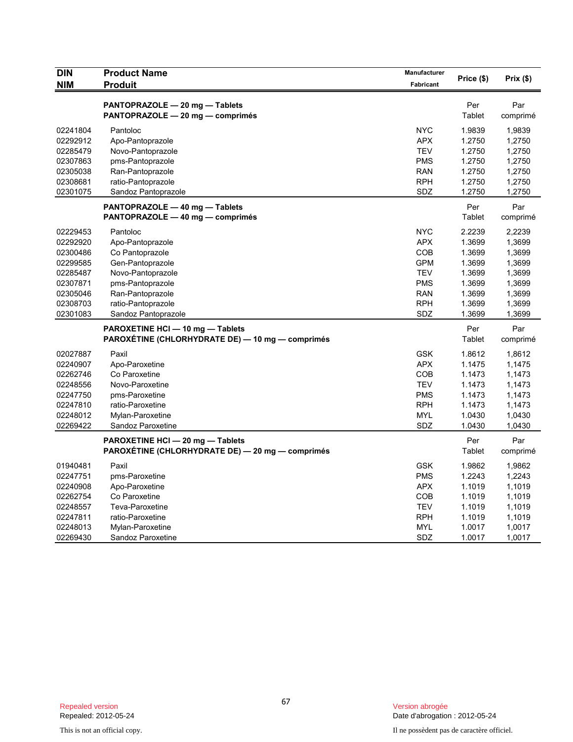| DIN<br>NIM | Product Name<br>Produit | Manufacturer<br>Fabricant | Price ($) | Prix ($) |
|---|---|---|---|---|
| | **PANTOPRAZOLE — 20 mg — Tablets**<br>**PANTOPRAZOLE — 20 mg — comprimés** | | Per<br>Tablet | Par<br>comprimé |
| 02241804 | Pantoloc | NYC | 1.9839 | 1,9839 |
| 02292912 | Apo-Pantoprazole | APX | 1.2750 | 1,2750 |
| 02285479 | Novo-Pantoprazole | TEV | 1.2750 | 1,2750 |
| 02307863 | pms-Pantoprazole | PMS | 1.2750 | 1,2750 |
| 02305038 | Ran-Pantoprazole | RAN | 1.2750 | 1,2750 |
| 02308681 | ratio-Pantoprazole | RPH | 1.2750 | 1,2750 |
| 02301075 | Sandoz Pantoprazole | SDZ | 1.2750 | 1,2750 |
| | **PANTOPRAZOLE — 40 mg — Tablets**<br>**PANTOPRAZOLE — 40 mg — comprimés** | | Per<br>Tablet | Par<br>comprimé |
| 02229453 | Pantoloc | NYC | 2.2239 | 2,2239 |
| 02292920 | Apo-Pantoprazole | APX | 1.3699 | 1,3699 |
| 02300486 | Co Pantoprazole | COB | 1.3699 | 1,3699 |
| 02299585 | Gen-Pantoprazole | GPM | 1.3699 | 1,3699 |
| 02285487 | Novo-Pantoprazole | TEV | 1.3699 | 1,3699 |
| 02307871 | pms-Pantoprazole | PMS | 1.3699 | 1,3699 |
| 02305046 | Ran-Pantoprazole | RAN | 1.3699 | 1,3699 |
| 02308703 | ratio-Pantoprazole | RPH | 1.3699 | 1,3699 |
| 02301083 | Sandoz Pantoprazole | SDZ | 1.3699 | 1,3699 |
| | **PAROXETINE HCl — 10 mg — Tablets**<br>**PAROXÉTINE (CHLORHYDRATE DE) — 10 mg — comprimés** | | Per<br>Tablet | Par<br>comprimé |
| 02027887 | Paxil | GSK | 1.8612 | 1,8612 |
| 02240907 | Apo-Paroxetine | APX | 1.1475 | 1,1475 |
| 02262746 | Co Paroxetine | COB | 1.1473 | 1,1473 |
| 02248556 | Novo-Paroxetine | TEV | 1.1473 | 1,1473 |
| 02247750 | pms-Paroxetine | PMS | 1.1473 | 1,1473 |
| 02247810 | ratio-Paroxetine | RPH | 1.1473 | 1,1473 |
| 02248012 | Mylan-Paroxetine | MYL | 1.0430 | 1,0430 |
| 02269422 | Sandoz Paroxetine | SDZ | 1.0430 | 1,0430 |
| | **PAROXETINE HCl — 20 mg — Tablets**<br>**PAROXÉTINE (CHLORHYDRATE DE) — 20 mg — comprimés** | | Per<br>Tablet | Par<br>comprimé |
| 01940481 | Paxil | GSK | 1.9862 | 1,9862 |
| 02247751 | pms-Paroxetine | PMS | 1.2243 | 1,2243 |
| 02240908 | Apo-Paroxetine | APX | 1.1019 | 1,1019 |
| 02262754 | Co Paroxetine | COB | 1.1019 | 1,1019 |
| 02248557 | Teva-Paroxetine | TEV | 1.1019 | 1,1019 |
| 02247811 | ratio-Paroxetine | RPH | 1.1019 | 1,1019 |
| 02248013 | Mylan-Paroxetine | MYL | 1.0017 | 1,0017 |
| 02269430 | Sandoz Paroxetine | SDZ | 1.0017 | 1,0017 |

Repealed version
Repealed: 2012-05-24

This is not an official copy.

Version abrogée
Date d'abrogation : 2012-05-24

Il ne possèdent pas de caractère officiel.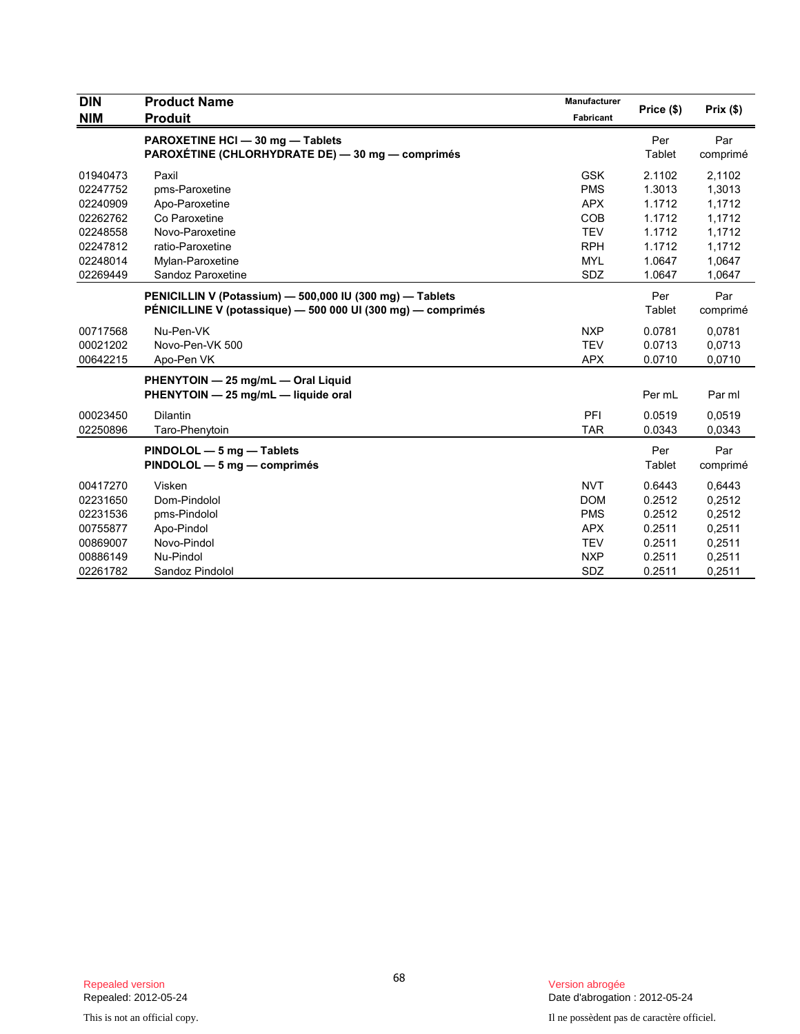| DIN<br>NIM | Product Name<br>Produit | Manufacturer<br>Fabricant | Price ($) | Prix ($) |
|---|---|---|---|---|
| | **PAROXETINE HCl — 30 mg — Tablets**<br>**PAROXÉTINE (CHLORHYDRATE DE) — 30 mg — comprimés** | | Per Tablet | Par comprimé |
| 01940473 | Paxil | GSK | 2.1102 | 2,1102 |
| 02247752 | pms-Paroxetine | PMS | 1.3013 | 1,3013 |
| 02240909 | Apo-Paroxetine | APX | 1.1712 | 1,1712 |
| 02262762 | Co Paroxetine | COB | 1.1712 | 1,1712 |
| 02248558 | Novo-Paroxetine | TEV | 1.1712 | 1,1712 |
| 02247812 | ratio-Paroxetine | RPH | 1.1712 | 1,1712 |
| 02248014 | Mylan-Paroxetine | MYL | 1.0647 | 1,0647 |
| 02269449 | Sandoz Paroxetine | SDZ | 1.0647 | 1,0647 |
| | **PENICILLIN V (Potassium) — 500,000 IU (300 mg) — Tablets**<br>**PÉNICILLINE V (potassique) — 500 000 UI (300 mg) — comprimés** | | Per Tablet | Par comprimé |
| 00717568 | Nu-Pen-VK | NXP | 0.0781 | 0,0781 |
| 00021202 | Novo-Pen-VK 500 | TEV | 0.0713 | 0,0713 |
| 00642215 | Apo-Pen VK | APX | 0.0710 | 0,0710 |
| | **PHENYTOIN — 25 mg/mL — Oral Liquid**<br>**PHENYTOIN — 25 mg/mL — liquide oral** | | Per mL | Par ml |
| 00023450 | Dilantin | PFI | 0.0519 | 0,0519 |
| 02250896 | Taro-Phenytoin | TAR | 0.0343 | 0,0343 |
| | **PINDOLOL — 5 mg — Tablets**<br>**PINDOLOL — 5 mg — comprimés** | | Per Tablet | Par comprimé |
| 00417270 | Visken | NVT | 0.6443 | 0,6443 |
| 02231650 | Dom-Pindolol | DOM | 0.2512 | 0,2512 |
| 02231536 | pms-Pindolol | PMS | 0.2512 | 0,2512 |
| 00755877 | Apo-Pindol | APX | 0.2511 | 0,2511 |
| 00869007 | Novo-Pindol | TEV | 0.2511 | 0,2511 |
| 00886149 | Nu-Pindol | NXP | 0.2511 | 0,2511 |
| 02261782 | Sandoz Pindolol | SDZ | 0.2511 | 0,2511 |

Repealed version
Repealed: 2012-05-24

This is not an official copy.

Version abrogée
Date d'abrogation : 2012-05-24

Il ne possèdent pas de caractère officiel.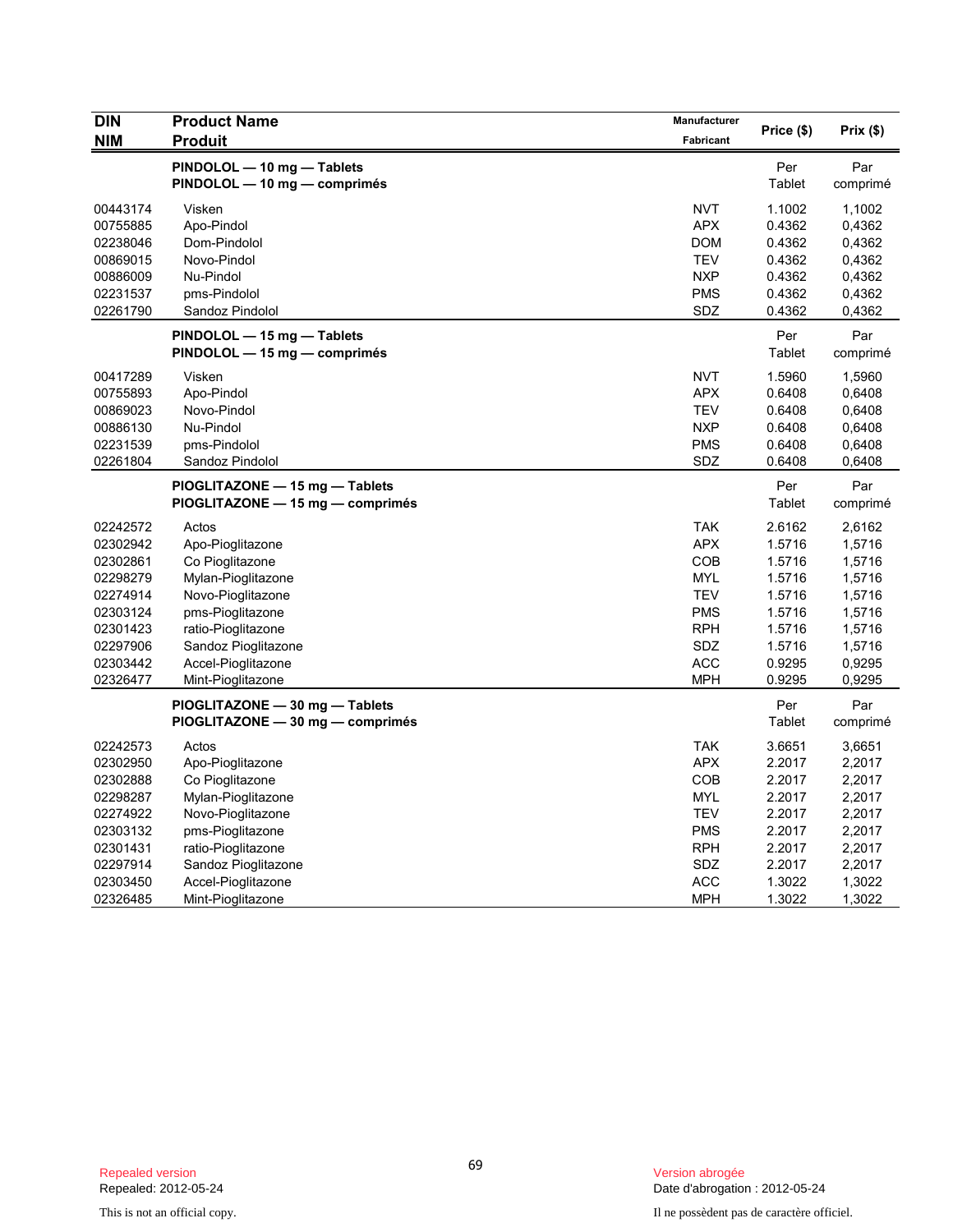| DIN<br>NIM | Product Name<br>Produit | Manufacturer<br>Fabricant | Price ($) | Prix ($) |
|---|---|---|---|---|
| | **PINDOLOL — 10 mg — Tablets**<br>**PINDOLOL — 10 mg — comprimés** | | Per Tablet | Par comprimé |
| 00443174 | Visken | NVT | 1.1002 | 1,1002 |
| 00755885 | Apo-Pindol | APX | 0.4362 | 0,4362 |
| 02238046 | Dom-Pindolol | DOM | 0.4362 | 0,4362 |
| 00869015 | Novo-Pindol | TEV | 0.4362 | 0,4362 |
| 00886009 | Nu-Pindol | NXP | 0.4362 | 0,4362 |
| 02231537 | pms-Pindolol | PMS | 0.4362 | 0,4362 |
| 02261790 | Sandoz Pindolol | SDZ | 0.4362 | 0,4362 |
| | **PINDOLOL — 15 mg — Tablets**<br>**PINDOLOL — 15 mg — comprimés** | | Per Tablet | Par comprimé |
| 00417289 | Visken | NVT | 1.5960 | 1,5960 |
| 00755893 | Apo-Pindol | APX | 0.6408 | 0,6408 |
| 00869023 | Novo-Pindol | TEV | 0.6408 | 0,6408 |
| 00886130 | Nu-Pindol | NXP | 0.6408 | 0,6408 |
| 02231539 | pms-Pindolol | PMS | 0.6408 | 0,6408 |
| 02261804 | Sandoz Pindolol | SDZ | 0.6408 | 0,6408 |
| | **PIOGLITAZONE — 15 mg — Tablets**<br>**PIOGLITAZONE — 15 mg — comprimés** | | Per Tablet | Par comprimé |
| 02242572 | Actos | TAK | 2.6162 | 2,6162 |
| 02302942 | Apo-Pioglitazone | APX | 1.5716 | 1,5716 |
| 02302861 | Co Pioglitazone | COB | 1.5716 | 1,5716 |
| 02298279 | Mylan-Pioglitazone | MYL | 1.5716 | 1,5716 |
| 02274914 | Novo-Pioglitazone | TEV | 1.5716 | 1,5716 |
| 02303124 | pms-Pioglitazone | PMS | 1.5716 | 1,5716 |
| 02301423 | ratio-Pioglitazone | RPH | 1.5716 | 1,5716 |
| 02297906 | Sandoz Pioglitazone | SDZ | 1.5716 | 1,5716 |
| 02303442 | Accel-Pioglitazone | ACC | 0.9295 | 0,9295 |
| 02326477 | Mint-Pioglitazone | MPH | 0.9295 | 0,9295 |
| | **PIOGLITAZONE — 30 mg — Tablets**<br>**PIOGLITAZONE — 30 mg — comprimés** | | Per Tablet | Par comprimé |
| 02242573 | Actos | TAK | 3.6651 | 3,6651 |
| 02302950 | Apo-Pioglitazone | APX | 2.2017 | 2,2017 |
| 02302888 | Co Pioglitazone | COB | 2.2017 | 2,2017 |
| 02298287 | Mylan-Pioglitazone | MYL | 2.2017 | 2,2017 |
| 02274922 | Novo-Pioglitazone | TEV | 2.2017 | 2,2017 |
| 02303132 | pms-Pioglitazone | PMS | 2.2017 | 2,2017 |
| 02301431 | ratio-Pioglitazone | RPH | 2.2017 | 2,2017 |
| 02297914 | Sandoz Pioglitazone | SDZ | 2.2017 | 2,2017 |
| 02303450 | Accel-Pioglitazone | ACC | 1.3022 | 1,3022 |
| 02326485 | Mint-Pioglitazone | MPH | 1.3022 | 1,3022 |

Repealed version
Repealed: 2012-05-24

This is not an official copy.

Version abrogée
Date d'abrogation : 2012-05-24

Il ne possèdent pas de caractère officiel.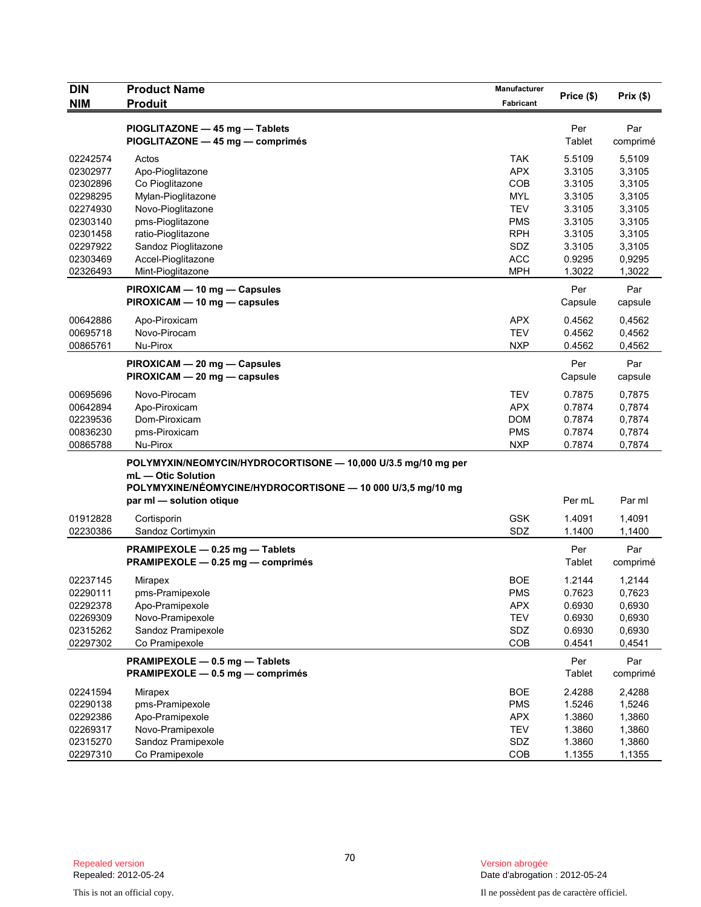| DIN<br>NIM | Product Name<br>Produit | Manufacturer<br>Fabricant | Price ($) | Prix ($) |
|---|---|---|---|---|
| | **PIOGLITAZONE — 45 mg — Tablets**<br>**PIOGLITAZONE — 45 mg — comprimés** | | Per<br>Tablet | Par<br>comprimé |
| 02242574 | Actos | TAK | 5.5109 | 5,5109 |
| 02302977 | Apo-Pioglitazone | APX | 3.3105 | 3,3105 |
| 02302896 | Co Pioglitazone | COB | 3.3105 | 3,3105 |
| 02298295 | Mylan-Pioglitazone | MYL | 3.3105 | 3,3105 |
| 02274930 | Novo-Pioglitazone | TEV | 3.3105 | 3,3105 |
| 02303140 | pms-Pioglitazone | PMS | 3.3105 | 3,3105 |
| 02301458 | ratio-Pioglitazone | RPH | 3.3105 | 3,3105 |
| 02297922 | Sandoz Pioglitazone | SDZ | 3.3105 | 3,3105 |
| 02303469 | Accel-Pioglitazone | ACC | 0.9295 | 0,9295 |
| 02326493 | Mint-Pioglitazone | MPH | 1.3022 | 1,3022 |
| | **PIROXICAM — 10 mg — Capsules**<br>**PIROXICAM — 10 mg — capsules** | | Per<br>Capsule | Par<br>capsule |
| 00642886 | Apo-Piroxicam | APX | 0.4562 | 0,4562 |
| 00695718 | Novo-Pirocam | TEV | 0.4562 | 0,4562 |
| 00865761 | Nu-Pirox | NXP | 0.4562 | 0,4562 |
| | **PIROXICAM — 20 mg — Capsules**<br>**PIROXICAM — 20 mg — capsules** | | Per<br>Capsule | Par<br>capsule |
| 00695696 | Novo-Pirocam | TEV | 0.7875 | 0,7875 |
| 00642894 | Apo-Piroxicam | APX | 0.7874 | 0,7874 |
| 02239536 | Dom-Piroxicam | DOM | 0.7874 | 0,7874 |
| 00836230 | pms-Piroxicam | PMS | 0.7874 | 0,7874 |
| 00865788 | Nu-Pirox | NXP | 0.7874 | 0,7874 |
| | **POLYMYXIN/NEOMYCIN/HYDROCORTISONE — 10,000 U/3.5 mg/10 mg per mL — Otic Solution**<br>**POLYMYXINE/NÉOMYCINE/HYDROCORTISONE — 10 000 U/3,5 mg/10 mg par ml — solution otique** | | Per mL | Par ml |
| 01912828 | Cortisporin | GSK | 1.4091 | 1,4091 |
| 02230386 | Sandoz Cortimyxin | SDZ | 1.1400 | 1,1400 |
| | **PRAMIPEXOLE — 0.25 mg — Tablets**<br>**PRAMIPEXOLE — 0.25 mg — comprimés** | | Per<br>Tablet | Par<br>comprimé |
| 02237145 | Mirapex | BOE | 1.2144 | 1,2144 |
| 02290111 | pms-Pramipexole | PMS | 0.7623 | 0,7623 |
| 02292378 | Apo-Pramipexole | APX | 0.6930 | 0,6930 |
| 02269309 | Novo-Pramipexole | TEV | 0.6930 | 0,6930 |
| 02315262 | Sandoz Pramipexole | SDZ | 0.6930 | 0,6930 |
| 02297302 | Co Pramipexole | COB | 0.4541 | 0,4541 |
| | **PRAMIPEXOLE — 0.5 mg — Tablets**<br>**PRAMIPEXOLE — 0.5 mg — comprimés** | | Per<br>Tablet | Par<br>comprimé |
| 02241594 | Mirapex | BOE | 2.4288 | 2,4288 |
| 02290138 | pms-Pramipexole | PMS | 1.5246 | 1,5246 |
| 02292386 | Apo-Pramipexole | APX | 1.3860 | 1,3860 |
| 02269317 | Novo-Pramipexole | TEV | 1.3860 | 1,3860 |
| 02315270 | Sandoz Pramipexole | SDZ | 1.3860 | 1,3860 |
| 02297310 | Co Pramipexole | COB | 1.1355 | 1,1355 |

Repealed version
Repealed: 2012-05-24

Version abrogée
Date d'abrogation : 2012-05-24

This is not an official copy.

Il ne possèdent pas de caractère officiel.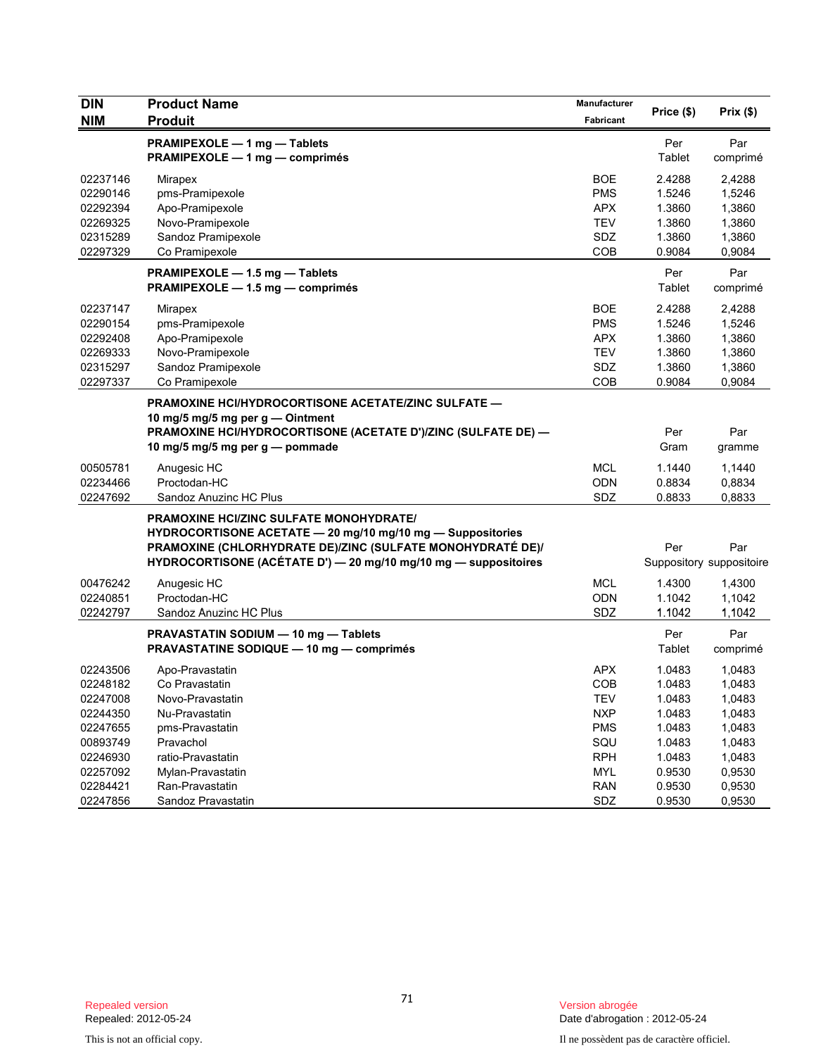| DIN<br>NIM | Product Name<br>Produit | Manufacturer<br>Fabricant | Price ($) | Prix ($) |
|---|---|---|---|---|
| | **PRAMIPEXOLE — 1 mg — Tablets**<br>**PRAMIPEXOLE — 1 mg — comprimés** | | Per<br>Tablet | Par<br>comprimé |
| 02237146 | Mirapex | BOE | 2.4288 | 2,4288 |
| 02290146 | pms-Pramipexole | PMS | 1.5246 | 1,5246 |
| 02292394 | Apo-Pramipexole | APX | 1.3860 | 1,3860 |
| 02269325 | Novo-Pramipexole | TEV | 1.3860 | 1,3860 |
| 02315289 | Sandoz Pramipexole | SDZ | 1.3860 | 1,3860 |
| 02297329 | Co Pramipexole | COB | 0.9084 | 0,9084 |
| | **PRAMIPEXOLE — 1.5 mg — Tablets**<br>**PRAMIPEXOLE — 1.5 mg — comprimés** | | Per<br>Tablet | Par<br>comprimé |
| 02237147 | Mirapex | BOE | 2.4288 | 2,4288 |
| 02290154 | pms-Pramipexole | PMS | 1.5246 | 1,5246 |
| 02292408 | Apo-Pramipexole | APX | 1.3860 | 1,3860 |
| 02269333 | Novo-Pramipexole | TEV | 1.3860 | 1,3860 |
| 02315297 | Sandoz Pramipexole | SDZ | 1.3860 | 1,3860 |
| 02297337 | Co Pramipexole | COB | 0.9084 | 0,9084 |
| | **PRAMOXINE HCl/HYDROCORTISONE ACETATE/ZINC SULFATE — 10 mg/5 mg/5 mg per g — Ointment**<br>**PRAMOXINE HCl/HYDROCORTISONE (ACETATE D')/ZINC (SULFATE DE) — 10 mg/5 mg/5 mg per g — pommade** | | Per<br>Gram | Par<br>gramme |
| 00505781 | Anugesic HC | MCL | 1.1440 | 1,1440 |
| 02234466 | Proctodan-HC | ODN | 0.8834 | 0,8834 |
| 02247692 | Sandoz Anuzinc HC Plus | SDZ | 0.8833 | 0,8833 |
| | **PRAMOXINE HCl/ZINC SULFATE MONOHYDRATE/ HYDROCORTISONE ACETATE — 20 mg/10 mg/10 mg — Suppositories**<br>**PRAMOXINE (CHLORHYDRATE DE)/ZINC (SULFATE MONOHYDRATÉ DE)/ HYDROCORTISONE (ACÉTATE D') — 20 mg/10 mg/10 mg — suppositoires** | | Per<br>Suppository | Par<br>suppositoire |
| 00476242 | Anugesic HC | MCL | 1.4300 | 1,4300 |
| 02240851 | Proctodan-HC | ODN | 1.1042 | 1,1042 |
| 02242797 | Sandoz Anuzinc HC Plus | SDZ | 1.1042 | 1,1042 |
| | **PRAVASTATIN SODIUM — 10 mg — Tablets**<br>**PRAVASTATINE SODIQUE — 10 mg — comprimés** | | Per<br>Tablet | Par<br>comprimé |
| 02243506 | Apo-Pravastatin | APX | 1.0483 | 1,0483 |
| 02248182 | Co Pravastatin | COB | 1.0483 | 1,0483 |
| 02247008 | Novo-Pravastatin | TEV | 1.0483 | 1,0483 |
| 02244350 | Nu-Pravastatin | NXP | 1.0483 | 1,0483 |
| 02247655 | pms-Pravastatin | PMS | 1.0483 | 1,0483 |
| 00893749 | Pravachol | SQU | 1.0483 | 1,0483 |
| 02246930 | ratio-Pravastatin | RPH | 1.0483 | 1,0483 |
| 02257092 | Mylan-Pravastatin | MYL | 0.9530 | 0,9530 |
| 02284421 | Ran-Pravastatin | RAN | 0.9530 | 0,9530 |
| 02247856 | Sandoz Pravastatin | SDZ | 0.9530 | 0,9530 |

Repealed version
Repealed: 2012-05-24

Version abrogée
Date d'abrogation : 2012-05-24

This is not an official copy.

Il ne possèdent pas de caractère officiel.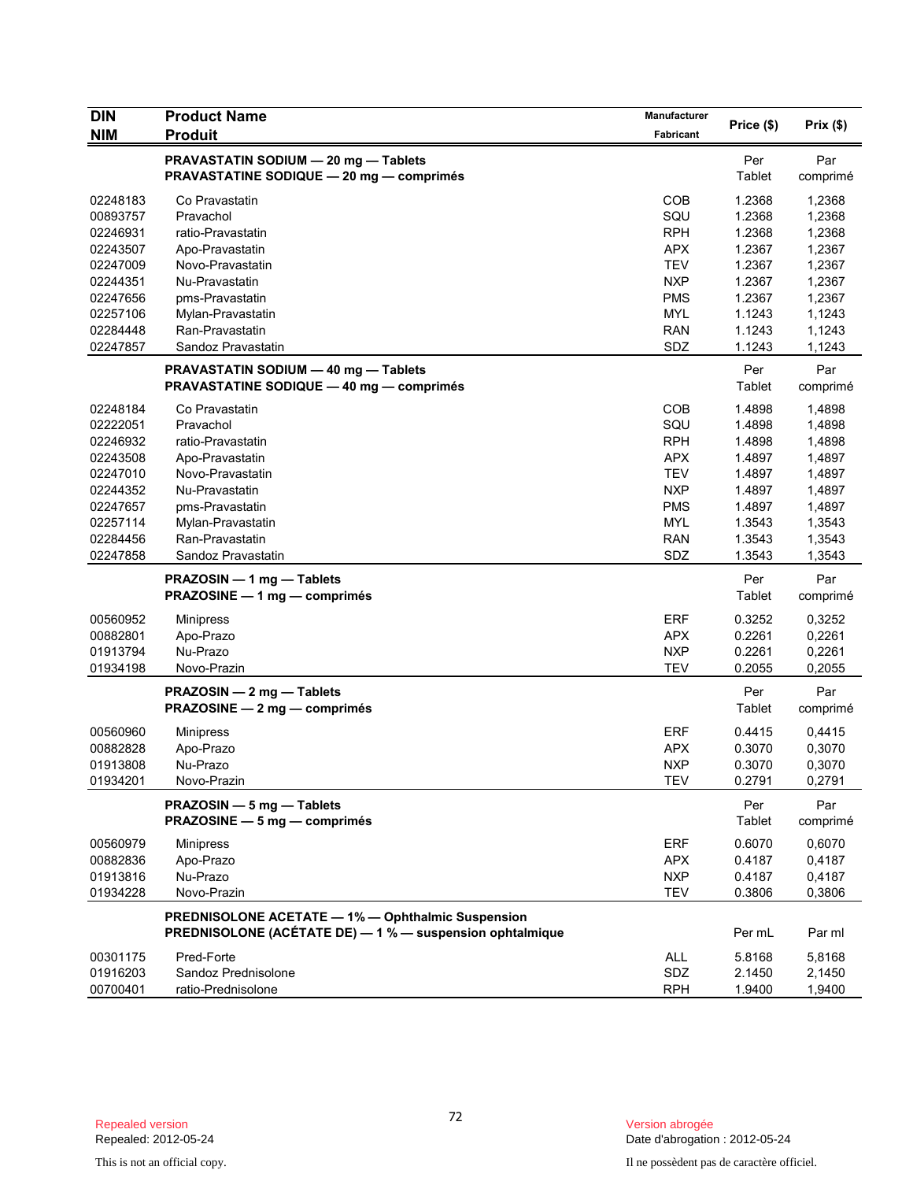| DIN<br>NIM | Product Name<br>Produit | Manufacturer<br>Fabricant | Price ($) | Prix ($) |
|---|---|---|---|---|
| | **PRAVASTATIN SODIUM — 20 mg — Tablets**<br>**PRAVASTATINE SODIQUE — 20 mg — comprimés** | | Per Tablet | Par comprimé |
| 02248183 | Co Pravastatin | COB | 1.2368 | 1,2368 |
| 00893757 | Pravachol | SQU | 1.2368 | 1,2368 |
| 02246931 | ratio-Pravastatin | RPH | 1.2368 | 1,2368 |
| 02243507 | Apo-Pravastatin | APX | 1.2367 | 1,2367 |
| 02247009 | Novo-Pravastatin | TEV | 1.2367 | 1,2367 |
| 02244351 | Nu-Pravastatin | NXP | 1.2367 | 1,2367 |
| 02247656 | pms-Pravastatin | PMS | 1.2367 | 1,2367 |
| 02257106 | Mylan-Pravastatin | MYL | 1.1243 | 1,1243 |
| 02284448 | Ran-Pravastatin | RAN | 1.1243 | 1,1243 |
| 02247857 | Sandoz Pravastatin | SDZ | 1.1243 | 1,1243 |
| | **PRAVASTATIN SODIUM — 40 mg — Tablets**<br>**PRAVASTATINE SODIQUE — 40 mg — comprimés** | | Per Tablet | Par comprimé |
| 02248184 | Co Pravastatin | COB | 1.4898 | 1,4898 |
| 02222051 | Pravachol | SQU | 1.4898 | 1,4898 |
| 02246932 | ratio-Pravastatin | RPH | 1.4898 | 1,4898 |
| 02243508 | Apo-Pravastatin | APX | 1.4897 | 1,4897 |
| 02247010 | Novo-Pravastatin | TEV | 1.4897 | 1,4897 |
| 02244352 | Nu-Pravastatin | NXP | 1.4897 | 1,4897 |
| 02247657 | pms-Pravastatin | PMS | 1.4897 | 1,4897 |
| 02257114 | Mylan-Pravastatin | MYL | 1.3543 | 1,3543 |
| 02284456 | Ran-Pravastatin | RAN | 1.3543 | 1,3543 |
| 02247858 | Sandoz Pravastatin | SDZ | 1.3543 | 1,3543 |
| | **PRAZOSIN — 1 mg — Tablets**<br>**PRAZOSINE — 1 mg — comprimés** | | Per Tablet | Par comprimé |
| 00560952 | Minipress | ERF | 0.3252 | 0,3252 |
| 00882801 | Apo-Prazo | APX | 0.2261 | 0,2261 |
| 01913794 | Nu-Prazo | NXP | 0.2261 | 0,2261 |
| 01934198 | Novo-Prazin | TEV | 0.2055 | 0,2055 |
| | **PRAZOSIN — 2 mg — Tablets**<br>**PRAZOSINE — 2 mg — comprimés** | | Per Tablet | Par comprimé |
| 00560960 | Minipress | ERF | 0.4415 | 0,4415 |
| 00882828 | Apo-Prazo | APX | 0.3070 | 0,3070 |
| 01913808 | Nu-Prazo | NXP | 0.3070 | 0,3070 |
| 01934201 | Novo-Prazin | TEV | 0.2791 | 0,2791 |
| | **PRAZOSIN — 5 mg — Tablets**<br>**PRAZOSINE — 5 mg — comprimés** | | Per Tablet | Par comprimé |
| 00560979 | Minipress | ERF | 0.6070 | 0,6070 |
| 00882836 | Apo-Prazo | APX | 0.4187 | 0,4187 |
| 01913816 | Nu-Prazo | NXP | 0.4187 | 0,4187 |
| 01934228 | Novo-Prazin | TEV | 0.3806 | 0,3806 |
| | **PREDNISOLONE ACETATE — 1% — Ophthalmic Suspension**<br>**PREDNISOLONE (ACÉTATE DE) — 1 % — suspension ophtalmique** | | Per mL | Par ml |
| 00301175 | Pred-Forte | ALL | 5.8168 | 5,8168 |
| 01916203 | Sandoz Prednisolone | SDZ | 2.1450 | 2,1450 |
| 00700401 | ratio-Prednisolone | RPH | 1.9400 | 1,9400 |

Repealed version
Repealed: 2012-05-24

Version abrogée
Date d'abrogation : 2012-05-24

This is not an official copy.

Il ne possèdent pas de caractère officiel.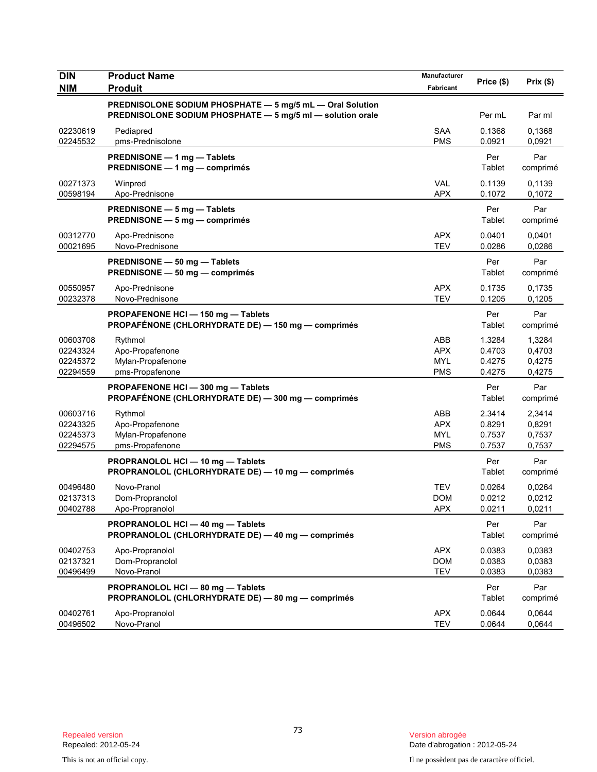| DIN<br>NIM | Product Name<br>Produit | Manufacturer<br>Fabricant | Price ($) | Prix ($) |
|---|---|---|---|---|
| | **PREDNISOLONE SODIUM PHOSPHATE — 5 mg/5 mL — Oral Solution**<br>**PREDNISOLONE SODIUM PHOSPHATE — 5 mg/5 ml — solution orale** | | Per mL | Par ml |
| 02230619 | Pediapred | SAA | 0.1368 | 0,1368 |
| 02245532 | pms-Prednisolone | PMS | 0.0921 | 0,0921 |
| | **PREDNISONE — 1 mg — Tablets**<br>**PREDNISONE — 1 mg — comprimés** | | Per Tablet | Par comprimé |
| 00271373 | Winpred | VAL | 0.1139 | 0,1139 |
| 00598194 | Apo-Prednisone | APX | 0.1072 | 0,1072 |
| | **PREDNISONE — 5 mg — Tablets**<br>**PREDNISONE — 5 mg — comprimés** | | Per Tablet | Par comprimé |
| 00312770 | Apo-Prednisone | APX | 0.0401 | 0,0401 |
| 00021695 | Novo-Prednisone | TEV | 0.0286 | 0,0286 |
| | **PREDNISONE — 50 mg — Tablets**<br>**PREDNISONE — 50 mg — comprimés** | | Per Tablet | Par comprimé |
| 00550957 | Apo-Prednisone | APX | 0.1735 | 0,1735 |
| 00232378 | Novo-Prednisone | TEV | 0.1205 | 0,1205 |
| | **PROPAFENONE HCl — 150 mg — Tablets**<br>**PROPAFÉNONE (CHLORHYDRATE DE) — 150 mg — comprimés** | | Per Tablet | Par comprimé |
| 00603708 | Rythmol | ABB | 1.3284 | 1,3284 |
| 02243324 | Apo-Propafenone | APX | 0.4703 | 0,4703 |
| 02245372 | Mylan-Propafenone | MYL | 0.4275 | 0,4275 |
| 02294559 | pms-Propafenone | PMS | 0.4275 | 0,4275 |
| | **PROPAFENONE HCl — 300 mg — Tablets**<br>**PROPAFÉNONE (CHLORHYDRATE DE) — 300 mg — comprimés** | | Per Tablet | Par comprimé |
| 00603716 | Rythmol | ABB | 2.3414 | 2,3414 |
| 02243325 | Apo-Propafenone | APX | 0.8291 | 0,8291 |
| 02245373 | Mylan-Propafenone | MYL | 0.7537 | 0,7537 |
| 02294575 | pms-Propafenone | PMS | 0.7537 | 0,7537 |
| | **PROPRANOLOL HCl — 10 mg — Tablets**<br>**PROPRANOLOL (CHLORHYDRATE DE) — 10 mg — comprimés** | | Per Tablet | Par comprimé |
| 00496480 | Novo-Pranol | TEV | 0.0264 | 0,0264 |
| 02137313 | Dom-Propranolol | DOM | 0.0212 | 0,0212 |
| 00402788 | Apo-Propranolol | APX | 0.0211 | 0,0211 |
| | **PROPRANOLOL HCl — 40 mg — Tablets**<br>**PROPRANOLOL (CHLORHYDRATE DE) — 40 mg — comprimés** | | Per Tablet | Par comprimé |
| 00402753 | Apo-Propranolol | APX | 0.0383 | 0,0383 |
| 02137321 | Dom-Propranolol | DOM | 0.0383 | 0,0383 |
| 00496499 | Novo-Pranol | TEV | 0.0383 | 0,0383 |
| | **PROPRANOLOL HCl — 80 mg — Tablets**<br>**PROPRANOLOL (CHLORHYDRATE DE) — 80 mg — comprimés** | | Per Tablet | Par comprimé |
| 00402761 | Apo-Propranolol | APX | 0.0644 | 0,0644 |
| 00496502 | Novo-Pranol | TEV | 0.0644 | 0,0644 |

Repealed version
Repealed: 2012-05-24

Version abrogée
Date d'abrogation : 2012-05-24

This is not an official copy.

Il ne possèdent pas de caractère officiel.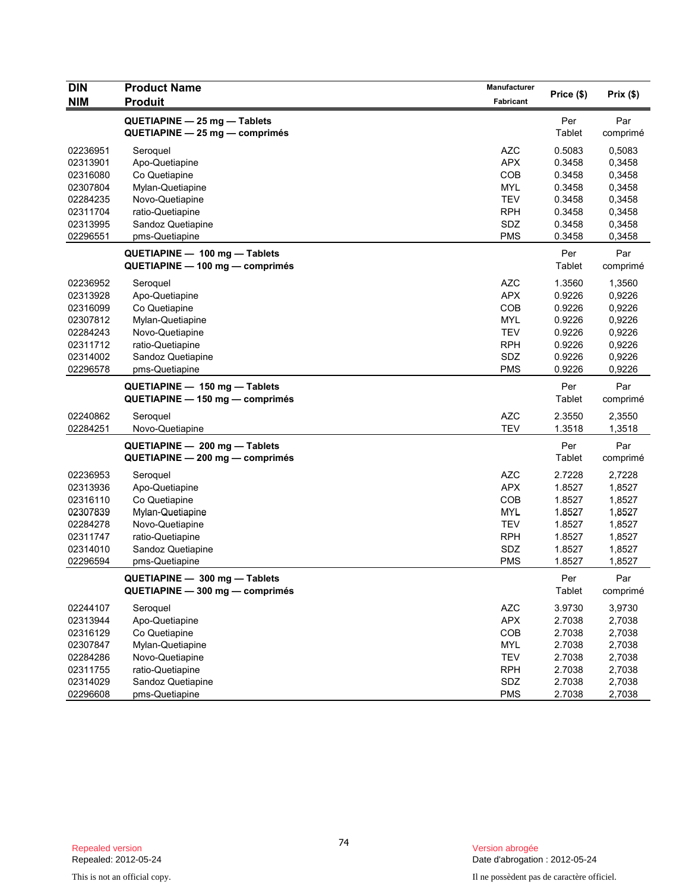| DIN<br>NIM | Product Name<br>Produit | Manufacturer<br>Fabricant | Price ($) | Prix ($) |
|---|---|---|---|---|
| | **QUETIAPINE — 25 mg — Tablets**<br>**QUETIAPINE — 25 mg — comprimés** | | Per<br>Tablet | Par<br>comprimé |
| 02236951 | Seroquel | AZC | 0.5083 | 0,5083 |
| 02313901 | Apo-Quetiapine | APX | 0.3458 | 0,3458 |
| 02316080 | Co Quetiapine | COB | 0.3458 | 0,3458 |
| 02307804 | Mylan-Quetiapine | MYL | 0.3458 | 0,3458 |
| 02284235 | Novo-Quetiapine | TEV | 0.3458 | 0,3458 |
| 02311704 | ratio-Quetiapine | RPH | 0.3458 | 0,3458 |
| 02313995 | Sandoz Quetiapine | SDZ | 0.3458 | 0,3458 |
| 02296551 | pms-Quetiapine | PMS | 0.3458 | 0,3458 |
| | **QUETIAPINE — 100 mg — Tablets**<br>**QUETIAPINE — 100 mg — comprimés** | | Per<br>Tablet | Par<br>comprimé |
| 02236952 | Seroquel | AZC | 1.3560 | 1,3560 |
| 02313928 | Apo-Quetiapine | APX | 0.9226 | 0,9226 |
| 02316099 | Co Quetiapine | COB | 0.9226 | 0,9226 |
| 02307812 | Mylan-Quetiapine | MYL | 0.9226 | 0,9226 |
| 02284243 | Novo-Quetiapine | TEV | 0.9226 | 0,9226 |
| 02311712 | ratio-Quetiapine | RPH | 0.9226 | 0,9226 |
| 02314002 | Sandoz Quetiapine | SDZ | 0.9226 | 0,9226 |
| 02296578 | pms-Quetiapine | PMS | 0.9226 | 0,9226 |
| | **QUETIAPINE — 150 mg — Tablets**<br>**QUETIAPINE — 150 mg — comprimés** | | Per<br>Tablet | Par<br>comprimé |
| 02240862 | Seroquel | AZC | 2.3550 | 2,3550 |
| 02284251 | Novo-Quetiapine | TEV | 1.3518 | 1,3518 |
| | **QUETIAPINE — 200 mg — Tablets**<br>**QUETIAPINE — 200 mg — comprimés** | | Per<br>Tablet | Par<br>comprimé |
| 02236953 | Seroquel | AZC | 2.7228 | 2,7228 |
| 02313936 | Apo-Quetiapine | APX | 1.8527 | 1,8527 |
| 02316110 | Co Quetiapine | COB | 1.8527 | 1,8527 |
| 02307839 | Mylan-Quetiapine | MYL | 1.8527 | 1,8527 |
| 02284278 | Novo-Quetiapine | TEV | 1.8527 | 1,8527 |
| 02311747 | ratio-Quetiapine | RPH | 1.8527 | 1,8527 |
| 02314010 | Sandoz Quetiapine | SDZ | 1.8527 | 1,8527 |
| 02296594 | pms-Quetiapine | PMS | 1.8527 | 1,8527 |
| | **QUETIAPINE — 300 mg — Tablets**<br>**QUETIAPINE — 300 mg — comprimés** | | Per<br>Tablet | Par<br>comprimé |
| 02244107 | Seroquel | AZC | 3.9730 | 3,9730 |
| 02313944 | Apo-Quetiapine | APX | 2.7038 | 2,7038 |
| 02316129 | Co Quetiapine | COB | 2.7038 | 2,7038 |
| 02307847 | Mylan-Quetiapine | MYL | 2.7038 | 2,7038 |
| 02284286 | Novo-Quetiapine | TEV | 2.7038 | 2,7038 |
| 02311755 | ratio-Quetiapine | RPH | 2.7038 | 2,7038 |
| 02314029 | Sandoz Quetiapine | SDZ | 2.7038 | 2,7038 |
| 02296608 | pms-Quetiapine | PMS | 2.7038 | 2,7038 |

Repealed version
Repealed: 2012-05-24

Version abrogée
Date d'abrogation : 2012-05-24

This is not an official copy.

Il ne possèdent pas de caractère officiel.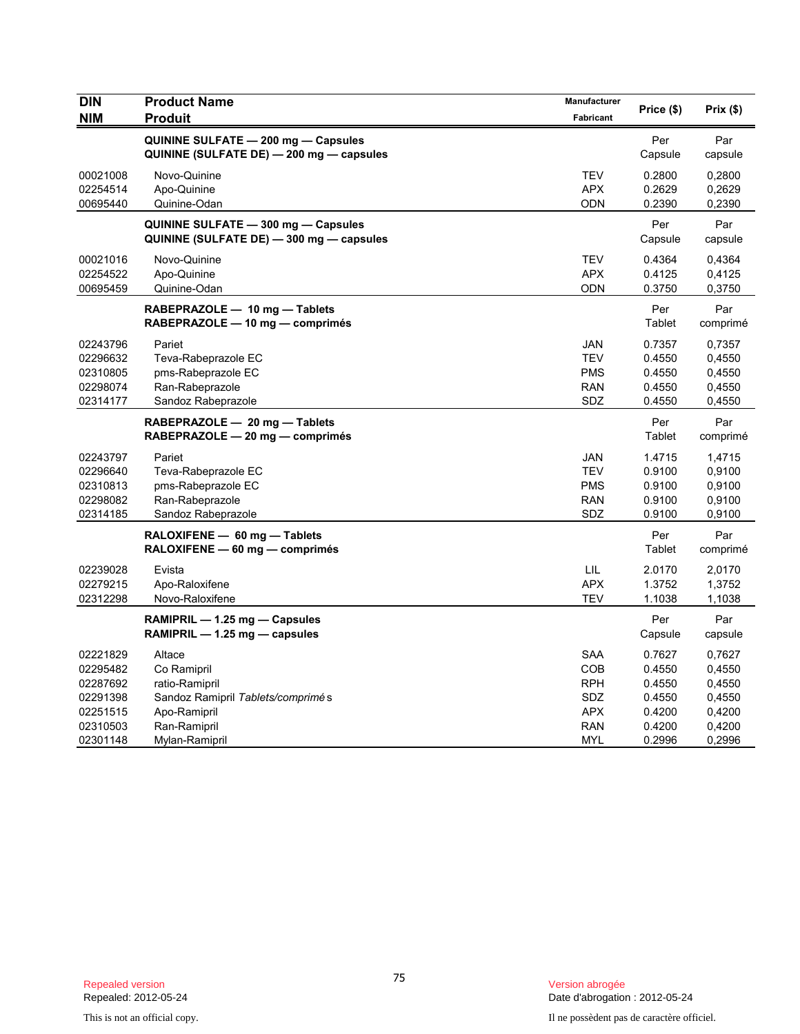| DIN<br>NIM | Product Name<br>Produit | Manufacturer<br>Fabricant | Price ($) | Prix ($) |
|---|---|---|---|---|
| | **QUININE SULFATE — 200 mg — Capsules**<br>**QUININE (SULFATE DE) — 200 mg — capsules** | | Per Capsule | Par capsule |
| 00021008 | Novo-Quinine | TEV | 0.2800 | 0,2800 |
| 02254514 | Apo-Quinine | APX | 0.2629 | 0,2629 |
| 00695440 | Quinine-Odan | ODN | 0.2390 | 0,2390 |
| | **QUININE SULFATE — 300 mg — Capsules**<br>**QUININE (SULFATE DE) — 300 mg — capsules** | | Per Capsule | Par capsule |
| 00021016 | Novo-Quinine | TEV | 0.4364 | 0,4364 |
| 02254522 | Apo-Quinine | APX | 0.4125 | 0,4125 |
| 00695459 | Quinine-Odan | ODN | 0.3750 | 0,3750 |
| | **RABEPRAZOLE — 10 mg — Tablets**<br>**RABEPRAZOLE — 10 mg — comprimés** | | Per Tablet | Par comprimé |
| 02243796 | Pariet | JAN | 0.7357 | 0,7357 |
| 02296632 | Teva-Rabeprazole EC | TEV | 0.4550 | 0,4550 |
| 02310805 | pms-Rabeprazole EC | PMS | 0.4550 | 0,4550 |
| 02298074 | Ran-Rabeprazole | RAN | 0.4550 | 0,4550 |
| 02314177 | Sandoz Rabeprazole | SDZ | 0.4550 | 0,4550 |
| | **RABEPRAZOLE — 20 mg — Tablets**<br>**RABEPRAZOLE — 20 mg — comprimés** | | Per Tablet | Par comprimé |
| 02243797 | Pariet | JAN | 1.4715 | 1,4715 |
| 02296640 | Teva-Rabeprazole EC | TEV | 0.9100 | 0,9100 |
| 02310813 | pms-Rabeprazole EC | PMS | 0.9100 | 0,9100 |
| 02298082 | Ran-Rabeprazole | RAN | 0.9100 | 0,9100 |
| 02314185 | Sandoz Rabeprazole | SDZ | 0.9100 | 0,9100 |
| | **RALOXIFENE — 60 mg — Tablets**<br>**RALOXIFENE — 60 mg — comprimés** | | Per Tablet | Par comprimé |
| 02239028 | Evista | LIL | 2.0170 | 2,0170 |
| 02279215 | Apo-Raloxifene | APX | 1.3752 | 1,3752 |
| 02312298 | Novo-Raloxifene | TEV | 1.1038 | 1,1038 |
| | **RAMIPRIL — 1.25 mg — Capsules**<br>**RAMIPRIL — 1.25 mg — capsules** | | Per Capsule | Par capsule |
| 02221829 | Altace | SAA | 0.7627 | 0,7627 |
| 02295482 | Co Ramipril | COB | 0.4550 | 0,4550 |
| 02287692 | ratio-Ramipril | RPH | 0.4550 | 0,4550 |
| 02291398 | Sandoz Ramipril *Tablets/comprimés* | SDZ | 0.4550 | 0,4550 |
| 02251515 | Apo-Ramipril | APX | 0.4200 | 0,4200 |
| 02310503 | Ran-Ramipril | RAN | 0.4200 | 0,4200 |
| 02301148 | Mylan-Ramipril | MYL | 0.2996 | 0,2996 |

Repealed version
Repealed: 2012-05-24

Version abrogée
Date d'abrogation : 2012-05-24

This is not an official copy.

Il ne possèdent pas de caractère officiel.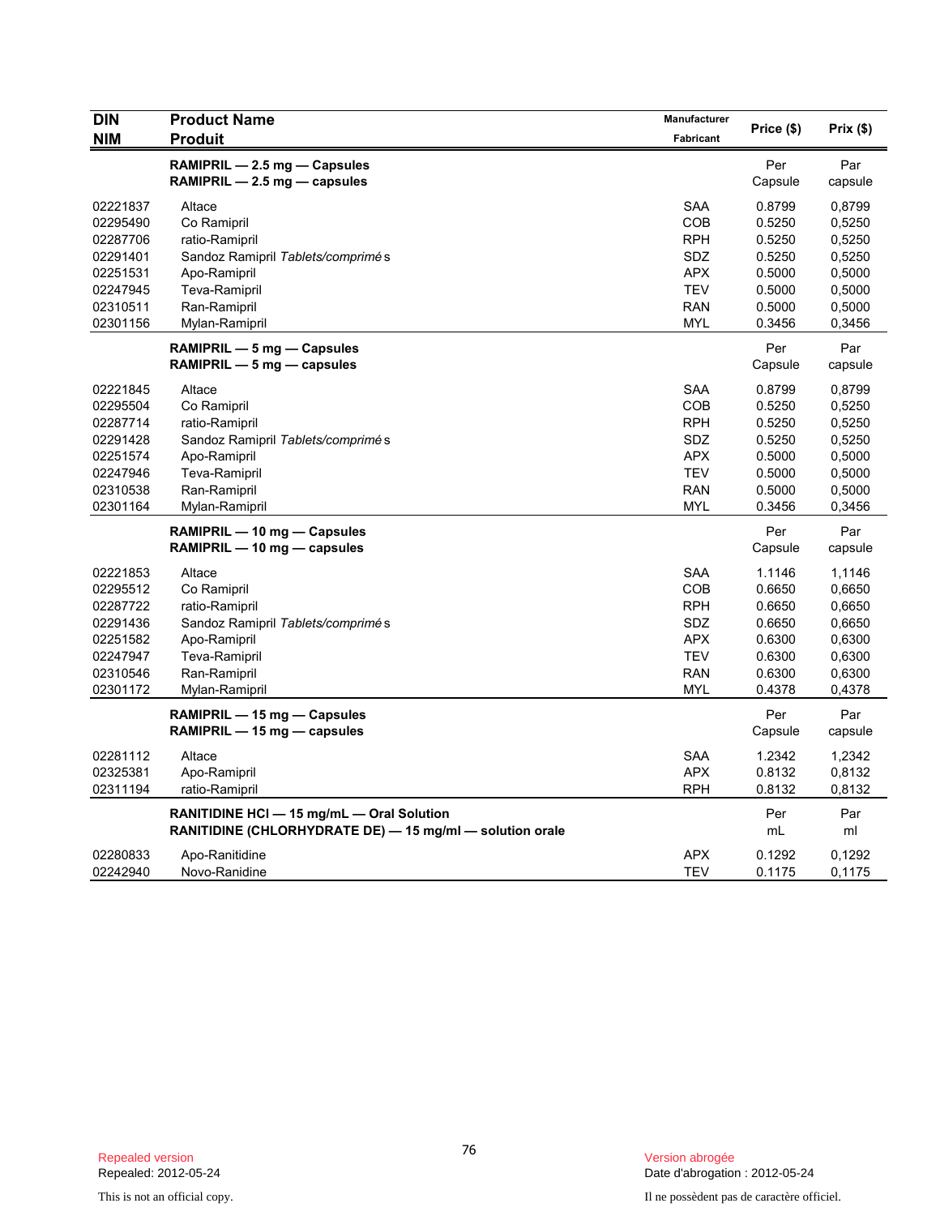| DIN<br>NIM | Product Name<br>Produit | Manufacturer<br>Fabricant | Price ($) | Prix ($) |
|---|---|---|---|---|
| | **RAMIPRIL — 2.5 mg — Capsules**<br>**RAMIPRIL — 2.5 mg — capsules** | | Per<br>Capsule | Par<br>capsule |
| 02221837 | Altace | SAA | 0.8799 | 0,8799 |
| 02295490 | Co Ramipril | COB | 0.5250 | 0,5250 |
| 02287706 | ratio-Ramipril | RPH | 0.5250 | 0,5250 |
| 02291401 | Sandoz Ramipril *Tablets/comprimés* | SDZ | 0.5250 | 0,5250 |
| 02251531 | Apo-Ramipril | APX | 0.5000 | 0,5000 |
| 02247945 | Teva-Ramipril | TEV | 0.5000 | 0,5000 |
| 02310511 | Ran-Ramipril | RAN | 0.5000 | 0,5000 |
| 02301156 | Mylan-Ramipril | MYL | 0.3456 | 0,3456 |
| | **RAMIPRIL — 5 mg — Capsules**<br>**RAMIPRIL — 5 mg — capsules** | | Per<br>Capsule | Par<br>capsule |
| 02221845 | Altace | SAA | 0.8799 | 0,8799 |
| 02295504 | Co Ramipril | COB | 0.5250 | 0,5250 |
| 02287714 | ratio-Ramipril | RPH | 0.5250 | 0,5250 |
| 02291428 | Sandoz Ramipril *Tablets/comprimés* | SDZ | 0.5250 | 0,5250 |
| 02251574 | Apo-Ramipril | APX | 0.5000 | 0,5000 |
| 02247946 | Teva-Ramipril | TEV | 0.5000 | 0,5000 |
| 02310538 | Ran-Ramipril | RAN | 0.5000 | 0,5000 |
| 02301164 | Mylan-Ramipril | MYL | 0.3456 | 0,3456 |
| | **RAMIPRIL — 10 mg — Capsules**<br>**RAMIPRIL — 10 mg — capsules** | | Per<br>Capsule | Par<br>capsule |
| 02221853 | Altace | SAA | 1.1146 | 1,1146 |
| 02295512 | Co Ramipril | COB | 0.6650 | 0,6650 |
| 02287722 | ratio-Ramipril | RPH | 0.6650 | 0,6650 |
| 02291436 | Sandoz Ramipril *Tablets/comprimés* | SDZ | 0.6650 | 0,6650 |
| 02251582 | Apo-Ramipril | APX | 0.6300 | 0,6300 |
| 02247947 | Teva-Ramipril | TEV | 0.6300 | 0,6300 |
| 02310546 | Ran-Ramipril | RAN | 0.6300 | 0,6300 |
| 02301172 | Mylan-Ramipril | MYL | 0.4378 | 0,4378 |
| | **RAMIPRIL — 15 mg — Capsules**<br>**RAMIPRIL — 15 mg — capsules** | | Per<br>Capsule | Par<br>capsule |
| 02281112 | Altace | SAA | 1.2342 | 1,2342 |
| 02325381 | Apo-Ramipril | APX | 0.8132 | 0,8132 |
| 02311194 | ratio-Ramipril | RPH | 0.8132 | 0,8132 |
| | **RANITIDINE HCl — 15 mg/mL — Oral Solution**<br>**RANITIDINE (CHLORHYDRATE DE) — 15 mg/ml — solution orale** | | Per<br>mL | Par<br>ml |
| 02280833 | Apo-Ranitidine | APX | 0.1292 | 0,1292 |
| 02242940 | Novo-Ranidine | TEV | 0.1175 | 0,1175 |

Repealed version
Repealed: 2012-05-24

This is not an official copy.

Version abrogée
Date d'abrogation : 2012-05-24

Il ne possèdent pas de caractère officiel.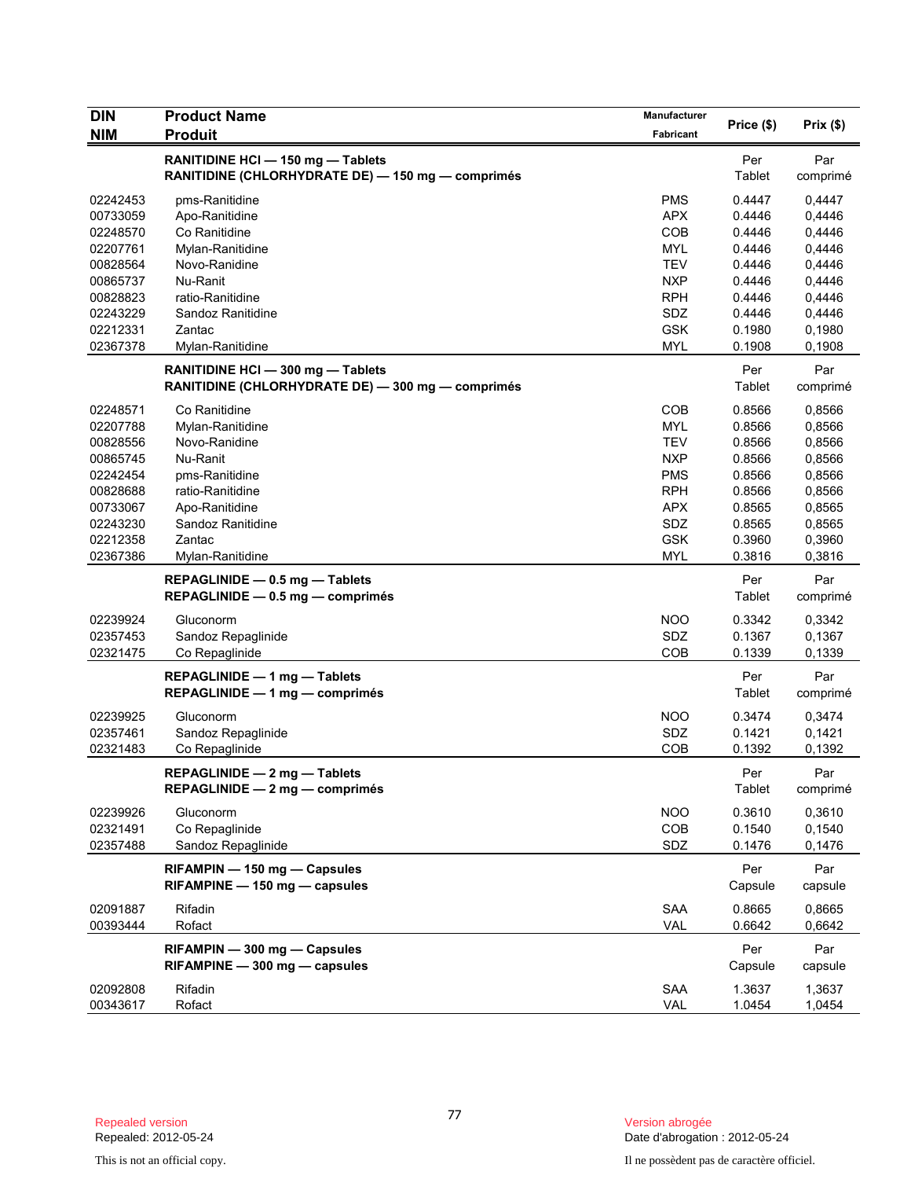| DIN<br>NIM | Product Name<br>Produit | Manufacturer<br>Fabricant | Price ($) | Prix ($) |
|---|---|---|---|---|
| | **RANITIDINE HCl — 150 mg — Tablets**<br>**RANITIDINE (CHLORHYDRATE DE) — 150 mg — comprimés** | | Per Tablet | Par comprimé |
| 02242453 | pms-Ranitidine | PMS | 0.4447 | 0,4447 |
| 00733059 | Apo-Ranitidine | APX | 0.4446 | 0,4446 |
| 02248570 | Co Ranitidine | COB | 0.4446 | 0,4446 |
| 02207761 | Mylan-Ranitidine | MYL | 0.4446 | 0,4446 |
| 00828564 | Novo-Ranidine | TEV | 0.4446 | 0,4446 |
| 00865737 | Nu-Ranit | NXP | 0.4446 | 0,4446 |
| 00828823 | ratio-Ranitidine | RPH | 0.4446 | 0,4446 |
| 02243229 | Sandoz Ranitidine | SDZ | 0.4446 | 0,4446 |
| 02212331 | Zantac | GSK | 0.1980 | 0,1980 |
| 02367378 | Mylan-Ranitidine | MYL | 0.1908 | 0,1908 |
| | **RANITIDINE HCl — 300 mg — Tablets**<br>**RANITIDINE (CHLORHYDRATE DE) — 300 mg — comprimés** | | Per Tablet | Par comprimé |
| 02248571 | Co Ranitidine | COB | 0.8566 | 0,8566 |
| 02207788 | Mylan-Ranitidine | MYL | 0.8566 | 0,8566 |
| 00828556 | Novo-Ranidine | TEV | 0.8566 | 0,8566 |
| 00865745 | Nu-Ranit | NXP | 0.8566 | 0,8566 |
| 02242454 | pms-Ranitidine | PMS | 0.8566 | 0,8566 |
| 00828688 | ratio-Ranitidine | RPH | 0.8566 | 0,8566 |
| 00733067 | Apo-Ranitidine | APX | 0.8565 | 0,8565 |
| 02243230 | Sandoz Ranitidine | SDZ | 0.8565 | 0,8565 |
| 02212358 | Zantac | GSK | 0.3960 | 0,3960 |
| 02367386 | Mylan-Ranitidine | MYL | 0.3816 | 0,3816 |
| | **REPAGLINIDE — 0.5 mg — Tablets**<br>**REPAGLINIDE — 0.5 mg — comprimés** | | Per Tablet | Par comprimé |
| 02239924 | Gluconorm | NOO | 0.3342 | 0,3342 |
| 02357453 | Sandoz Repaglinide | SDZ | 0.1367 | 0,1367 |
| 02321475 | Co Repaglinide | COB | 0.1339 | 0,1339 |
| | **REPAGLINIDE — 1 mg — Tablets**<br>**REPAGLINIDE — 1 mg — comprimés** | | Per Tablet | Par comprimé |
| 02239925 | Gluconorm | NOO | 0.3474 | 0,3474 |
| 02357461 | Sandoz Repaglinide | SDZ | 0.1421 | 0,1421 |
| 02321483 | Co Repaglinide | COB | 0.1392 | 0,1392 |
| | **REPAGLINIDE — 2 mg — Tablets**<br>**REPAGLINIDE — 2 mg — comprimés** | | Per Tablet | Par comprimé |
| 02239926 | Gluconorm | NOO | 0.3610 | 0,3610 |
| 02321491 | Co Repaglinide | COB | 0.1540 | 0,1540 |
| 02357488 | Sandoz Repaglinide | SDZ | 0.1476 | 0,1476 |
| | **RIFAMPIN — 150 mg — Capsules**<br>**RIFAMPINE — 150 mg — capsules** | | Per Capsule | Par capsule |
| 02091887 | Rifadin | SAA | 0.8665 | 0,8665 |
| 00393444 | Rofact | VAL | 0.6642 | 0,6642 |
| | **RIFAMPIN — 300 mg — Capsules**<br>**RIFAMPINE — 300 mg — capsules** | | Per Capsule | Par capsule |
| 02092808 | Rifadin | SAA | 1.3637 | 1,3637 |
| 00343617 | Rofact | VAL | 1.0454 | 1,0454 |

Repealed version
Repealed: 2012-05-24

This is not an official copy.

Version abrogée
Date d'abrogation : 2012-05-24

Il ne possèdent pas de caractère officiel.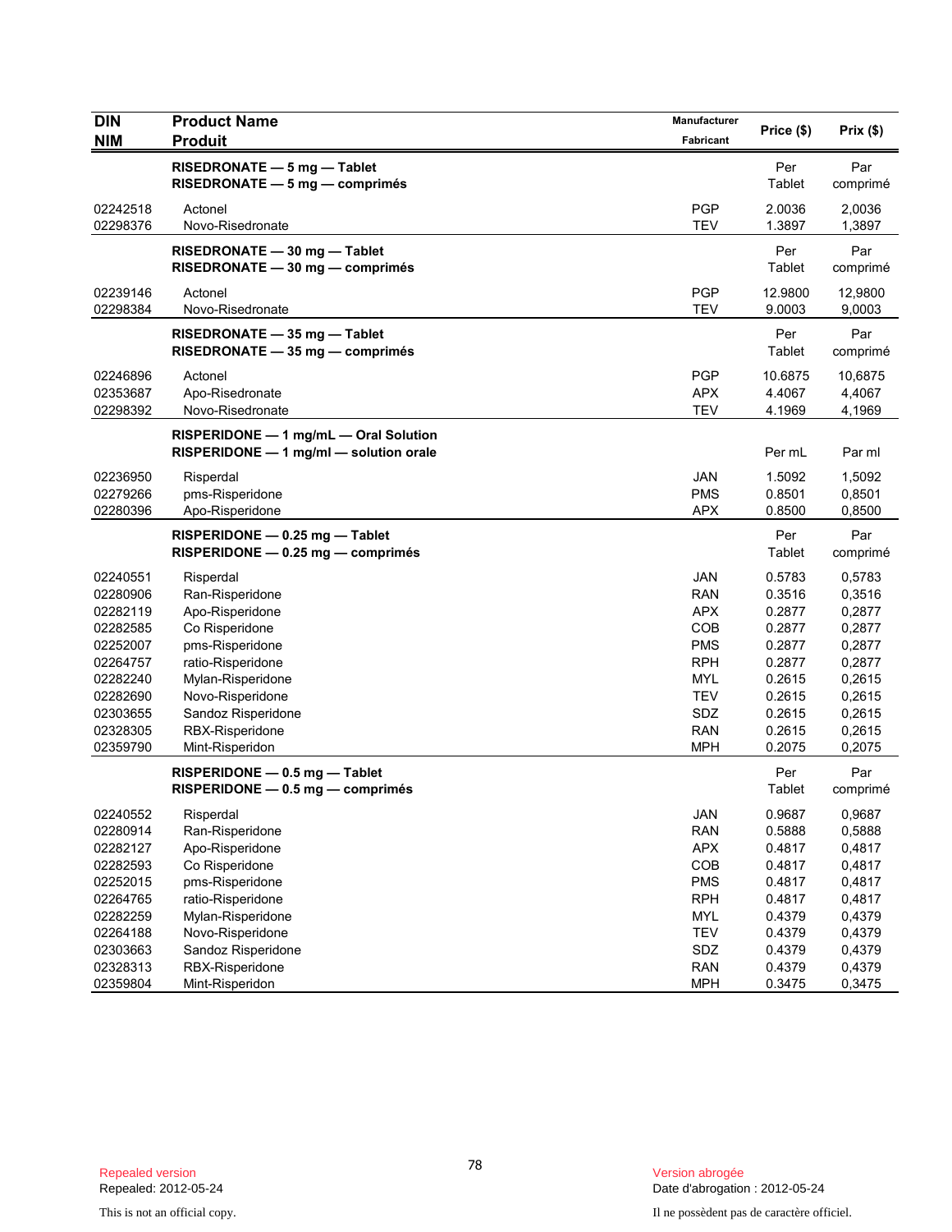| DIN<br>NIM | Product Name<br>Produit | Manufacturer<br>Fabricant | Price ($) | Prix ($) |
|---|---|---|---|---|
| | **RISEDRONATE — 5 mg — Tablet**<br>**RISEDRONATE — 5 mg — comprimés** | | Per Tablet | Par comprimé |
| 02242518 | Actonel | PGP | 2.0036 | 2,0036 |
| 02298376 | Novo-Risedronate | TEV | 1.3897 | 1,3897 |
| | **RISEDRONATE — 30 mg — Tablet**<br>**RISEDRONATE — 30 mg — comprimés** | | Per Tablet | Par comprimé |
| 02239146 | Actonel | PGP | 12.9800 | 12,9800 |
| 02298384 | Novo-Risedronate | TEV | 9.0003 | 9,0003 |
| | **RISEDRONATE — 35 mg — Tablet**<br>**RISEDRONATE — 35 mg — comprimés** | | Per Tablet | Par comprimé |
| 02246896 | Actonel | PGP | 10.6875 | 10,6875 |
| 02353687 | Apo-Risedronate | APX | 4.4067 | 4,4067 |
| 02298392 | Novo-Risedronate | TEV | 4.1969 | 4,1969 |
| | **RISPERIDONE — 1 mg/mL — Oral Solution**<br>**RISPERIDONE — 1 mg/ml — solution orale** | | Per mL | Par ml |
| 02236950 | Risperdal | JAN | 1.5092 | 1,5092 |
| 02279266 | pms-Risperidone | PMS | 0.8501 | 0,8501 |
| 02280396 | Apo-Risperidone | APX | 0.8500 | 0,8500 |
| | **RISPERIDONE — 0.25 mg — Tablet**<br>**RISPERIDONE — 0.25 mg — comprimés** | | Per Tablet | Par comprimé |
| 02240551 | Risperdal | JAN | 0.5783 | 0,5783 |
| 02280906 | Ran-Risperidone | RAN | 0.3516 | 0,3516 |
| 02282119 | Apo-Risperidone | APX | 0.2877 | 0,2877 |
| 02282585 | Co Risperidone | COB | 0.2877 | 0,2877 |
| 02252007 | pms-Risperidone | PMS | 0.2877 | 0,2877 |
| 02264757 | ratio-Risperidone | RPH | 0.2877 | 0,2877 |
| 02282240 | Mylan-Risperidone | MYL | 0.2615 | 0,2615 |
| 02282690 | Novo-Risperidone | TEV | 0.2615 | 0,2615 |
| 02303655 | Sandoz Risperidone | SDZ | 0.2615 | 0,2615 |
| 02328305 | RBX-Risperidone | RAN | 0.2615 | 0,2615 |
| 02359790 | Mint-Risperidon | MPH | 0.2075 | 0,2075 |
| | **RISPERIDONE — 0.5 mg — Tablet**<br>**RISPERIDONE — 0.5 mg — comprimés** | | Per Tablet | Par comprimé |
| 02240552 | Risperdal | JAN | 0.9687 | 0,9687 |
| 02280914 | Ran-Risperidone | RAN | 0.5888 | 0,5888 |
| 02282127 | Apo-Risperidone | APX | 0.4817 | 0,4817 |
| 02282593 | Co Risperidone | COB | 0.4817 | 0,4817 |
| 02252015 | pms-Risperidone | PMS | 0.4817 | 0,4817 |
| 02264765 | ratio-Risperidone | RPH | 0.4817 | 0,4817 |
| 02282259 | Mylan-Risperidone | MYL | 0.4379 | 0,4379 |
| 02264188 | Novo-Risperidone | TEV | 0.4379 | 0,4379 |
| 02303663 | Sandoz Risperidone | SDZ | 0.4379 | 0,4379 |
| 02328313 | RBX-Risperidone | RAN | 0.4379 | 0,4379 |
| 02359804 | Mint-Risperidon | MPH | 0.3475 | 0,3475 |

Repealed version
Repealed: 2012-05-24

This is not an official copy.

Version abrogée
Date d'abrogation : 2012-05-24

Il ne possèdent pas de caractère officiel.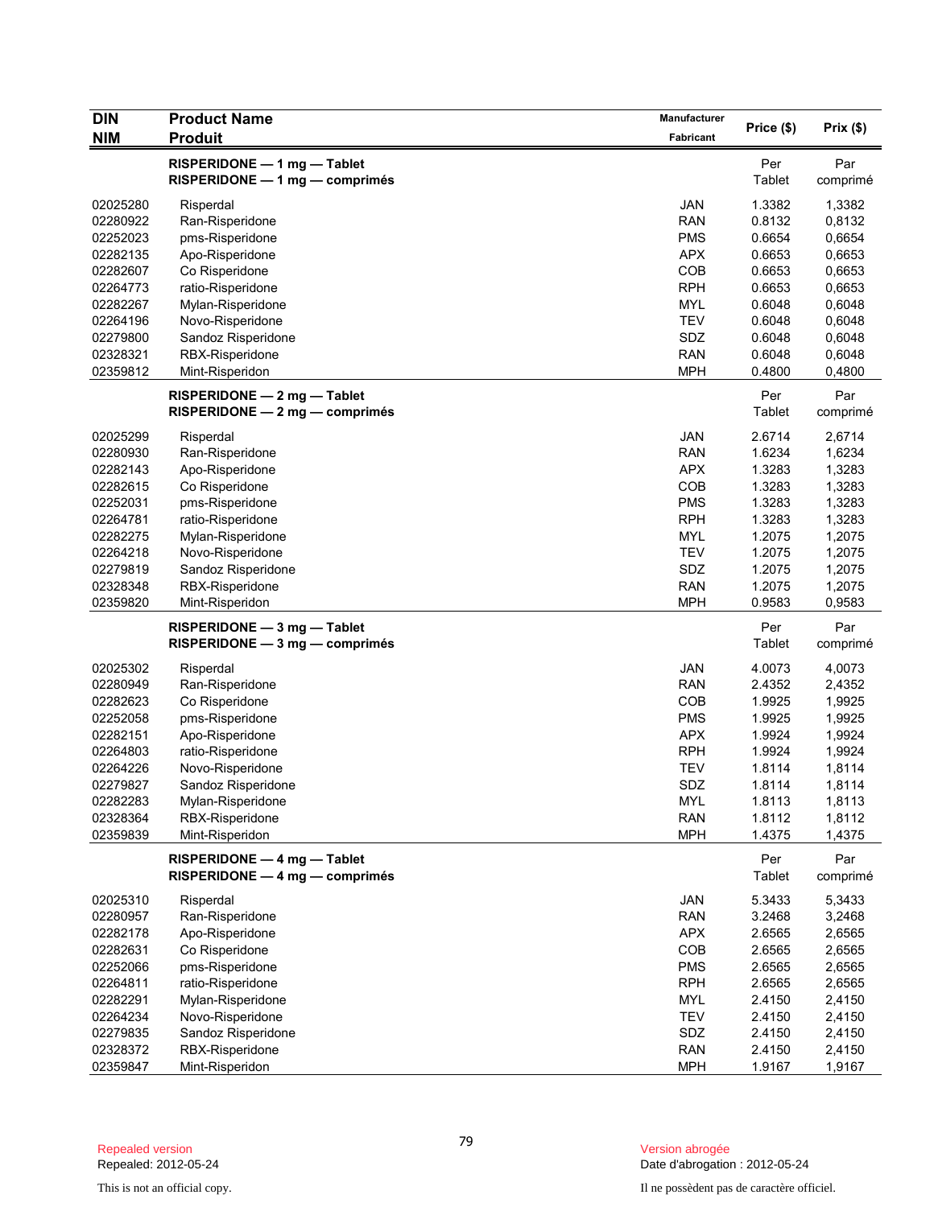| DIN<br>NIM | Product Name<br>Produit | Manufacturer<br>Fabricant | Price ($) | Prix ($) |
|---|---|---|---|---|
| | **RISPERIDONE — 1 mg — Tablet**<br>**RISPERIDONE — 1 mg — comprimés** | | Per Tablet | Par comprimé |
| 02025280 | Risperdal | JAN | 1.3382 | 1,3382 |
| 02280922 | Ran-Risperidone | RAN | 0.8132 | 0,8132 |
| 02252023 | pms-Risperidone | PMS | 0.6654 | 0,6654 |
| 02282135 | Apo-Risperidone | APX | 0.6653 | 0,6653 |
| 02282607 | Co Risperidone | COB | 0.6653 | 0,6653 |
| 02264773 | ratio-Risperidone | RPH | 0.6653 | 0,6653 |
| 02282267 | Mylan-Risperidone | MYL | 0.6048 | 0,6048 |
| 02264196 | Novo-Risperidone | TEV | 0.6048 | 0,6048 |
| 02279800 | Sandoz Risperidone | SDZ | 0.6048 | 0,6048 |
| 02328321 | RBX-Risperidone | RAN | 0.6048 | 0,6048 |
| 02359812 | Mint-Risperidon | MPH | 0.4800 | 0,4800 |
| | **RISPERIDONE — 2 mg — Tablet**<br>**RISPERIDONE — 2 mg — comprimés** | | Per Tablet | Par comprimé |
| 02025299 | Risperdal | JAN | 2.6714 | 2,6714 |
| 02280930 | Ran-Risperidone | RAN | 1.6234 | 1,6234 |
| 02282143 | Apo-Risperidone | APX | 1.3283 | 1,3283 |
| 02282615 | Co Risperidone | COB | 1.3283 | 1,3283 |
| 02252031 | pms-Risperidone | PMS | 1.3283 | 1,3283 |
| 02264781 | ratio-Risperidone | RPH | 1.3283 | 1,3283 |
| 02282275 | Mylan-Risperidone | MYL | 1.2075 | 1,2075 |
| 02264218 | Novo-Risperidone | TEV | 1.2075 | 1,2075 |
| 02279819 | Sandoz Risperidone | SDZ | 1.2075 | 1,2075 |
| 02328348 | RBX-Risperidone | RAN | 1.2075 | 1,2075 |
| 02359820 | Mint-Risperidon | MPH | 0.9583 | 0,9583 |
| | **RISPERIDONE — 3 mg — Tablet**<br>**RISPERIDONE — 3 mg — comprimés** | | Per Tablet | Par comprimé |
| 02025302 | Risperdal | JAN | 4.0073 | 4,0073 |
| 02280949 | Ran-Risperidone | RAN | 2.4352 | 2,4352 |
| 02282623 | Co Risperidone | COB | 1.9925 | 1,9925 |
| 02252058 | pms-Risperidone | PMS | 1.9925 | 1,9925 |
| 02282151 | Apo-Risperidone | APX | 1.9924 | 1,9924 |
| 02264803 | ratio-Risperidone | RPH | 1.9924 | 1,9924 |
| 02264226 | Novo-Risperidone | TEV | 1.8114 | 1,8114 |
| 02279827 | Sandoz Risperidone | SDZ | 1.8114 | 1,8114 |
| 02282283 | Mylan-Risperidone | MYL | 1.8113 | 1,8113 |
| 02328364 | RBX-Risperidone | RAN | 1.8112 | 1,8112 |
| 02359839 | Mint-Risperidon | MPH | 1.4375 | 1,4375 |
| | **RISPERIDONE — 4 mg — Tablet**<br>**RISPERIDONE — 4 mg — comprimés** | | Per Tablet | Par comprimé |
| 02025310 | Risperdal | JAN | 5.3433 | 5,3433 |
| 02280957 | Ran-Risperidone | RAN | 3.2468 | 3,2468 |
| 02282178 | Apo-Risperidone | APX | 2.6565 | 2,6565 |
| 02282631 | Co Risperidone | COB | 2.6565 | 2,6565 |
| 02252066 | pms-Risperidone | PMS | 2.6565 | 2,6565 |
| 02264811 | ratio-Risperidone | RPH | 2.6565 | 2,6565 |
| 02282291 | Mylan-Risperidone | MYL | 2.4150 | 2,4150 |
| 02264234 | Novo-Risperidone | TEV | 2.4150 | 2,4150 |
| 02279835 | Sandoz Risperidone | SDZ | 2.4150 | 2,4150 |
| 02328372 | RBX-Risperidone | RAN | 2.4150 | 2,4150 |
| 02359847 | Mint-Risperidon | MPH | 1.9167 | 1,9167 |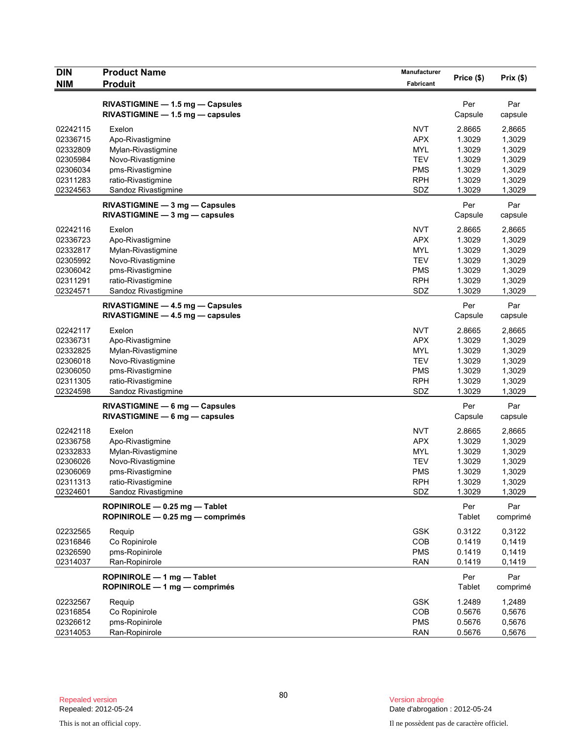| DIN<br>NIM | Product Name<br>Produit | Manufacturer<br>Fabricant | Price ($) | Prix ($) |
|---|---|---|---|---|
| | **RIVASTIGMINE — 1.5 mg — Capsules**<br>**RIVASTIGMINE — 1.5 mg — capsules** | | Per<br>Capsule | Par<br>capsule |
| 02242115 | Exelon | NVT | 2.8665 | 2,8665 |
| 02336715 | Apo-Rivastigmine | APX | 1.3029 | 1,3029 |
| 02332809 | Mylan-Rivastigmine | MYL | 1.3029 | 1,3029 |
| 02305984 | Novo-Rivastigmine | TEV | 1.3029 | 1,3029 |
| 02306034 | pms-Rivastigmine | PMS | 1.3029 | 1,3029 |
| 02311283 | ratio-Rivastigmine | RPH | 1.3029 | 1,3029 |
| 02324563 | Sandoz Rivastigmine | SDZ | 1.3029 | 1,3029 |
| | **RIVASTIGMINE — 3 mg — Capsules**<br>**RIVASTIGMINE — 3 mg — capsules** | | Per<br>Capsule | Par<br>capsule |
| 02242116 | Exelon | NVT | 2.8665 | 2,8665 |
| 02336723 | Apo-Rivastigmine | APX | 1.3029 | 1,3029 |
| 02332817 | Mylan-Rivastigmine | MYL | 1.3029 | 1,3029 |
| 02305992 | Novo-Rivastigmine | TEV | 1.3029 | 1,3029 |
| 02306042 | pms-Rivastigmine | PMS | 1.3029 | 1,3029 |
| 02311291 | ratio-Rivastigmine | RPH | 1.3029 | 1,3029 |
| 02324571 | Sandoz Rivastigmine | SDZ | 1.3029 | 1,3029 |
| | **RIVASTIGMINE — 4.5 mg — Capsules**<br>**RIVASTIGMINE — 4.5 mg — capsules** | | Per<br>Capsule | Par<br>capsule |
| 02242117 | Exelon | NVT | 2.8665 | 2,8665 |
| 02336731 | Apo-Rivastigmine | APX | 1.3029 | 1,3029 |
| 02332825 | Mylan-Rivastigmine | MYL | 1.3029 | 1,3029 |
| 02306018 | Novo-Rivastigmine | TEV | 1.3029 | 1,3029 |
| 02306050 | pms-Rivastigmine | PMS | 1.3029 | 1,3029 |
| 02311305 | ratio-Rivastigmine | RPH | 1.3029 | 1,3029 |
| 02324598 | Sandoz Rivastigmine | SDZ | 1.3029 | 1,3029 |
| | **RIVASTIGMINE — 6 mg — Capsules**<br>**RIVASTIGMINE — 6 mg — capsules** | | Per<br>Capsule | Par<br>capsule |
| 02242118 | Exelon | NVT | 2.8665 | 2,8665 |
| 02336758 | Apo-Rivastigmine | APX | 1.3029 | 1,3029 |
| 02332833 | Mylan-Rivastigmine | MYL | 1.3029 | 1,3029 |
| 02306026 | Novo-Rivastigmine | TEV | 1.3029 | 1,3029 |
| 02306069 | pms-Rivastigmine | PMS | 1.3029 | 1,3029 |
| 02311313 | ratio-Rivastigmine | RPH | 1.3029 | 1,3029 |
| 02324601 | Sandoz Rivastigmine | SDZ | 1.3029 | 1,3029 |
| | **ROPINIROLE — 0.25 mg — Tablet**<br>**ROPINIROLE — 0.25 mg — comprimés** | | Per<br>Tablet | Par<br>comprimé |
| 02232565 | Requip | GSK | 0.3122 | 0,3122 |
| 02316846 | Co Ropinirole | COB | 0.1419 | 0,1419 |
| 02326590 | pms-Ropinirole | PMS | 0.1419 | 0,1419 |
| 02314037 | Ran-Ropinirole | RAN | 0.1419 | 0,1419 |
| | **ROPINIROLE — 1 mg — Tablet**<br>**ROPINIROLE — 1 mg — comprimés** | | Per<br>Tablet | Par<br>comprimé |
| 02232567 | Requip | GSK | 1.2489 | 1,2489 |
| 02316854 | Co Ropinirole | COB | 0.5676 | 0,5676 |
| 02326612 | pms-Ropinirole | PMS | 0.5676 | 0,5676 |
| 02314053 | Ran-Ropinirole | RAN | 0.5676 | 0,5676 |

Repealed version
Repealed: 2012-05-24

This is not an official copy.

Version abrogée
Date d'abrogation : 2012-05-24

Il ne possèdent pas de caractère officiel.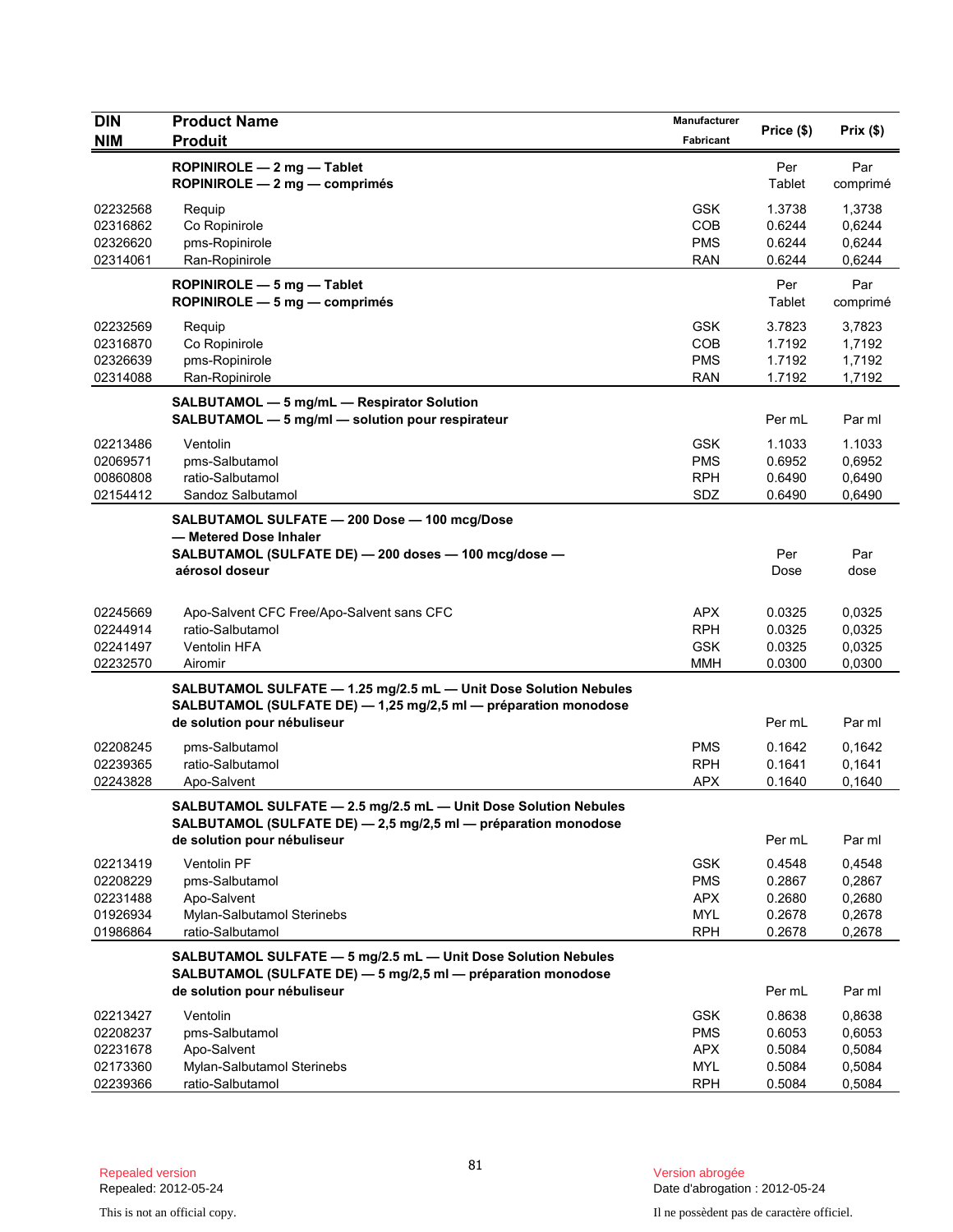| DIN<br>NIM | Product Name<br>Produit | Manufacturer<br>Fabricant | Price ($) | Prix ($) |
|---|---|---|---|---|
| | **ROPINIROLE — 2 mg — Tablet**<br>**ROPINIROLE — 2 mg — comprimés** | | Per<br>Tablet | Par<br>comprimé |
| 02232568 | Requip | GSK | 1.3738 | 1,3738 |
| 02316862 | Co Ropinirole | COB | 0.6244 | 0,6244 |
| 02326620 | pms-Ropinirole | PMS | 0.6244 | 0,6244 |
| 02314061 | Ran-Ropinirole | RAN | 0.6244 | 0,6244 |
| | **ROPINIROLE — 5 mg — Tablet**<br>**ROPINIROLE — 5 mg — comprimés** | | Per<br>Tablet | Par<br>comprimé |
| 02232569 | Requip | GSK | 3.7823 | 3,7823 |
| 02316870 | Co Ropinirole | COB | 1.7192 | 1,7192 |
| 02326639 | pms-Ropinirole | PMS | 1.7192 | 1,7192 |
| 02314088 | Ran-Ropinirole | RAN | 1.7192 | 1,7192 |
| | **SALBUTAMOL — 5 mg/mL — Respirator Solution**<br>**SALBUTAMOL — 5 mg/ml — solution pour respirateur** | | Per mL | Par ml |
| 02213486 | Ventolin | GSK | 1.1033 | 1.1033 |
| 02069571 | pms-Salbutamol | PMS | 0.6952 | 0,6952 |
| 00860808 | ratio-Salbutamol | RPH | 0.6490 | 0,6490 |
| 02154412 | Sandoz Salbutamol | SDZ | 0.6490 | 0,6490 |
| | **SALBUTAMOL SULFATE — 200 Dose — 100 mcg/Dose — Metered Dose Inhaler**<br>**SALBUTAMOL (SULFATE DE) — 200 doses — 100 mcg/dose — aérosol doseur** | | Per<br>Dose | Par<br>dose |
| 02245669 | Apo-Salvent CFC Free/Apo-Salvent sans CFC | APX | 0.0325 | 0,0325 |
| 02244914 | ratio-Salbutamol | RPH | 0.0325 | 0,0325 |
| 02241497 | Ventolin HFA | GSK | 0.0325 | 0,0325 |
| 02232570 | Airomir | MMH | 0.0300 | 0,0300 |
| | **SALBUTAMOL SULFATE — 1.25 mg/2.5 mL — Unit Dose Solution Nebules**<br>**SALBUTAMOL (SULFATE DE) — 1,25 mg/2,5 ml — préparation monodose de solution pour nébuliseur** | | Per mL | Par ml |
| 02208245 | pms-Salbutamol | PMS | 0.1642 | 0,1642 |
| 02239365 | ratio-Salbutamol | RPH | 0.1641 | 0,1641 |
| 02243828 | Apo-Salvent | APX | 0.1640 | 0,1640 |
| | **SALBUTAMOL SULFATE — 2.5 mg/2.5 mL — Unit Dose Solution Nebules**<br>**SALBUTAMOL (SULFATE DE) — 2,5 mg/2,5 ml — préparation monodose de solution pour nébuliseur** | | Per mL | Par ml |
| 02213419 | Ventolin PF | GSK | 0.4548 | 0,4548 |
| 02208229 | pms-Salbutamol | PMS | 0.2867 | 0,2867 |
| 02231488 | Apo-Salvent | APX | 0.2680 | 0,2680 |
| 01926934 | Mylan-Salbutamol Sterinebs | MYL | 0.2678 | 0,2678 |
| 01986864 | ratio-Salbutamol | RPH | 0.2678 | 0,2678 |
| | **SALBUTAMOL SULFATE — 5 mg/2.5 mL — Unit Dose Solution Nebules**<br>**SALBUTAMOL (SULFATE DE) — 5 mg/2,5 ml — préparation monodose de solution pour nébuliseur** | | Per mL | Par ml |
| 02213427 | Ventolin | GSK | 0.8638 | 0,8638 |
| 02208237 | pms-Salbutamol | PMS | 0.6053 | 0,6053 |
| 02231678 | Apo-Salvent | APX | 0.5084 | 0,5084 |
| 02173360 | Mylan-Salbutamol Sterinebs | MYL | 0.5084 | 0,5084 |
| 02239366 | ratio-Salbutamol | RPH | 0.5084 | 0,5084 |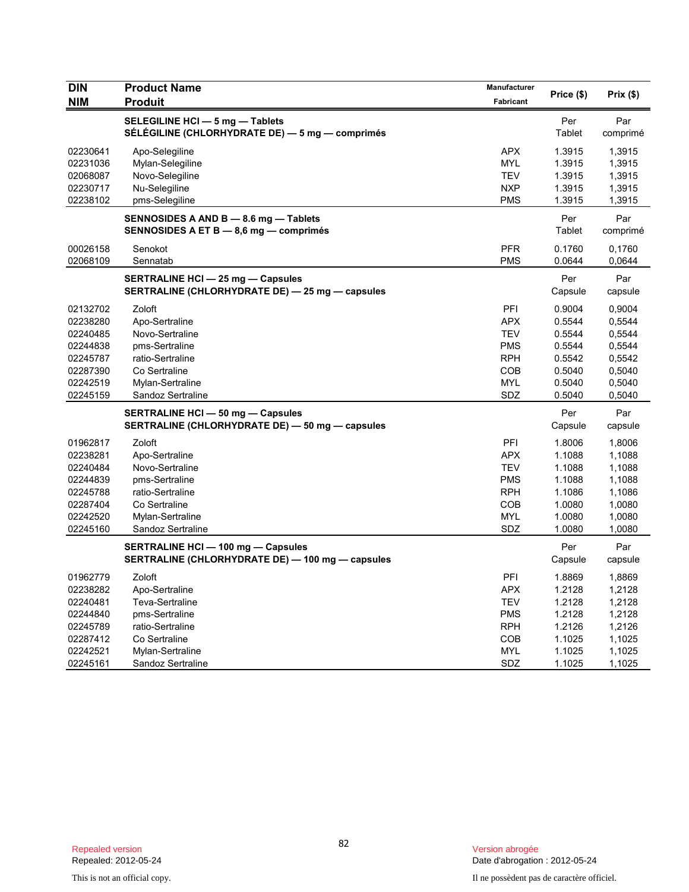| DIN<br>NIM | Product Name<br>Produit | Manufacturer<br>Fabricant | Price ($) | Prix ($) |
|---|---|---|---|---|
| | **SELEGILINE HCl — 5 mg — Tablets**<br>**SÉLÉGILINE (CHLORHYDRATE DE) — 5 mg — comprimés** | | Per Tablet | Par comprimé |
| 02230641 | Apo-Selegiline | APX | 1.3915 | 1,3915 |
| 02231036 | Mylan-Selegiline | MYL | 1.3915 | 1,3915 |
| 02068087 | Novo-Selegiline | TEV | 1.3915 | 1,3915 |
| 02230717 | Nu-Selegiline | NXP | 1.3915 | 1,3915 |
| 02238102 | pms-Selegiline | PMS | 1.3915 | 1,3915 |
| | **SENNOSIDES A AND B — 8.6 mg — Tablets**<br>**SENNOSIDES A ET B — 8,6 mg — comprimés** | | Per Tablet | Par comprimé |
| 00026158 | Senokot | PFR | 0.1760 | 0,1760 |
| 02068109 | Sennatab | PMS | 0.0644 | 0,0644 |
| | **SERTRALINE HCl — 25 mg — Capsules**<br>**SERTRALINE (CHLORHYDRATE DE) — 25 mg — capsules** | | Per Capsule | Par capsule |
| 02132702 | Zoloft | PFI | 0.9004 | 0,9004 |
| 02238280 | Apo-Sertraline | APX | 0.5544 | 0,5544 |
| 02240485 | Novo-Sertraline | TEV | 0.5544 | 0,5544 |
| 02244838 | pms-Sertraline | PMS | 0.5544 | 0,5544 |
| 02245787 | ratio-Sertraline | RPH | 0.5542 | 0,5542 |
| 02287390 | Co Sertraline | COB | 0.5040 | 0,5040 |
| 02242519 | Mylan-Sertraline | MYL | 0.5040 | 0,5040 |
| 02245159 | Sandoz Sertraline | SDZ | 0.5040 | 0,5040 |
| | **SERTRALINE HCl — 50 mg — Capsules**<br>**SERTRALINE (CHLORHYDRATE DE) — 50 mg — capsules** | | Per Capsule | Par capsule |
| 01962817 | Zoloft | PFI | 1.8006 | 1,8006 |
| 02238281 | Apo-Sertraline | APX | 1.1088 | 1,1088 |
| 02240484 | Novo-Sertraline | TEV | 1.1088 | 1,1088 |
| 02244839 | pms-Sertraline | PMS | 1.1088 | 1,1088 |
| 02245788 | ratio-Sertraline | RPH | 1.1086 | 1,1086 |
| 02287404 | Co Sertraline | COB | 1.0080 | 1,0080 |
| 02242520 | Mylan-Sertraline | MYL | 1.0080 | 1,0080 |
| 02245160 | Sandoz Sertraline | SDZ | 1.0080 | 1,0080 |
| | **SERTRALINE HCl — 100 mg — Capsules**<br>**SERTRALINE (CHLORHYDRATE DE) — 100 mg — capsules** | | Per Capsule | Par capsule |
| 01962779 | Zoloft | PFI | 1.8869 | 1,8869 |
| 02238282 | Apo-Sertraline | APX | 1.2128 | 1,2128 |
| 02240481 | Teva-Sertraline | TEV | 1.2128 | 1,2128 |
| 02244840 | pms-Sertraline | PMS | 1.2128 | 1,2128 |
| 02245789 | ratio-Sertraline | RPH | 1.2126 | 1,2126 |
| 02287412 | Co Sertraline | COB | 1.1025 | 1,1025 |
| 02242521 | Mylan-Sertraline | MYL | 1.1025 | 1,1025 |
| 02245161 | Sandoz Sertraline | SDZ | 1.1025 | 1,1025 |

Repealed version
Repealed: 2012-05-24

Version abrogée
Date d'abrogation : 2012-05-24

This is not an official copy.

Il ne possèdent pas de caractère officiel.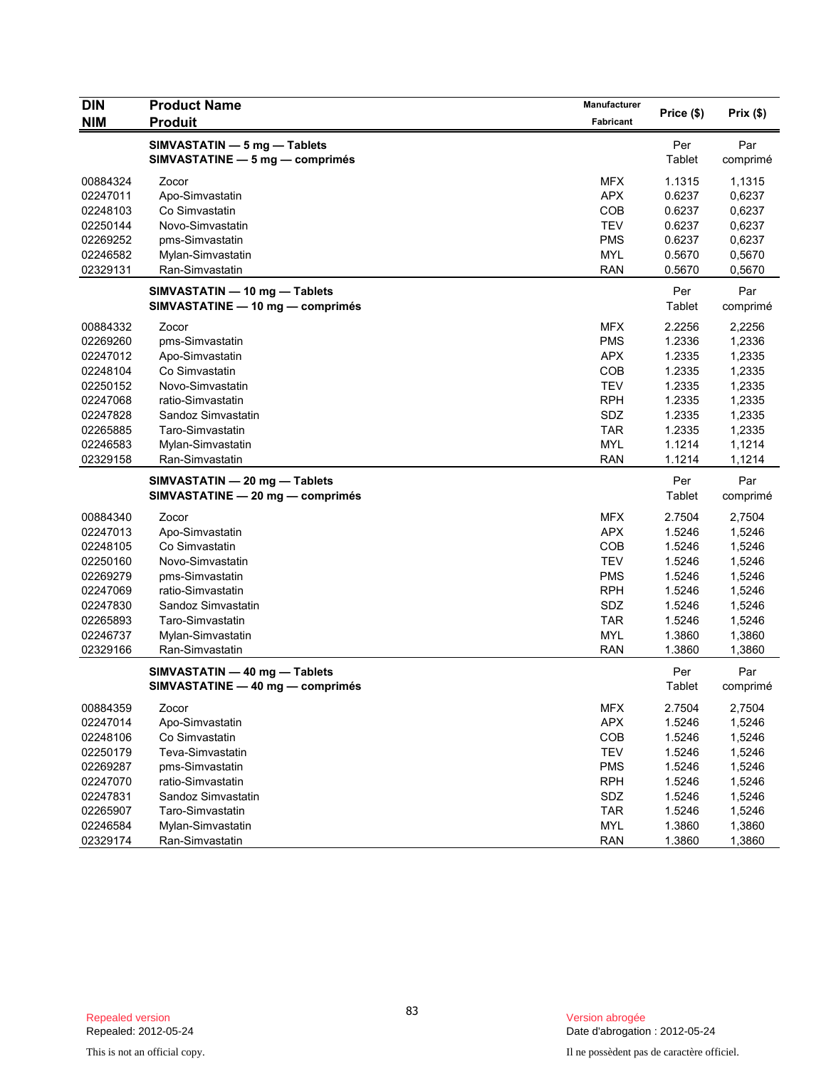| DIN<br>NIM | Product Name<br>Produit | Manufacturer<br>Fabricant | Price ($) | Prix ($) |
|---|---|---|---|---|
| | **SIMVASTATIN — 5 mg — Tablets**<br>**SIMVASTATINE — 5 mg — comprimés** | | Per Tablet | Par comprimé |
| 00884324 | Zocor | MFX | 1.1315 | 1,1315 |
| 02247011 | Apo-Simvastatin | APX | 0.6237 | 0,6237 |
| 02248103 | Co Simvastatin | COB | 0.6237 | 0,6237 |
| 02250144 | Novo-Simvastatin | TEV | 0.6237 | 0,6237 |
| 02269252 | pms-Simvastatin | PMS | 0.6237 | 0,6237 |
| 02246582 | Mylan-Simvastatin | MYL | 0.5670 | 0,5670 |
| 02329131 | Ran-Simvastatin | RAN | 0.5670 | 0,5670 |
| | **SIMVASTATIN — 10 mg — Tablets**<br>**SIMVASTATINE — 10 mg — comprimés** | | Per Tablet | Par comprimé |
| 00884332 | Zocor | MFX | 2.2256 | 2,2256 |
| 02269260 | pms-Simvastatin | PMS | 1.2336 | 1,2336 |
| 02247012 | Apo-Simvastatin | APX | 1.2335 | 1,2335 |
| 02248104 | Co Simvastatin | COB | 1.2335 | 1,2335 |
| 02250152 | Novo-Simvastatin | TEV | 1.2335 | 1,2335 |
| 02247068 | ratio-Simvastatin | RPH | 1.2335 | 1,2335 |
| 02247828 | Sandoz Simvastatin | SDZ | 1.2335 | 1,2335 |
| 02265885 | Taro-Simvastatin | TAR | 1.2335 | 1,2335 |
| 02246583 | Mylan-Simvastatin | MYL | 1.1214 | 1,1214 |
| 02329158 | Ran-Simvastatin | RAN | 1.1214 | 1,1214 |
| | **SIMVASTATIN — 20 mg — Tablets**<br>**SIMVASTATINE — 20 mg — comprimés** | | Per Tablet | Par comprimé |
| 00884340 | Zocor | MFX | 2.7504 | 2,7504 |
| 02247013 | Apo-Simvastatin | APX | 1.5246 | 1,5246 |
| 02248105 | Co Simvastatin | COB | 1.5246 | 1,5246 |
| 02250160 | Novo-Simvastatin | TEV | 1.5246 | 1,5246 |
| 02269279 | pms-Simvastatin | PMS | 1.5246 | 1,5246 |
| 02247069 | ratio-Simvastatin | RPH | 1.5246 | 1,5246 |
| 02247830 | Sandoz Simvastatin | SDZ | 1.5246 | 1,5246 |
| 02265893 | Taro-Simvastatin | TAR | 1.5246 | 1,5246 |
| 02246737 | Mylan-Simvastatin | MYL | 1.3860 | 1,3860 |
| 02329166 | Ran-Simvastatin | RAN | 1.3860 | 1,3860 |
| | **SIMVASTATIN — 40 mg — Tablets**<br>**SIMVASTATINE — 40 mg — comprimés** | | Per Tablet | Par comprimé |
| 00884359 | Zocor | MFX | 2.7504 | 2,7504 |
| 02247014 | Apo-Simvastatin | APX | 1.5246 | 1,5246 |
| 02248106 | Co Simvastatin | COB | 1.5246 | 1,5246 |
| 02250179 | Teva-Simvastatin | TEV | 1.5246 | 1,5246 |
| 02269287 | pms-Simvastatin | PMS | 1.5246 | 1,5246 |
| 02247070 | ratio-Simvastatin | RPH | 1.5246 | 1,5246 |
| 02247831 | Sandoz Simvastatin | SDZ | 1.5246 | 1,5246 |
| 02265907 | Taro-Simvastatin | TAR | 1.5246 | 1,5246 |
| 02246584 | Mylan-Simvastatin | MYL | 1.3860 | 1,3860 |
| 02329174 | Ran-Simvastatin | RAN | 1.3860 | 1,3860 |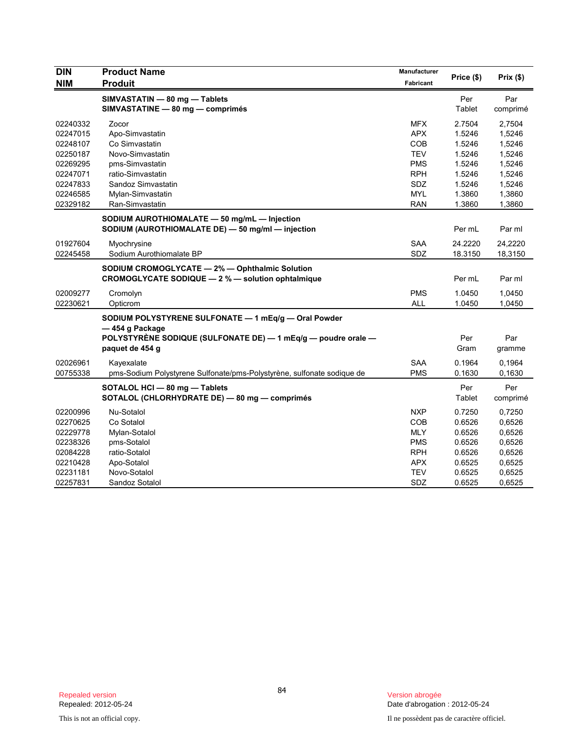| DIN<br>NIM | Product Name<br>Produit | Manufacturer<br>Fabricant | Price ($) | Prix ($) |
|---|---|---|---|---|
| | **SIMVASTATIN — 80 mg — Tablets**<br>**SIMVASTATINE — 80 mg — comprimés** | | Per<br>Tablet | Par<br>comprimé |
| 02240332 | Zocor | MFX | 2.7504 | 2,7504 |
| 02247015 | Apo-Simvastatin | APX | 1.5246 | 1,5246 |
| 02248107 | Co Simvastatin | COB | 1.5246 | 1,5246 |
| 02250187 | Novo-Simvastatin | TEV | 1.5246 | 1,5246 |
| 02269295 | pms-Simvastatin | PMS | 1.5246 | 1,5246 |
| 02247071 | ratio-Simvastatin | RPH | 1.5246 | 1,5246 |
| 02247833 | Sandoz Simvastatin | SDZ | 1.5246 | 1,5246 |
| 02246585 | Mylan-Simvastatin | MYL | 1.3860 | 1,3860 |
| 02329182 | Ran-Simvastatin | RAN | 1.3860 | 1,3860 |
| | **SODIUM AUROTHIOMALATE — 50 mg/mL — Injection**<br>**SODIUM (AUROTHIOMALATE DE) — 50 mg/ml — injection** | | Per mL | Par ml |
| 01927604 | Myochrysine | SAA | 24.2220 | 24,2220 |
| 02245458 | Sodium Aurothiomalate BP | SDZ | 18.3150 | 18,3150 |
| | **SODIUM CROMOGLYCATE — 2% — Ophthalmic Solution**<br>**CROMOGLYCATE SODIQUE — 2 % — solution ophtalmique** | | Per mL | Par ml |
| 02009277 | Cromolyn | PMS | 1.0450 | 1,0450 |
| 02230621 | Opticrom | ALL | 1.0450 | 1,0450 |
| | **SODIUM POLYSTYRENE SULFONATE — 1 mEq/g — Oral Powder — 454 g Package**<br>**POLYSTYRÈNE SODIQUE (SULFONATE DE) — 1 mEq/g — poudre orale — paquet de 454 g** | | Per<br>Gram | Par<br>gramme |
| 02026961 | Kayexalate | SAA | 0.1964 | 0,1964 |
| 00755338 | pms-Sodium Polystyrene Sulfonate/pms-Polystyrène, sulfonate sodique de | PMS | 0.1630 | 0,1630 |
| | **SOTALOL HCl — 80 mg — Tablets**<br>**SOTALOL (CHLORHYDRATE DE) — 80 mg — comprimés** | | Per<br>Tablet | Per<br>comprimé |
| 02200996 | Nu-Sotalol | NXP | 0.7250 | 0,7250 |
| 02270625 | Co Sotalol | COB | 0.6526 | 0,6526 |
| 02229778 | Mylan-Sotalol | MLY | 0.6526 | 0,6526 |
| 02238326 | pms-Sotalol | PMS | 0.6526 | 0,6526 |
| 02084228 | ratio-Sotalol | RPH | 0.6526 | 0,6526 |
| 02210428 | Apo-Sotalol | APX | 0.6525 | 0,6525 |
| 02231181 | Novo-Sotalol | TEV | 0.6525 | 0,6525 |
| 02257831 | Sandoz Sotalol | SDZ | 0.6525 | 0,6525 |

Repealed version
Repealed: 2012-05-24

This is not an official copy.

Version abrogée
Date d'abrogation : 2012-05-24

Il ne possèdent pas de caractère officiel.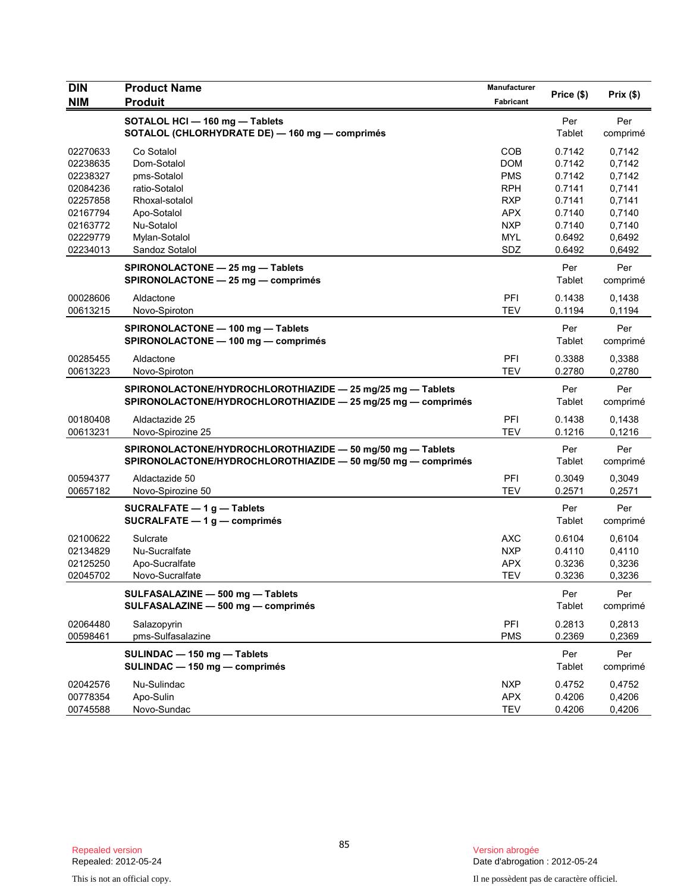| DIN / NIM | Product Name / Produit | Manufacturer / Fabricant | Price ($) | Prix ($) |
|---|---|---|---|---|
| | **SOTALOL HCl — 160 mg — Tablets** **SOTALOL (CHLORHYDRATE DE) — 160 mg — comprimés** | | Per Tablet | Per comprimé |
| 02270633 | Co Sotalol | COB | 0.7142 | 0,7142 |
| 02238635 | Dom-Sotalol | DOM | 0.7142 | 0,7142 |
| 02238327 | pms-Sotalol | PMS | 0.7142 | 0,7142 |
| 02084236 | ratio-Sotalol | RPH | 0.7141 | 0,7141 |
| 02257858 | Rhoxal-sotalol | RXP | 0.7141 | 0,7141 |
| 02167794 | Apo-Sotalol | APX | 0.7140 | 0,7140 |
| 02163772 | Nu-Sotalol | NXP | 0.7140 | 0,7140 |
| 02229779 | Mylan-Sotalol | MYL | 0.6492 | 0,6492 |
| 02234013 | Sandoz Sotalol | SDZ | 0.6492 | 0,6492 |
| | **SPIRONOLACTONE — 25 mg — Tablets** **SPIRONOLACTONE — 25 mg — comprimés** | | Per Tablet | Per comprimé |
| 00028606 | Aldactone | PFI | 0.1438 | 0,1438 |
| 00613215 | Novo-Spiroton | TEV | 0.1194 | 0,1194 |
| | **SPIRONOLACTONE — 100 mg — Tablets** **SPIRONOLACTONE — 100 mg — comprimés** | | Per Tablet | Per comprimé |
| 00285455 | Aldactone | PFI | 0.3388 | 0,3388 |
| 00613223 | Novo-Spiroton | TEV | 0.2780 | 0,2780 |
| | **SPIRONOLACTONE/HYDROCHLOROTHIAZIDE — 25 mg/25 mg — Tablets** **SPIRONOLACTONE/HYDROCHLOROTHIAZIDE — 25 mg/25 mg — comprimés** | | Per Tablet | Per comprimé |
| 00180408 | Aldactazide 25 | PFI | 0.1438 | 0,1438 |
| 00613231 | Novo-Spirozine 25 | TEV | 0.1216 | 0,1216 |
| | **SPIRONOLACTONE/HYDROCHLOROTHIAZIDE — 50 mg/50 mg — Tablets** **SPIRONOLACTONE/HYDROCHLOROTHIAZIDE — 50 mg/50 mg — comprimés** | | Per Tablet | Per comprimé |
| 00594377 | Aldactazide 50 | PFI | 0.3049 | 0,3049 |
| 00657182 | Novo-Spirozine 50 | TEV | 0.2571 | 0,2571 |
| | **SUCRALFATE — 1 g — Tablets** **SUCRALFATE — 1 g — comprimés** | | Per Tablet | Per comprimé |
| 02100622 | Sulcrate | AXC | 0.6104 | 0,6104 |
| 02134829 | Nu-Sucralfate | NXP | 0.4110 | 0,4110 |
| 02125250 | Apo-Sucralfate | APX | 0.3236 | 0,3236 |
| 02045702 | Novo-Sucralfate | TEV | 0.3236 | 0,3236 |
| | **SULFASALAZINE — 500 mg — Tablets** **SULFASALAZINE — 500 mg — comprimés** | | Per Tablet | Per comprimé |
| 02064480 | Salazopyrin | PFI | 0.2813 | 0,2813 |
| 00598461 | pms-Sulfasalazine | PMS | 0.2369 | 0,2369 |
| | **SULINDAC — 150 mg — Tablets** **SULINDAC — 150 mg — comprimés** | | Per Tablet | Per comprimé |
| 02042576 | Nu-Sulindac | NXP | 0.4752 | 0,4752 |
| 00778354 | Apo-Sulin | APX | 0.4206 | 0,4206 |
| 00745588 | Novo-Sundac | TEV | 0.4206 | 0,4206 |

Repealed version
Repealed: 2012-05-24

Version abrogée
Date d'abrogation : 2012-05-24

This is not an official copy.

Il ne possèdent pas de caractère officiel.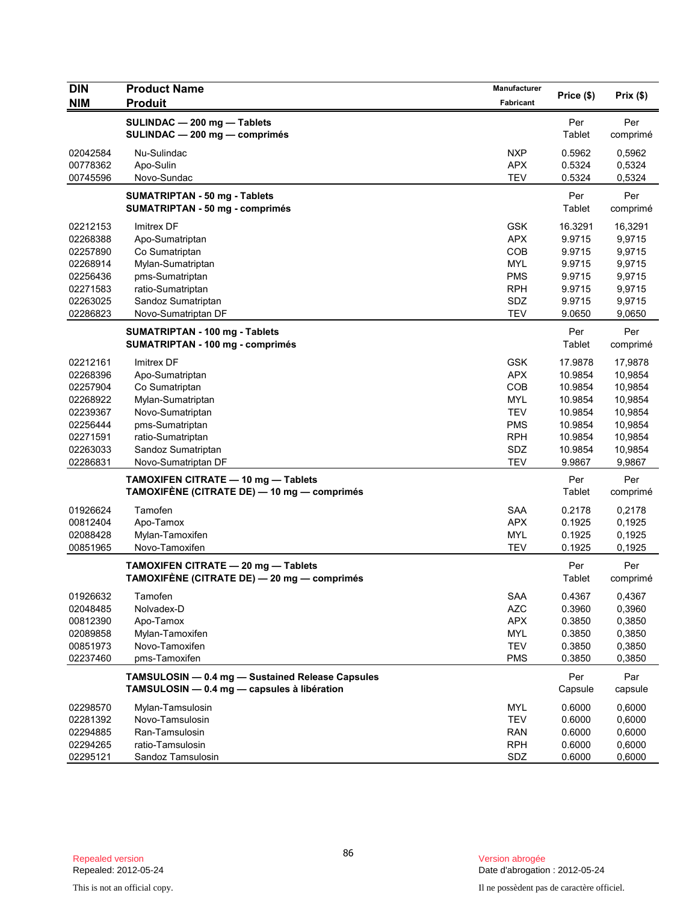| DIN<br>NIM | Product Name<br>Produit | Manufacturer<br>Fabricant | Price ($) | Prix ($) |
|---|---|---|---|---|
| | **SULINDAC — 200 mg — Tablets**<br>**SULINDAC — 200 mg — comprimés** | | Per Tablet | Per comprimé |
| 02042584 | Nu-Sulindac | NXP | 0.5962 | 0,5962 |
| 00778362 | Apo-Sulin | APX | 0.5324 | 0,5324 |
| 00745596 | Novo-Sundac | TEV | 0.5324 | 0,5324 |
| | **SUMATRIPTAN - 50 mg - Tablets**<br>**SUMATRIPTAN - 50 mg - comprimés** | | Per Tablet | Per comprimé |
| 02212153 | Imitrex DF | GSK | 16.3291 | 16,3291 |
| 02268388 | Apo-Sumatriptan | APX | 9.9715 | 9,9715 |
| 02257890 | Co Sumatriptan | COB | 9.9715 | 9,9715 |
| 02268914 | Mylan-Sumatriptan | MYL | 9.9715 | 9,9715 |
| 02256436 | pms-Sumatriptan | PMS | 9.9715 | 9,9715 |
| 02271583 | ratio-Sumatriptan | RPH | 9.9715 | 9,9715 |
| 02263025 | Sandoz Sumatriptan | SDZ | 9.9715 | 9,9715 |
| 02286823 | Novo-Sumatriptan DF | TEV | 9.0650 | 9,0650 |
| | **SUMATRIPTAN - 100 mg - Tablets**<br>**SUMATRIPTAN - 100 mg - comprimés** | | Per Tablet | Per comprimé |
| 02212161 | Imitrex DF | GSK | 17.9878 | 17,9878 |
| 02268396 | Apo-Sumatriptan | APX | 10.9854 | 10,9854 |
| 02257904 | Co Sumatriptan | COB | 10.9854 | 10,9854 |
| 02268922 | Mylan-Sumatriptan | MYL | 10.9854 | 10,9854 |
| 02239367 | Novo-Sumatriptan | TEV | 10.9854 | 10,9854 |
| 02256444 | pms-Sumatriptan | PMS | 10.9854 | 10,9854 |
| 02271591 | ratio-Sumatriptan | RPH | 10.9854 | 10,9854 |
| 02263033 | Sandoz Sumatriptan | SDZ | 10.9854 | 10,9854 |
| 02286831 | Novo-Sumatriptan DF | TEV | 9.9867 | 9,9867 |
| | **TAMOXIFEN CITRATE — 10 mg — Tablets**<br>**TAMOXIFÈNE (CITRATE DE) — 10 mg — comprimés** | | Per Tablet | Per comprimé |
| 01926624 | Tamofen | SAA | 0.2178 | 0,2178 |
| 00812404 | Apo-Tamox | APX | 0.1925 | 0,1925 |
| 02088428 | Mylan-Tamoxifen | MYL | 0.1925 | 0,1925 |
| 00851965 | Novo-Tamoxifen | TEV | 0.1925 | 0,1925 |
| | **TAMOXIFEN CITRATE — 20 mg — Tablets**<br>**TAMOXIFÈNE (CITRATE DE) — 20 mg — comprimés** | | Per Tablet | Per comprimé |
| 01926632 | Tamofen | SAA | 0.4367 | 0,4367 |
| 02048485 | Nolvadex-D | AZC | 0.3960 | 0,3960 |
| 00812390 | Apo-Tamox | APX | 0.3850 | 0,3850 |
| 02089858 | Mylan-Tamoxifen | MYL | 0.3850 | 0,3850 |
| 00851973 | Novo-Tamoxifen | TEV | 0.3850 | 0,3850 |
| 02237460 | pms-Tamoxifen | PMS | 0.3850 | 0,3850 |
| | **TAMSULOSIN — 0.4 mg — Sustained Release Capsules**<br>**TAMSULOSIN — 0.4 mg — capsules à libération** | | Per Capsule | Par capsule |
| 02298570 | Mylan-Tamsulosin | MYL | 0.6000 | 0,6000 |
| 02281392 | Novo-Tamsulosin | TEV | 0.6000 | 0,6000 |
| 02294885 | Ran-Tamsulosin | RAN | 0.6000 | 0,6000 |
| 02294265 | ratio-Tamsulosin | RPH | 0.6000 | 0,6000 |
| 02295121 | Sandoz Tamsulosin | SDZ | 0.6000 | 0,6000 |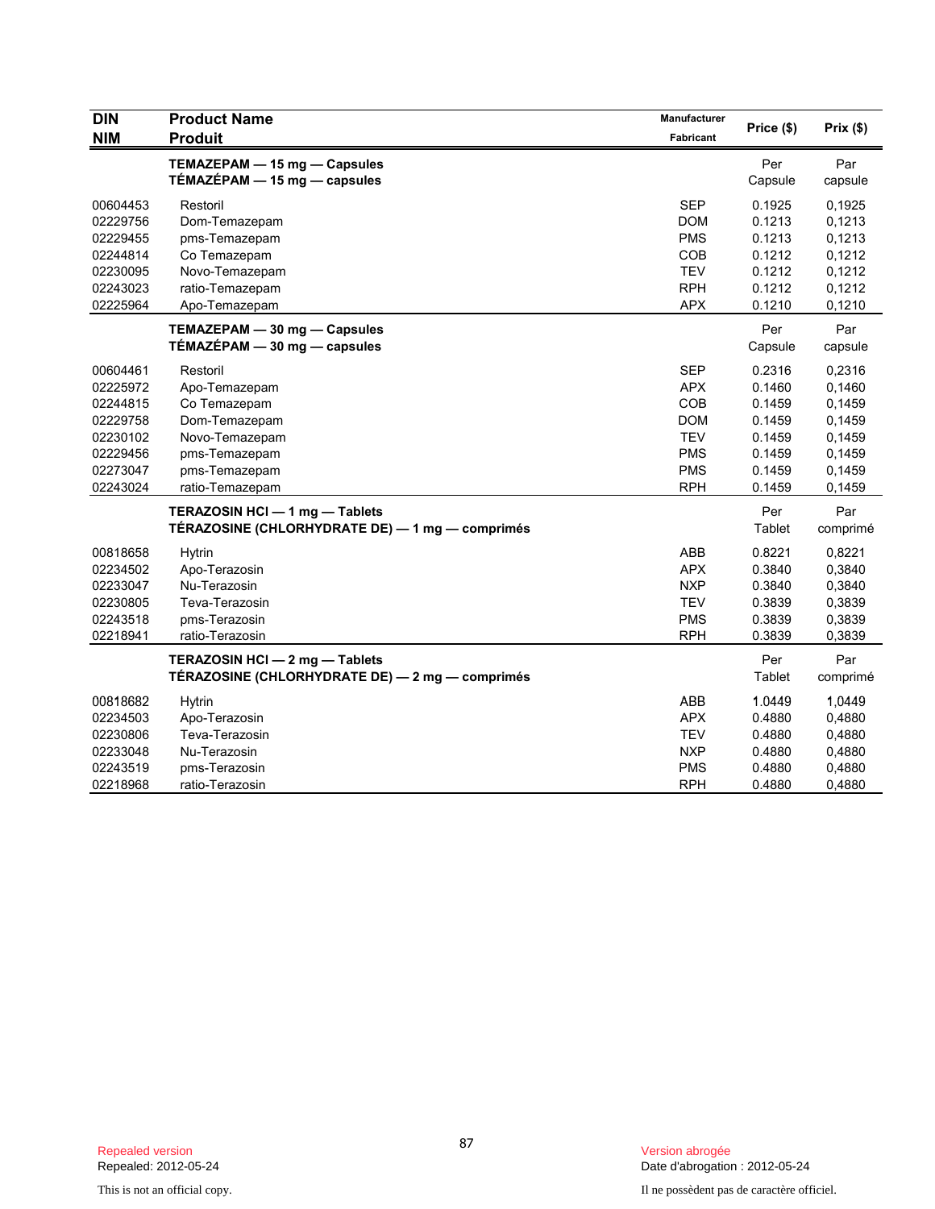| DIN<br>NIM | Product Name<br>Produit | Manufacturer<br>Fabricant | Price ($) | Prix ($) |
|---|---|---|---|---|
| | **TEMAZEPAM — 15 mg — Capsules**<br>**TÉMAZÉPAM — 15 mg — capsules** | | Per Capsule | Par capsule |
| 00604453 | Restoril | SEP | 0.1925 | 0,1925 |
| 02229756 | Dom-Temazepam | DOM | 0.1213 | 0,1213 |
| 02229455 | pms-Temazepam | PMS | 0.1213 | 0,1213 |
| 02244814 | Co Temazepam | COB | 0.1212 | 0,1212 |
| 02230095 | Novo-Temazepam | TEV | 0.1212 | 0,1212 |
| 02243023 | ratio-Temazepam | RPH | 0.1212 | 0,1212 |
| 02225964 | Apo-Temazepam | APX | 0.1210 | 0,1210 |
| | **TEMAZEPAM — 30 mg — Capsules**<br>**TÉMAZÉPAM — 30 mg — capsules** | | Per Capsule | Par capsule |
| 00604461 | Restoril | SEP | 0.2316 | 0,2316 |
| 02225972 | Apo-Temazepam | APX | 0.1460 | 0,1460 |
| 02244815 | Co Temazepam | COB | 0.1459 | 0,1459 |
| 02229758 | Dom-Temazepam | DOM | 0.1459 | 0,1459 |
| 02230102 | Novo-Temazepam | TEV | 0.1459 | 0,1459 |
| 02229456 | pms-Temazepam | PMS | 0.1459 | 0,1459 |
| 02273047 | pms-Temazepam | PMS | 0.1459 | 0,1459 |
| 02243024 | ratio-Temazepam | RPH | 0.1459 | 0,1459 |
| | **TERAZOSIN HCl — 1 mg — Tablets**<br>**TÉRAZOSINE (CHLORHYDRATE DE) — 1 mg — comprimés** | | Per Tablet | Par comprimé |
| 00818658 | Hytrin | ABB | 0.8221 | 0,8221 |
| 02234502 | Apo-Terazosin | APX | 0.3840 | 0,3840 |
| 02233047 | Nu-Terazosin | NXP | 0.3840 | 0,3840 |
| 02230805 | Teva-Terazosin | TEV | 0.3839 | 0,3839 |
| 02243518 | pms-Terazosin | PMS | 0.3839 | 0,3839 |
| 02218941 | ratio-Terazosin | RPH | 0.3839 | 0,3839 |
| | **TERAZOSIN HCl — 2 mg — Tablets**<br>**TÉRAZOSINE (CHLORHYDRATE DE) — 2 mg — comprimés** | | Per Tablet | Par comprimé |
| 00818682 | Hytrin | ABB | 1.0449 | 1,0449 |
| 02234503 | Apo-Terazosin | APX | 0.4880 | 0,4880 |
| 02230806 | Teva-Terazosin | TEV | 0.4880 | 0,4880 |
| 02233048 | Nu-Terazosin | NXP | 0.4880 | 0,4880 |
| 02243519 | pms-Terazosin | PMS | 0.4880 | 0,4880 |
| 02218968 | ratio-Terazosin | RPH | 0.4880 | 0,4880 |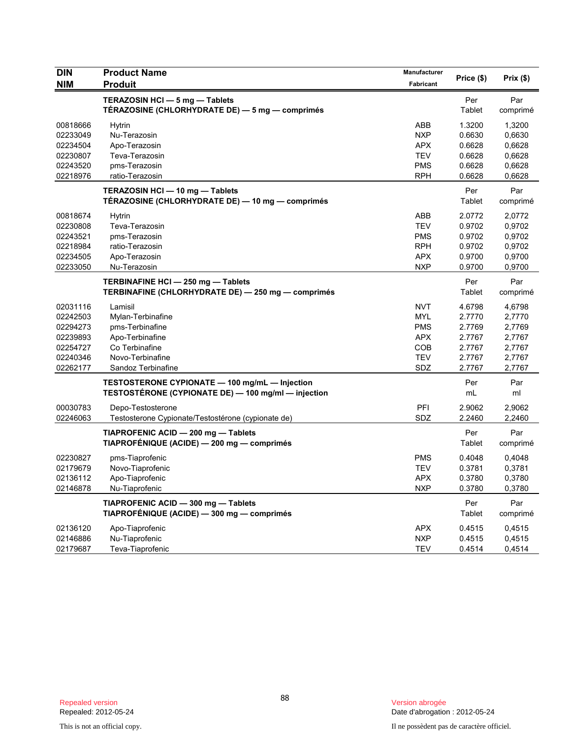| DIN<br>NIM | Product Name<br>Produit | Manufacturer<br>Fabricant | Price ($) | Prix ($) |
|---|---|---|---|---|
| | **TERAZOSIN HCl — 5 mg — Tablets**<br>**TÉRAZOSINE (CHLORHYDRATE DE) — 5 mg — comprimés** | | Per Tablet | Par comprimé |
| 00818666 | Hytrin | ABB | 1.3200 | 1,3200 |
| 02233049 | Nu-Terazosin | NXP | 0.6630 | 0,6630 |
| 02234504 | Apo-Terazosin | APX | 0.6628 | 0,6628 |
| 02230807 | Teva-Terazosin | TEV | 0.6628 | 0,6628 |
| 02243520 | pms-Terazosin | PMS | 0.6628 | 0,6628 |
| 02218976 | ratio-Terazosin | RPH | 0.6628 | 0,6628 |
| | **TERAZOSIN HCl — 10 mg — Tablets**<br>**TÉRAZOSINE (CHLORHYDRATE DE) — 10 mg — comprimés** | | Per Tablet | Par comprimé |
| 00818674 | Hytrin | ABB | 2.0772 | 2,0772 |
| 02230808 | Teva-Terazosin | TEV | 0.9702 | 0,9702 |
| 02243521 | pms-Terazosin | PMS | 0.9702 | 0,9702 |
| 02218984 | ratio-Terazosin | RPH | 0.9702 | 0,9702 |
| 02234505 | Apo-Terazosin | APX | 0.9700 | 0,9700 |
| 02233050 | Nu-Terazosin | NXP | 0.9700 | 0,9700 |
| | **TERBINAFINE HCl — 250 mg — Tablets**<br>**TERBINAFINE (CHLORHYDRATE DE) — 250 mg — comprimés** | | Per Tablet | Par comprimé |
| 02031116 | Lamisil | NVT | 4.6798 | 4,6798 |
| 02242503 | Mylan-Terbinafine | MYL | 2.7770 | 2,7770 |
| 02294273 | pms-Terbinafine | PMS | 2.7769 | 2,7769 |
| 02239893 | Apo-Terbinafine | APX | 2.7767 | 2,7767 |
| 02254727 | Co Terbinafine | COB | 2.7767 | 2,7767 |
| 02240346 | Novo-Terbinafine | TEV | 2.7767 | 2,7767 |
| 02262177 | Sandoz Terbinafine | SDZ | 2.7767 | 2,7767 |
| | **TESTOSTERONE CYPIONATE — 100 mg/mL — Injection**<br>**TESTOSTÉRONE (CYPIONATE DE) — 100 mg/ml — injection** | | Per mL | Par ml |
| 00030783 | Depo-Testosterone | PFI | 2.9062 | 2,9062 |
| 02246063 | Testosterone Cypionate/Testostérone (cypionate de) | SDZ | 2.2460 | 2,2460 |
| | **TIAPROFENIC ACID — 200 mg — Tablets**<br>**TIAPROFÉNIQUE (ACIDE) — 200 mg — comprimés** | | Per Tablet | Par comprimé |
| 02230827 | pms-Tiaprofenic | PMS | 0.4048 | 0,4048 |
| 02179679 | Novo-Tiaprofenic | TEV | 0.3781 | 0,3781 |
| 02136112 | Apo-Tiaprofenic | APX | 0.3780 | 0,3780 |
| 02146878 | Nu-Tiaprofenic | NXP | 0.3780 | 0,3780 |
| | **TIAPROFENIC ACID — 300 mg — Tablets**<br>**TIAPROFÉNIQUE (ACIDE) — 300 mg — comprimés** | | Per Tablet | Par comprimé |
| 02136120 | Apo-Tiaprofenic | APX | 0.4515 | 0,4515 |
| 02146886 | Nu-Tiaprofenic | NXP | 0.4515 | 0,4515 |
| 02179687 | Teva-Tiaprofenic | TEV | 0.4514 | 0,4514 |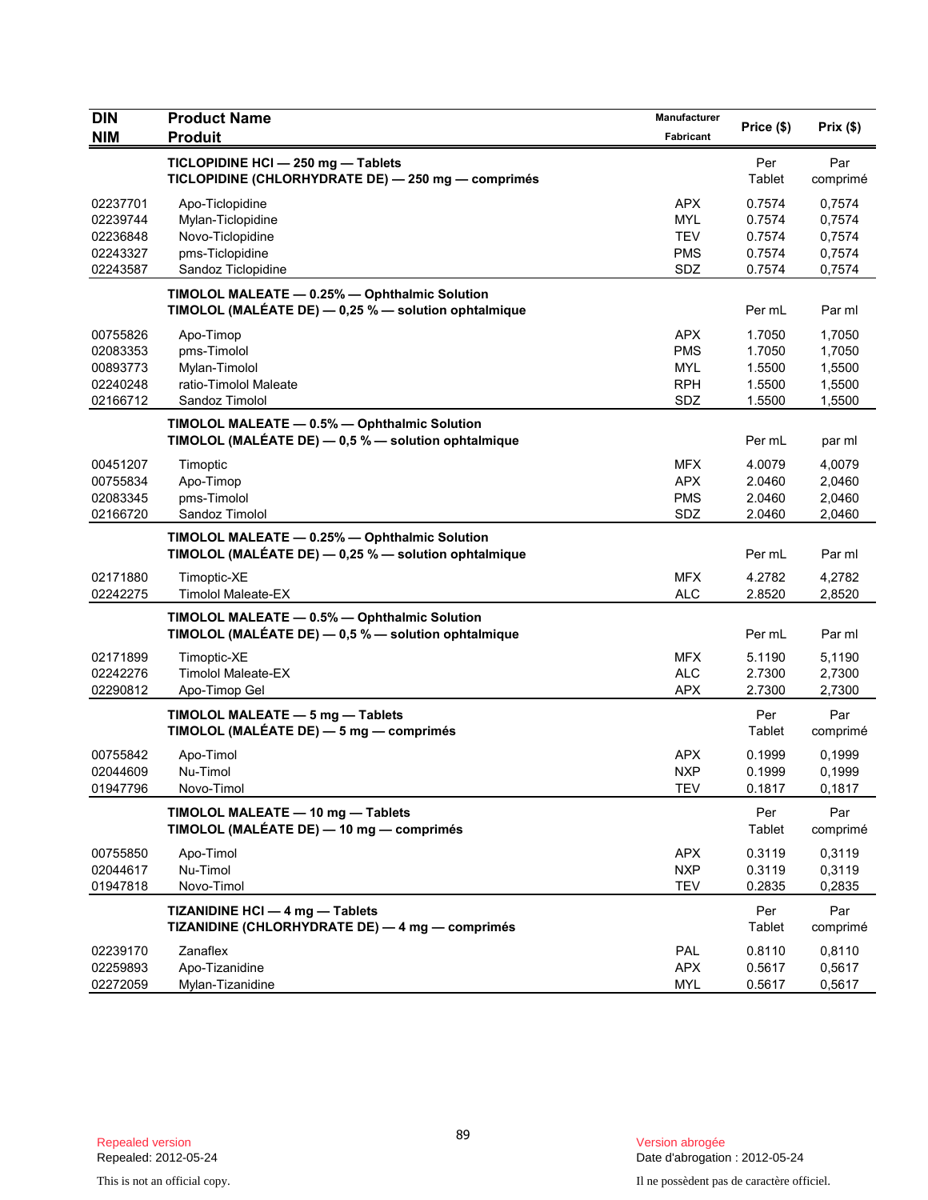| DIN<br>NIM | Product Name<br>Produit | Manufacturer<br>Fabricant | Price ($) | Prix ($) |
|---|---|---|---|---|
| | **TICLOPIDINE HCl — 250 mg — Tablets**<br>**TICLOPIDINE (CHLORHYDRATE DE) — 250 mg — comprimés** | | Per Tablet | Par comprimé |
| 02237701 | Apo-Ticlopidine | APX | 0.7574 | 0,7574 |
| 02239744 | Mylan-Ticlopidine | MYL | 0.7574 | 0,7574 |
| 02236848 | Novo-Ticlopidine | TEV | 0.7574 | 0,7574 |
| 02243327 | pms-Ticlopidine | PMS | 0.7574 | 0,7574 |
| 02243587 | Sandoz Ticlopidine | SDZ | 0.7574 | 0,7574 |
| | **TIMOLOL MALEATE — 0.25% — Ophthalmic Solution**<br>**TIMOLOL (MALÉATE DE) — 0,25 % — solution ophtalmique** | | Per mL | Par ml |
| 00755826 | Apo-Timop | APX | 1.7050 | 1,7050 |
| 02083353 | pms-Timolol | PMS | 1.7050 | 1,7050 |
| 00893773 | Mylan-Timolol | MYL | 1.5500 | 1,5500 |
| 02240248 | ratio-Timolol Maleate | RPH | 1.5500 | 1,5500 |
| 02166712 | Sandoz Timolol | SDZ | 1.5500 | 1,5500 |
| | **TIMOLOL MALEATE — 0.5% — Ophthalmic Solution**<br>**TIMOLOL (MALÉATE DE) — 0,5 % — solution ophtalmique** | | Per mL | par ml |
| 00451207 | Timoptic | MFX | 4.0079 | 4,0079 |
| 00755834 | Apo-Timop | APX | 2.0460 | 2,0460 |
| 02083345 | pms-Timolol | PMS | 2.0460 | 2,0460 |
| 02166720 | Sandoz Timolol | SDZ | 2.0460 | 2,0460 |
| | **TIMOLOL MALEATE — 0.25% — Ophthalmic Solution**<br>**TIMOLOL (MALÉATE DE) — 0,25 % — solution ophtalmique** | | Per mL | Par ml |
| 02171880 | Timoptic-XE | MFX | 4.2782 | 4,2782 |
| 02242275 | Timolol Maleate-EX | ALC | 2.8520 | 2,8520 |
| | **TIMOLOL MALEATE — 0.5% — Ophthalmic Solution**<br>**TIMOLOL (MALÉATE DE) — 0,5 % — solution ophtalmique** | | Per mL | Par ml |
| 02171899 | Timoptic-XE | MFX | 5.1190 | 5,1190 |
| 02242276 | Timolol Maleate-EX | ALC | 2.7300 | 2,7300 |
| 02290812 | Apo-Timop Gel | APX | 2.7300 | 2,7300 |
| | **TIMOLOL MALEATE — 5 mg — Tablets**<br>**TIMOLOL (MALÉATE DE) — 5 mg — comprimés** | | Per Tablet | Par comprimé |
| 00755842 | Apo-Timol | APX | 0.1999 | 0,1999 |
| 02044609 | Nu-Timol | NXP | 0.1999 | 0,1999 |
| 01947796 | Novo-Timol | TEV | 0.1817 | 0,1817 |
| | **TIMOLOL MALEATE — 10 mg — Tablets**<br>**TIMOLOL (MALÉATE DE) — 10 mg — comprimés** | | Per Tablet | Par comprimé |
| 00755850 | Apo-Timol | APX | 0.3119 | 0,3119 |
| 02044617 | Nu-Timol | NXP | 0.3119 | 0,3119 |
| 01947818 | Novo-Timol | TEV | 0.2835 | 0,2835 |
| | **TIZANIDINE HCl — 4 mg — Tablets**<br>**TIZANIDINE (CHLORHYDRATE DE) — 4 mg — comprimés** | | Per Tablet | Par comprimé |
| 02239170 | Zanaflex | PAL | 0.8110 | 0,8110 |
| 02259893 | Apo-Tizanidine | APX | 0.5617 | 0,5617 |
| 02272059 | Mylan-Tizanidine | MYL | 0.5617 | 0,5617 |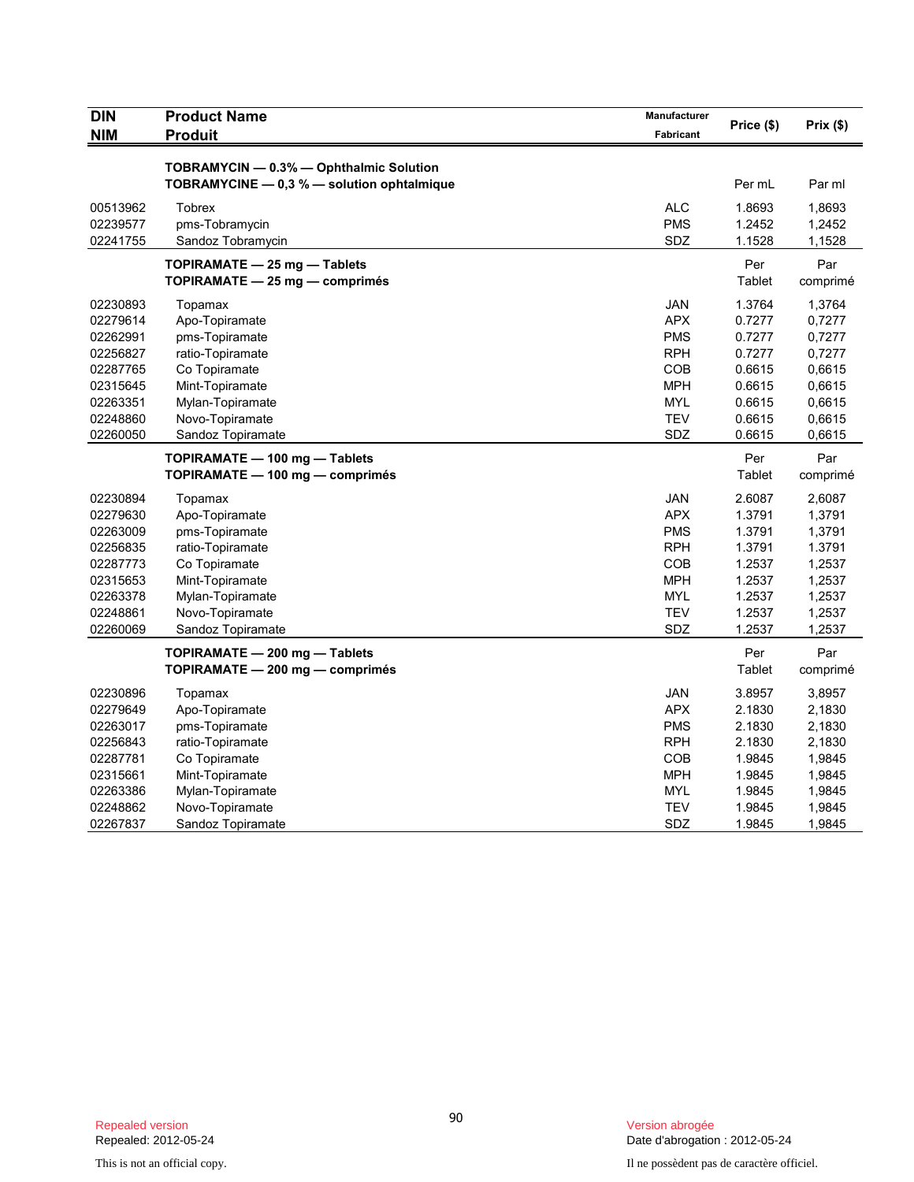| DIN<br>NIM | Product Name<br>Produit | Manufacturer<br>Fabricant | Price ($) | Prix ($) |
|---|---|---|---|---|
| | **TOBRAMYCIN — 0.3% — Ophthalmic Solution**<br>**TOBRAMYCINE — 0,3 % — solution ophtalmique** | | Per mL | Par ml |
| 00513962 | Tobrex | ALC | 1.8693 | 1,8693 |
| 02239577 | pms-Tobramycin | PMS | 1.2452 | 1,2452 |
| 02241755 | Sandoz Tobramycin | SDZ | 1.1528 | 1,1528 |
| | **TOPIRAMATE — 25 mg — Tablets**<br>**TOPIRAMATE — 25 mg — comprimés** | | Per Tablet | Par comprimé |
| 02230893 | Topamax | JAN | 1.3764 | 1,3764 |
| 02279614 | Apo-Topiramate | APX | 0.7277 | 0,7277 |
| 02262991 | pms-Topiramate | PMS | 0.7277 | 0,7277 |
| 02256827 | ratio-Topiramate | RPH | 0.7277 | 0,7277 |
| 02287765 | Co Topiramate | COB | 0.6615 | 0,6615 |
| 02315645 | Mint-Topiramate | MPH | 0.6615 | 0,6615 |
| 02263351 | Mylan-Topiramate | MYL | 0.6615 | 0,6615 |
| 02248860 | Novo-Topiramate | TEV | 0.6615 | 0,6615 |
| 02260050 | Sandoz Topiramate | SDZ | 0.6615 | 0,6615 |
| | **TOPIRAMATE — 100 mg — Tablets**<br>**TOPIRAMATE — 100 mg — comprimés** | | Per Tablet | Par comprimé |
| 02230894 | Topamax | JAN | 2.6087 | 2,6087 |
| 02279630 | Apo-Topiramate | APX | 1.3791 | 1,3791 |
| 02263009 | pms-Topiramate | PMS | 1.3791 | 1,3791 |
| 02256835 | ratio-Topiramate | RPH | 1.3791 | 1.3791 |
| 02287773 | Co Topiramate | COB | 1.2537 | 1,2537 |
| 02315653 | Mint-Topiramate | MPH | 1.2537 | 1,2537 |
| 02263378 | Mylan-Topiramate | MYL | 1.2537 | 1,2537 |
| 02248861 | Novo-Topiramate | TEV | 1.2537 | 1,2537 |
| 02260069 | Sandoz Topiramate | SDZ | 1.2537 | 1,2537 |
| | **TOPIRAMATE — 200 mg — Tablets**<br>**TOPIRAMATE — 200 mg — comprimés** | | Per Tablet | Par comprimé |
| 02230896 | Topamax | JAN | 3.8957 | 3,8957 |
| 02279649 | Apo-Topiramate | APX | 2.1830 | 2,1830 |
| 02263017 | pms-Topiramate | PMS | 2.1830 | 2,1830 |
| 02256843 | ratio-Topiramate | RPH | 2.1830 | 2,1830 |
| 02287781 | Co Topiramate | COB | 1.9845 | 1,9845 |
| 02315661 | Mint-Topiramate | MPH | 1.9845 | 1,9845 |
| 02263386 | Mylan-Topiramate | MYL | 1.9845 | 1,9845 |
| 02248862 | Novo-Topiramate | TEV | 1.9845 | 1,9845 |
| 02267837 | Sandoz Topiramate | SDZ | 1.9845 | 1,9845 |

Repealed version
Repealed: 2012-05-24

This is not an official copy.

Version abrogée
Date d'abrogation : 2012-05-24

Il ne possèdent pas de caractère officiel.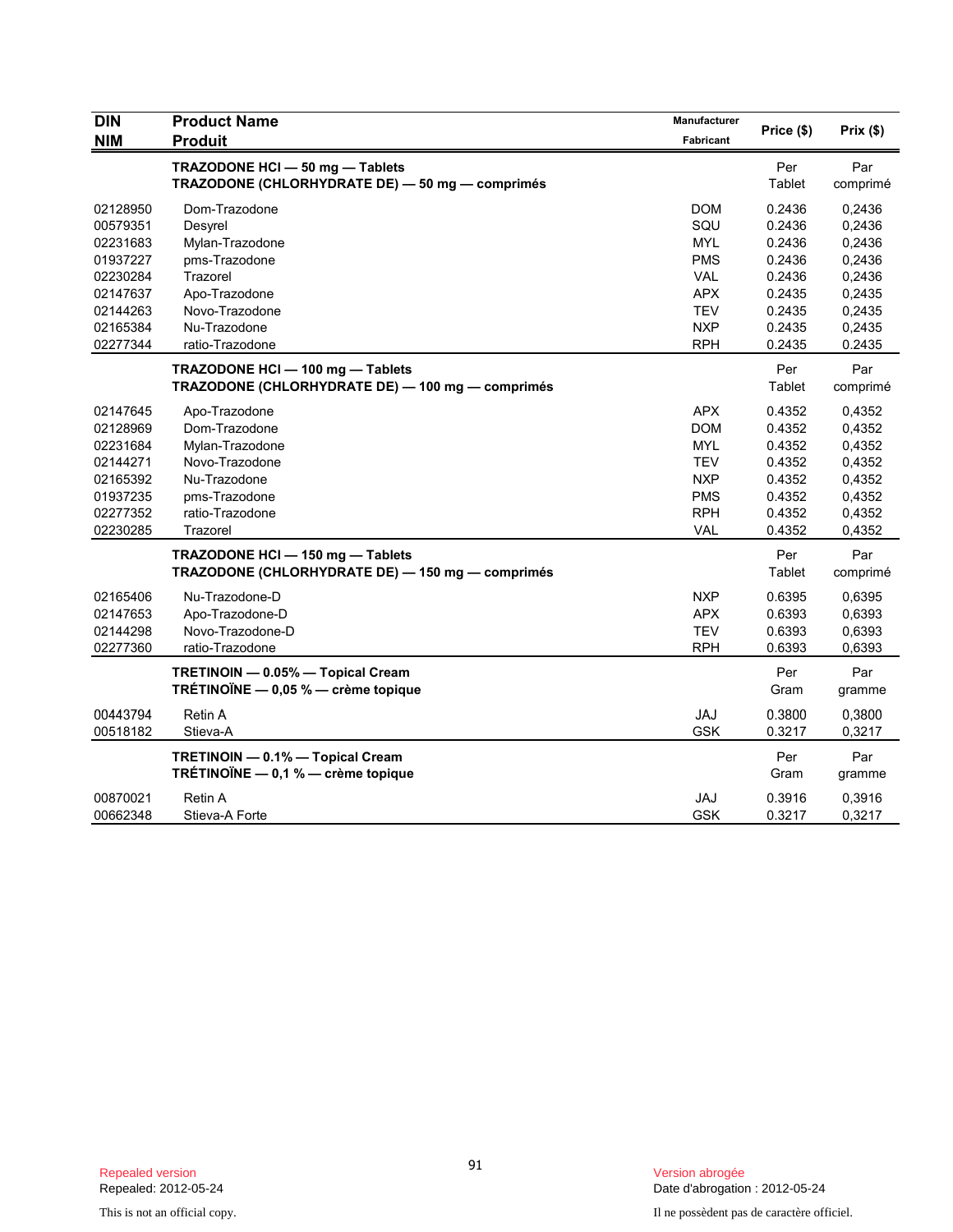| DIN<br>NIM | Product Name<br>Produit | Manufacturer<br>Fabricant | Price ($) | Prix ($) |
|---|---|---|---|---|
| | **TRAZODONE HCl — 50 mg — Tablets**<br>**TRAZODONE (CHLORHYDRATE DE) — 50 mg — comprimés** | | Per Tablet | Par comprimé |
| 02128950 | Dom-Trazodone | DOM | 0.2436 | 0,2436 |
| 00579351 | Desyrel | SQU | 0.2436 | 0,2436 |
| 02231683 | Mylan-Trazodone | MYL | 0.2436 | 0,2436 |
| 01937227 | pms-Trazodone | PMS | 0.2436 | 0,2436 |
| 02230284 | Trazorel | VAL | 0.2436 | 0,2436 |
| 02147637 | Apo-Trazodone | APX | 0.2435 | 0,2435 |
| 02144263 | Novo-Trazodone | TEV | 0.2435 | 0,2435 |
| 02165384 | Nu-Trazodone | NXP | 0.2435 | 0,2435 |
| 02277344 | ratio-Trazodone | RPH | 0.2435 | 0.2435 |
| | **TRAZODONE HCl — 100 mg — Tablets**<br>**TRAZODONE (CHLORHYDRATE DE) — 100 mg — comprimés** | | Per Tablet | Par comprimé |
| 02147645 | Apo-Trazodone | APX | 0.4352 | 0,4352 |
| 02128969 | Dom-Trazodone | DOM | 0.4352 | 0,4352 |
| 02231684 | Mylan-Trazodone | MYL | 0.4352 | 0,4352 |
| 02144271 | Novo-Trazodone | TEV | 0.4352 | 0,4352 |
| 02165392 | Nu-Trazodone | NXP | 0.4352 | 0,4352 |
| 01937235 | pms-Trazodone | PMS | 0.4352 | 0,4352 |
| 02277352 | ratio-Trazodone | RPH | 0.4352 | 0,4352 |
| 02230285 | Trazorel | VAL | 0.4352 | 0,4352 |
| | **TRAZODONE HCl — 150 mg — Tablets**<br>**TRAZODONE (CHLORHYDRATE DE) — 150 mg — comprimés** | | Per Tablet | Par comprimé |
| 02165406 | Nu-Trazodone-D | NXP | 0.6395 | 0,6395 |
| 02147653 | Apo-Trazodone-D | APX | 0.6393 | 0,6393 |
| 02144298 | Novo-Trazodone-D | TEV | 0.6393 | 0,6393 |
| 02277360 | ratio-Trazodone | RPH | 0.6393 | 0,6393 |
| | **TRETINOIN — 0.05% — Topical Cream**<br>**TRÉTINOÏNE — 0,05 % — crème topique** | | Per Gram | Par gramme |
| 00443794 | Retin A | JAJ | 0.3800 | 0,3800 |
| 00518182 | Stieva-A | GSK | 0.3217 | 0,3217 |
| | **TRETINOIN — 0.1% — Topical Cream**<br>**TRÉTINOÏNE — 0,1 % — crème topique** | | Per Gram | Par gramme |
| 00870021 | Retin A | JAJ | 0.3916 | 0,3916 |
| 00662348 | Stieva-A Forte | GSK | 0.3217 | 0,3217 |

Repealed version
Repealed: 2012-05-24

Version abrogée
Date d'abrogation : 2012-05-24

This is not an official copy.

Il ne possèdent pas de caractère officiel.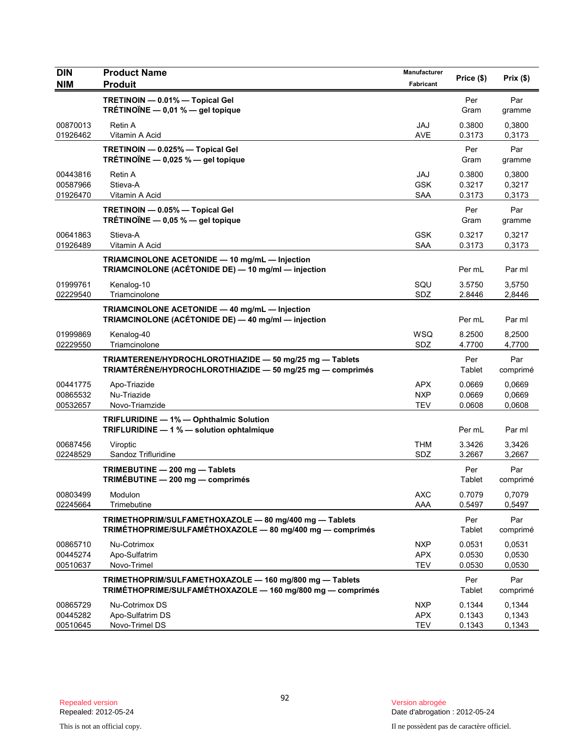| DIN<br>NIM | Product Name<br>Produit | Manufacturer<br>Fabricant | Price ($) | Prix ($) |
|---|---|---|---|---|
| | **TRETINOIN — 0.01% — Topical Gel**<br>**TRÉTINOÏNE — 0,01 % — gel topique** | | Per Gram | Par gramme |
| 00870013 | Retin A | JAJ | 0.3800 | 0,3800 |
| 01926462 | Vitamin A Acid | AVE | 0.3173 | 0,3173 |
| | **TRETINOIN — 0.025% — Topical Gel**<br>**TRÉTINOÏNE — 0,025 % — gel topique** | | Per Gram | Par gramme |
| 00443816 | Retin A | JAJ | 0.3800 | 0,3800 |
| 00587966 | Stieva-A | GSK | 0.3217 | 0,3217 |
| 01926470 | Vitamin A Acid | SAA | 0.3173 | 0,3173 |
| | **TRETINOIN — 0.05% — Topical Gel**<br>**TRÉTINOÏNE — 0,05 % — gel topique** | | Per Gram | Par gramme |
| 00641863 | Stieva-A | GSK | 0.3217 | 0,3217 |
| 01926489 | Vitamin A Acid | SAA | 0.3173 | 0,3173 |
| | **TRIAMCINOLONE ACETONIDE — 10 mg/mL — Injection**<br>**TRIAMCINOLONE (ACÉTONIDE DE) — 10 mg/ml — injection** | | Per mL | Par ml |
| 01999761 | Kenalog-10 | SQU | 3.5750 | 3,5750 |
| 02229540 | Triamcinolone | SDZ | 2.8446 | 2,8446 |
| | **TRIAMCINOLONE ACETONIDE — 40 mg/mL — Injection**<br>**TRIAMCINOLONE (ACÉTONIDE DE) — 40 mg/ml — injection** | | Per mL | Par ml |
| 01999869 | Kenalog-40 | WSQ | 8.2500 | 8,2500 |
| 02229550 | Triamcinolone | SDZ | 4.7700 | 4,7700 |
| | **TRIAMTERENE/HYDROCHLOROTHIAZIDE — 50 mg/25 mg — Tablets**<br>**TRIAMTÉRÈNE/HYDROCHLOROTHIAZIDE — 50 mg/25 mg — comprimés** | | Per Tablet | Par comprimé |
| 00441775 | Apo-Triazide | APX | 0.0669 | 0,0669 |
| 00865532 | Nu-Triazide | NXP | 0.0669 | 0,0669 |
| 00532657 | Novo-Triamzide | TEV | 0.0608 | 0,0608 |
| | **TRIFLURIDINE — 1% — Ophthalmic Solution**<br>**TRIFLURIDINE — 1 % — solution ophtalmique** | | Per mL | Par ml |
| 00687456 | Viroptic | THM | 3.3426 | 3,3426 |
| 02248529 | Sandoz Trifluridine | SDZ | 3.2667 | 3,2667 |
| | **TRIMEBUTINE — 200 mg — Tablets**<br>**TRIMÉBUTINE — 200 mg — comprimés** | | Per Tablet | Par comprimé |
| 00803499 | Modulon | AXC | 0.7079 | 0,7079 |
| 02245664 | Trimebutine | AAA | 0.5497 | 0,5497 |
| | **TRIMETHOPRIM/SULFAMETHOXAZOLE — 80 mg/400 mg — Tablets**<br>**TRIMÉTHOPRIME/SULFAMÉTHOXAZOLE — 80 mg/400 mg — comprimés** | | Per Tablet | Par comprimé |
| 00865710 | Nu-Cotrimox | NXP | 0.0531 | 0,0531 |
| 00445274 | Apo-Sulfatrim | APX | 0.0530 | 0,0530 |
| 00510637 | Novo-Trimel | TEV | 0.0530 | 0,0530 |
| | **TRIMETHOPRIM/SULFAMETHOXAZOLE — 160 mg/800 mg — Tablets**<br>**TRIMÉTHOPRIME/SULFAMÉTHOXAZOLE — 160 mg/800 mg — comprimés** | | Per Tablet | Par comprimé |
| 00865729 | Nu-Cotrimox DS | NXP | 0.1344 | 0,1344 |
| 00445282 | Apo-Sulfatrim DS | APX | 0.1343 | 0,1343 |
| 00510645 | Novo-Trimel DS | TEV | 0.1343 | 0,1343 |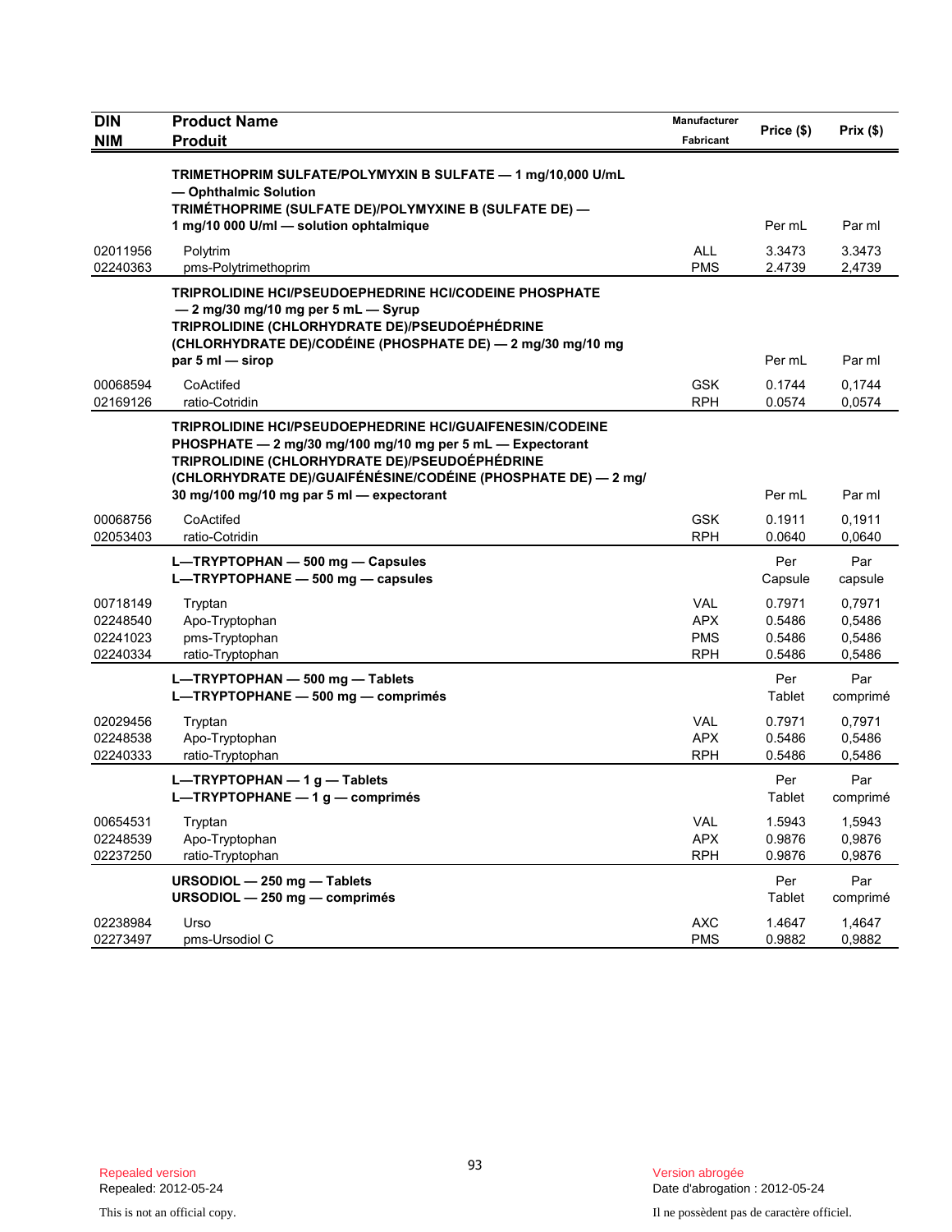| DIN<br>NIM | Product Name<br>Produit | Manufacturer<br>Fabricant | Price ($) | Prix ($) |
|---|---|---|---|---|
| | **TRIMETHOPRIM SULFATE/POLYMYXIN B SULFATE — 1 mg/10,000 U/mL — Ophthalmic Solution**<br>**TRIMÉTHOPRIME (SULFATE DE)/POLYMYXINE B (SULFATE DE) — 1 mg/10 000 U/ml — solution ophtalmique** | | Per mL | Par ml |
| 02011956 | Polytrim | ALL | 3.3473 | 3,3473 |
| 02240363 | pms-Polytrimethoprim | PMS | 2.4739 | 2,4739 |
| | **TRIPROLIDINE HCl/PSEUDOEPHEDRINE HCl/CODEINE PHOSPHATE — 2 mg/30 mg/10 mg per 5 mL — Syrup**<br>**TRIPROLIDINE (CHLORHYDRATE DE)/PSEUDOÉPHÉDRINE (CHLORHYDRATE DE)/CODÉINE (PHOSPHATE DE) — 2 mg/30 mg/10 mg par 5 ml — sirop** | | Per mL | Par ml |
| 00068594 | CoActifed | GSK | 0.1744 | 0,1744 |
| 02169126 | ratio-Cotridin | RPH | 0.0574 | 0,0574 |
| | **TRIPROLIDINE HCl/PSEUDOEPHEDRINE HCl/GUAIFENESIN/CODEINE PHOSPHATE — 2 mg/30 mg/100 mg/10 mg per 5 mL — Expectorant**<br>**TRIPROLIDINE (CHLORHYDRATE DE)/PSEUDOÉPHÉDRINE (CHLORHYDRATE DE)/GUAIFÉNÉSINE/CODÉINE (PHOSPHATE DE) — 2 mg/ 30 mg/100 mg/10 mg par 5 ml — expectorant** | | Per mL | Par ml |
| 00068756 | CoActifed | GSK | 0.1911 | 0,1911 |
| 02053403 | ratio-Cotridin | RPH | 0.0640 | 0,0640 |
| | **L—TRYPTOPHAN — 500 mg — Capsules**<br>**L—TRYPTOPHANE — 500 mg — capsules** | | Per Capsule | Par capsule |
| 00718149 | Tryptan | VAL | 0.7971 | 0,7971 |
| 02248540 | Apo-Tryptophan | APX | 0.5486 | 0,5486 |
| 02241023 | pms-Tryptophan | PMS | 0.5486 | 0,5486 |
| 02240334 | ratio-Tryptophan | RPH | 0.5486 | 0,5486 |
| | **L—TRYPTOPHAN — 500 mg — Tablets**<br>**L—TRYPTOPHANE — 500 mg — comprimés** | | Per Tablet | Par comprimé |
| 02029456 | Tryptan | VAL | 0.7971 | 0,7971 |
| 02248538 | Apo-Tryptophan | APX | 0.5486 | 0,5486 |
| 02240333 | ratio-Tryptophan | RPH | 0.5486 | 0,5486 |
| | **L—TRYPTOPHAN — 1 g — Tablets**<br>**L—TRYPTOPHANE — 1 g — comprimés** | | Per Tablet | Par comprimé |
| 00654531 | Tryptan | VAL | 1.5943 | 1,5943 |
| 02248539 | Apo-Tryptophan | APX | 0.9876 | 0,9876 |
| 02237250 | ratio-Tryptophan | RPH | 0.9876 | 0,9876 |
| | **URSODIOL — 250 mg — Tablets**<br>**URSODIOL — 250 mg — comprimés** | | Per Tablet | Par comprimé |
| 02238984 | Urso | AXC | 1.4647 | 1,4647 |
| 02273497 | pms-Ursodiol C | PMS | 0.9882 | 0,9882 |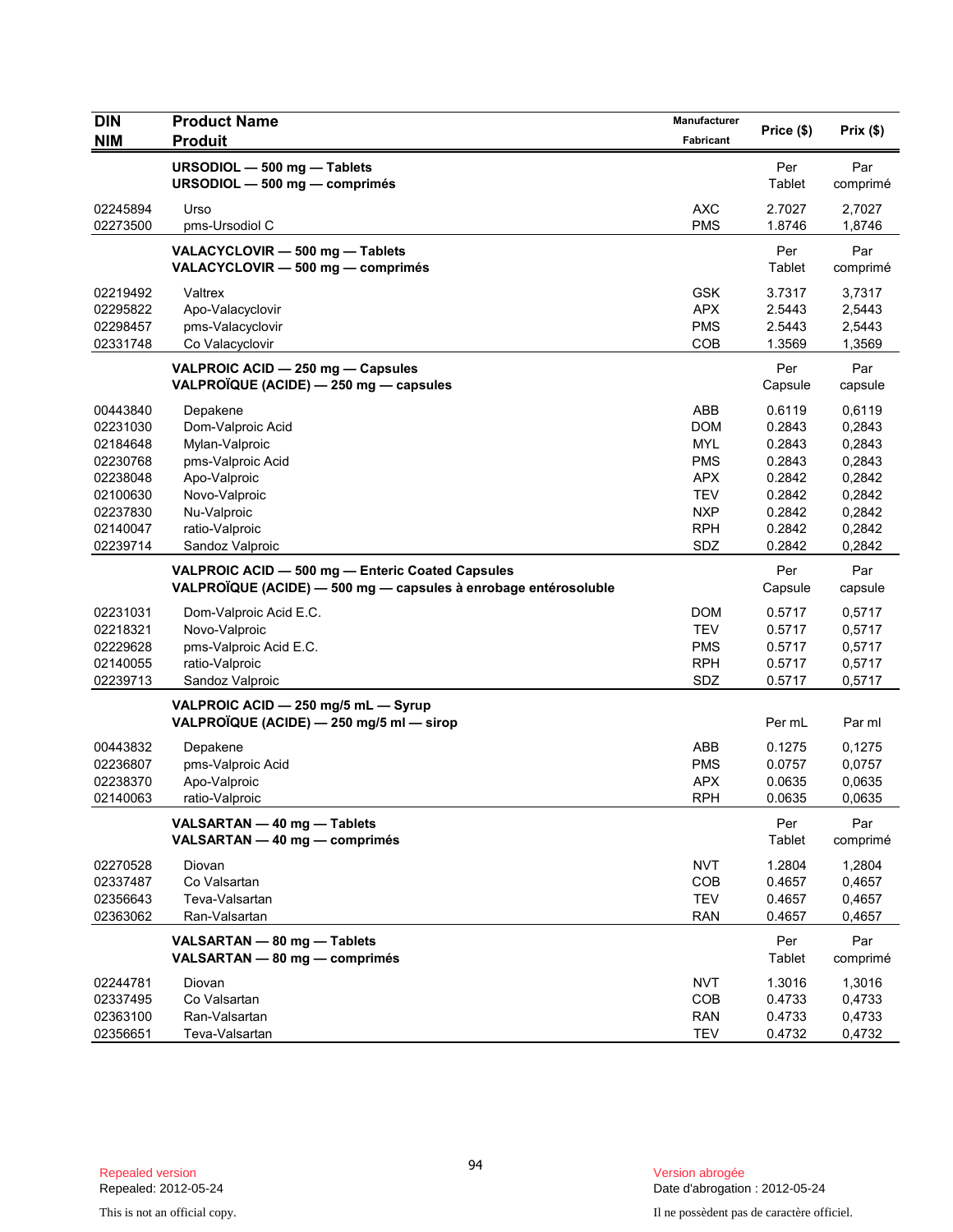| DIN<br>NIM | Product Name<br>Produit | Manufacturer<br>Fabricant | Price ($) | Prix ($) |
|---|---|---|---|---|
| | **URSODIOL — 500 mg — Tablets**<br>**URSODIOL — 500 mg — comprimés** | | Per Tablet | Par comprimé |
| 02245894 | Urso | AXC | 2.7027 | 2,7027 |
| 02273500 | pms-Ursodiol C | PMS | 1.8746 | 1,8746 |
| | **VALACYCLOVIR — 500 mg — Tablets**<br>**VALACYCLOVIR — 500 mg — comprimés** | | Per Tablet | Par comprimé |
| 02219492 | Valtrex | GSK | 3.7317 | 3,7317 |
| 02295822 | Apo-Valacyclovir | APX | 2.5443 | 2,5443 |
| 02298457 | pms-Valacyclovir | PMS | 2.5443 | 2,5443 |
| 02331748 | Co Valacyclovir | COB | 1.3569 | 1,3569 |
| | **VALPROIC ACID — 250 mg — Capsules**<br>**VALPROÏQUE (ACIDE) — 250 mg — capsules** | | Per Capsule | Par capsule |
| 00443840 | Depakene | ABB | 0.6119 | 0,6119 |
| 02231030 | Dom-Valproic Acid | DOM | 0.2843 | 0,2843 |
| 02184648 | Mylan-Valproic | MYL | 0.2843 | 0,2843 |
| 02230768 | pms-Valproic Acid | PMS | 0.2843 | 0,2843 |
| 02238048 | Apo-Valproic | APX | 0.2842 | 0,2842 |
| 02100630 | Novo-Valproic | TEV | 0.2842 | 0,2842 |
| 02237830 | Nu-Valproic | NXP | 0.2842 | 0,2842 |
| 02140047 | ratio-Valproic | RPH | 0.2842 | 0,2842 |
| 02239714 | Sandoz Valproic | SDZ | 0.2842 | 0,2842 |
| | **VALPROIC ACID — 500 mg — Enteric Coated Capsules**<br>**VALPROÏQUE (ACIDE) — 500 mg — capsules à enrobage entérosoluble** | | Per Capsule | Par capsule |
| 02231031 | Dom-Valproic Acid E.C. | DOM | 0.5717 | 0,5717 |
| 02218321 | Novo-Valproic | TEV | 0.5717 | 0,5717 |
| 02229628 | pms-Valproic Acid E.C. | PMS | 0.5717 | 0,5717 |
| 02140055 | ratio-Valproic | RPH | 0.5717 | 0,5717 |
| 02239713 | Sandoz Valproic | SDZ | 0.5717 | 0,5717 |
| | **VALPROIC ACID — 250 mg/5 mL — Syrup**<br>**VALPROÏQUE (ACIDE) — 250 mg/5 ml — sirop** | | Per mL | Par ml |
| 00443832 | Depakene | ABB | 0.1275 | 0,1275 |
| 02236807 | pms-Valproic Acid | PMS | 0.0757 | 0,0757 |
| 02238370 | Apo-Valproic | APX | 0.0635 | 0,0635 |
| 02140063 | ratio-Valproic | RPH | 0.0635 | 0,0635 |
| | **VALSARTAN — 40 mg — Tablets**<br>**VALSARTAN — 40 mg — comprimés** | | Per Tablet | Par comprimé |
| 02270528 | Diovan | NVT | 1.2804 | 1,2804 |
| 02337487 | Co Valsartan | COB | 0.4657 | 0,4657 |
| 02356643 | Teva-Valsartan | TEV | 0.4657 | 0,4657 |
| 02363062 | Ran-Valsartan | RAN | 0.4657 | 0,4657 |
| | **VALSARTAN — 80 mg — Tablets**<br>**VALSARTAN — 80 mg — comprimés** | | Per Tablet | Par comprimé |
| 02244781 | Diovan | NVT | 1.3016 | 1,3016 |
| 02337495 | Co Valsartan | COB | 0.4733 | 0,4733 |
| 02363100 | Ran-Valsartan | RAN | 0.4733 | 0,4733 |
| 02356651 | Teva-Valsartan | TEV | 0.4732 | 0,4732 |

Repealed version
Repealed: 2012-05-24

Version abrogée
Date d'abrogation : 2012-05-24

This is not an official copy.

Il ne possèdent pas de caractère officiel.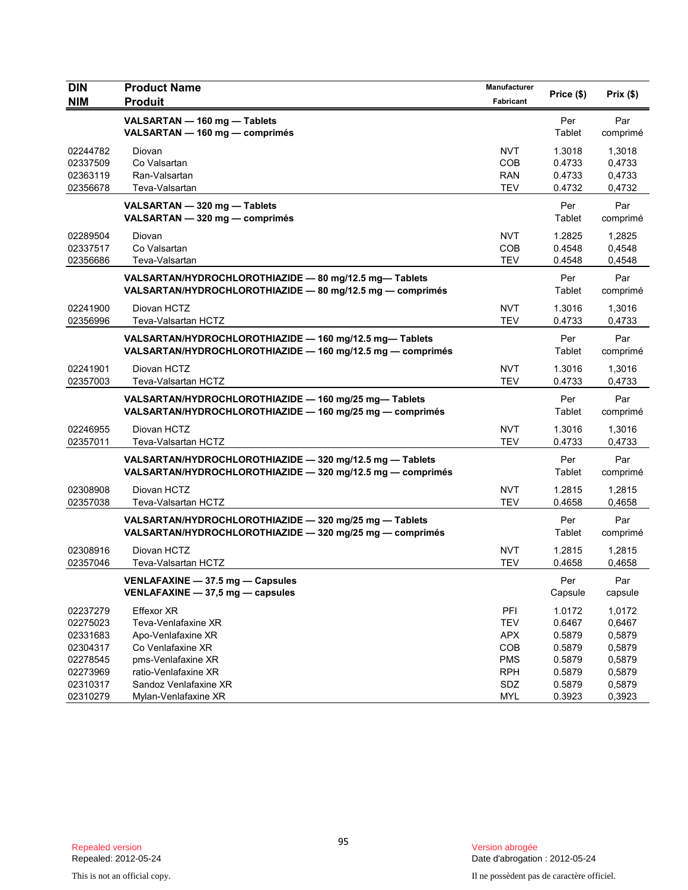| DIN<br>NIM | Product Name<br>Produit | Manufacturer<br>Fabricant | Price ($) | Prix ($) |
|---|---|---|---|---|
| | **VALSARTAN — 160 mg — Tablets**<br>**VALSARTAN — 160 mg — comprimés** | | Per<br>Tablet | Par<br>comprimé |
| 02244782 | Diovan | NVT | 1.3018 | 1,3018 |
| 02337509 | Co Valsartan | COB | 0.4733 | 0,4733 |
| 02363119 | Ran-Valsartan | RAN | 0.4733 | 0,4733 |
| 02356678 | Teva-Valsartan | TEV | 0.4732 | 0,4732 |
| | **VALSARTAN — 320 mg — Tablets**<br>**VALSARTAN — 320 mg — comprimés** | | Per<br>Tablet | Par<br>comprimé |
| 02289504 | Diovan | NVT | 1.2825 | 1,2825 |
| 02337517 | Co Valsartan | COB | 0.4548 | 0,4548 |
| 02356686 | Teva-Valsartan | TEV | 0.4548 | 0,4548 |
| | **VALSARTAN/HYDROCHLOROTHIAZIDE — 80 mg/12.5 mg— Tablets**<br>**VALSARTAN/HYDROCHLOROTHIAZIDE — 80 mg/12.5 mg — comprimés** | | Per<br>Tablet | Par<br>comprimé |
| 02241900 | Diovan HCTZ | NVT | 1.3016 | 1,3016 |
| 02356996 | Teva-Valsartan HCTZ | TEV | 0.4733 | 0,4733 |
| | **VALSARTAN/HYDROCHLOROTHIAZIDE — 160 mg/12.5 mg— Tablets**<br>**VALSARTAN/HYDROCHLOROTHIAZIDE — 160 mg/12.5 mg — comprimés** | | Per<br>Tablet | Par<br>comprimé |
| 02241901 | Diovan HCTZ | NVT | 1.3016 | 1,3016 |
| 02357003 | Teva-Valsartan HCTZ | TEV | 0.4733 | 0,4733 |
| | **VALSARTAN/HYDROCHLOROTHIAZIDE — 160 mg/25 mg— Tablets**<br>**VALSARTAN/HYDROCHLOROTHIAZIDE — 160 mg/25 mg — comprimés** | | Per<br>Tablet | Par<br>comprimé |
| 02246955 | Diovan HCTZ | NVT | 1.3016 | 1,3016 |
| 02357011 | Teva-Valsartan HCTZ | TEV | 0.4733 | 0,4733 |
| | **VALSARTAN/HYDROCHLOROTHIAZIDE — 320 mg/12.5 mg — Tablets**<br>**VALSARTAN/HYDROCHLOROTHIAZIDE — 320 mg/12.5 mg — comprimés** | | Per<br>Tablet | Par<br>comprimé |
| 02308908 | Diovan HCTZ | NVT | 1.2815 | 1,2815 |
| 02357038 | Teva-Valsartan HCTZ | TEV | 0.4658 | 0,4658 |
| | **VALSARTAN/HYDROCHLOROTHIAZIDE — 320 mg/25 mg — Tablets**<br>**VALSARTAN/HYDROCHLOROTHIAZIDE — 320 mg/25 mg — comprimés** | | Per<br>Tablet | Par<br>comprimé |
| 02308916 | Diovan HCTZ | NVT | 1.2815 | 1,2815 |
| 02357046 | Teva-Valsartan HCTZ | TEV | 0.4658 | 0,4658 |
| | **VENLAFAXINE — 37.5 mg — Capsules**<br>**VENLAFAXINE — 37,5 mg — capsules** | | Per<br>Capsule | Par<br>capsule |
| 02237279 | Effexor XR | PFI | 1.0172 | 1,0172 |
| 02275023 | Teva-Venlafaxine XR | TEV | 0.6467 | 0,6467 |
| 02331683 | Apo-Venlafaxine XR | APX | 0.5879 | 0,5879 |
| 02304317 | Co Venlafaxine XR | COB | 0.5879 | 0,5879 |
| 02278545 | pms-Venlafaxine XR | PMS | 0.5879 | 0,5879 |
| 02273969 | ratio-Venlafaxine XR | RPH | 0.5879 | 0,5879 |
| 02310317 | Sandoz Venlafaxine XR | SDZ | 0.5879 | 0,5879 |
| 02310279 | Mylan-Venlafaxine XR | MYL | 0.3923 | 0,3923 |

Repealed version
Repealed: 2012-05-24

Version abrogée
Date d'abrogation : 2012-05-24

This is not an official copy.

Il ne possèdent pas de caractère officiel.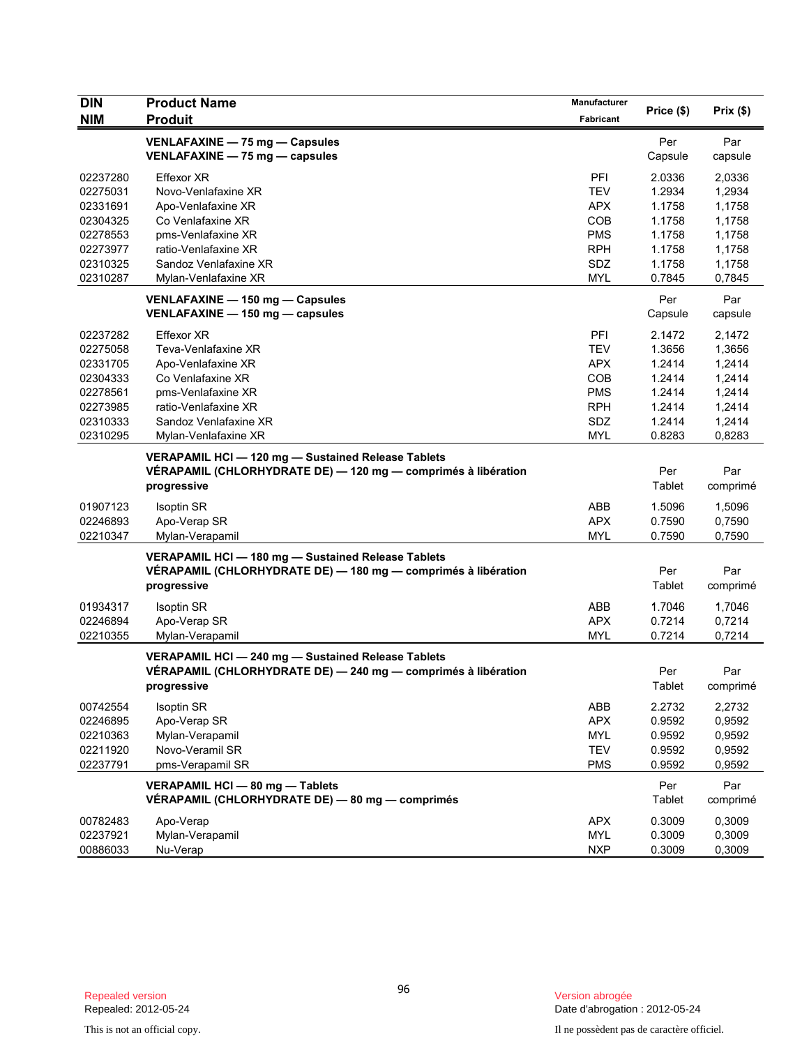| DIN<br>NIM | Product Name<br>Produit | Manufacturer<br>Fabricant | Price ($) | Prix ($) |
|---|---|---|---|---|
| | **VENLAFAXINE — 75 mg — Capsules**<br>**VENLAFAXINE — 75 mg — capsules** | | Per Capsule | Par capsule |
| 02237280 | Effexor XR | PFI | 2.0336 | 2,0336 |
| 02275031 | Novo-Venlafaxine XR | TEV | 1.2934 | 1,2934 |
| 02331691 | Apo-Venlafaxine XR | APX | 1.1758 | 1,1758 |
| 02304325 | Co Venlafaxine XR | COB | 1.1758 | 1,1758 |
| 02278553 | pms-Venlafaxine XR | PMS | 1.1758 | 1,1758 |
| 02273977 | ratio-Venlafaxine XR | RPH | 1.1758 | 1,1758 |
| 02310325 | Sandoz Venlafaxine XR | SDZ | 1.1758 | 1,1758 |
| 02310287 | Mylan-Venlafaxine XR | MYL | 0.7845 | 0,7845 |
| | **VENLAFAXINE — 150 mg — Capsules**<br>**VENLAFAXINE — 150 mg — capsules** | | Per Capsule | Par capsule |
| 02237282 | Effexor XR | PFI | 2.1472 | 2,1472 |
| 02275058 | Teva-Venlafaxine XR | TEV | 1.3656 | 1,3656 |
| 02331705 | Apo-Venlafaxine XR | APX | 1.2414 | 1,2414 |
| 02304333 | Co Venlafaxine XR | COB | 1.2414 | 1,2414 |
| 02278561 | pms-Venlafaxine XR | PMS | 1.2414 | 1,2414 |
| 02273985 | ratio-Venlafaxine XR | RPH | 1.2414 | 1,2414 |
| 02310333 | Sandoz Venlafaxine XR | SDZ | 1.2414 | 1,2414 |
| 02310295 | Mylan-Venlafaxine XR | MYL | 0.8283 | 0,8283 |
| | **VERAPAMIL HCl — 120 mg — Sustained Release Tablets**<br>**VÉRAPAMIL (CHLORHYDRATE DE) — 120 mg — comprimés à libération progressive** | | Per Tablet | Par comprimé |
| 01907123 | Isoptin SR | ABB | 1.5096 | 1,5096 |
| 02246893 | Apo-Verap SR | APX | 0.7590 | 0,7590 |
| 02210347 | Mylan-Verapamil | MYL | 0.7590 | 0,7590 |
| | **VERAPAMIL HCl — 180 mg — Sustained Release Tablets**<br>**VÉRAPAMIL (CHLORHYDRATE DE) — 180 mg — comprimés à libération progressive** | | Per Tablet | Par comprimé |
| 01934317 | Isoptin SR | ABB | 1.7046 | 1,7046 |
| 02246894 | Apo-Verap SR | APX | 0.7214 | 0,7214 |
| 02210355 | Mylan-Verapamil | MYL | 0.7214 | 0,7214 |
| | **VERAPAMIL HCl — 240 mg — Sustained Release Tablets**<br>**VÉRAPAMIL (CHLORHYDRATE DE) — 240 mg — comprimés à libération progressive** | | Per Tablet | Par comprimé |
| 00742554 | Isoptin SR | ABB | 2.2732 | 2,2732 |
| 02246895 | Apo-Verap SR | APX | 0.9592 | 0,9592 |
| 02210363 | Mylan-Verapamil | MYL | 0.9592 | 0,9592 |
| 02211920 | Novo-Veramil SR | TEV | 0.9592 | 0,9592 |
| 02237791 | pms-Verapamil SR | PMS | 0.9592 | 0,9592 |
| | **VERAPAMIL HCl — 80 mg — Tablets**<br>**VÉRAPAMIL (CHLORHYDRATE DE) — 80 mg — comprimés** | | Per Tablet | Par comprimé |
| 00782483 | Apo-Verap | APX | 0.3009 | 0,3009 |
| 02237921 | Mylan-Verapamil | MYL | 0.3009 | 0,3009 |
| 00886033 | Nu-Verap | NXP | 0.3009 | 0,3009 |

Repealed version
Repealed: 2012-05-24

This is not an official copy.

Version abrogée
Date d'abrogation : 2012-05-24

Il ne possèdent pas de caractère officiel.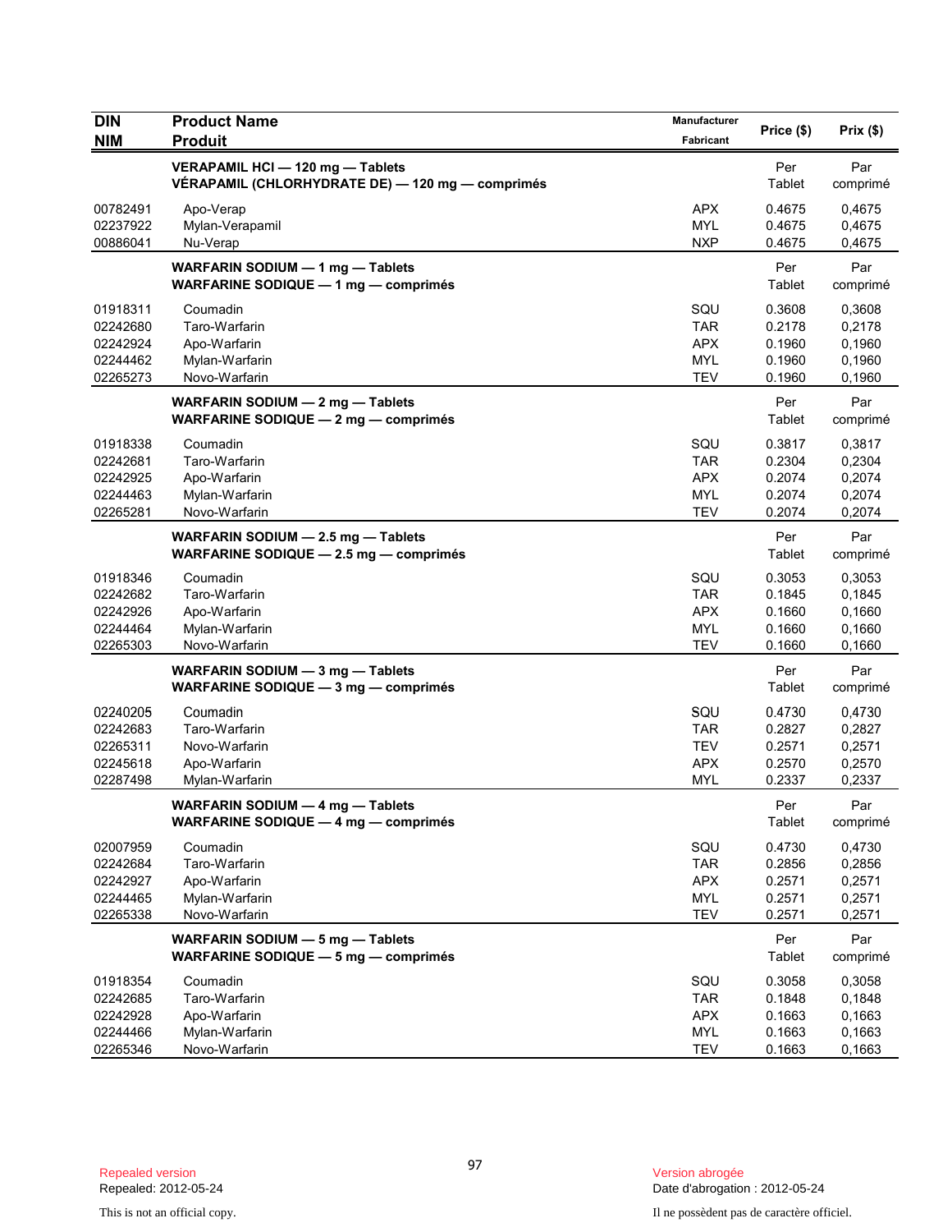| DIN<br>NIM | Product Name<br>Produit | Manufacturer<br>Fabricant | Price ($) | Prix ($) |
|---|---|---|---|---|
| | **VERAPAMIL HCl — 120 mg — Tablets**<br>**VÉRAPAMIL (CHLORHYDRATE DE) — 120 mg — comprimés** | | Per Tablet | Par comprimé |
| 00782491 | Apo-Verap | APX | 0.4675 | 0,4675 |
| 02237922 | Mylan-Verapamil | MYL | 0.4675 | 0,4675 |
| 00886041 | Nu-Verap | NXP | 0.4675 | 0,4675 |
| | **WARFARIN SODIUM — 1 mg — Tablets**<br>**WARFARINE SODIQUE — 1 mg — comprimés** | | Per Tablet | Par comprimé |
| 01918311 | Coumadin | SQU | 0.3608 | 0,3608 |
| 02242680 | Taro-Warfarin | TAR | 0.2178 | 0,2178 |
| 02242924 | Apo-Warfarin | APX | 0.1960 | 0,1960 |
| 02244462 | Mylan-Warfarin | MYL | 0.1960 | 0,1960 |
| 02265273 | Novo-Warfarin | TEV | 0.1960 | 0,1960 |
| | **WARFARIN SODIUM — 2 mg — Tablets**<br>**WARFARINE SODIQUE — 2 mg — comprimés** | | Per Tablet | Par comprimé |
| 01918338 | Coumadin | SQU | 0.3817 | 0,3817 |
| 02242681 | Taro-Warfarin | TAR | 0.2304 | 0,2304 |
| 02242925 | Apo-Warfarin | APX | 0.2074 | 0,2074 |
| 02244463 | Mylan-Warfarin | MYL | 0.2074 | 0,2074 |
| 02265281 | Novo-Warfarin | TEV | 0.2074 | 0,2074 |
| | **WARFARIN SODIUM — 2.5 mg — Tablets**<br>**WARFARINE SODIQUE — 2.5 mg — comprimés** | | Per Tablet | Par comprimé |
| 01918346 | Coumadin | SQU | 0.3053 | 0,3053 |
| 02242682 | Taro-Warfarin | TAR | 0.1845 | 0,1845 |
| 02242926 | Apo-Warfarin | APX | 0.1660 | 0,1660 |
| 02244464 | Mylan-Warfarin | MYL | 0.1660 | 0,1660 |
| 02265303 | Novo-Warfarin | TEV | 0.1660 | 0,1660 |
| | **WARFARIN SODIUM — 3 mg — Tablets**<br>**WARFARINE SODIQUE — 3 mg — comprimés** | | Per Tablet | Par comprimé |
| 02240205 | Coumadin | SQU | 0.4730 | 0,4730 |
| 02242683 | Taro-Warfarin | TAR | 0.2827 | 0,2827 |
| 02265311 | Novo-Warfarin | TEV | 0.2571 | 0,2571 |
| 02245618 | Apo-Warfarin | APX | 0.2570 | 0,2570 |
| 02287498 | Mylan-Warfarin | MYL | 0.2337 | 0,2337 |
| | **WARFARIN SODIUM — 4 mg — Tablets**<br>**WARFARINE SODIQUE — 4 mg — comprimés** | | Per Tablet | Par comprimé |
| 02007959 | Coumadin | SQU | 0.4730 | 0,4730 |
| 02242684 | Taro-Warfarin | TAR | 0.2856 | 0,2856 |
| 02242927 | Apo-Warfarin | APX | 0.2571 | 0,2571 |
| 02244465 | Mylan-Warfarin | MYL | 0.2571 | 0,2571 |
| 02265338 | Novo-Warfarin | TEV | 0.2571 | 0,2571 |
| | **WARFARIN SODIUM — 5 mg — Tablets**<br>**WARFARINE SODIQUE — 5 mg — comprimés** | | Per Tablet | Par comprimé |
| 01918354 | Coumadin | SQU | 0.3058 | 0,3058 |
| 02242685 | Taro-Warfarin | TAR | 0.1848 | 0,1848 |
| 02242928 | Apo-Warfarin | APX | 0.1663 | 0,1663 |
| 02244466 | Mylan-Warfarin | MYL | 0.1663 | 0,1663 |
| 02265346 | Novo-Warfarin | TEV | 0.1663 | 0,1663 |

Repealed version
Repealed: 2012-05-24

Version abrogée
Date d'abrogation : 2012-05-24

This is not an official copy.

Il ne possèdent pas de caractère officiel.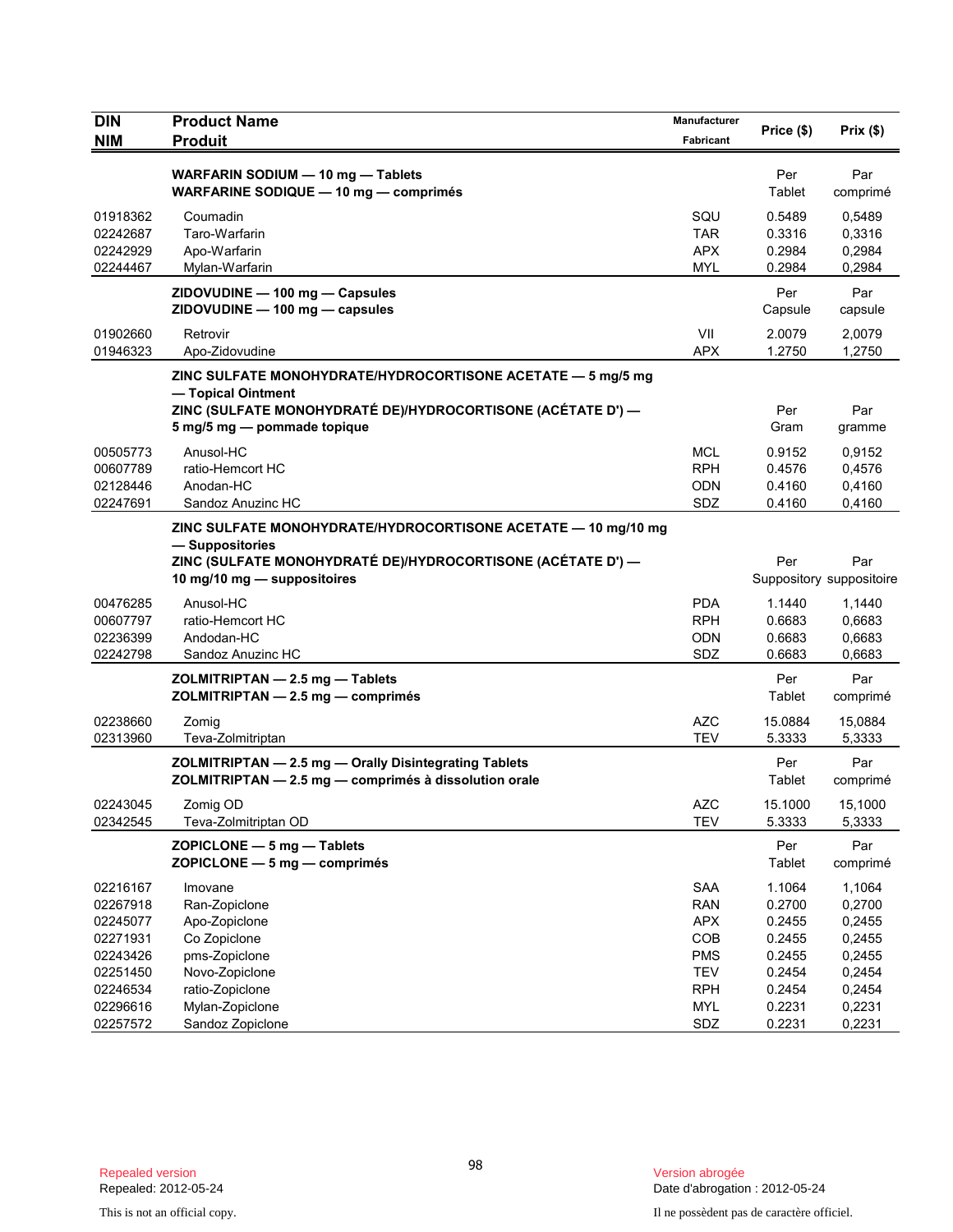| DIN<br>NIM | Product Name<br>Produit | Manufacturer<br>Fabricant | Price ($) | Prix ($) |
|---|---|---|---|---|
| | **WARFARIN SODIUM — 10 mg — Tablets**<br>**WARFARINE SODIQUE — 10 mg — comprimés** | | Per<br>Tablet | Par<br>comprimé |
| 01918362 | Coumadin | SQU | 0.5489 | 0,5489 |
| 02242687 | Taro-Warfarin | TAR | 0.3316 | 0,3316 |
| 02242929 | Apo-Warfarin | APX | 0.2984 | 0,2984 |
| 02244467 | Mylan-Warfarin | MYL | 0.2984 | 0,2984 |
| | **ZIDOVUDINE — 100 mg — Capsules**<br>**ZIDOVUDINE — 100 mg — capsules** | | Per<br>Capsule | Par<br>capsule |
| 01902660 | Retrovir | VII | 2.0079 | 2,0079 |
| 01946323 | Apo-Zidovudine | APX | 1.2750 | 1,2750 |
| | **ZINC SULFATE MONOHYDRATE/HYDROCORTISONE ACETATE — 5 mg/5 mg — Topical Ointment**<br>**ZINC (SULFATE MONOHYDRATÉ DE)/HYDROCORTISONE (ACÉTATE D') — 5 mg/5 mg — pommade topique** | | Per<br>Gram | Par<br>gramme |
| 00505773 | Anusol-HC | MCL | 0.9152 | 0,9152 |
| 00607789 | ratio-Hemcort HC | RPH | 0.4576 | 0,4576 |
| 02128446 | Anodan-HC | ODN | 0.4160 | 0,4160 |
| 02247691 | Sandoz Anuzinc HC | SDZ | 0.4160 | 0,4160 |
| | **ZINC SULFATE MONOHYDRATE/HYDROCORTISONE ACETATE — 10 mg/10 mg — Suppositories**<br>**ZINC (SULFATE MONOHYDRATÉ DE)/HYDROCORTISONE (ACÉTATE D') — 10 mg/10 mg — suppositoires** | | Per<br>Suppository | Par<br>suppositoire |
| 00476285 | Anusol-HC | PDA | 1.1440 | 1,1440 |
| 00607797 | ratio-Hemcort HC | RPH | 0.6683 | 0,6683 |
| 02236399 | Andodan-HC | ODN | 0.6683 | 0,6683 |
| 02242798 | Sandoz Anuzinc HC | SDZ | 0.6683 | 0,6683 |
| | **ZOLMITRIPTAN — 2.5 mg — Tablets**<br>**ZOLMITRIPTAN — 2.5 mg — comprimés** | | Per<br>Tablet | Par<br>comprimé |
| 02238660 | Zomig | AZC | 15.0884 | 15,0884 |
| 02313960 | Teva-Zolmitriptan | TEV | 5.3333 | 5,3333 |
| | **ZOLMITRIPTAN — 2.5 mg — Orally Disintegrating Tablets**<br>**ZOLMITRIPTAN — 2.5 mg — comprimés à dissolution orale** | | Per<br>Tablet | Par<br>comprimé |
| 02243045 | Zomig OD | AZC | 15.1000 | 15,1000 |
| 02342545 | Teva-Zolmitriptan OD | TEV | 5.3333 | 5,3333 |
| | **ZOPICLONE — 5 mg — Tablets**<br>**ZOPICLONE — 5 mg — comprimés** | | Per<br>Tablet | Par<br>comprimé |
| 02216167 | Imovane | SAA | 1.1064 | 1,1064 |
| 02267918 | Ran-Zopiclone | RAN | 0.2700 | 0,2700 |
| 02245077 | Apo-Zopiclone | APX | 0.2455 | 0,2455 |
| 02271931 | Co Zopiclone | COB | 0.2455 | 0,2455 |
| 02243426 | pms-Zopiclone | PMS | 0.2455 | 0,2455 |
| 02251450 | Novo-Zopiclone | TEV | 0.2454 | 0,2454 |
| 02246534 | ratio-Zopiclone | RPH | 0.2454 | 0,2454 |
| 02296616 | Mylan-Zopiclone | MYL | 0.2231 | 0,2231 |
| 02257572 | Sandoz Zopiclone | SDZ | 0.2231 | 0,2231 |

Repealed version
Repealed: 2012-05-24

Version abrogée
Date d'abrogation : 2012-05-24

This is not an official copy.

Il ne possèdent pas de caractère officiel.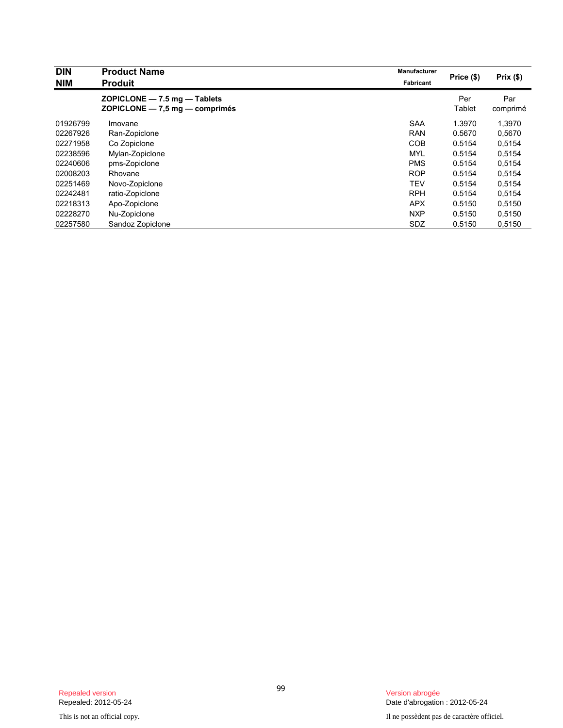| DIN<br>NIM | Product Name<br>Produit | Manufacturer<br>Fabricant | Price ($) | Prix ($) |
|---|---|---|---|---|
| | **ZOPICLONE — 7.5 mg — Tablets**<br>**ZOPICLONE — 7,5 mg — comprimés** | | Per Tablet | Par comprimé |
| 01926799 | Imovane | SAA | 1.3970 | 1,3970 |
| 02267926 | Ran-Zopiclone | RAN | 0.5670 | 0,5670 |
| 02271958 | Co Zopiclone | COB | 0.5154 | 0,5154 |
| 02238596 | Mylan-Zopiclone | MYL | 0.5154 | 0,5154 |
| 02240606 | pms-Zopiclone | PMS | 0.5154 | 0,5154 |
| 02008203 | Rhovane | ROP | 0.5154 | 0,5154 |
| 02251469 | Novo-Zopiclone | TEV | 0.5154 | 0,5154 |
| 02242481 | ratio-Zopiclone | RPH | 0.5154 | 0,5154 |
| 02218313 | Apo-Zopiclone | APX | 0.5150 | 0,5150 |
| 02228270 | Nu-Zopiclone | NXP | 0.5150 | 0,5150 |
| 02257580 | Sandoz Zopiclone | SDZ | 0.5150 | 0,5150 |